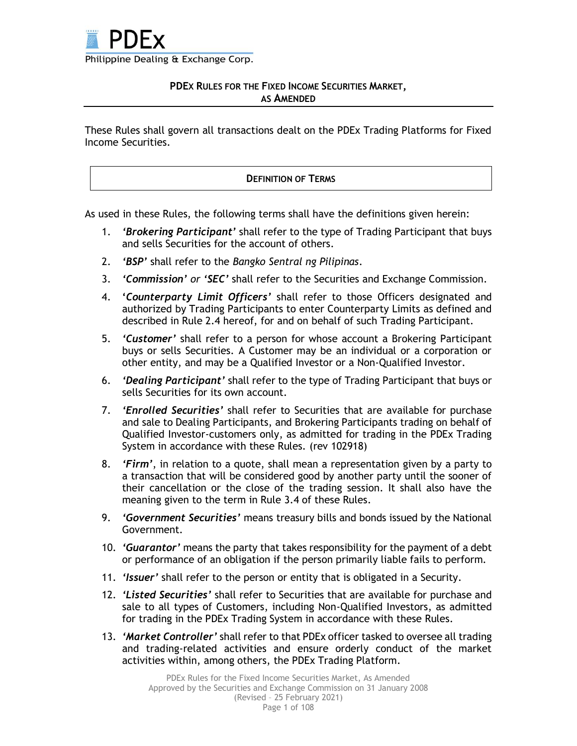PDEx
Philippine Dealing & Exchange Corp.

# PDEx Rules for the Fixed Income Securities Market, as Amended

These Rules shall govern all transactions dealt on the PDEx Trading Platforms for Fixed Income Securities.

## Definition of Terms

As used in these Rules, the following terms shall have the definitions given herein:

1. ***'Brokering Participant'*** shall refer to the type of Trading Participant that buys and sells Securities for the account of others.
2. ***'BSP'*** shall refer to the *Bangko Sentral ng Pilipinas*.
3. ***'Commission'*** *or* ***'SEC'*** shall refer to the Securities and Exchange Commission.
4. ***'Counterparty Limit Officers'*** shall refer to those Officers designated and authorized by Trading Participants to enter Counterparty Limits as defined and described in Rule 2.4 hereof, for and on behalf of such Trading Participant.
5. ***'Customer'*** shall refer to a person for whose account a Brokering Participant buys or sells Securities. A Customer may be an individual or a corporation or other entity, and may be a Qualified Investor or a Non-Qualified Investor.
6. ***'Dealing Participant'*** shall refer to the type of Trading Participant that buys or sells Securities for its own account.
7. ***'Enrolled Securities'*** shall refer to Securities that are available for purchase and sale to Dealing Participants, and Brokering Participants trading on behalf of Qualified Investor-customers only, as admitted for trading in the PDEx Trading System in accordance with these Rules. (rev 102918)
8. ***'Firm'***, in relation to a quote, shall mean a representation given by a party to a transaction that will be considered good by another party until the sooner of their cancellation or the close of the trading session. It shall also have the meaning given to the term in Rule 3.4 of these Rules.
9. ***'Government Securities'*** means treasury bills and bonds issued by the National Government.
10. ***'Guarantor'*** means the party that takes responsibility for the payment of a debt or performance of an obligation if the person primarily liable fails to perform.
11. ***'Issuer'*** shall refer to the person or entity that is obligated in a Security.
12. ***'Listed Securities'*** shall refer to Securities that are available for purchase and sale to all types of Customers, including Non-Qualified Investors, as admitted for trading in the PDEx Trading System in accordance with these Rules.
13. ***'Market Controller'*** shall refer to that PDEx officer tasked to oversee all trading and trading-related activities and ensure orderly conduct of the market activities within, among others, the PDEx Trading Platform.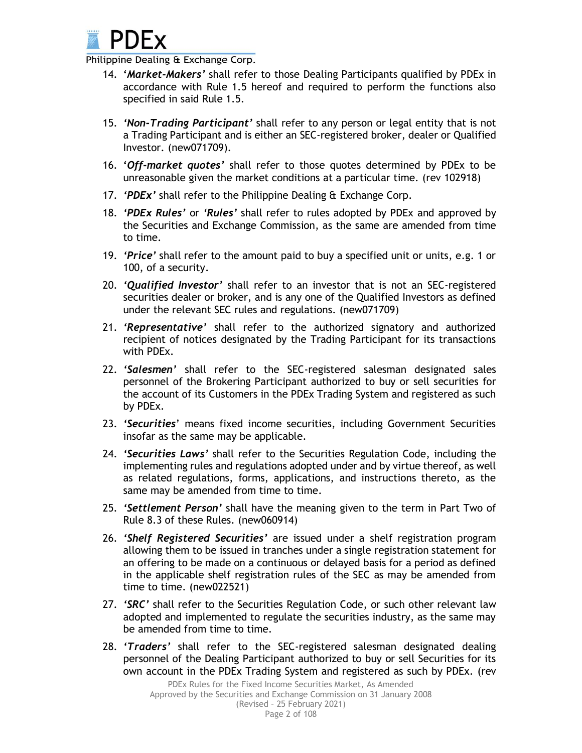14. **'*Market-Makers*'** shall refer to those Dealing Participants qualified by PDEx in accordance with Rule 1.5 hereof and required to perform the functions also specified in said Rule 1.5.

15. ***'Non-Trading Participant'*** shall refer to any person or legal entity that is not a Trading Participant and is either an SEC-registered broker, dealer or Qualified Investor. (new071709).

16. **'*Off-market quotes*'** shall refer to those quotes determined by PDEx to be unreasonable given the market conditions at a particular time. (rev 102918)

17. ***'PDEx'*** shall refer to the Philippine Dealing & Exchange Corp.

18. ***'PDEx Rules'*** or ***'Rules'*** shall refer to rules adopted by PDEx and approved by the Securities and Exchange Commission, as the same are amended from time to time.

19. ***'Price'*** shall refer to the amount paid to buy a specified unit or units, e.g. 1 or 100, of a security.

20. ***'Qualified Investor'*** shall refer to an investor that is not an SEC-registered securities dealer or broker, and is any one of the Qualified Investors as defined under the relevant SEC rules and regulations. (new071709)

21. ***'Representative'*** shall refer to the authorized signatory and authorized recipient of notices designated by the Trading Participant for its transactions with PDEx.

22. ***'Salesmen'*** shall refer to the SEC-registered salesman designated sales personnel of the Brokering Participant authorized to buy or sell securities for the account of its Customers in the PDEx Trading System and registered as such by PDEx.

23. ***'Securities***' means fixed income securities, including Government Securities insofar as the same may be applicable.

24. ***'Securities Laws'*** shall refer to the Securities Regulation Code, including the implementing rules and regulations adopted under and by virtue thereof, as well as related regulations, forms, applications, and instructions thereto, as the same may be amended from time to time.

25. ***'Settlement Person'*** shall have the meaning given to the term in Part Two of Rule 8.3 of these Rules. (new060914)

26. ***'Shelf Registered Securities'*** are issued under a shelf registration program allowing them to be issued in tranches under a single registration statement for an offering to be made on a continuous or delayed basis for a period as defined in the applicable shelf registration rules of the SEC as may be amended from time to time. (new022521)

27. ***'SRC'*** shall refer to the Securities Regulation Code, or such other relevant law adopted and implemented to regulate the securities industry, as the same may be amended from time to time.

28. ***'Traders'*** shall refer to the SEC-registered salesman designated dealing personnel of the Dealing Participant authorized to buy or sell Securities for its own account in the PDEx Trading System and registered as such by PDEx. (rev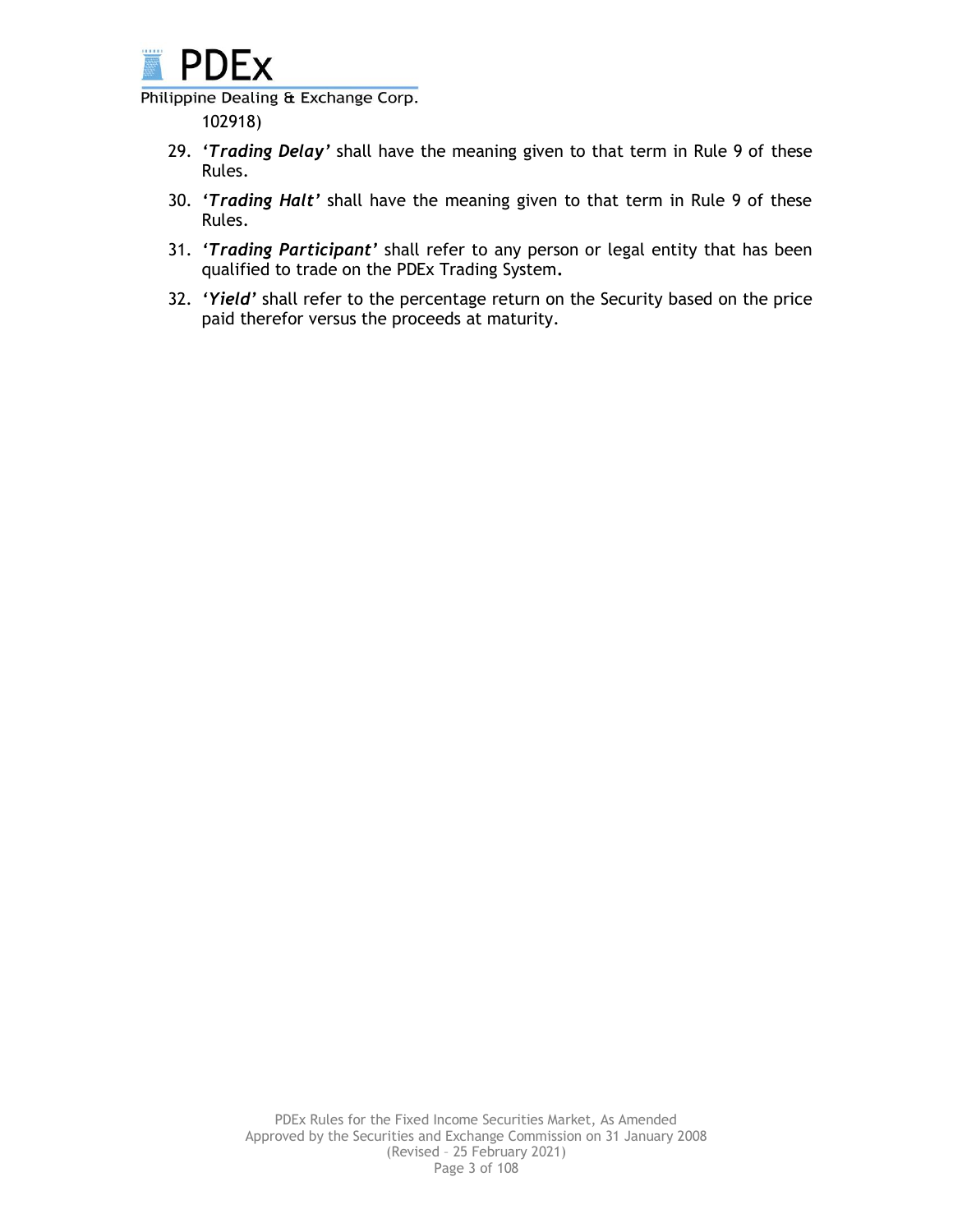102918)

29. ***'Trading Delay'*** shall have the meaning given to that term in Rule 9 of these Rules.
30. ***'Trading Halt'*** shall have the meaning given to that term in Rule 9 of these Rules.
31. ***'Trading Participant'*** shall refer to any person or legal entity that has been qualified to trade on the PDEx Trading System.
32. ***'Yield'*** shall refer to the percentage return on the Security based on the price paid therefor versus the proceeds at maturity.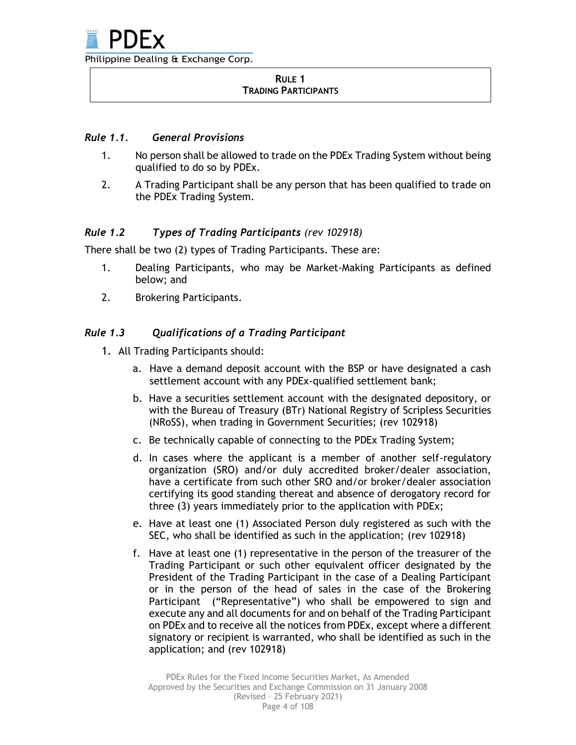## RULE 1
## TRADING PARTICIPANTS

### *Rule 1.1. General Provisions*

1. No person shall be allowed to trade on the PDEx Trading System without being qualified to do so by PDEx.
2. A Trading Participant shall be any person that has been qualified to trade on the PDEx Trading System.

### *Rule 1.2 Types of Trading Participants (rev 102918)*

There shall be two (2) types of Trading Participants. These are:

1. Dealing Participants, who may be Market-Making Participants as defined below; and
2. Brokering Participants.

### *Rule 1.3 Qualifications of a Trading Participant*

1. All Trading Participants should:
   a. Have a demand deposit account with the BSP or have designated a cash settlement account with any PDEx-qualified settlement bank;
   b. Have a securities settlement account with the designated depository, or with the Bureau of Treasury (BTr) National Registry of Scripless Securities (NRoSS), when trading in Government Securities; (rev 102918)
   c. Be technically capable of connecting to the PDEx Trading System;
   d. In cases where the applicant is a member of another self-regulatory organization (SRO) and/or duly accredited broker/dealer association, have a certificate from such other SRO and/or broker/dealer association certifying its good standing thereat and absence of derogatory record for three (3) years immediately prior to the application with PDEx;
   e. Have at least one (1) Associated Person duly registered as such with the SEC, who shall be identified as such in the application; (rev 102918)
   f. Have at least one (1) representative in the person of the treasurer of the Trading Participant or such other equivalent officer designated by the President of the Trading Participant in the case of a Dealing Participant or in the person of the head of sales in the case of the Brokering Participant ("Representative") who shall be empowered to sign and execute any and all documents for and on behalf of the Trading Participant on PDEx and to receive all the notices from PDEx, except where a different signatory or recipient is warranted, who shall be identified as such in the application; and (rev 102918)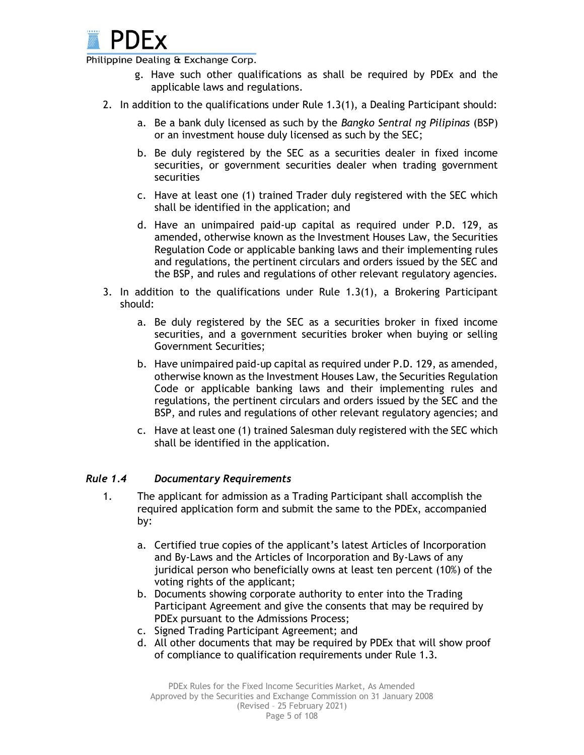g. Have such other qualifications as shall be required by PDEx and the applicable laws and regulations.

2. In addition to the qualifications under Rule 1.3(1), a Dealing Participant should:

   a. Be a bank duly licensed as such by the *Bangko Sentral ng Pilipinas* (BSP) or an investment house duly licensed as such by the SEC;

   b. Be duly registered by the SEC as a securities dealer in fixed income securities, or government securities dealer when trading government securities

   c. Have at least one (1) trained Trader duly registered with the SEC which shall be identified in the application; and

   d. Have an unimpaired paid-up capital as required under P.D. 129, as amended, otherwise known as the Investment Houses Law, the Securities Regulation Code or applicable banking laws and their implementing rules and regulations, the pertinent circulars and orders issued by the SEC and the BSP, and rules and regulations of other relevant regulatory agencies.

3. In addition to the qualifications under Rule 1.3(1), a Brokering Participant should:

   a. Be duly registered by the SEC as a securities broker in fixed income securities, and a government securities broker when buying or selling Government Securities;

   b. Have unimpaired paid-up capital as required under P.D. 129, as amended, otherwise known as the Investment Houses Law, the Securities Regulation Code or applicable banking laws and their implementing rules and regulations, the pertinent circulars and orders issued by the SEC and the BSP, and rules and regulations of other relevant regulatory agencies; and

   c. Have at least one (1) trained Salesman duly registered with the SEC which shall be identified in the application.

### *Rule 1.4 Documentary Requirements*

1. The applicant for admission as a Trading Participant shall accomplish the required application form and submit the same to the PDEx, accompanied by:

   a. Certified true copies of the applicant's latest Articles of Incorporation and By-Laws and the Articles of Incorporation and By-Laws of any juridical person who beneficially owns at least ten percent (10%) of the voting rights of the applicant;
   b. Documents showing corporate authority to enter into the Trading Participant Agreement and give the consents that may be required by PDEx pursuant to the Admissions Process;
   c. Signed Trading Participant Agreement; and
   d. All other documents that may be required by PDEx that will show proof of compliance to qualification requirements under Rule 1.3.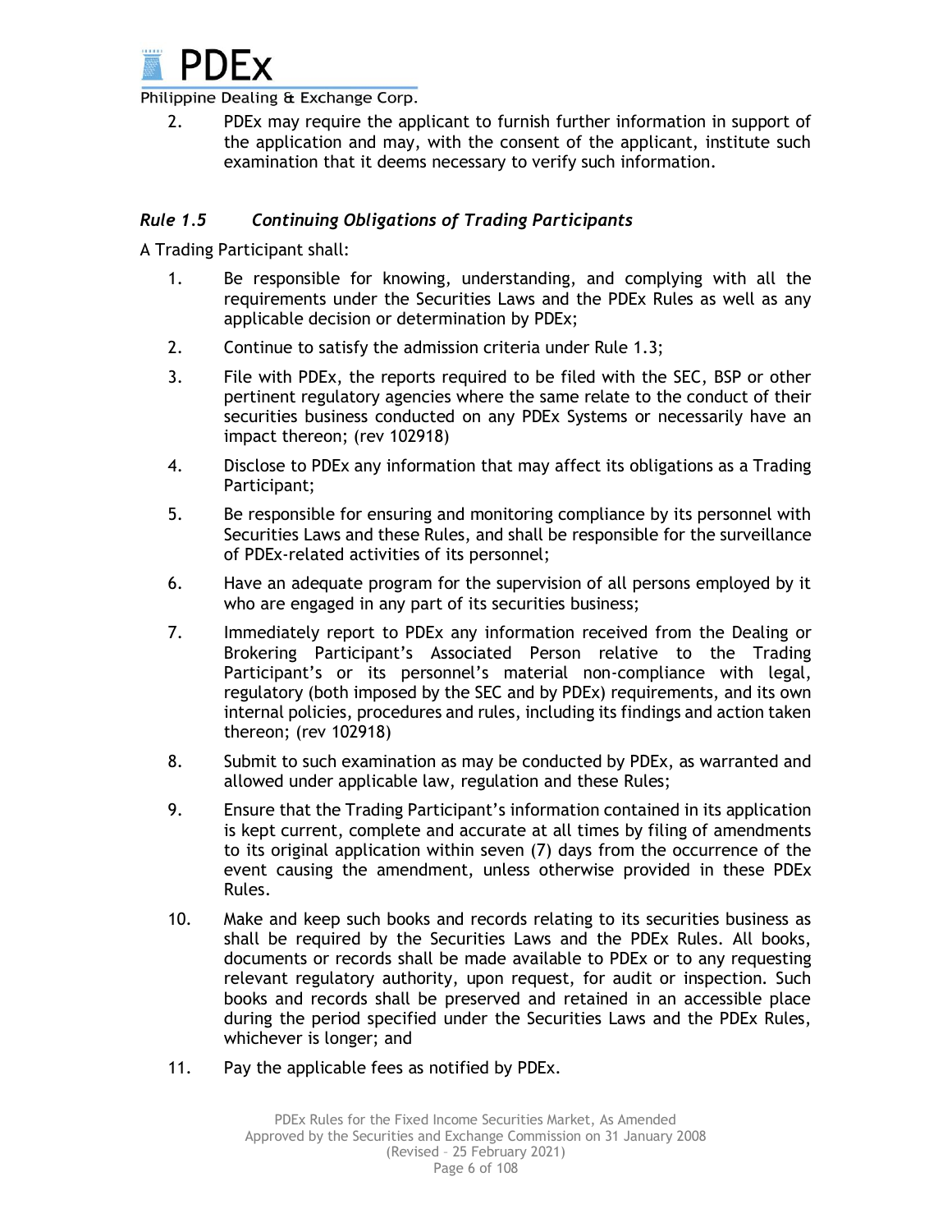2. PDEx may require the applicant to furnish further information in support of the application and may, with the consent of the applicant, institute such examination that it deems necessary to verify such information.

### *Rule 1.5 Continuing Obligations of Trading Participants*

A Trading Participant shall:

1. Be responsible for knowing, understanding, and complying with all the requirements under the Securities Laws and the PDEx Rules as well as any applicable decision or determination by PDEx;
2. Continue to satisfy the admission criteria under Rule 1.3;
3. File with PDEx, the reports required to be filed with the SEC, BSP or other pertinent regulatory agencies where the same relate to the conduct of their securities business conducted on any PDEx Systems or necessarily have an impact thereon; (rev 102918)
4. Disclose to PDEx any information that may affect its obligations as a Trading Participant;
5. Be responsible for ensuring and monitoring compliance by its personnel with Securities Laws and these Rules, and shall be responsible for the surveillance of PDEx-related activities of its personnel;
6. Have an adequate program for the supervision of all persons employed by it who are engaged in any part of its securities business;
7. Immediately report to PDEx any information received from the Dealing or Brokering Participant's Associated Person relative to the Trading Participant's or its personnel's material non-compliance with legal, regulatory (both imposed by the SEC and by PDEx) requirements, and its own internal policies, procedures and rules, including its findings and action taken thereon; (rev 102918)
8. Submit to such examination as may be conducted by PDEx, as warranted and allowed under applicable law, regulation and these Rules;
9. Ensure that the Trading Participant's information contained in its application is kept current, complete and accurate at all times by filing of amendments to its original application within seven (7) days from the occurrence of the event causing the amendment, unless otherwise provided in these PDEx Rules.
10. Make and keep such books and records relating to its securities business as shall be required by the Securities Laws and the PDEx Rules. All books, documents or records shall be made available to PDEx or to any requesting relevant regulatory authority, upon request, for audit or inspection. Such books and records shall be preserved and retained in an accessible place during the period specified under the Securities Laws and the PDEx Rules, whichever is longer; and
11. Pay the applicable fees as notified by PDEx.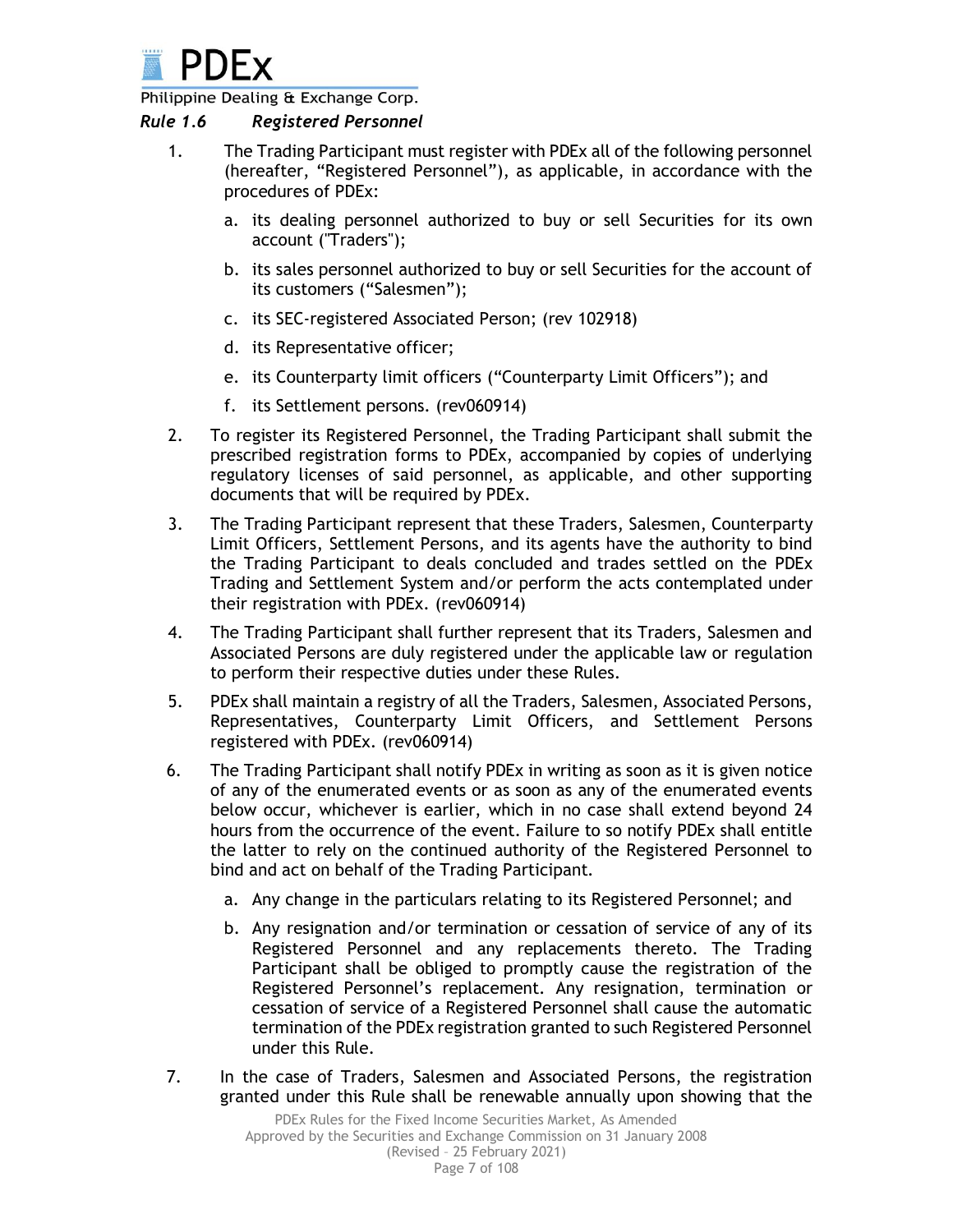### *Rule 1.6 Registered Personnel*

1. The Trading Participant must register with PDEx all of the following personnel (hereafter, "Registered Personnel"), as applicable, in accordance with the procedures of PDEx:

   a. its dealing personnel authorized to buy or sell Securities for its own account ("Traders");

   b. its sales personnel authorized to buy or sell Securities for the account of its customers ("Salesmen");

   c. its SEC-registered Associated Person; (rev 102918)

   d. its Representative officer;

   e. its Counterparty limit officers ("Counterparty Limit Officers"); and

   f. its Settlement persons. (rev060914)

2. To register its Registered Personnel, the Trading Participant shall submit the prescribed registration forms to PDEx, accompanied by copies of underlying regulatory licenses of said personnel, as applicable, and other supporting documents that will be required by PDEx.

3. The Trading Participant represent that these Traders, Salesmen, Counterparty Limit Officers, Settlement Persons, and its agents have the authority to bind the Trading Participant to deals concluded and trades settled on the PDEx Trading and Settlement System and/or perform the acts contemplated under their registration with PDEx. (rev060914)

4. The Trading Participant shall further represent that its Traders, Salesmen and Associated Persons are duly registered under the applicable law or regulation to perform their respective duties under these Rules.

5. PDEx shall maintain a registry of all the Traders, Salesmen, Associated Persons, Representatives, Counterparty Limit Officers, and Settlement Persons registered with PDEx. (rev060914)

6. The Trading Participant shall notify PDEx in writing as soon as it is given notice of any of the enumerated events or as soon as any of the enumerated events below occur, whichever is earlier, which in no case shall extend beyond 24 hours from the occurrence of the event. Failure to so notify PDEx shall entitle the latter to rely on the continued authority of the Registered Personnel to bind and act on behalf of the Trading Participant.

   a. Any change in the particulars relating to its Registered Personnel; and

   b. Any resignation and/or termination or cessation of service of any of its Registered Personnel and any replacements thereto. The Trading Participant shall be obliged to promptly cause the registration of the Registered Personnel's replacement. Any resignation, termination or cessation of service of a Registered Personnel shall cause the automatic termination of the PDEx registration granted to such Registered Personnel under this Rule.

7. In the case of Traders, Salesmen and Associated Persons, the registration granted under this Rule shall be renewable annually upon showing that the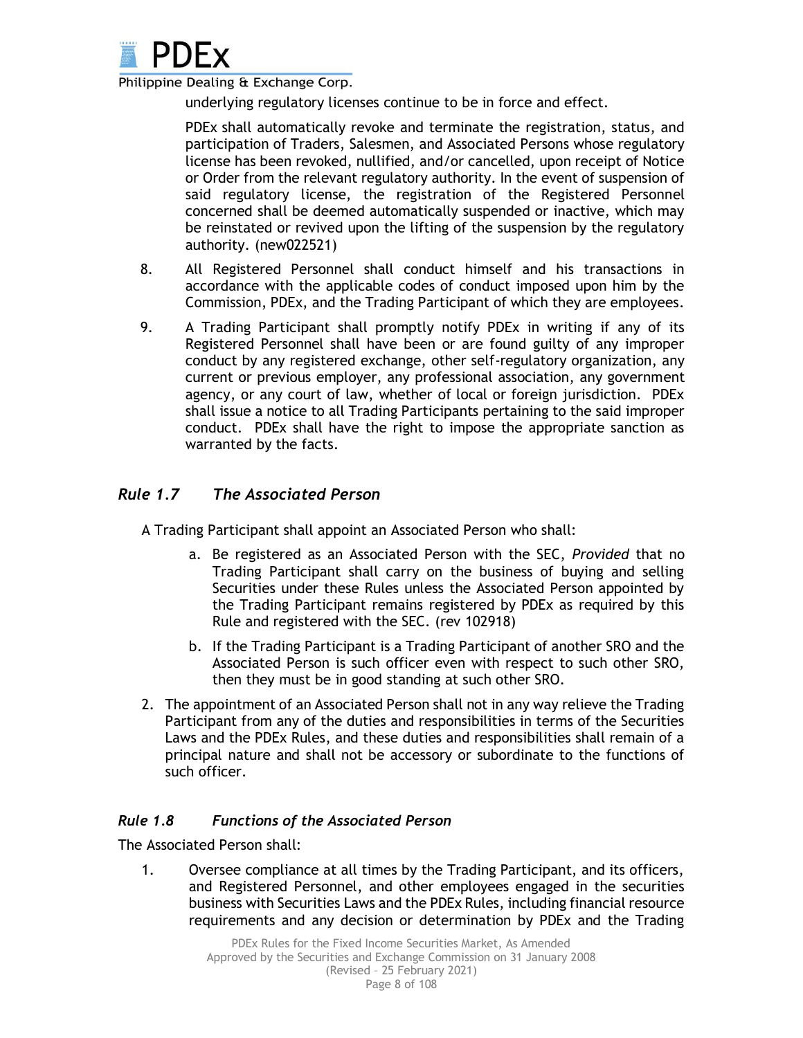underlying regulatory licenses continue to be in force and effect.

PDEx shall automatically revoke and terminate the registration, status, and participation of Traders, Salesmen, and Associated Persons whose regulatory license has been revoked, nullified, and/or cancelled, upon receipt of Notice or Order from the relevant regulatory authority. In the event of suspension of said regulatory license, the registration of the Registered Personnel concerned shall be deemed automatically suspended or inactive, which may be reinstated or revived upon the lifting of the suspension by the regulatory authority. (new022521)

8. All Registered Personnel shall conduct himself and his transactions in accordance with the applicable codes of conduct imposed upon him by the Commission, PDEx, and the Trading Participant of which they are employees.

9. A Trading Participant shall promptly notify PDEx in writing if any of its Registered Personnel shall have been or are found guilty of any improper conduct by any registered exchange, other self-regulatory organization, any current or previous employer, any professional association, any government agency, or any court of law, whether of local or foreign jurisdiction. PDEx shall issue a notice to all Trading Participants pertaining to the said improper conduct. PDEx shall have the right to impose the appropriate sanction as warranted by the facts.

## *Rule 1.7 The Associated Person*

A Trading Participant shall appoint an Associated Person who shall:

a. Be registered as an Associated Person with the SEC, *Provided* that no Trading Participant shall carry on the business of buying and selling Securities under these Rules unless the Associated Person appointed by the Trading Participant remains registered by PDEx as required by this Rule and registered with the SEC. (rev 102918)

b. If the Trading Participant is a Trading Participant of another SRO and the Associated Person is such officer even with respect to such other SRO, then they must be in good standing at such other SRO.

2. The appointment of an Associated Person shall not in any way relieve the Trading Participant from any of the duties and responsibilities in terms of the Securities Laws and the PDEx Rules, and these duties and responsibilities shall remain of a principal nature and shall not be accessory or subordinate to the functions of such officer.

### *Rule 1.8 Functions of the Associated Person*

The Associated Person shall:

1. Oversee compliance at all times by the Trading Participant, and its officers, and Registered Personnel, and other employees engaged in the securities business with Securities Laws and the PDEx Rules, including financial resource requirements and any decision or determination by PDEx and the Trading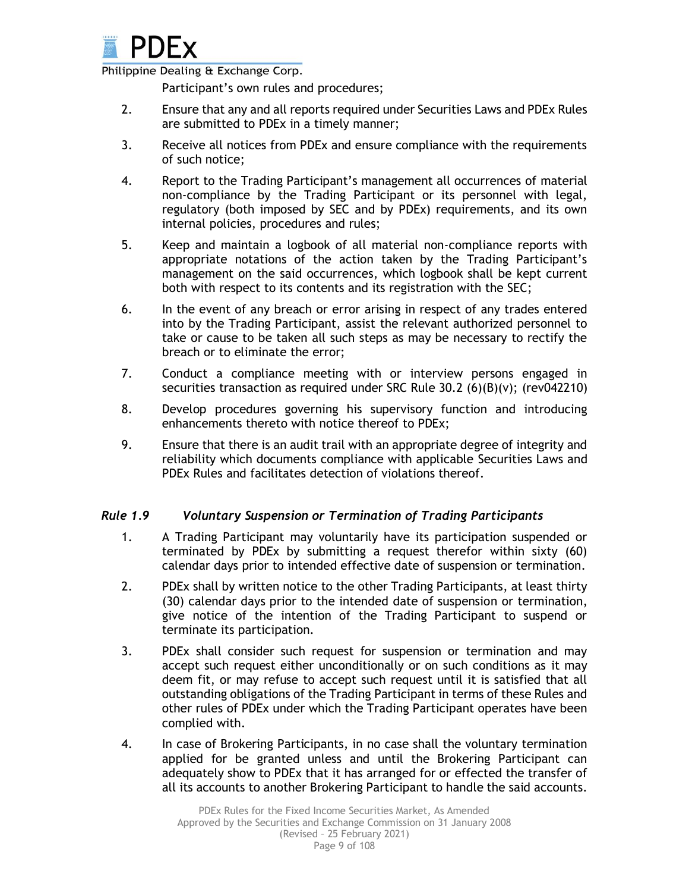Participant's own rules and procedures;

2. Ensure that any and all reports required under Securities Laws and PDEx Rules are submitted to PDEx in a timely manner;

3. Receive all notices from PDEx and ensure compliance with the requirements of such notice;

4. Report to the Trading Participant's management all occurrences of material non-compliance by the Trading Participant or its personnel with legal, regulatory (both imposed by SEC and by PDEx) requirements, and its own internal policies, procedures and rules;

5. Keep and maintain a logbook of all material non-compliance reports with appropriate notations of the action taken by the Trading Participant's management on the said occurrences, which logbook shall be kept current both with respect to its contents and its registration with the SEC;

6. In the event of any breach or error arising in respect of any trades entered into by the Trading Participant, assist the relevant authorized personnel to take or cause to be taken all such steps as may be necessary to rectify the breach or to eliminate the error;

7. Conduct a compliance meeting with or interview persons engaged in securities transaction as required under SRC Rule 30.2 (6)(B)(v); (rev042210)

8. Develop procedures governing his supervisory function and introducing enhancements thereto with notice thereof to PDEx;

9. Ensure that there is an audit trail with an appropriate degree of integrity and reliability which documents compliance with applicable Securities Laws and PDEx Rules and facilitates detection of violations thereof.

### *Rule 1.9 Voluntary Suspension or Termination of Trading Participants*

1. A Trading Participant may voluntarily have its participation suspended or terminated by PDEx by submitting a request therefor within sixty (60) calendar days prior to intended effective date of suspension or termination.

2. PDEx shall by written notice to the other Trading Participants, at least thirty (30) calendar days prior to the intended date of suspension or termination, give notice of the intention of the Trading Participant to suspend or terminate its participation.

3. PDEx shall consider such request for suspension or termination and may accept such request either unconditionally or on such conditions as it may deem fit, or may refuse to accept such request until it is satisfied that all outstanding obligations of the Trading Participant in terms of these Rules and other rules of PDEx under which the Trading Participant operates have been complied with.

4. In case of Brokering Participants, in no case shall the voluntary termination applied for be granted unless and until the Brokering Participant can adequately show to PDEx that it has arranged for or effected the transfer of all its accounts to another Brokering Participant to handle the said accounts.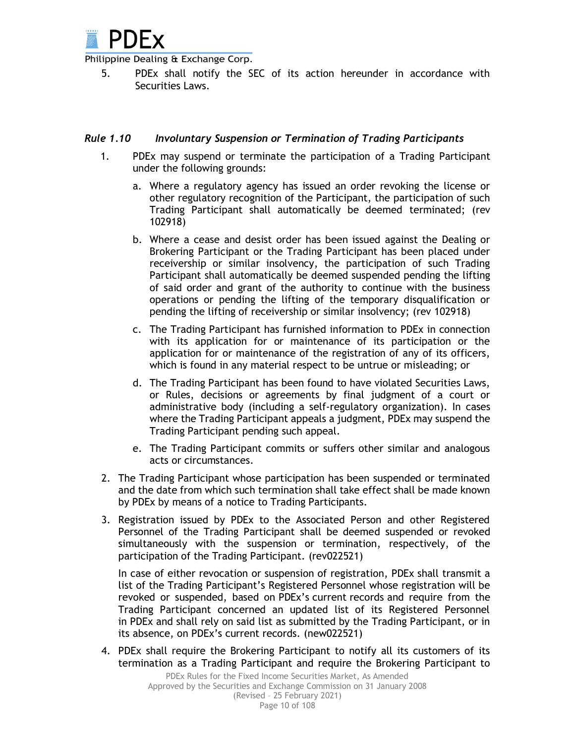5. PDEx shall notify the SEC of its action hereunder in accordance with Securities Laws.

### *Rule 1.10 Involuntary Suspension or Termination of Trading Participants*

1. PDEx may suspend or terminate the participation of a Trading Participant under the following grounds:

   a. Where a regulatory agency has issued an order revoking the license or other regulatory recognition of the Participant, the participation of such Trading Participant shall automatically be deemed terminated; (rev 102918)

   b. Where a cease and desist order has been issued against the Dealing or Brokering Participant or the Trading Participant has been placed under receivership or similar insolvency, the participation of such Trading Participant shall automatically be deemed suspended pending the lifting of said order and grant of the authority to continue with the business operations or pending the lifting of the temporary disqualification or pending the lifting of receivership or similar insolvency; (rev 102918)

   c. The Trading Participant has furnished information to PDEx in connection with its application for or maintenance of its participation or the application for or maintenance of the registration of any of its officers, which is found in any material respect to be untrue or misleading; or

   d. The Trading Participant has been found to have violated Securities Laws, or Rules, decisions or agreements by final judgment of a court or administrative body (including a self-regulatory organization). In cases where the Trading Participant appeals a judgment, PDEx may suspend the Trading Participant pending such appeal.

   e. The Trading Participant commits or suffers other similar and analogous acts or circumstances.

2. The Trading Participant whose participation has been suspended or terminated and the date from which such termination shall take effect shall be made known by PDEx by means of a notice to Trading Participants.

3. Registration issued by PDEx to the Associated Person and other Registered Personnel of the Trading Participant shall be deemed suspended or revoked simultaneously with the suspension or termination, respectively, of the participation of the Trading Participant. (rev022521)

   In case of either revocation or suspension of registration, PDEx shall transmit a list of the Trading Participant's Registered Personnel whose registration will be revoked or suspended, based on PDEx's current records and require from the Trading Participant concerned an updated list of its Registered Personnel in PDEx and shall rely on said list as submitted by the Trading Participant, or in its absence, on PDEx's current records. (new022521)

4. PDEx shall require the Brokering Participant to notify all its customers of its termination as a Trading Participant and require the Brokering Participant to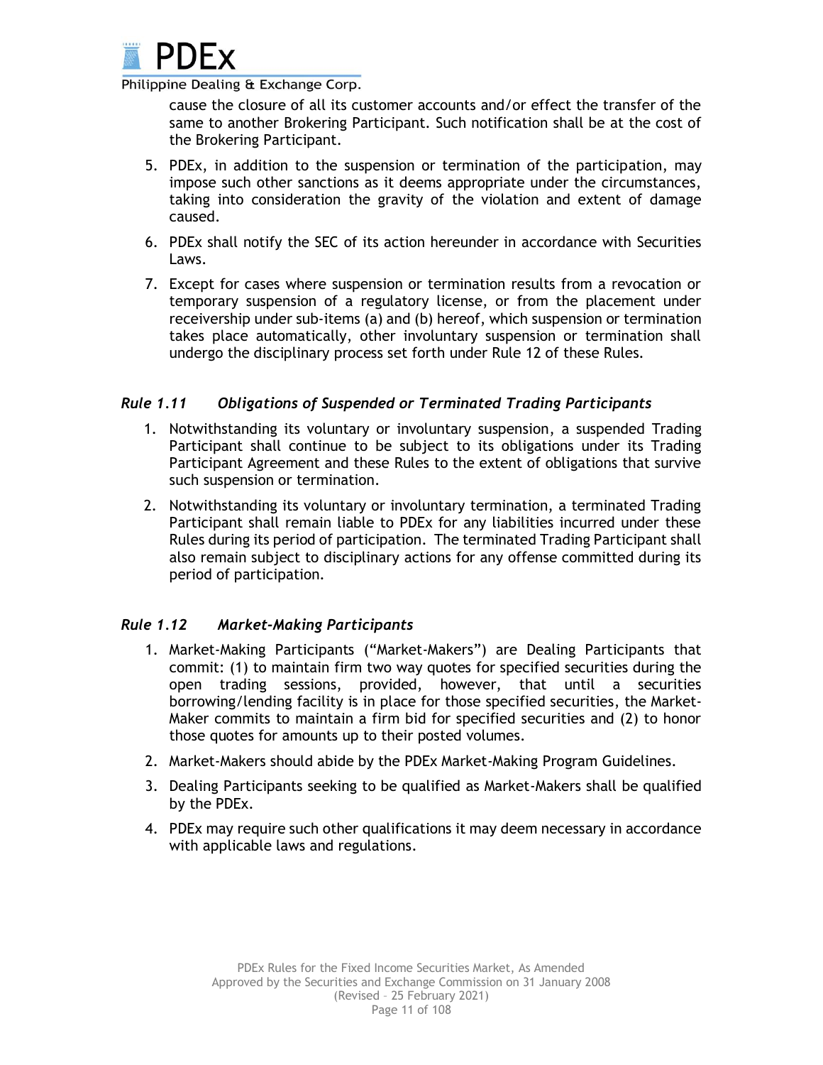cause the closure of all its customer accounts and/or effect the transfer of the same to another Brokering Participant. Such notification shall be at the cost of the Brokering Participant.

5. PDEx, in addition to the suspension or termination of the participation, may impose such other sanctions as it deems appropriate under the circumstances, taking into consideration the gravity of the violation and extent of damage caused.
6. PDEx shall notify the SEC of its action hereunder in accordance with Securities Laws.
7. Except for cases where suspension or termination results from a revocation or temporary suspension of a regulatory license, or from the placement under receivership under sub-items (a) and (b) hereof, which suspension or termination takes place automatically, other involuntary suspension or termination shall undergo the disciplinary process set forth under Rule 12 of these Rules.

### *Rule 1.11 Obligations of Suspended or Terminated Trading Participants*

1. Notwithstanding its voluntary or involuntary suspension, a suspended Trading Participant shall continue to be subject to its obligations under its Trading Participant Agreement and these Rules to the extent of obligations that survive such suspension or termination.
2. Notwithstanding its voluntary or involuntary termination, a terminated Trading Participant shall remain liable to PDEx for any liabilities incurred under these Rules during its period of participation. The terminated Trading Participant shall also remain subject to disciplinary actions for any offense committed during its period of participation.

### *Rule 1.12 Market-Making Participants*

1. Market-Making Participants ("Market-Makers") are Dealing Participants that commit: (1) to maintain firm two way quotes for specified securities during the open trading sessions, provided, however, that until a securities borrowing/lending facility is in place for those specified securities, the Market-Maker commits to maintain a firm bid for specified securities and (2) to honor those quotes for amounts up to their posted volumes.
2. Market-Makers should abide by the PDEx Market-Making Program Guidelines.
3. Dealing Participants seeking to be qualified as Market-Makers shall be qualified by the PDEx.
4. PDEx may require such other qualifications it may deem necessary in accordance with applicable laws and regulations.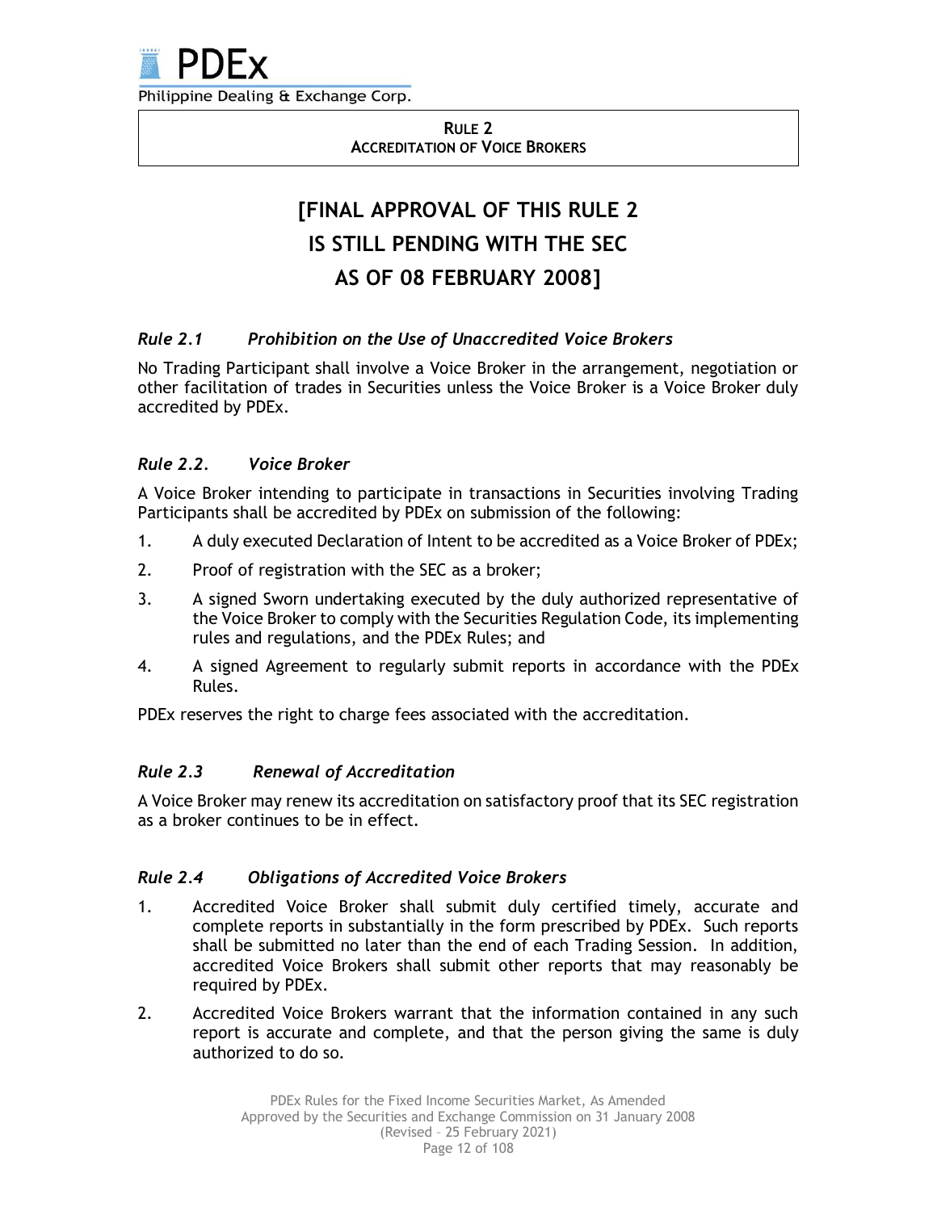**RULE 2**
**ACCREDITATION OF VOICE BROKERS**

# [FINAL APPROVAL OF THIS RULE 2 IS STILL PENDING WITH THE SEC AS OF 08 FEBRUARY 2008]

### *Rule 2.1 Prohibition on the Use of Unaccredited Voice Brokers*

No Trading Participant shall involve a Voice Broker in the arrangement, negotiation or other facilitation of trades in Securities unless the Voice Broker is a Voice Broker duly accredited by PDEx.

### *Rule 2.2. Voice Broker*

A Voice Broker intending to participate in transactions in Securities involving Trading Participants shall be accredited by PDEx on submission of the following:

1. A duly executed Declaration of Intent to be accredited as a Voice Broker of PDEx;
2. Proof of registration with the SEC as a broker;
3. A signed Sworn undertaking executed by the duly authorized representative of the Voice Broker to comply with the Securities Regulation Code, its implementing rules and regulations, and the PDEx Rules; and
4. A signed Agreement to regularly submit reports in accordance with the PDEx Rules.

PDEx reserves the right to charge fees associated with the accreditation.

### *Rule 2.3 Renewal of Accreditation*

A Voice Broker may renew its accreditation on satisfactory proof that its SEC registration as a broker continues to be in effect.

### *Rule 2.4 Obligations of Accredited Voice Brokers*

1. Accredited Voice Broker shall submit duly certified timely, accurate and complete reports in substantially in the form prescribed by PDEx. Such reports shall be submitted no later than the end of each Trading Session. In addition, accredited Voice Brokers shall submit other reports that may reasonably be required by PDEx.
2. Accredited Voice Brokers warrant that the information contained in any such report is accurate and complete, and that the person giving the same is duly authorized to do so.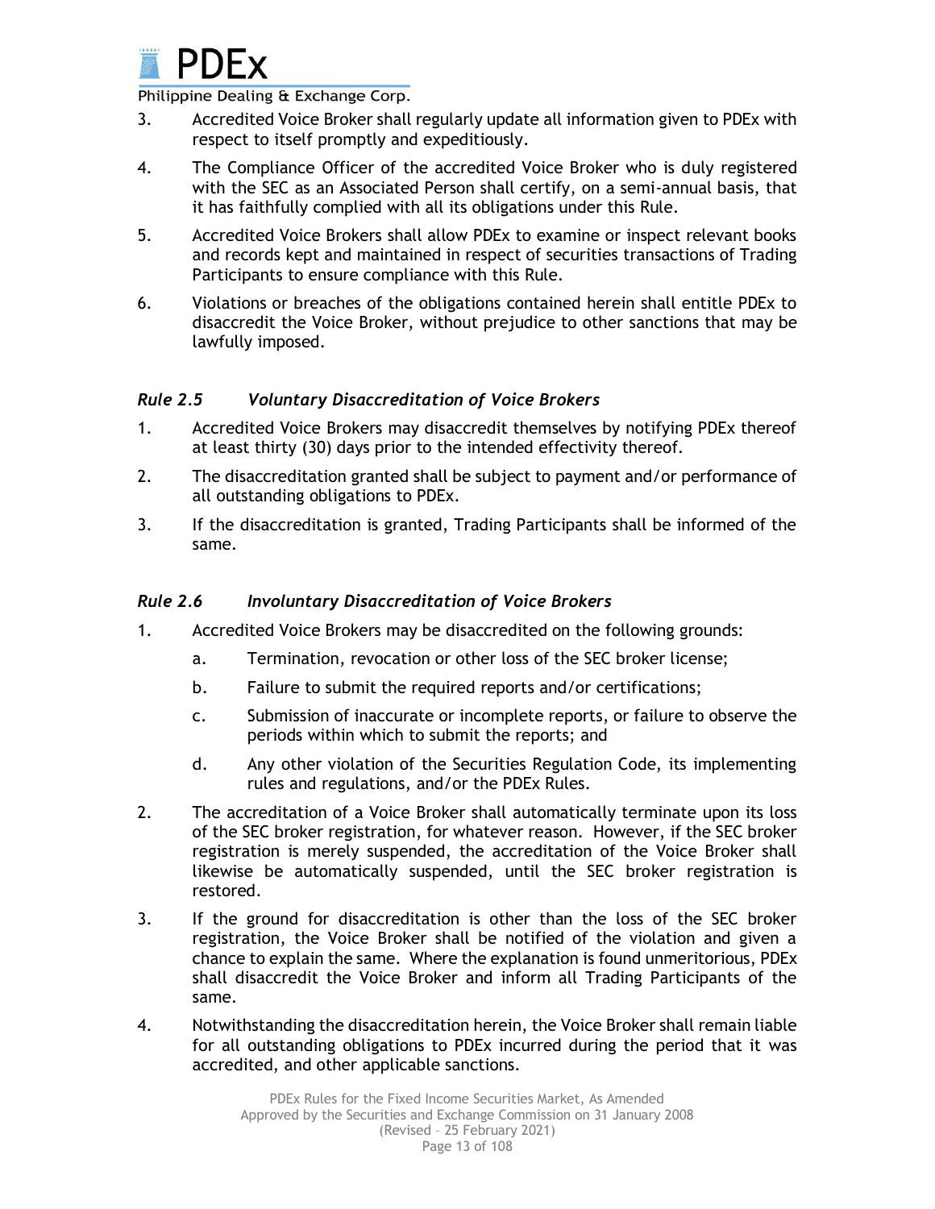3. Accredited Voice Broker shall regularly update all information given to PDEx with respect to itself promptly and expeditiously.

4. The Compliance Officer of the accredited Voice Broker who is duly registered with the SEC as an Associated Person shall certify, on a semi-annual basis, that it has faithfully complied with all its obligations under this Rule.

5. Accredited Voice Brokers shall allow PDEx to examine or inspect relevant books and records kept and maintained in respect of securities transactions of Trading Participants to ensure compliance with this Rule.

6. Violations or breaches of the obligations contained herein shall entitle PDEx to disaccredit the Voice Broker, without prejudice to other sanctions that may be lawfully imposed.

### *Rule 2.5 Voluntary Disaccreditation of Voice Brokers*

1. Accredited Voice Brokers may disaccredit themselves by notifying PDEx thereof at least thirty (30) days prior to the intended effectivity thereof.

2. The disaccreditation granted shall be subject to payment and/or performance of all outstanding obligations to PDEx.

3. If the disaccreditation is granted, Trading Participants shall be informed of the same.

### *Rule 2.6 Involuntary Disaccreditation of Voice Brokers*

1. Accredited Voice Brokers may be disaccredited on the following grounds:

   a. Termination, revocation or other loss of the SEC broker license;

   b. Failure to submit the required reports and/or certifications;

   c. Submission of inaccurate or incomplete reports, or failure to observe the periods within which to submit the reports; and

   d. Any other violation of the Securities Regulation Code, its implementing rules and regulations, and/or the PDEx Rules.

2. The accreditation of a Voice Broker shall automatically terminate upon its loss of the SEC broker registration, for whatever reason. However, if the SEC broker registration is merely suspended, the accreditation of the Voice Broker shall likewise be automatically suspended, until the SEC broker registration is restored.

3. If the ground for disaccreditation is other than the loss of the SEC broker registration, the Voice Broker shall be notified of the violation and given a chance to explain the same. Where the explanation is found unmeritorious, PDEx shall disaccredit the Voice Broker and inform all Trading Participants of the same.

4. Notwithstanding the disaccreditation herein, the Voice Broker shall remain liable for all outstanding obligations to PDEx incurred during the period that it was accredited, and other applicable sanctions.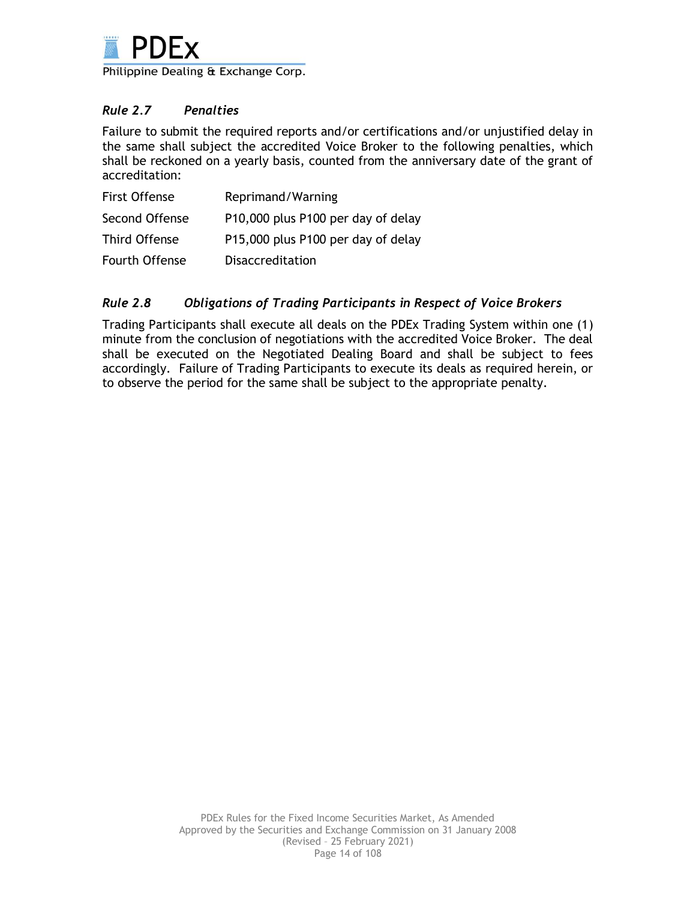### *Rule 2.7 Penalties*

Failure to submit the required reports and/or certifications and/or unjustified delay in the same shall subject the accredited Voice Broker to the following penalties, which shall be reckoned on a yearly basis, counted from the anniversary date of the grant of accreditation:

| | |
|---|---|
| First Offense | Reprimand/Warning |
| Second Offense | P10,000 plus P100 per day of delay |
| Third Offense | P15,000 plus P100 per day of delay |
| Fourth Offense | Disaccreditation |

### *Rule 2.8 Obligations of Trading Participants in Respect of Voice Brokers*

Trading Participants shall execute all deals on the PDEx Trading System within one (1) minute from the conclusion of negotiations with the accredited Voice Broker. The deal shall be executed on the Negotiated Dealing Board and shall be subject to fees accordingly. Failure of Trading Participants to execute its deals as required herein, or to observe the period for the same shall be subject to the appropriate penalty.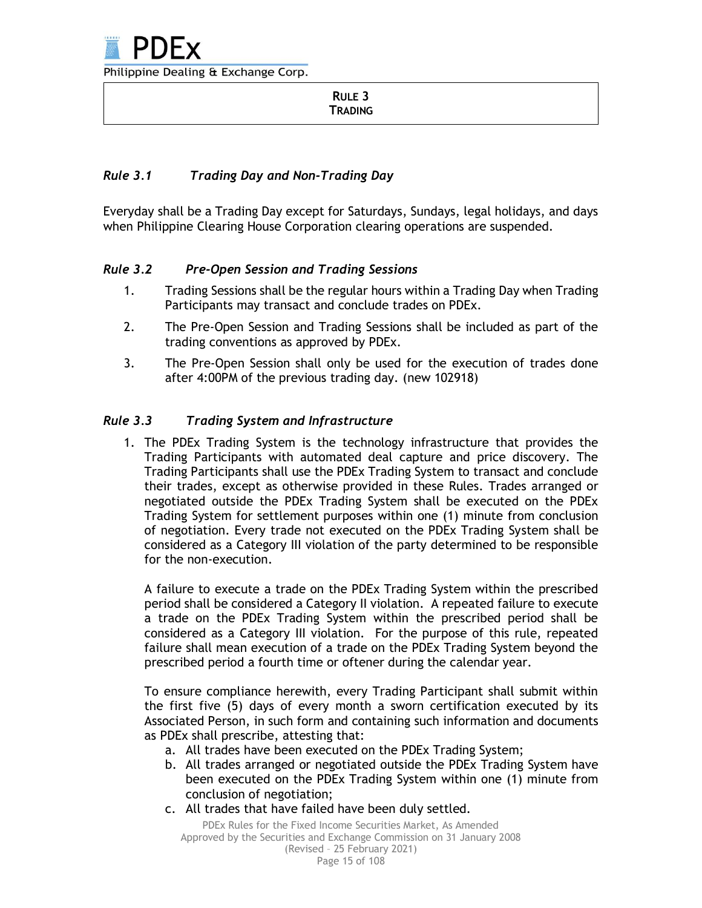# RULE 3
# TRADING

### *Rule 3.1 Trading Day and Non-Trading Day*

Everyday shall be a Trading Day except for Saturdays, Sundays, legal holidays, and days when Philippine Clearing House Corporation clearing operations are suspended.

### *Rule 3.2 Pre-Open Session and Trading Sessions*

1. Trading Sessions shall be the regular hours within a Trading Day when Trading Participants may transact and conclude trades on PDEx.
2. The Pre-Open Session and Trading Sessions shall be included as part of the trading conventions as approved by PDEx.
3. The Pre-Open Session shall only be used for the execution of trades done after 4:00PM of the previous trading day. (new 102918)

### *Rule 3.3 Trading System and Infrastructure*

1. The PDEx Trading System is the technology infrastructure that provides the Trading Participants with automated deal capture and price discovery. The Trading Participants shall use the PDEx Trading System to transact and conclude their trades, except as otherwise provided in these Rules. Trades arranged or negotiated outside the PDEx Trading System shall be executed on the PDEx Trading System for settlement purposes within one (1) minute from conclusion of negotiation. Every trade not executed on the PDEx Trading System shall be considered as a Category III violation of the party determined to be responsible for the non-execution.

   A failure to execute a trade on the PDEx Trading System within the prescribed period shall be considered a Category II violation. A repeated failure to execute a trade on the PDEx Trading System within the prescribed period shall be considered as a Category III violation. For the purpose of this rule, repeated failure shall mean execution of a trade on the PDEx Trading System beyond the prescribed period a fourth time or oftener during the calendar year.

   To ensure compliance herewith, every Trading Participant shall submit within the first five (5) days of every month a sworn certification executed by its Associated Person, in such form and containing such information and documents as PDEx shall prescribe, attesting that:

   a. All trades have been executed on the PDEx Trading System;
   b. All trades arranged or negotiated outside the PDEx Trading System have been executed on the PDEx Trading System within one (1) minute from conclusion of negotiation;
   c. All trades that have failed have been duly settled.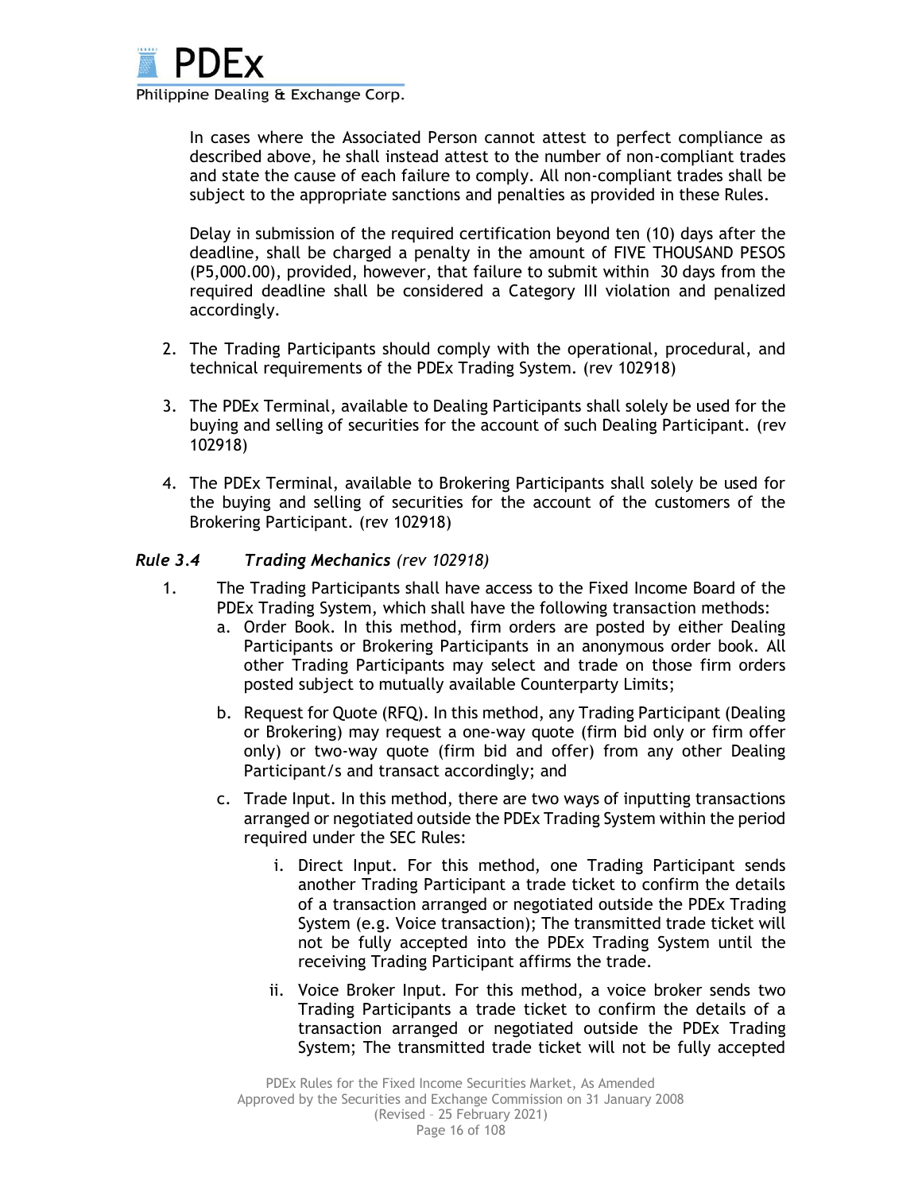In cases where the Associated Person cannot attest to perfect compliance as described above, he shall instead attest to the number of non-compliant trades and state the cause of each failure to comply. All non-compliant trades shall be subject to the appropriate sanctions and penalties as provided in these Rules.

Delay in submission of the required certification beyond ten (10) days after the deadline, shall be charged a penalty in the amount of FIVE THOUSAND PESOS (P5,000.00), provided, however, that failure to submit within 30 days from the required deadline shall be considered a Category III violation and penalized accordingly.

2. The Trading Participants should comply with the operational, procedural, and technical requirements of the PDEx Trading System. (rev 102918)

3. The PDEx Terminal, available to Dealing Participants shall solely be used for the buying and selling of securities for the account of such Dealing Participant. (rev 102918)

4. The PDEx Terminal, available to Brokering Participants shall solely be used for the buying and selling of securities for the account of the customers of the Brokering Participant. (rev 102918)

### *Rule 3.4 Trading Mechanics (rev 102918)*

1. The Trading Participants shall have access to the Fixed Income Board of the PDEx Trading System, which shall have the following transaction methods:
   a. Order Book. In this method, firm orders are posted by either Dealing Participants or Brokering Participants in an anonymous order book. All other Trading Participants may select and trade on those firm orders posted subject to mutually available Counterparty Limits;

   b. Request for Quote (RFQ). In this method, any Trading Participant (Dealing or Brokering) may request a one-way quote (firm bid only or firm offer only) or two-way quote (firm bid and offer) from any other Dealing Participant/s and transact accordingly; and

   c. Trade Input. In this method, there are two ways of inputting transactions arranged or negotiated outside the PDEx Trading System within the period required under the SEC Rules:

      i. Direct Input. For this method, one Trading Participant sends another Trading Participant a trade ticket to confirm the details of a transaction arranged or negotiated outside the PDEx Trading System (e.g. Voice transaction); The transmitted trade ticket will not be fully accepted into the PDEx Trading System until the receiving Trading Participant affirms the trade.

      ii. Voice Broker Input. For this method, a voice broker sends two Trading Participants a trade ticket to confirm the details of a transaction arranged or negotiated outside the PDEx Trading System; The transmitted trade ticket will not be fully accepted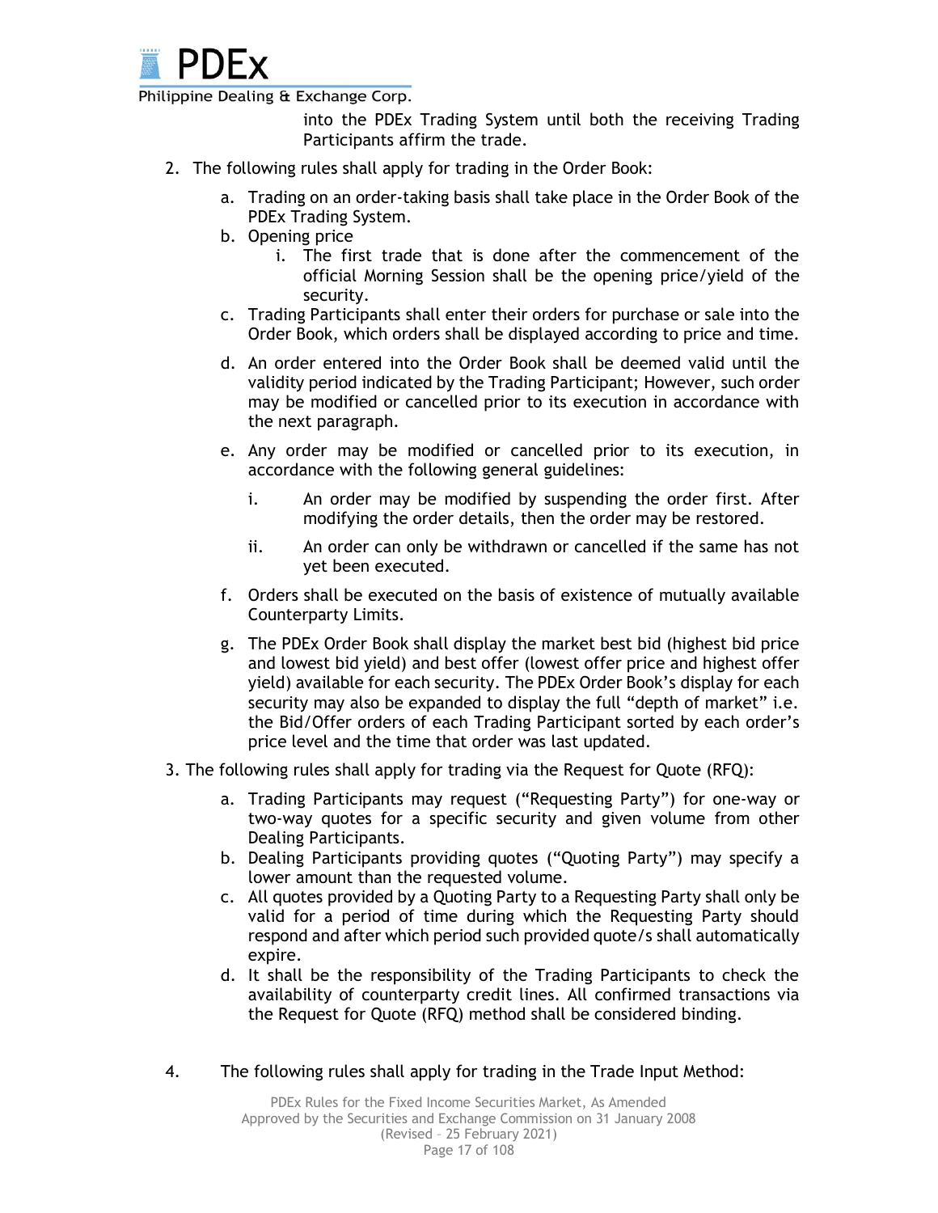into the PDEx Trading System until both the receiving Trading Participants affirm the trade.

2. The following rules shall apply for trading in the Order Book:

   a. Trading on an order-taking basis shall take place in the Order Book of the PDEx Trading System.
   b. Opening price
      i. The first trade that is done after the commencement of the official Morning Session shall be the opening price/yield of the security.
   c. Trading Participants shall enter their orders for purchase or sale into the Order Book, which orders shall be displayed according to price and time.
   d. An order entered into the Order Book shall be deemed valid until the validity period indicated by the Trading Participant; However, such order may be modified or cancelled prior to its execution in accordance with the next paragraph.
   e. Any order may be modified or cancelled prior to its execution, in accordance with the following general guidelines:
      i. An order may be modified by suspending the order first. After modifying the order details, then the order may be restored.
      ii. An order can only be withdrawn or cancelled if the same has not yet been executed.
   f. Orders shall be executed on the basis of existence of mutually available Counterparty Limits.
   g. The PDEx Order Book shall display the market best bid (highest bid price and lowest bid yield) and best offer (lowest offer price and highest offer yield) available for each security. The PDEx Order Book's display for each security may also be expanded to display the full "depth of market" i.e. the Bid/Offer orders of each Trading Participant sorted by each order's price level and the time that order was last updated.

3. The following rules shall apply for trading via the Request for Quote (RFQ):

   a. Trading Participants may request ("Requesting Party") for one-way or two-way quotes for a specific security and given volume from other Dealing Participants.
   b. Dealing Participants providing quotes ("Quoting Party") may specify a lower amount than the requested volume.
   c. All quotes provided by a Quoting Party to a Requesting Party shall only be valid for a period of time during which the Requesting Party should respond and after which period such provided quote/s shall automatically expire.
   d. It shall be the responsibility of the Trading Participants to check the availability of counterparty credit lines. All confirmed transactions via the Request for Quote (RFQ) method shall be considered binding.

4. The following rules shall apply for trading in the Trade Input Method: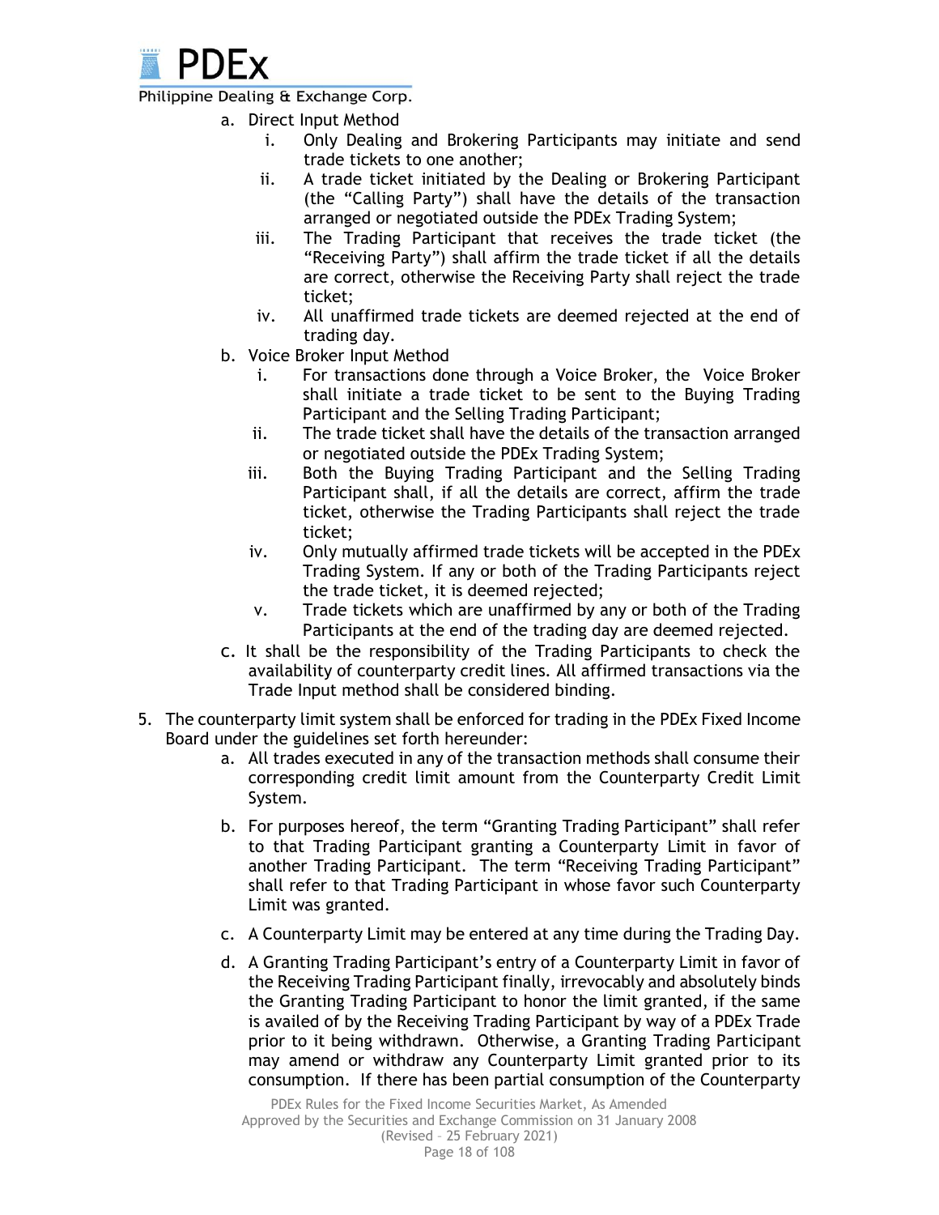a. Direct Input Method
   i. Only Dealing and Brokering Participants may initiate and send trade tickets to one another;
   ii. A trade ticket initiated by the Dealing or Brokering Participant (the "Calling Party") shall have the details of the transaction arranged or negotiated outside the PDEx Trading System;
   iii. The Trading Participant that receives the trade ticket (the "Receiving Party") shall affirm the trade ticket if all the details are correct, otherwise the Receiving Party shall reject the trade ticket;
   iv. All unaffirmed trade tickets are deemed rejected at the end of trading day.

b. Voice Broker Input Method
   i. For transactions done through a Voice Broker, the Voice Broker shall initiate a trade ticket to be sent to the Buying Trading Participant and the Selling Trading Participant;
   ii. The trade ticket shall have the details of the transaction arranged or negotiated outside the PDEx Trading System;
   iii. Both the Buying Trading Participant and the Selling Trading Participant shall, if all the details are correct, affirm the trade ticket, otherwise the Trading Participants shall reject the trade ticket;
   iv. Only mutually affirmed trade tickets will be accepted in the PDEx Trading System. If any or both of the Trading Participants reject the trade ticket, it is deemed rejected;
   v. Trade tickets which are unaffirmed by any or both of the Trading Participants at the end of the trading day are deemed rejected.

c. It shall be the responsibility of the Trading Participants to check the availability of counterparty credit lines. All affirmed transactions via the Trade Input method shall be considered binding.

5. The counterparty limit system shall be enforced for trading in the PDEx Fixed Income Board under the guidelines set forth hereunder:

   a. All trades executed in any of the transaction methods shall consume their corresponding credit limit amount from the Counterparty Credit Limit System.

   b. For purposes hereof, the term "Granting Trading Participant" shall refer to that Trading Participant granting a Counterparty Limit in favor of another Trading Participant. The term "Receiving Trading Participant" shall refer to that Trading Participant in whose favor such Counterparty Limit was granted.

   c. A Counterparty Limit may be entered at any time during the Trading Day.

   d. A Granting Trading Participant's entry of a Counterparty Limit in favor of the Receiving Trading Participant finally, irrevocably and absolutely binds the Granting Trading Participant to honor the limit granted, if the same is availed of by the Receiving Trading Participant by way of a PDEx Trade prior to it being withdrawn. Otherwise, a Granting Trading Participant may amend or withdraw any Counterparty Limit granted prior to its consumption. If there has been partial consumption of the Counterparty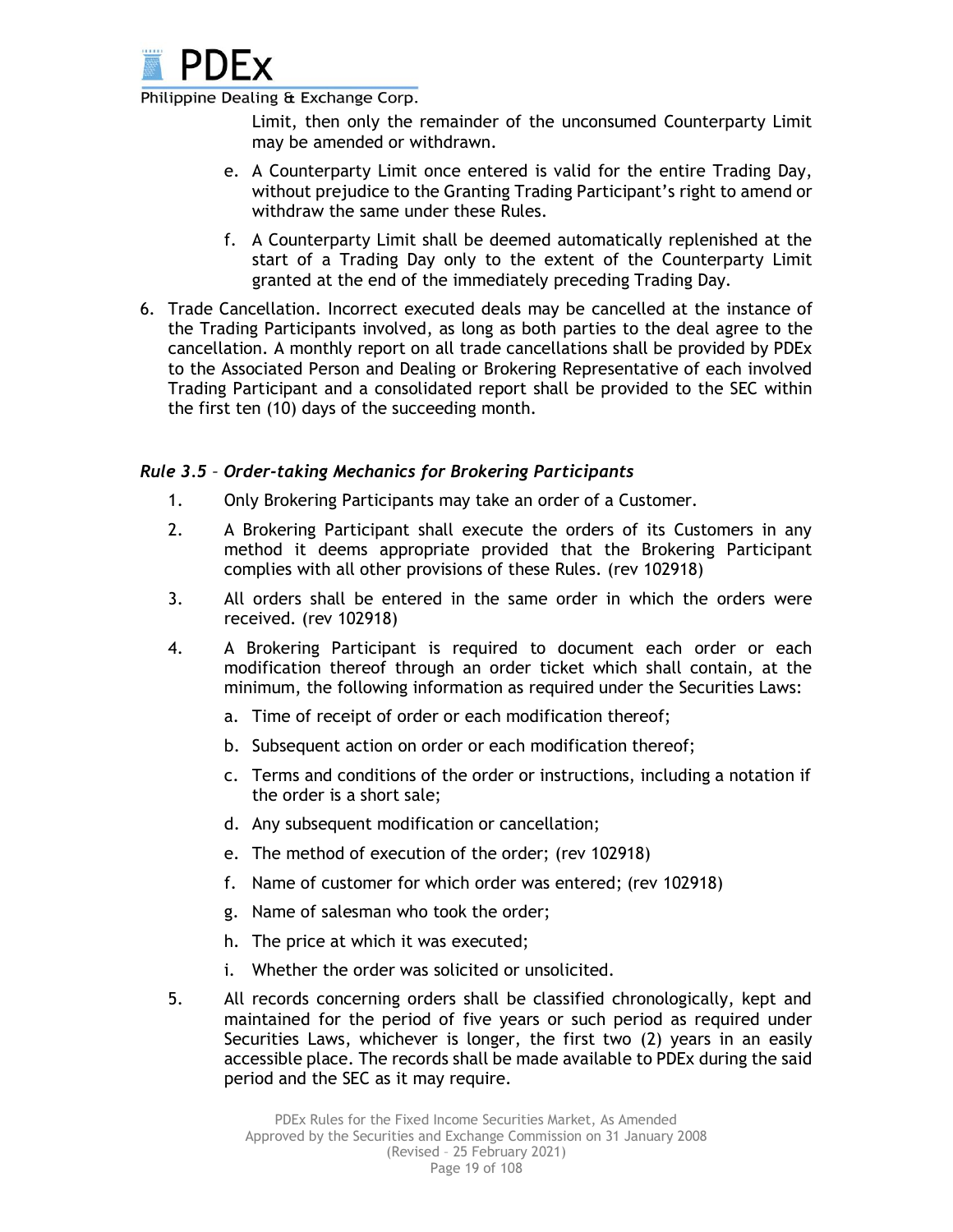Limit, then only the remainder of the unconsumed Counterparty Limit may be amended or withdrawn.

e. A Counterparty Limit once entered is valid for the entire Trading Day, without prejudice to the Granting Trading Participant's right to amend or withdraw the same under these Rules.

f. A Counterparty Limit shall be deemed automatically replenished at the start of a Trading Day only to the extent of the Counterparty Limit granted at the end of the immediately preceding Trading Day.

6. Trade Cancellation. Incorrect executed deals may be cancelled at the instance of the Trading Participants involved, as long as both parties to the deal agree to the cancellation. A monthly report on all trade cancellations shall be provided by PDEx to the Associated Person and Dealing or Brokering Representative of each involved Trading Participant and a consolidated report shall be provided to the SEC within the first ten (10) days of the succeeding month.

### *Rule 3.5 – Order-taking Mechanics for Brokering Participants*

1. Only Brokering Participants may take an order of a Customer.
2. A Brokering Participant shall execute the orders of its Customers in any method it deems appropriate provided that the Brokering Participant complies with all other provisions of these Rules. (rev 102918)
3. All orders shall be entered in the same order in which the orders were received. (rev 102918)
4. A Brokering Participant is required to document each order or each modification thereof through an order ticket which shall contain, at the minimum, the following information as required under the Securities Laws:
   a. Time of receipt of order or each modification thereof;
   b. Subsequent action on order or each modification thereof;
   c. Terms and conditions of the order or instructions, including a notation if the order is a short sale;
   d. Any subsequent modification or cancellation;
   e. The method of execution of the order; (rev 102918)
   f. Name of customer for which order was entered; (rev 102918)
   g. Name of salesman who took the order;
   h. The price at which it was executed;
   i. Whether the order was solicited or unsolicited.
5. All records concerning orders shall be classified chronologically, kept and maintained for the period of five years or such period as required under Securities Laws, whichever is longer, the first two (2) years in an easily accessible place. The records shall be made available to PDEx during the said period and the SEC as it may require.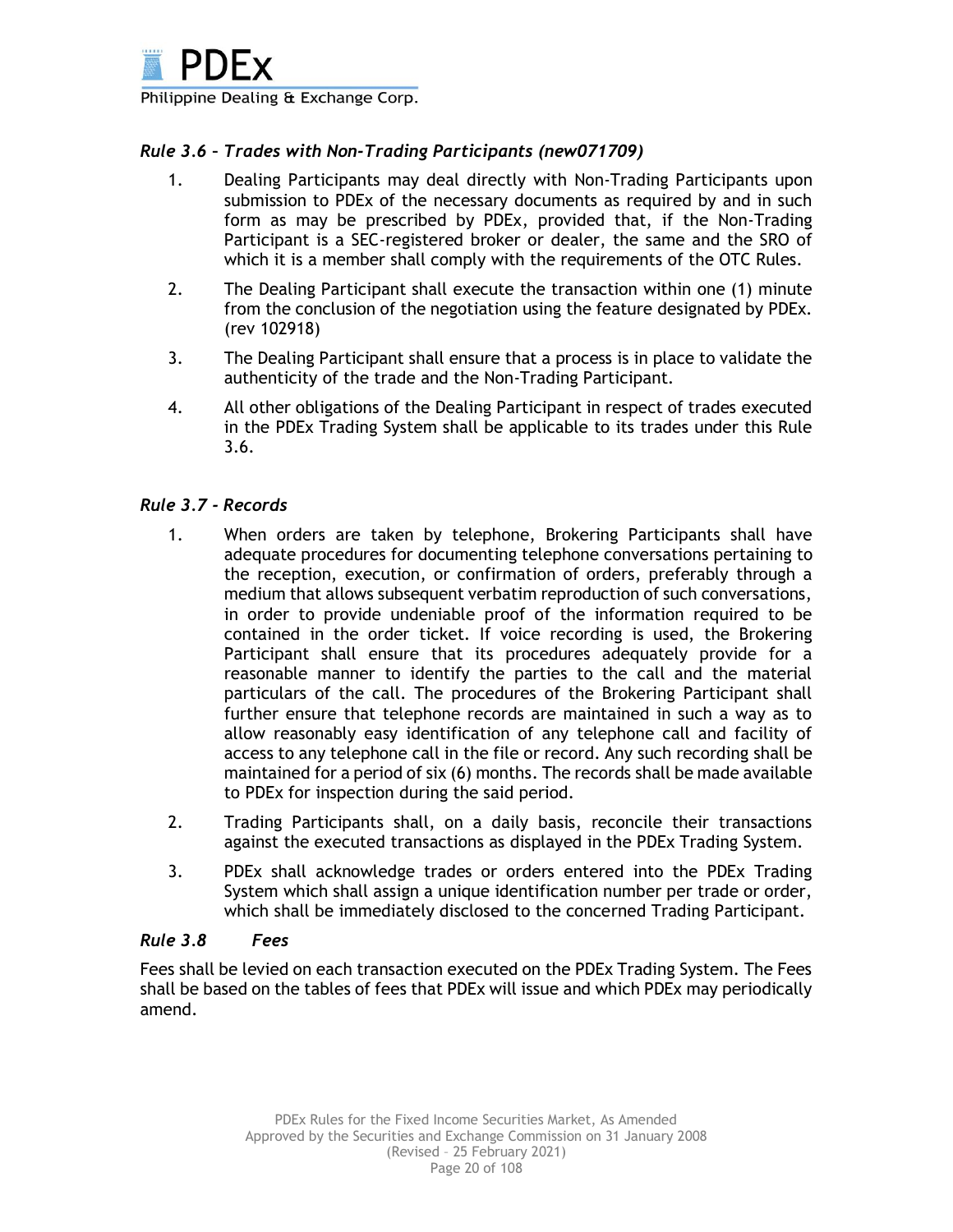### *Rule 3.6 – Trades with Non-Trading Participants (new071709)*

1. Dealing Participants may deal directly with Non-Trading Participants upon submission to PDEx of the necessary documents as required by and in such form as may be prescribed by PDEx, provided that, if the Non-Trading Participant is a SEC-registered broker or dealer, the same and the SRO of which it is a member shall comply with the requirements of the OTC Rules.
2. The Dealing Participant shall execute the transaction within one (1) minute from the conclusion of the negotiation using the feature designated by PDEx. (rev 102918)
3. The Dealing Participant shall ensure that a process is in place to validate the authenticity of the trade and the Non-Trading Participant.
4. All other obligations of the Dealing Participant in respect of trades executed in the PDEx Trading System shall be applicable to its trades under this Rule 3.6.

### *Rule 3.7 - Records*

1. When orders are taken by telephone, Brokering Participants shall have adequate procedures for documenting telephone conversations pertaining to the reception, execution, or confirmation of orders, preferably through a medium that allows subsequent verbatim reproduction of such conversations, in order to provide undeniable proof of the information required to be contained in the order ticket. If voice recording is used, the Brokering Participant shall ensure that its procedures adequately provide for a reasonable manner to identify the parties to the call and the material particulars of the call. The procedures of the Brokering Participant shall further ensure that telephone records are maintained in such a way as to allow reasonably easy identification of any telephone call and facility of access to any telephone call in the file or record. Any such recording shall be maintained for a period of six (6) months. The records shall be made available to PDEx for inspection during the said period.
2. Trading Participants shall, on a daily basis, reconcile their transactions against the executed transactions as displayed in the PDEx Trading System.
3. PDEx shall acknowledge trades or orders entered into the PDEx Trading System which shall assign a unique identification number per trade or order, which shall be immediately disclosed to the concerned Trading Participant.

### *Rule 3.8 Fees*

Fees shall be levied on each transaction executed on the PDEx Trading System. The Fees shall be based on the tables of fees that PDEx will issue and which PDEx may periodically amend.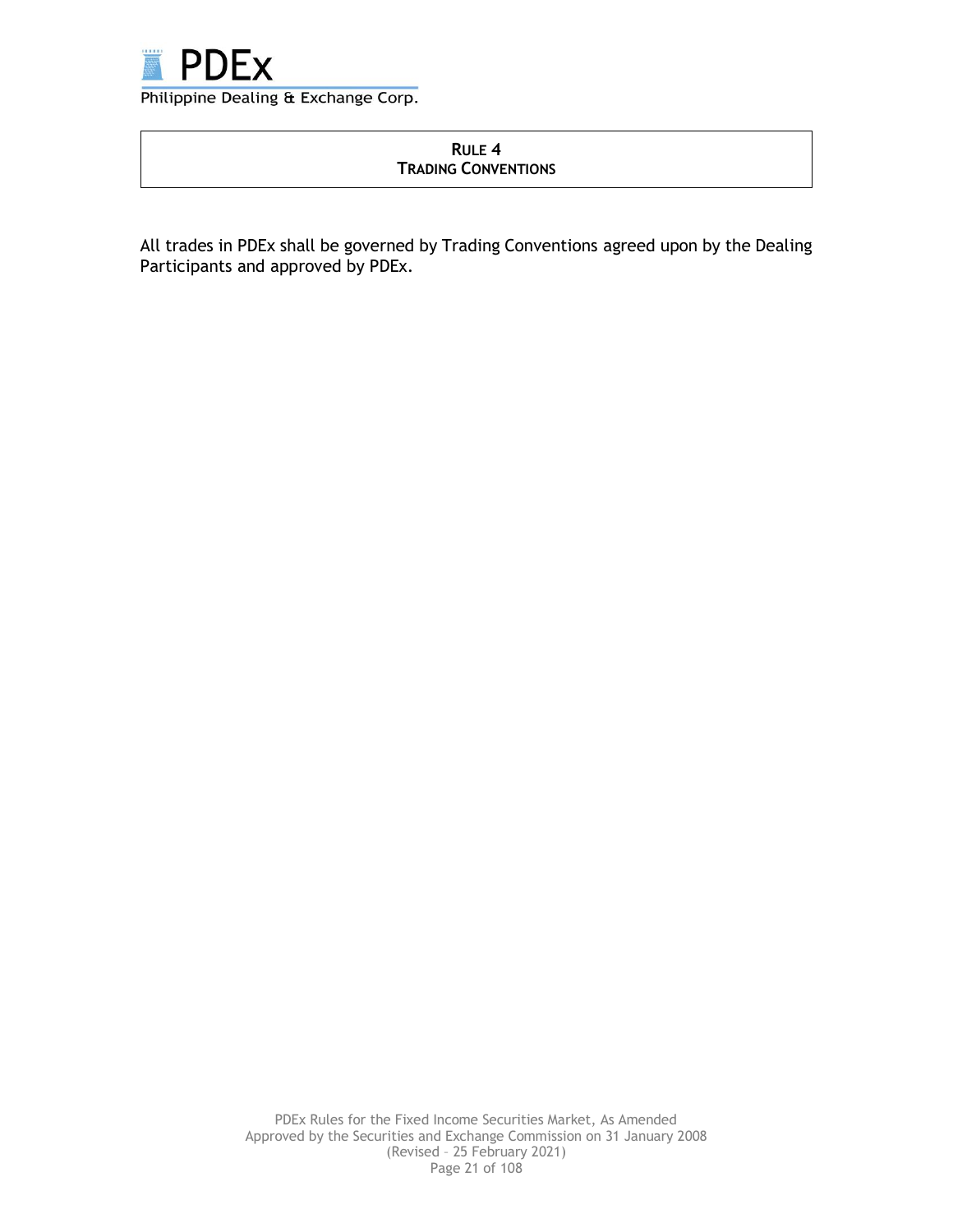## RULE 4
## TRADING CONVENTIONS

All trades in PDEx shall be governed by Trading Conventions agreed upon by the Dealing Participants and approved by PDEx.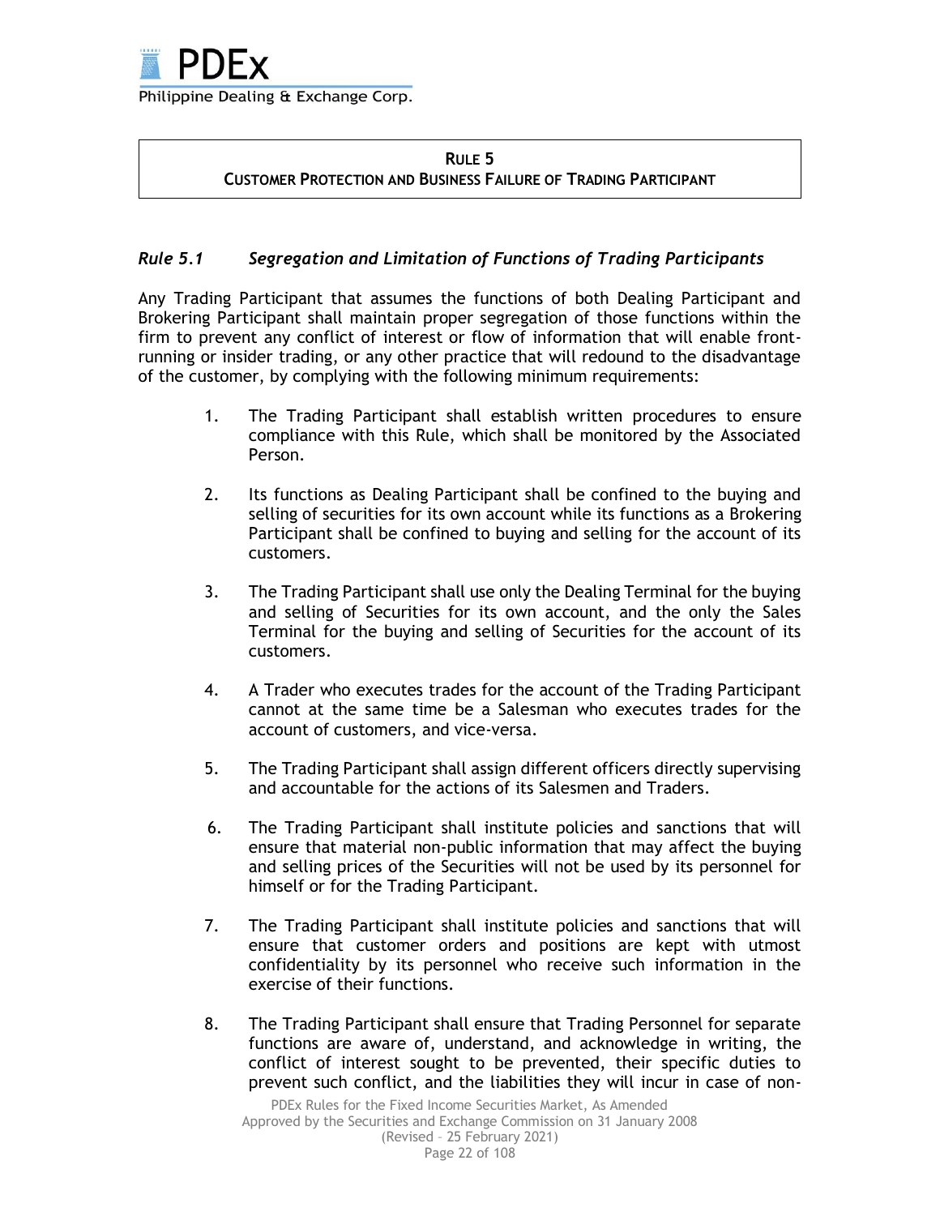## RULE 5
## CUSTOMER PROTECTION AND BUSINESS FAILURE OF TRADING PARTICIPANT

### *Rule 5.1 Segregation and Limitation of Functions of Trading Participants*

Any Trading Participant that assumes the functions of both Dealing Participant and Brokering Participant shall maintain proper segregation of those functions within the firm to prevent any conflict of interest or flow of information that will enable front-running or insider trading, or any other practice that will redound to the disadvantage of the customer, by complying with the following minimum requirements:

1. The Trading Participant shall establish written procedures to ensure compliance with this Rule, which shall be monitored by the Associated Person.

2. Its functions as Dealing Participant shall be confined to the buying and selling of securities for its own account while its functions as a Brokering Participant shall be confined to buying and selling for the account of its customers.

3. The Trading Participant shall use only the Dealing Terminal for the buying and selling of Securities for its own account, and the only the Sales Terminal for the buying and selling of Securities for the account of its customers.

4. A Trader who executes trades for the account of the Trading Participant cannot at the same time be a Salesman who executes trades for the account of customers, and vice-versa.

5. The Trading Participant shall assign different officers directly supervising and accountable for the actions of its Salesmen and Traders.

6. The Trading Participant shall institute policies and sanctions that will ensure that material non-public information that may affect the buying and selling prices of the Securities will not be used by its personnel for himself or for the Trading Participant.

7. The Trading Participant shall institute policies and sanctions that will ensure that customer orders and positions are kept with utmost confidentiality by its personnel who receive such information in the exercise of their functions.

8. The Trading Participant shall ensure that Trading Personnel for separate functions are aware of, understand, and acknowledge in writing, the conflict of interest sought to be prevented, their specific duties to prevent such conflict, and the liabilities they will incur in case of non-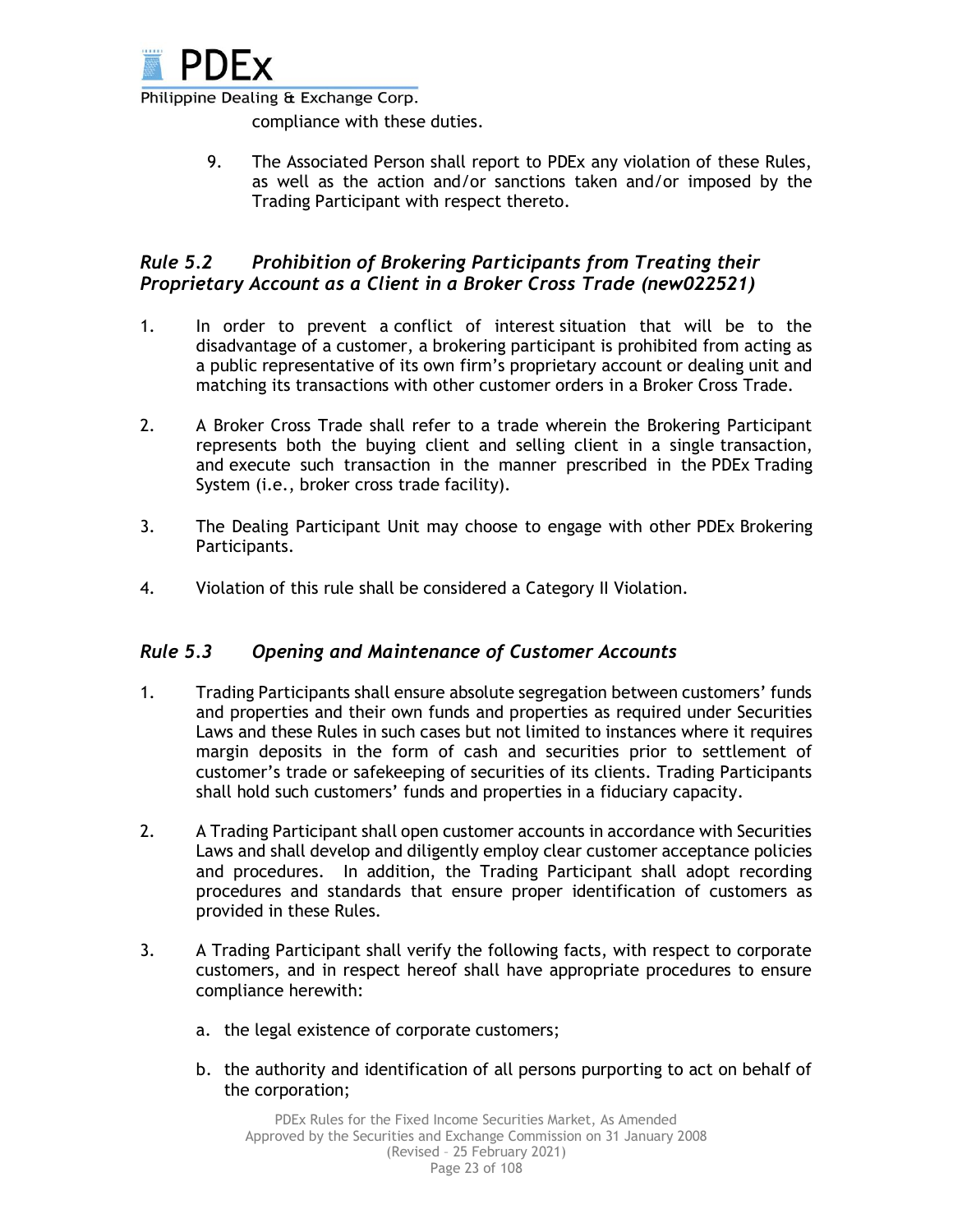compliance with these duties.

9. The Associated Person shall report to PDEx any violation of these Rules, as well as the action and/or sanctions taken and/or imposed by the Trading Participant with respect thereto.

### *Rule 5.2 Prohibition of Brokering Participants from Treating their Proprietary Account as a Client in a Broker Cross Trade (new022521)*

1. In order to prevent a conflict of interest situation that will be to the disadvantage of a customer, a brokering participant is prohibited from acting as a public representative of its own firm's proprietary account or dealing unit and matching its transactions with other customer orders in a Broker Cross Trade.

2. A Broker Cross Trade shall refer to a trade wherein the Brokering Participant represents both the buying client and selling client in a single transaction, and execute such transaction in the manner prescribed in the PDEx Trading System (i.e., broker cross trade facility).

3. The Dealing Participant Unit may choose to engage with other PDEx Brokering Participants.

4. Violation of this rule shall be considered a Category II Violation.

### *Rule 5.3 Opening and Maintenance of Customer Accounts*

1. Trading Participants shall ensure absolute segregation between customers' funds and properties and their own funds and properties as required under Securities Laws and these Rules in such cases but not limited to instances where it requires margin deposits in the form of cash and securities prior to settlement of customer's trade or safekeeping of securities of its clients. Trading Participants shall hold such customers' funds and properties in a fiduciary capacity.

2. A Trading Participant shall open customer accounts in accordance with Securities Laws and shall develop and diligently employ clear customer acceptance policies and procedures. In addition, the Trading Participant shall adopt recording procedures and standards that ensure proper identification of customers as provided in these Rules.

3. A Trading Participant shall verify the following facts, with respect to corporate customers, and in respect hereof shall have appropriate procedures to ensure compliance herewith:

   a. the legal existence of corporate customers;

   b. the authority and identification of all persons purporting to act on behalf of the corporation;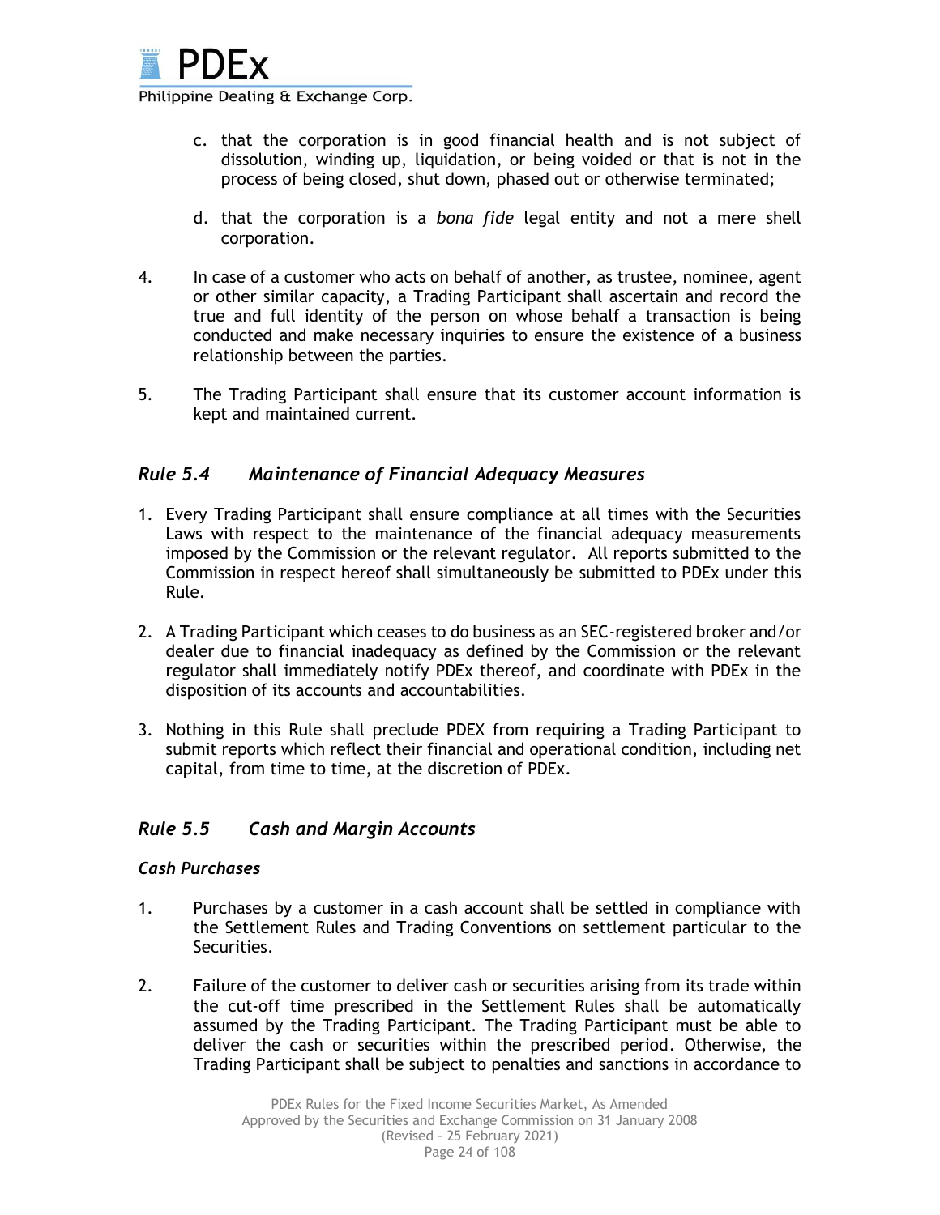c. that the corporation is in good financial health and is not subject of dissolution, winding up, liquidation, or being voided or that is not in the process of being closed, shut down, phased out or otherwise terminated;

d. that the corporation is a *bona fide* legal entity and not a mere shell corporation.

4. In case of a customer who acts on behalf of another, as trustee, nominee, agent or other similar capacity, a Trading Participant shall ascertain and record the true and full identity of the person on whose behalf a transaction is being conducted and make necessary inquiries to ensure the existence of a business relationship between the parties.

5. The Trading Participant shall ensure that its customer account information is kept and maintained current.

## *Rule 5.4 Maintenance of Financial Adequacy Measures*

1. Every Trading Participant shall ensure compliance at all times with the Securities Laws with respect to the maintenance of the financial adequacy measurements imposed by the Commission or the relevant regulator. All reports submitted to the Commission in respect hereof shall simultaneously be submitted to PDEx under this Rule.

2. A Trading Participant which ceases to do business as an SEC-registered broker and/or dealer due to financial inadequacy as defined by the Commission or the relevant regulator shall immediately notify PDEx thereof, and coordinate with PDEx in the disposition of its accounts and accountabilities.

3. Nothing in this Rule shall preclude PDEX from requiring a Trading Participant to submit reports which reflect their financial and operational condition, including net capital, from time to time, at the discretion of PDEx.

## *Rule 5.5 Cash and Margin Accounts*

### *Cash Purchases*

1. Purchases by a customer in a cash account shall be settled in compliance with the Settlement Rules and Trading Conventions on settlement particular to the Securities.

2. Failure of the customer to deliver cash or securities arising from its trade within the cut-off time prescribed in the Settlement Rules shall be automatically assumed by the Trading Participant. The Trading Participant must be able to deliver the cash or securities within the prescribed period. Otherwise, the Trading Participant shall be subject to penalties and sanctions in accordance to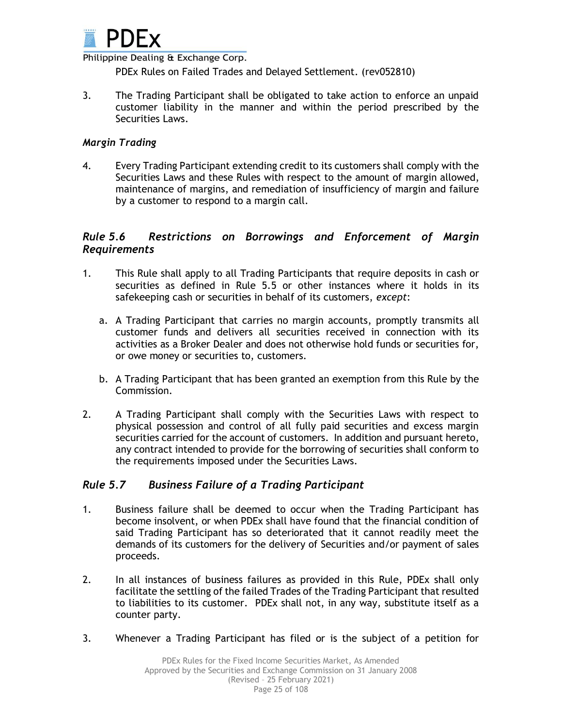PDEx Rules on Failed Trades and Delayed Settlement. (rev052810)

3. The Trading Participant shall be obligated to take action to enforce an unpaid customer liability in the manner and within the period prescribed by the Securities Laws.

### *Margin Trading*

4. Every Trading Participant extending credit to its customers shall comply with the Securities Laws and these Rules with respect to the amount of margin allowed, maintenance of margins, and remediation of insufficiency of margin and failure by a customer to respond to a margin call.

## *Rule 5.6 Restrictions on Borrowings and Enforcement of Margin Requirements*

1. This Rule shall apply to all Trading Participants that require deposits in cash or securities as defined in Rule 5.5 or other instances where it holds in its safekeeping cash or securities in behalf of its customers, *except*:

   a. A Trading Participant that carries no margin accounts, promptly transmits all customer funds and delivers all securities received in connection with its activities as a Broker Dealer and does not otherwise hold funds or securities for, or owe money or securities to, customers.

   b. A Trading Participant that has been granted an exemption from this Rule by the Commission.

2. A Trading Participant shall comply with the Securities Laws with respect to physical possession and control of all fully paid securities and excess margin securities carried for the account of customers. In addition and pursuant hereto, any contract intended to provide for the borrowing of securities shall conform to the requirements imposed under the Securities Laws.

## *Rule 5.7 Business Failure of a Trading Participant*

1. Business failure shall be deemed to occur when the Trading Participant has become insolvent, or when PDEx shall have found that the financial condition of said Trading Participant has so deteriorated that it cannot readily meet the demands of its customers for the delivery of Securities and/or payment of sales proceeds.

2. In all instances of business failures as provided in this Rule, PDEx shall only facilitate the settling of the failed Trades of the Trading Participant that resulted to liabilities to its customer. PDEx shall not, in any way, substitute itself as a counter party.

3. Whenever a Trading Participant has filed or is the subject of a petition for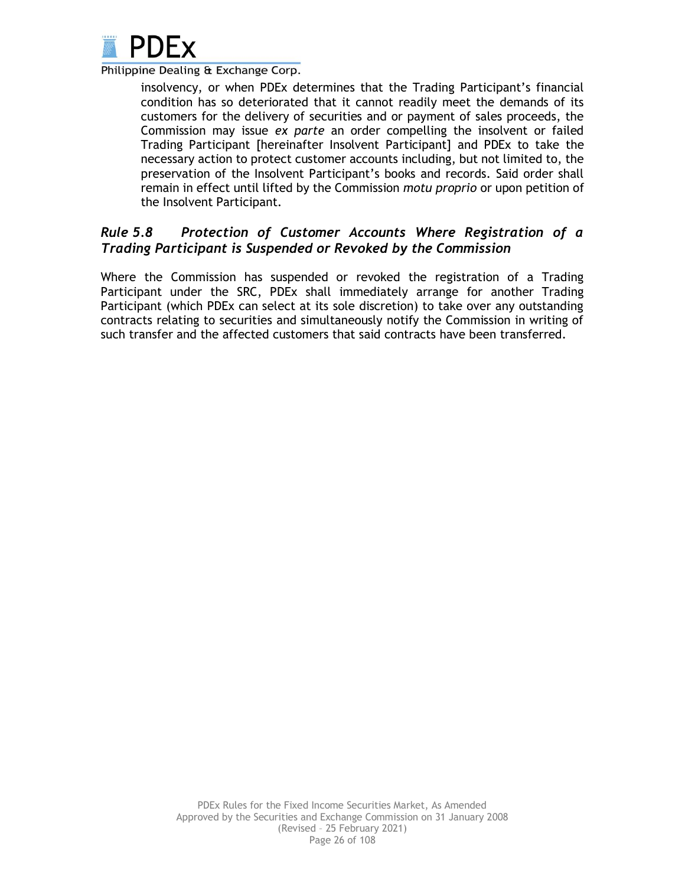insolvency, or when PDEx determines that the Trading Participant's financial condition has so deteriorated that it cannot readily meet the demands of its customers for the delivery of securities and or payment of sales proceeds, the Commission may issue *ex parte* an order compelling the insolvent or failed Trading Participant [hereinafter Insolvent Participant] and PDEx to take the necessary action to protect customer accounts including, but not limited to, the preservation of the Insolvent Participant's books and records. Said order shall remain in effect until lifted by the Commission *motu proprio* or upon petition of the Insolvent Participant.

### *Rule 5.8 Protection of Customer Accounts Where Registration of a Trading Participant is Suspended or Revoked by the Commission*

Where the Commission has suspended or revoked the registration of a Trading Participant under the SRC, PDEx shall immediately arrange for another Trading Participant (which PDEx can select at its sole discretion) to take over any outstanding contracts relating to securities and simultaneously notify the Commission in writing of such transfer and the affected customers that said contracts have been transferred.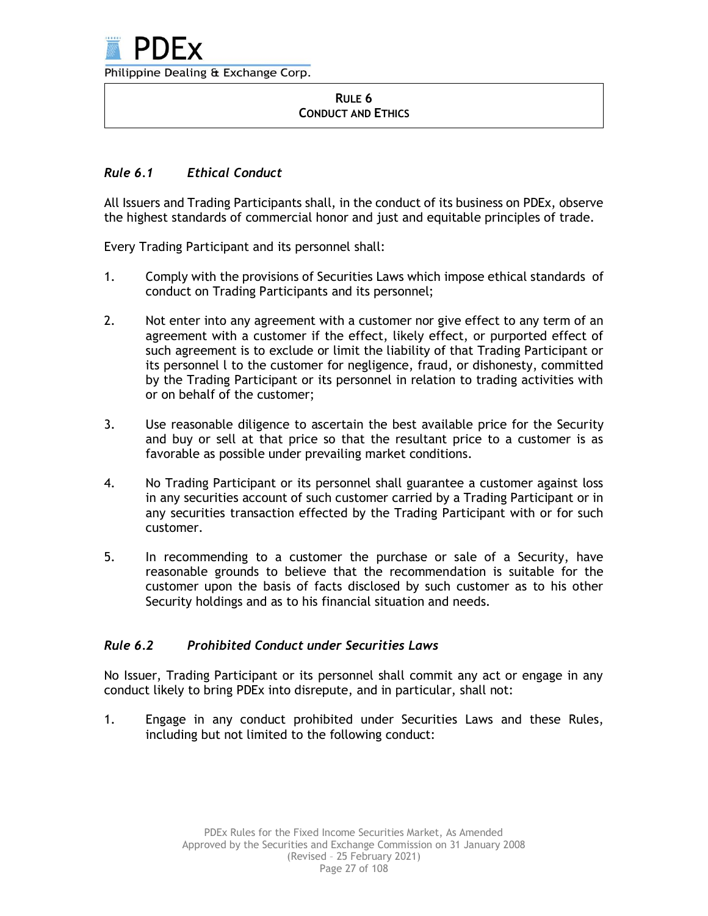## RULE 6
## CONDUCT AND ETHICS

### *Rule 6.1 Ethical Conduct*

All Issuers and Trading Participants shall, in the conduct of its business on PDEx, observe the highest standards of commercial honor and just and equitable principles of trade.

Every Trading Participant and its personnel shall:

1. Comply with the provisions of Securities Laws which impose ethical standards of conduct on Trading Participants and its personnel;

2. Not enter into any agreement with a customer nor give effect to any term of an agreement with a customer if the effect, likely effect, or purported effect of such agreement is to exclude or limit the liability of that Trading Participant or its personnel l to the customer for negligence, fraud, or dishonesty, committed by the Trading Participant or its personnel in relation to trading activities with or on behalf of the customer;

3. Use reasonable diligence to ascertain the best available price for the Security and buy or sell at that price so that the resultant price to a customer is as favorable as possible under prevailing market conditions.

4. No Trading Participant or its personnel shall guarantee a customer against loss in any securities account of such customer carried by a Trading Participant or in any securities transaction effected by the Trading Participant with or for such customer.

5. In recommending to a customer the purchase or sale of a Security, have reasonable grounds to believe that the recommendation is suitable for the customer upon the basis of facts disclosed by such customer as to his other Security holdings and as to his financial situation and needs.

### *Rule 6.2 Prohibited Conduct under Securities Laws*

No Issuer, Trading Participant or its personnel shall commit any act or engage in any conduct likely to bring PDEx into disrepute, and in particular, shall not:

1. Engage in any conduct prohibited under Securities Laws and these Rules, including but not limited to the following conduct: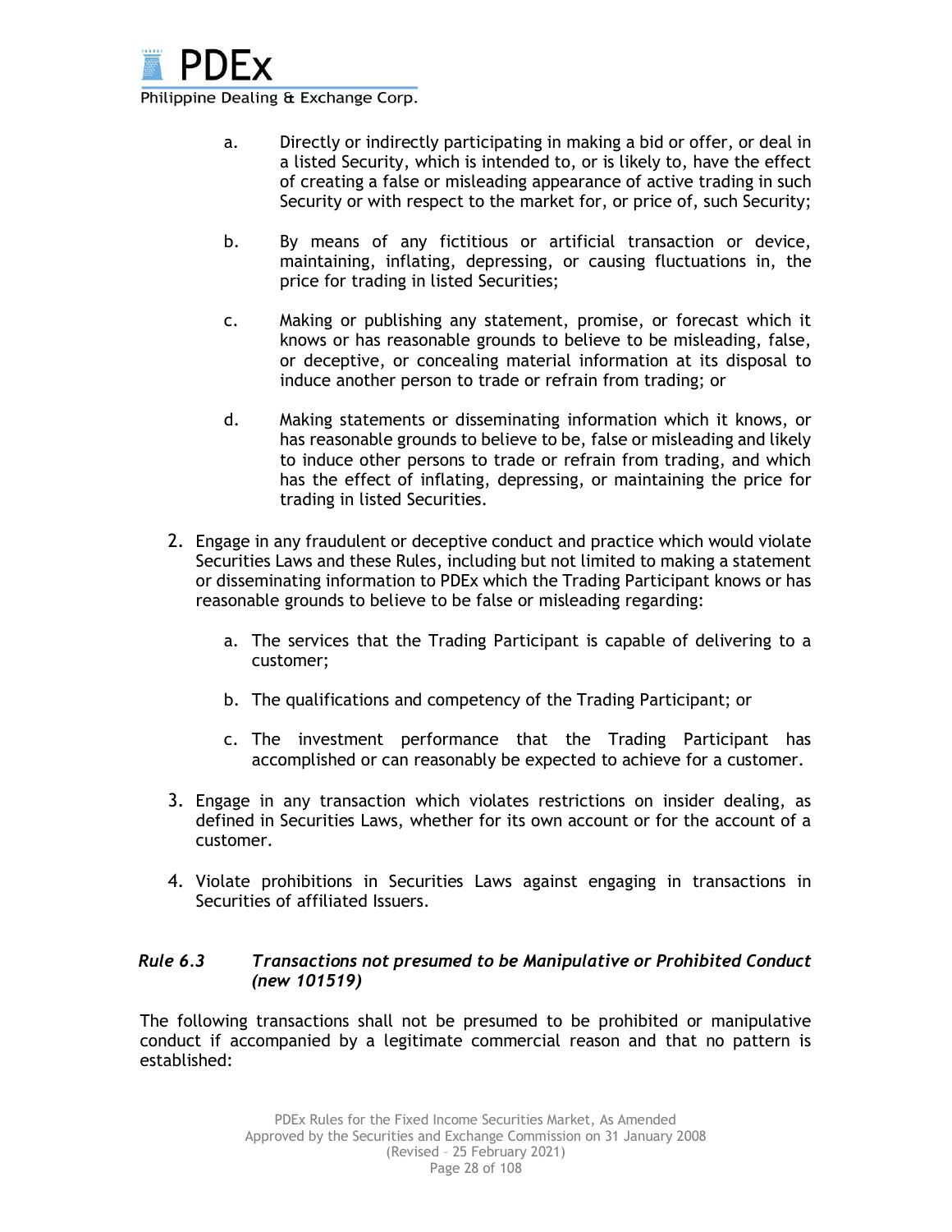a. Directly or indirectly participating in making a bid or offer, or deal in a listed Security, which is intended to, or is likely to, have the effect of creating a false or misleading appearance of active trading in such Security or with respect to the market for, or price of, such Security;

b. By means of any fictitious or artificial transaction or device, maintaining, inflating, depressing, or causing fluctuations in, the price for trading in listed Securities;

c. Making or publishing any statement, promise, or forecast which it knows or has reasonable grounds to believe to be misleading, false, or deceptive, or concealing material information at its disposal to induce another person to trade or refrain from trading; or

d. Making statements or disseminating information which it knows, or has reasonable grounds to believe to be, false or misleading and likely to induce other persons to trade or refrain from trading, and which has the effect of inflating, depressing, or maintaining the price for trading in listed Securities.

2. Engage in any fraudulent or deceptive conduct and practice which would violate Securities Laws and these Rules, including but not limited to making a statement or disseminating information to PDEx which the Trading Participant knows or has reasonable grounds to believe to be false or misleading regarding:

   a. The services that the Trading Participant is capable of delivering to a customer;

   b. The qualifications and competency of the Trading Participant; or

   c. The investment performance that the Trading Participant has accomplished or can reasonably be expected to achieve for a customer.

3. Engage in any transaction which violates restrictions on insider dealing, as defined in Securities Laws, whether for its own account or for the account of a customer.

4. Violate prohibitions in Securities Laws against engaging in transactions in Securities of affiliated Issuers.

### *Rule 6.3 Transactions not presumed to be Manipulative or Prohibited Conduct (new 101519)*

The following transactions shall not be presumed to be prohibited or manipulative conduct if accompanied by a legitimate commercial reason and that no pattern is established: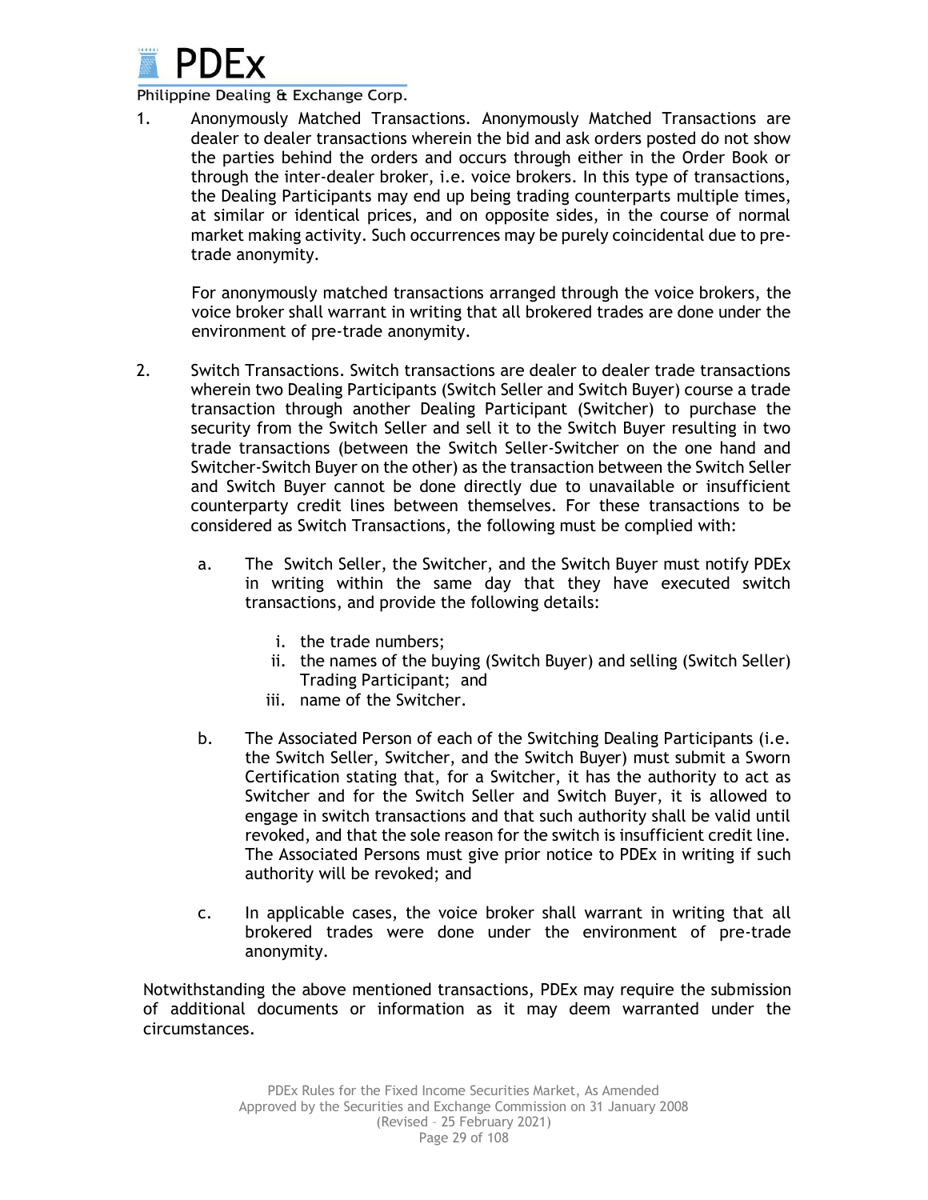1. Anonymously Matched Transactions. Anonymously Matched Transactions are dealer to dealer transactions wherein the bid and ask orders posted do not show the parties behind the orders and occurs through either in the Order Book or through the inter-dealer broker, i.e. voice brokers. In this type of transactions, the Dealing Participants may end up being trading counterparts multiple times, at similar or identical prices, and on opposite sides, in the course of normal market making activity. Such occurrences may be purely coincidental due to pre-trade anonymity.

   For anonymously matched transactions arranged through the voice brokers, the voice broker shall warrant in writing that all brokered trades are done under the environment of pre-trade anonymity.

2. Switch Transactions. Switch transactions are dealer to dealer trade transactions wherein two Dealing Participants (Switch Seller and Switch Buyer) course a trade transaction through another Dealing Participant (Switcher) to purchase the security from the Switch Seller and sell it to the Switch Buyer resulting in two trade transactions (between the Switch Seller-Switcher on the one hand and Switcher-Switch Buyer on the other) as the transaction between the Switch Seller and Switch Buyer cannot be done directly due to unavailable or insufficient counterparty credit lines between themselves. For these transactions to be considered as Switch Transactions, the following must be complied with:

   a. The Switch Seller, the Switcher, and the Switch Buyer must notify PDEx in writing within the same day that they have executed switch transactions, and provide the following details:

      i. the trade numbers;
      ii. the names of the buying (Switch Buyer) and selling (Switch Seller) Trading Participant; and
      iii. name of the Switcher.

   b. The Associated Person of each of the Switching Dealing Participants (i.e. the Switch Seller, Switcher, and the Switch Buyer) must submit a Sworn Certification stating that, for a Switcher, it has the authority to act as Switcher and for the Switch Seller and Switch Buyer, it is allowed to engage in switch transactions and that such authority shall be valid until revoked, and that the sole reason for the switch is insufficient credit line. The Associated Persons must give prior notice to PDEx in writing if such authority will be revoked; and

   c. In applicable cases, the voice broker shall warrant in writing that all brokered trades were done under the environment of pre-trade anonymity.

Notwithstanding the above mentioned transactions, PDEx may require the submission of additional documents or information as it may deem warranted under the circumstances.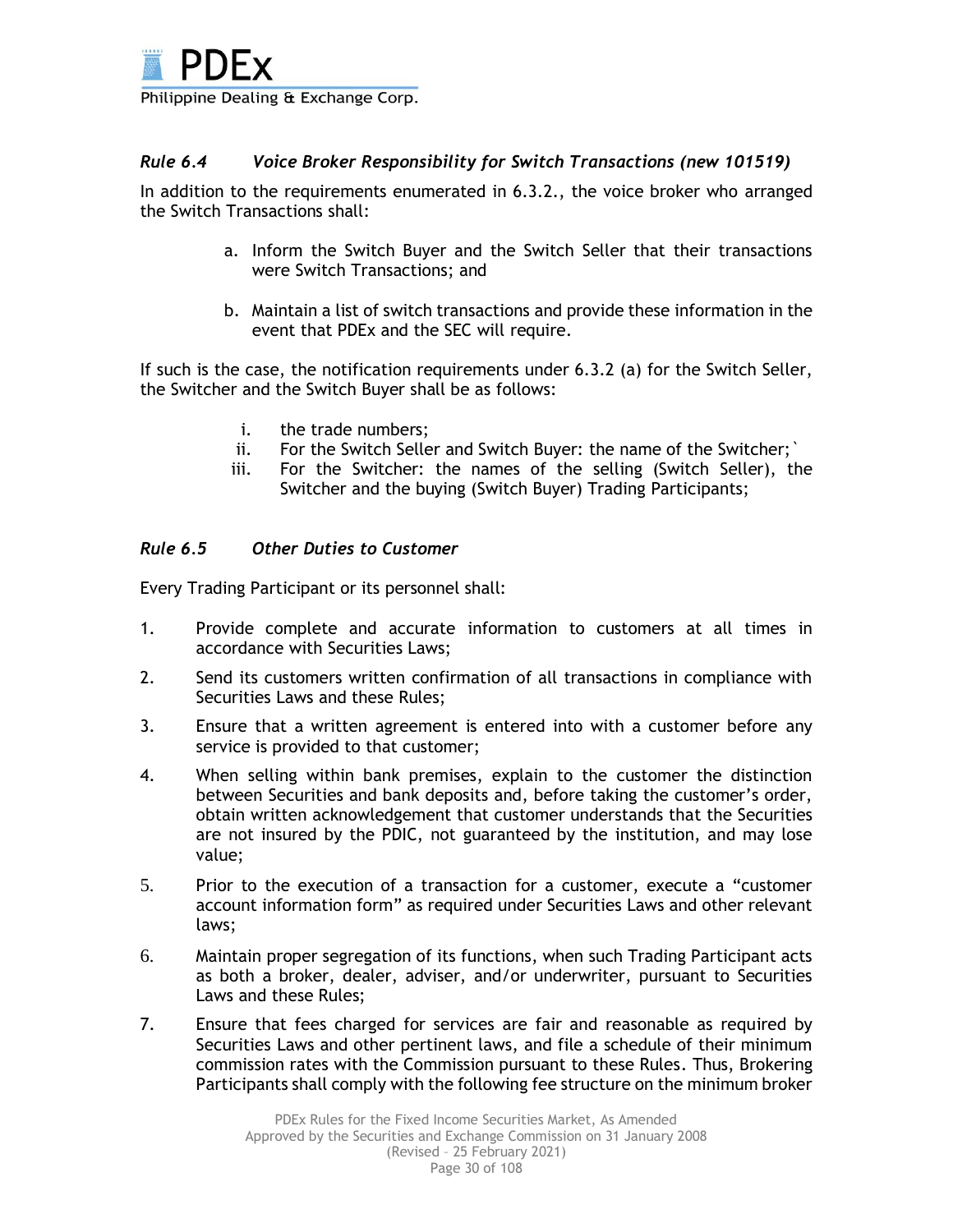### *Rule 6.4 Voice Broker Responsibility for Switch Transactions (new 101519)*

In addition to the requirements enumerated in 6.3.2., the voice broker who arranged the Switch Transactions shall:

a. Inform the Switch Buyer and the Switch Seller that their transactions were Switch Transactions; and

b. Maintain a list of switch transactions and provide these information in the event that PDEx and the SEC will require.

If such is the case, the notification requirements under 6.3.2 (a) for the Switch Seller, the Switcher and the Switch Buyer shall be as follows:

i. the trade numbers;
ii. For the Switch Seller and Switch Buyer: the name of the Switcher;`
iii. For the Switcher: the names of the selling (Switch Seller), the Switcher and the buying (Switch Buyer) Trading Participants;

### *Rule 6.5 Other Duties to Customer*

Every Trading Participant or its personnel shall:

1. Provide complete and accurate information to customers at all times in accordance with Securities Laws;
2. Send its customers written confirmation of all transactions in compliance with Securities Laws and these Rules;
3. Ensure that a written agreement is entered into with a customer before any service is provided to that customer;
4. When selling within bank premises, explain to the customer the distinction between Securities and bank deposits and, before taking the customer's order, obtain written acknowledgement that customer understands that the Securities are not insured by the PDIC, not guaranteed by the institution, and may lose value;
5. Prior to the execution of a transaction for a customer, execute a "customer account information form" as required under Securities Laws and other relevant laws;
6. Maintain proper segregation of its functions, when such Trading Participant acts as both a broker, dealer, adviser, and/or underwriter, pursuant to Securities Laws and these Rules;
7. Ensure that fees charged for services are fair and reasonable as required by Securities Laws and other pertinent laws, and file a schedule of their minimum commission rates with the Commission pursuant to these Rules. Thus, Brokering Participants shall comply with the following fee structure on the minimum broker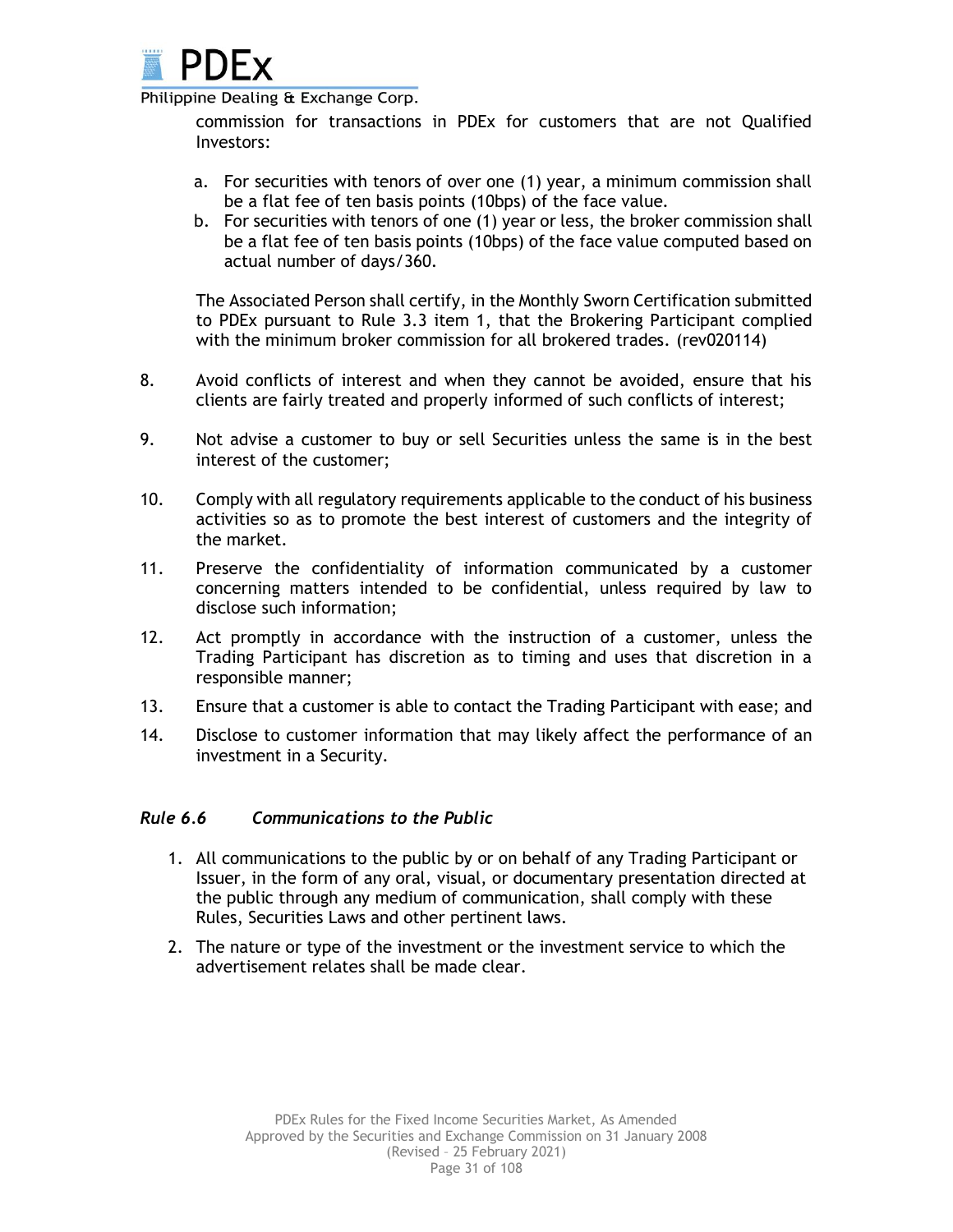commission for transactions in PDEx for customers that are not Qualified Investors:

a. For securities with tenors of over one (1) year, a minimum commission shall be a flat fee of ten basis points (10bps) of the face value.
b. For securities with tenors of one (1) year or less, the broker commission shall be a flat fee of ten basis points (10bps) of the face value computed based on actual number of days/360.

The Associated Person shall certify, in the Monthly Sworn Certification submitted to PDEx pursuant to Rule 3.3 item 1, that the Brokering Participant complied with the minimum broker commission for all brokered trades. (rev020114)

8. Avoid conflicts of interest and when they cannot be avoided, ensure that his clients are fairly treated and properly informed of such conflicts of interest;

9. Not advise a customer to buy or sell Securities unless the same is in the best interest of the customer;

10. Comply with all regulatory requirements applicable to the conduct of his business activities so as to promote the best interest of customers and the integrity of the market.

11. Preserve the confidentiality of information communicated by a customer concerning matters intended to be confidential, unless required by law to disclose such information;

12. Act promptly in accordance with the instruction of a customer, unless the Trading Participant has discretion as to timing and uses that discretion in a responsible manner;

13. Ensure that a customer is able to contact the Trading Participant with ease; and

14. Disclose to customer information that may likely affect the performance of an investment in a Security.

### *Rule 6.6 Communications to the Public*

1. All communications to the public by or on behalf of any Trading Participant or Issuer, in the form of any oral, visual, or documentary presentation directed at the public through any medium of communication, shall comply with these Rules, Securities Laws and other pertinent laws.
2. The nature or type of the investment or the investment service to which the advertisement relates shall be made clear.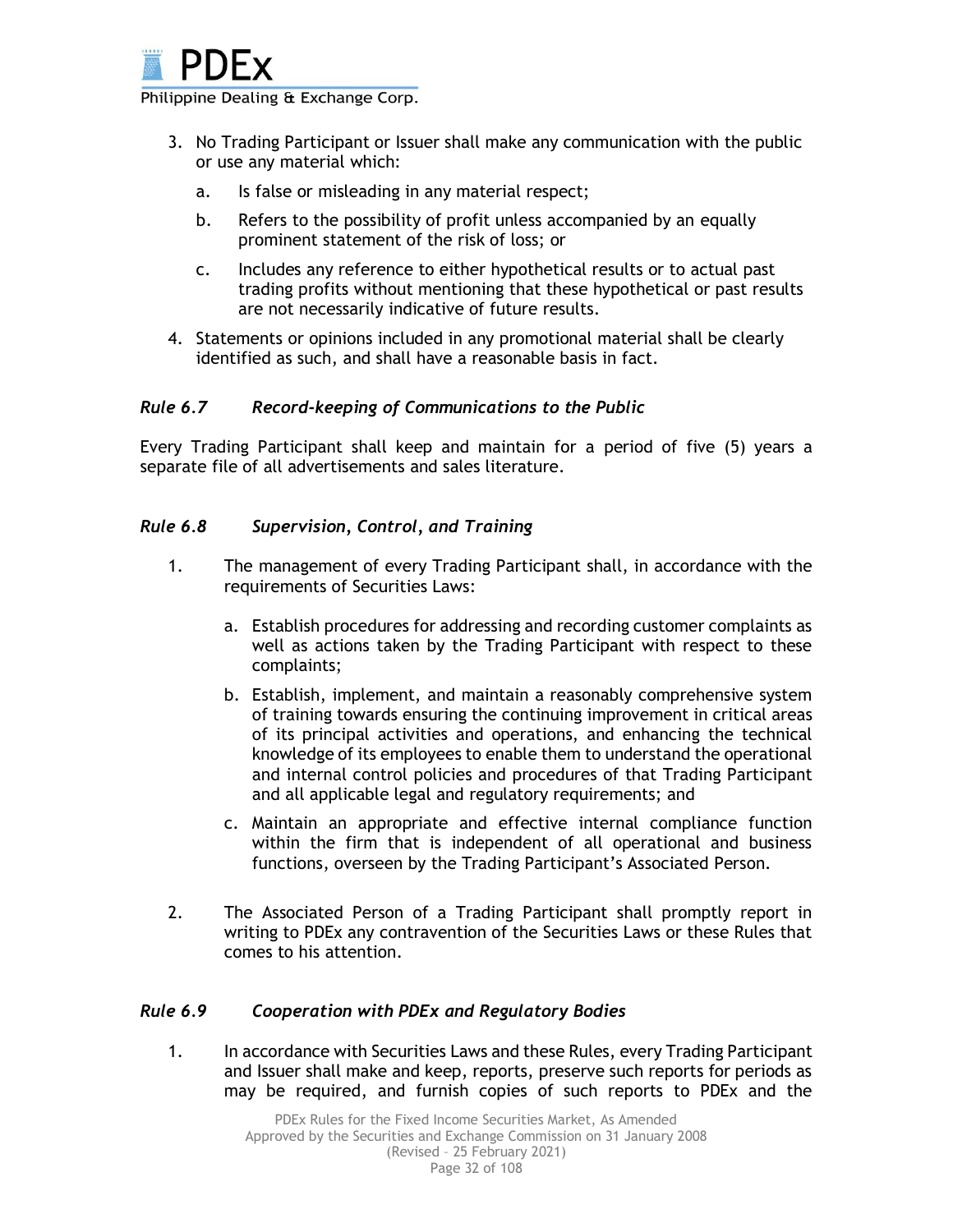3. No Trading Participant or Issuer shall make any communication with the public or use any material which:

    a. Is false or misleading in any material respect;

    b. Refers to the possibility of profit unless accompanied by an equally prominent statement of the risk of loss; or

    c. Includes any reference to either hypothetical results or to actual past trading profits without mentioning that these hypothetical or past results are not necessarily indicative of future results.

4. Statements or opinions included in any promotional material shall be clearly identified as such, and shall have a reasonable basis in fact.

### *Rule 6.7 Record-keeping of Communications to the Public*

Every Trading Participant shall keep and maintain for a period of five (5) years a separate file of all advertisements and sales literature.

### *Rule 6.8 Supervision, Control, and Training*

1. The management of every Trading Participant shall, in accordance with the requirements of Securities Laws:

    a. Establish procedures for addressing and recording customer complaints as well as actions taken by the Trading Participant with respect to these complaints;

    b. Establish, implement, and maintain a reasonably comprehensive system of training towards ensuring the continuing improvement in critical areas of its principal activities and operations, and enhancing the technical knowledge of its employees to enable them to understand the operational and internal control policies and procedures of that Trading Participant and all applicable legal and regulatory requirements; and

    c. Maintain an appropriate and effective internal compliance function within the firm that is independent of all operational and business functions, overseen by the Trading Participant's Associated Person.

2. The Associated Person of a Trading Participant shall promptly report in writing to PDEx any contravention of the Securities Laws or these Rules that comes to his attention.

### *Rule 6.9 Cooperation with PDEx and Regulatory Bodies*

1. In accordance with Securities Laws and these Rules, every Trading Participant and Issuer shall make and keep, reports, preserve such reports for periods as may be required, and furnish copies of such reports to PDEx and the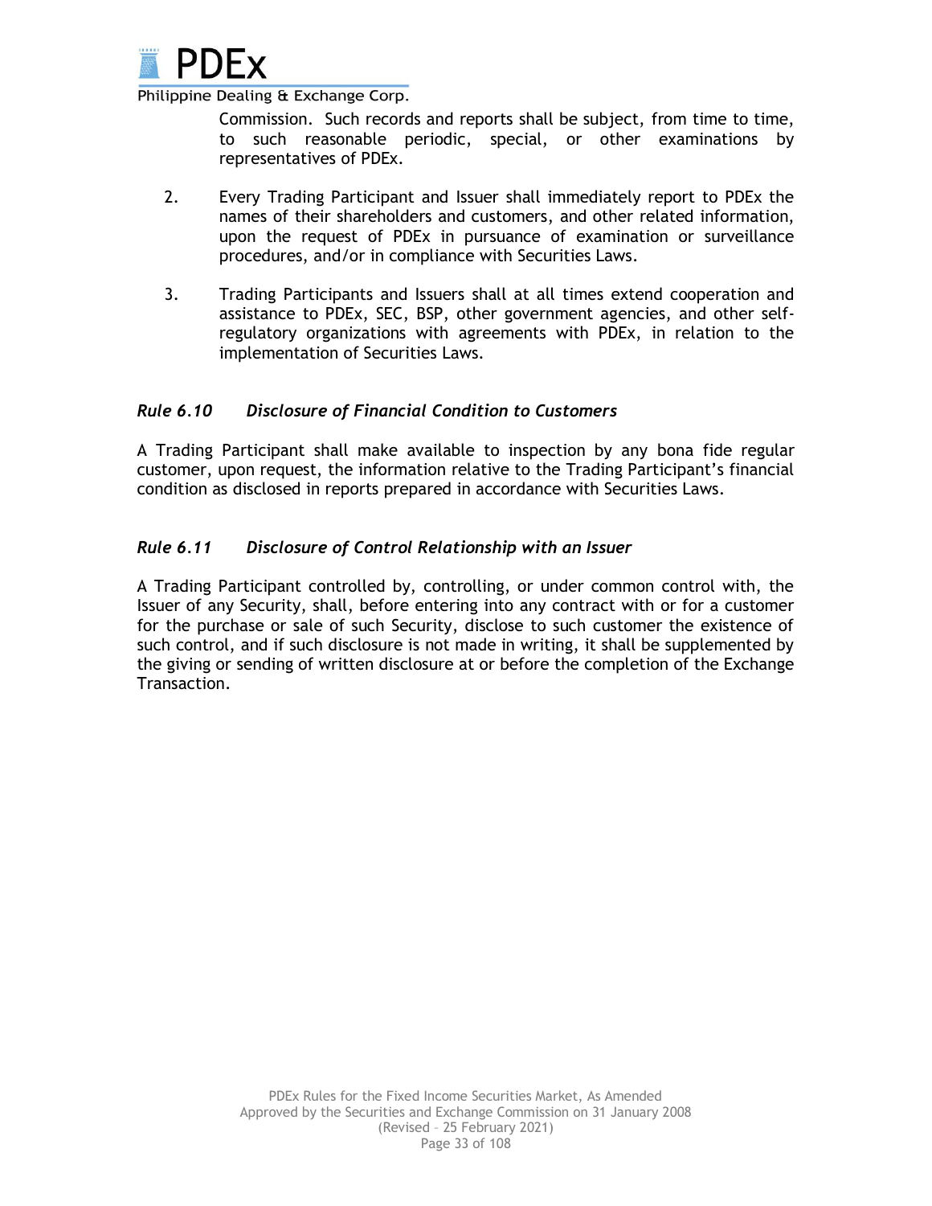Commission. Such records and reports shall be subject, from time to time, to such reasonable periodic, special, or other examinations by representatives of PDEx.

2. Every Trading Participant and Issuer shall immediately report to PDEx the names of their shareholders and customers, and other related information, upon the request of PDEx in pursuance of examination or surveillance procedures, and/or in compliance with Securities Laws.

3. Trading Participants and Issuers shall at all times extend cooperation and assistance to PDEx, SEC, BSP, other government agencies, and other self-regulatory organizations with agreements with PDEx, in relation to the implementation of Securities Laws.

### *Rule 6.10 Disclosure of Financial Condition to Customers*

A Trading Participant shall make available to inspection by any bona fide regular customer, upon request, the information relative to the Trading Participant's financial condition as disclosed in reports prepared in accordance with Securities Laws.

### *Rule 6.11 Disclosure of Control Relationship with an Issuer*

A Trading Participant controlled by, controlling, or under common control with, the Issuer of any Security, shall, before entering into any contract with or for a customer for the purchase or sale of such Security, disclose to such customer the existence of such control, and if such disclosure is not made in writing, it shall be supplemented by the giving or sending of written disclosure at or before the completion of the Exchange Transaction.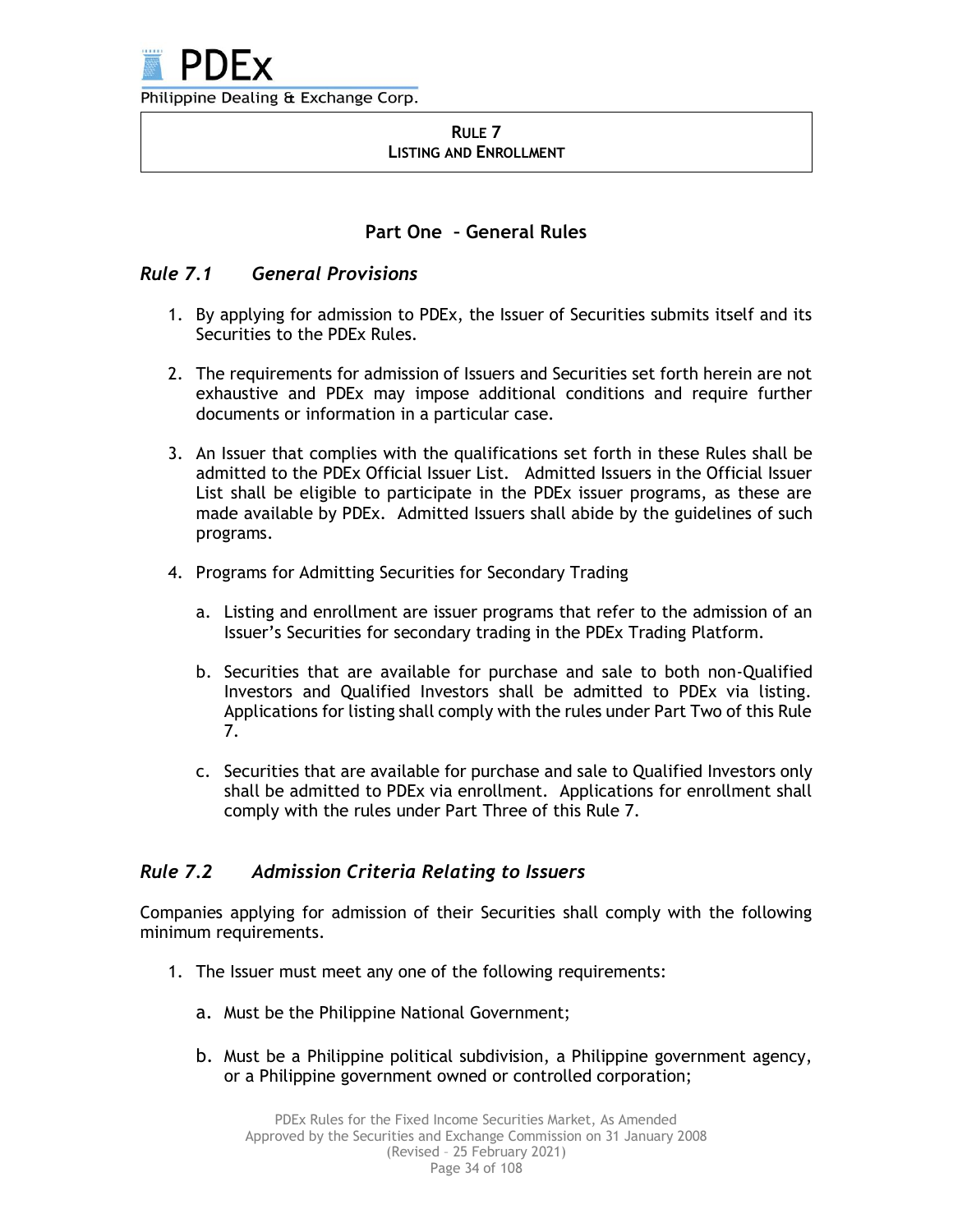# RULE 7
# LISTING AND ENROLLMENT

## Part One – General Rules

### *Rule 7.1 General Provisions*

1. By applying for admission to PDEx, the Issuer of Securities submits itself and its Securities to the PDEx Rules.

2. The requirements for admission of Issuers and Securities set forth herein are not exhaustive and PDEx may impose additional conditions and require further documents or information in a particular case.

3. An Issuer that complies with the qualifications set forth in these Rules shall be admitted to the PDEx Official Issuer List. Admitted Issuers in the Official Issuer List shall be eligible to participate in the PDEx issuer programs, as these are made available by PDEx. Admitted Issuers shall abide by the guidelines of such programs.

4. Programs for Admitting Securities for Secondary Trading

   a. Listing and enrollment are issuer programs that refer to the admission of an Issuer's Securities for secondary trading in the PDEx Trading Platform.

   b. Securities that are available for purchase and sale to both non-Qualified Investors and Qualified Investors shall be admitted to PDEx via listing. Applications for listing shall comply with the rules under Part Two of this Rule 7.

   c. Securities that are available for purchase and sale to Qualified Investors only shall be admitted to PDEx via enrollment. Applications for enrollment shall comply with the rules under Part Three of this Rule 7.

### *Rule 7.2 Admission Criteria Relating to Issuers*

Companies applying for admission of their Securities shall comply with the following minimum requirements.

1. The Issuer must meet any one of the following requirements:

   a. Must be the Philippine National Government;

   b. Must be a Philippine political subdivision, a Philippine government agency, or a Philippine government owned or controlled corporation;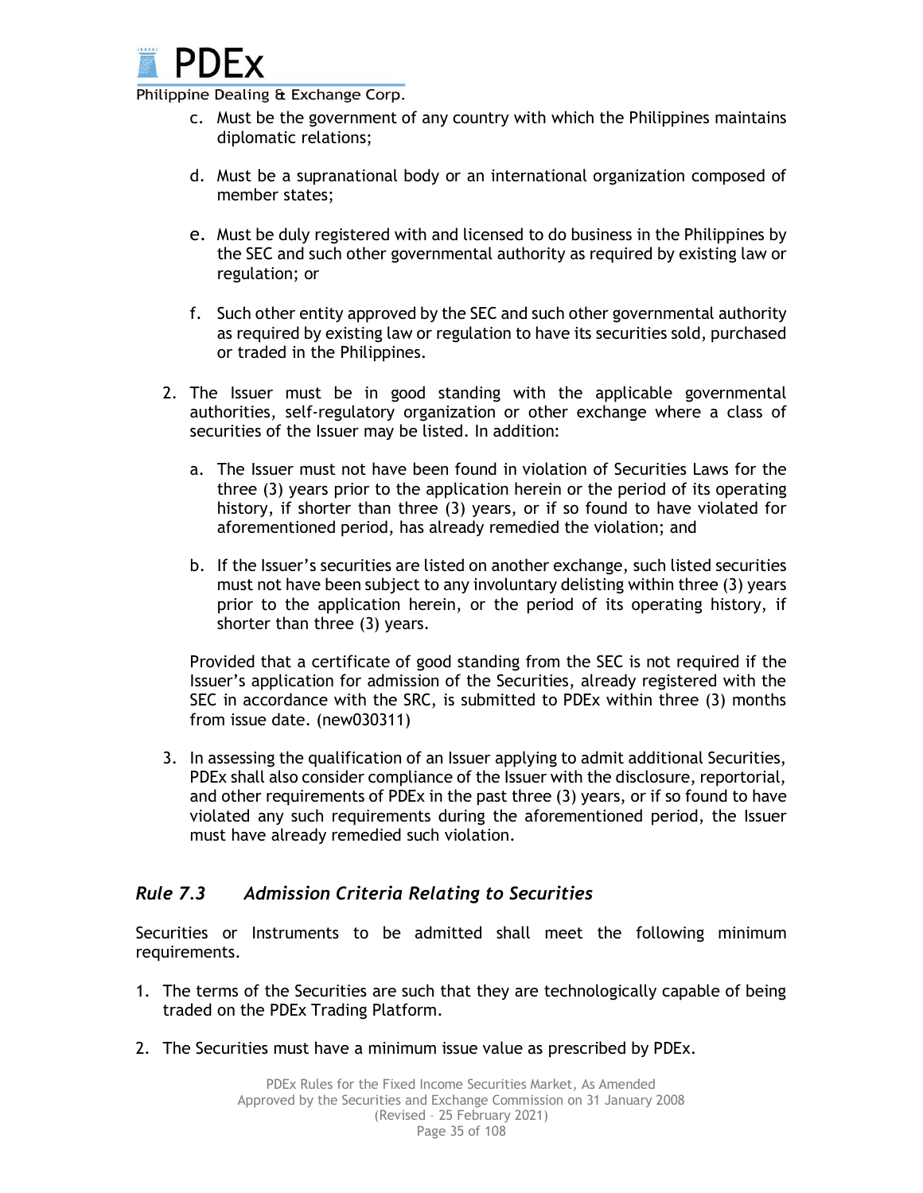c. Must be the government of any country with which the Philippines maintains diplomatic relations;

   d. Must be a supranational body or an international organization composed of member states;

   e. Must be duly registered with and licensed to do business in the Philippines by the SEC and such other governmental authority as required by existing law or regulation; or

   f. Such other entity approved by the SEC and such other governmental authority as required by existing law or regulation to have its securities sold, purchased or traded in the Philippines.

2. The Issuer must be in good standing with the applicable governmental authorities, self-regulatory organization or other exchange where a class of securities of the Issuer may be listed. In addition:

   a. The Issuer must not have been found in violation of Securities Laws for the three (3) years prior to the application herein or the period of its operating history, if shorter than three (3) years, or if so found to have violated for aforementioned period, has already remedied the violation; and

   b. If the Issuer's securities are listed on another exchange, such listed securities must not have been subject to any involuntary delisting within three (3) years prior to the application herein, or the period of its operating history, if shorter than three (3) years.

   Provided that a certificate of good standing from the SEC is not required if the Issuer's application for admission of the Securities, already registered with the SEC in accordance with the SRC, is submitted to PDEx within three (3) months from issue date. (new030311)

3. In assessing the qualification of an Issuer applying to admit additional Securities, PDEx shall also consider compliance of the Issuer with the disclosure, reportorial, and other requirements of PDEx in the past three (3) years, or if so found to have violated any such requirements during the aforementioned period, the Issuer must have already remedied such violation.

## *Rule 7.3 Admission Criteria Relating to Securities*

Securities or Instruments to be admitted shall meet the following minimum requirements.

1. The terms of the Securities are such that they are technologically capable of being traded on the PDEx Trading Platform.

2. The Securities must have a minimum issue value as prescribed by PDEx.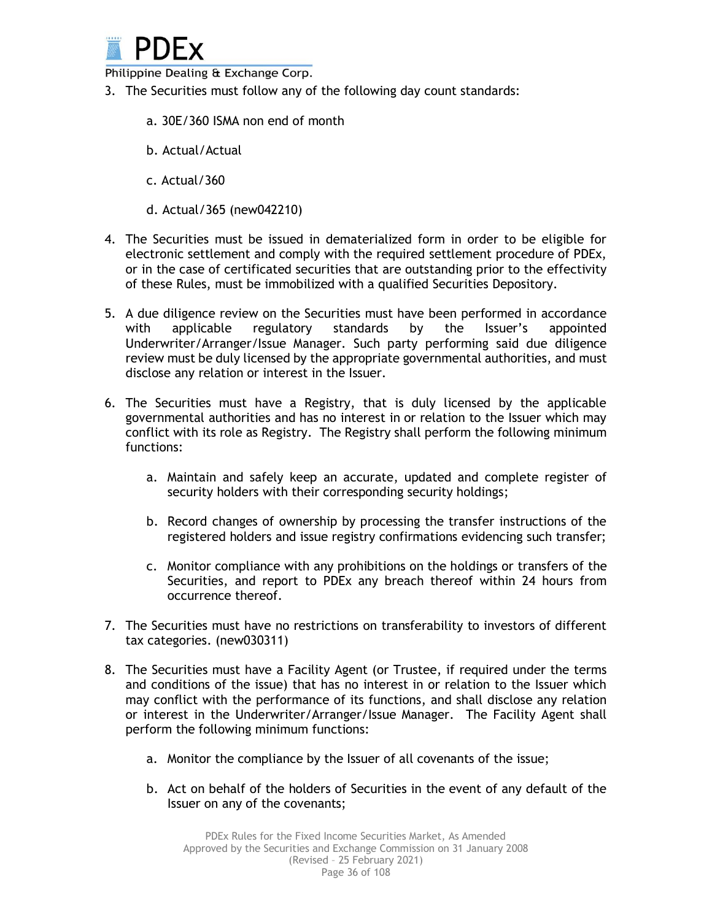3. The Securities must follow any of the following day count standards:

   a. 30E/360 ISMA non end of month

   b. Actual/Actual

   c. Actual/360

   d. Actual/365 (new042210)

4. The Securities must be issued in dematerialized form in order to be eligible for electronic settlement and comply with the required settlement procedure of PDEx, or in the case of certificated securities that are outstanding prior to the effectivity of these Rules, must be immobilized with a qualified Securities Depository.

5. A due diligence review on the Securities must have been performed in accordance with applicable regulatory standards by the Issuer's appointed Underwriter/Arranger/Issue Manager. Such party performing said due diligence review must be duly licensed by the appropriate governmental authorities, and must disclose any relation or interest in the Issuer.

6. The Securities must have a Registry, that is duly licensed by the applicable governmental authorities and has no interest in or relation to the Issuer which may conflict with its role as Registry. The Registry shall perform the following minimum functions:

   a. Maintain and safely keep an accurate, updated and complete register of security holders with their corresponding security holdings;

   b. Record changes of ownership by processing the transfer instructions of the registered holders and issue registry confirmations evidencing such transfer;

   c. Monitor compliance with any prohibitions on the holdings or transfers of the Securities, and report to PDEx any breach thereof within 24 hours from occurrence thereof.

7. The Securities must have no restrictions on transferability to investors of different tax categories. (new030311)

8. The Securities must have a Facility Agent (or Trustee, if required under the terms and conditions of the issue) that has no interest in or relation to the Issuer which may conflict with the performance of its functions, and shall disclose any relation or interest in the Underwriter/Arranger/Issue Manager. The Facility Agent shall perform the following minimum functions:

   a. Monitor the compliance by the Issuer of all covenants of the issue;

   b. Act on behalf of the holders of Securities in the event of any default of the Issuer on any of the covenants;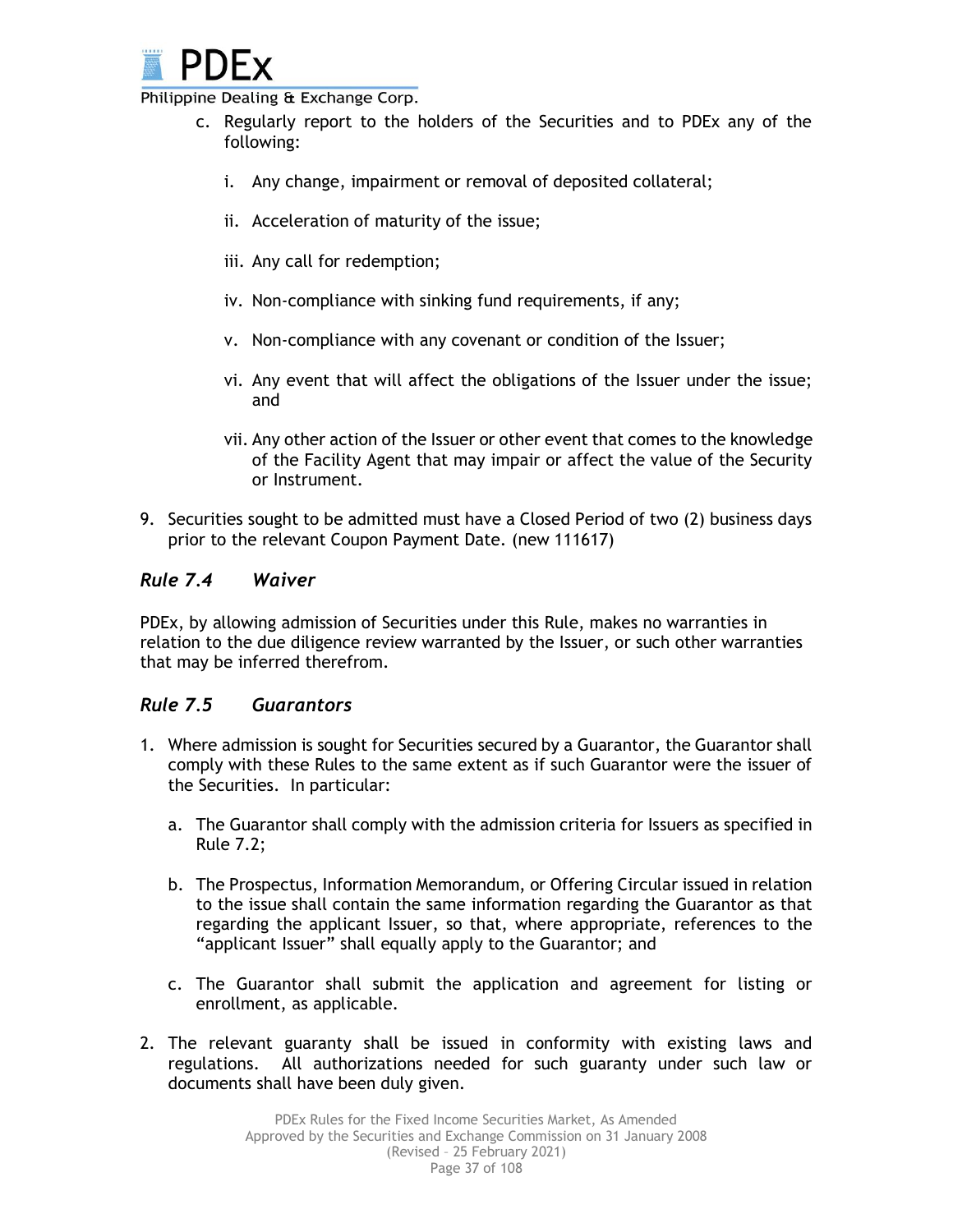c. Regularly report to the holders of the Securities and to PDEx any of the following:

   i. Any change, impairment or removal of deposited collateral;

   ii. Acceleration of maturity of the issue;

   iii. Any call for redemption;

   iv. Non-compliance with sinking fund requirements, if any;

   v. Non-compliance with any covenant or condition of the Issuer;

   vi. Any event that will affect the obligations of the Issuer under the issue; and

   vii. Any other action of the Issuer or other event that comes to the knowledge of the Facility Agent that may impair or affect the value of the Security or Instrument.

9. Securities sought to be admitted must have a Closed Period of two (2) business days prior to the relevant Coupon Payment Date. (new 111617)

## *Rule 7.4 Waiver*

PDEx, by allowing admission of Securities under this Rule, makes no warranties in relation to the due diligence review warranted by the Issuer, or such other warranties that may be inferred therefrom.

## *Rule 7.5 Guarantors*

1. Where admission is sought for Securities secured by a Guarantor, the Guarantor shall comply with these Rules to the same extent as if such Guarantor were the issuer of the Securities. In particular:

   a. The Guarantor shall comply with the admission criteria for Issuers as specified in Rule 7.2;

   b. The Prospectus, Information Memorandum, or Offering Circular issued in relation to the issue shall contain the same information regarding the Guarantor as that regarding the applicant Issuer, so that, where appropriate, references to the "applicant Issuer" shall equally apply to the Guarantor; and

   c. The Guarantor shall submit the application and agreement for listing or enrollment, as applicable.

2. The relevant guaranty shall be issued in conformity with existing laws and regulations. All authorizations needed for such guaranty under such law or documents shall have been duly given.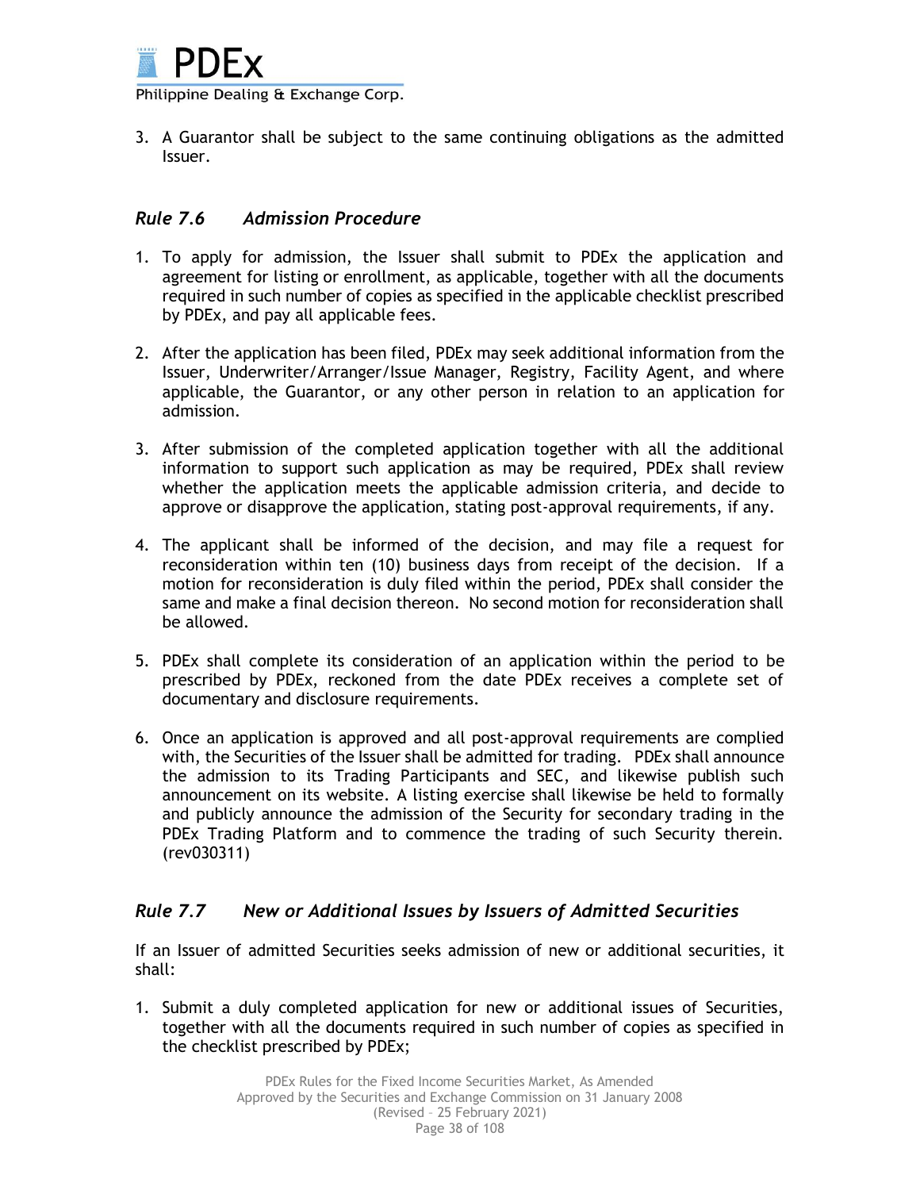3. A Guarantor shall be subject to the same continuing obligations as the admitted Issuer.

### *Rule 7.6 Admission Procedure*

1. To apply for admission, the Issuer shall submit to PDEx the application and agreement for listing or enrollment, as applicable, together with all the documents required in such number of copies as specified in the applicable checklist prescribed by PDEx, and pay all applicable fees.

2. After the application has been filed, PDEx may seek additional information from the Issuer, Underwriter/Arranger/Issue Manager, Registry, Facility Agent, and where applicable, the Guarantor, or any other person in relation to an application for admission.

3. After submission of the completed application together with all the additional information to support such application as may be required, PDEx shall review whether the application meets the applicable admission criteria, and decide to approve or disapprove the application, stating post-approval requirements, if any.

4. The applicant shall be informed of the decision, and may file a request for reconsideration within ten (10) business days from receipt of the decision. If a motion for reconsideration is duly filed within the period, PDEx shall consider the same and make a final decision thereon. No second motion for reconsideration shall be allowed.

5. PDEx shall complete its consideration of an application within the period to be prescribed by PDEx, reckoned from the date PDEx receives a complete set of documentary and disclosure requirements.

6. Once an application is approved and all post-approval requirements are complied with, the Securities of the Issuer shall be admitted for trading. PDEx shall announce the admission to its Trading Participants and SEC, and likewise publish such announcement on its website. A listing exercise shall likewise be held to formally and publicly announce the admission of the Security for secondary trading in the PDEx Trading Platform and to commence the trading of such Security therein. (rev030311)

### *Rule 7.7 New or Additional Issues by Issuers of Admitted Securities*

If an Issuer of admitted Securities seeks admission of new or additional securities, it shall:

1. Submit a duly completed application for new or additional issues of Securities, together with all the documents required in such number of copies as specified in the checklist prescribed by PDEx;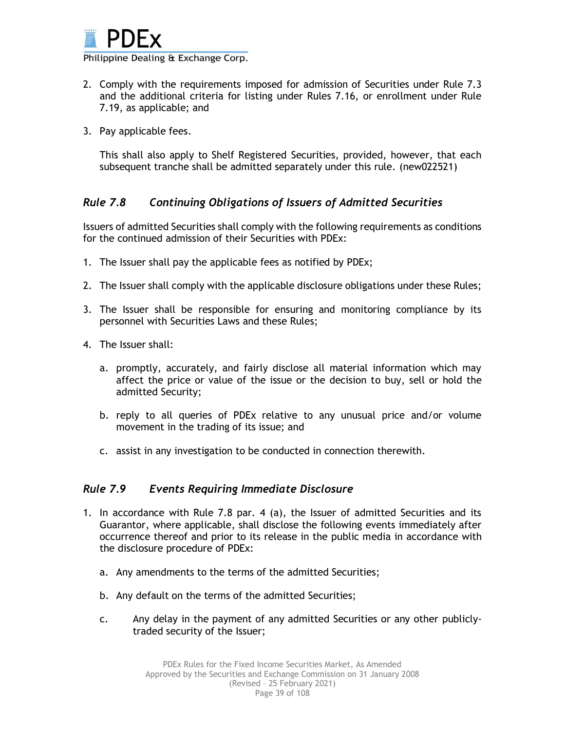2. Comply with the requirements imposed for admission of Securities under Rule 7.3 and the additional criteria for listing under Rules 7.16, or enrollment under Rule 7.19, as applicable; and

3. Pay applicable fees.

   This shall also apply to Shelf Registered Securities, provided, however, that each subsequent tranche shall be admitted separately under this rule. (new022521)

## *Rule 7.8 Continuing Obligations of Issuers of Admitted Securities*

Issuers of admitted Securities shall comply with the following requirements as conditions for the continued admission of their Securities with PDEx:

1. The Issuer shall pay the applicable fees as notified by PDEx;

2. The Issuer shall comply with the applicable disclosure obligations under these Rules;

3. The Issuer shall be responsible for ensuring and monitoring compliance by its personnel with Securities Laws and these Rules;

4. The Issuer shall:

   a. promptly, accurately, and fairly disclose all material information which may affect the price or value of the issue or the decision to buy, sell or hold the admitted Security;

   b. reply to all queries of PDEx relative to any unusual price and/or volume movement in the trading of its issue; and

   c. assist in any investigation to be conducted in connection therewith.

## *Rule 7.9 Events Requiring Immediate Disclosure*

1. In accordance with Rule 7.8 par. 4 (a), the Issuer of admitted Securities and its Guarantor, where applicable, shall disclose the following events immediately after occurrence thereof and prior to its release in the public media in accordance with the disclosure procedure of PDEx:

   a. Any amendments to the terms of the admitted Securities;

   b. Any default on the terms of the admitted Securities;

   c. Any delay in the payment of any admitted Securities or any other publicly-traded security of the Issuer;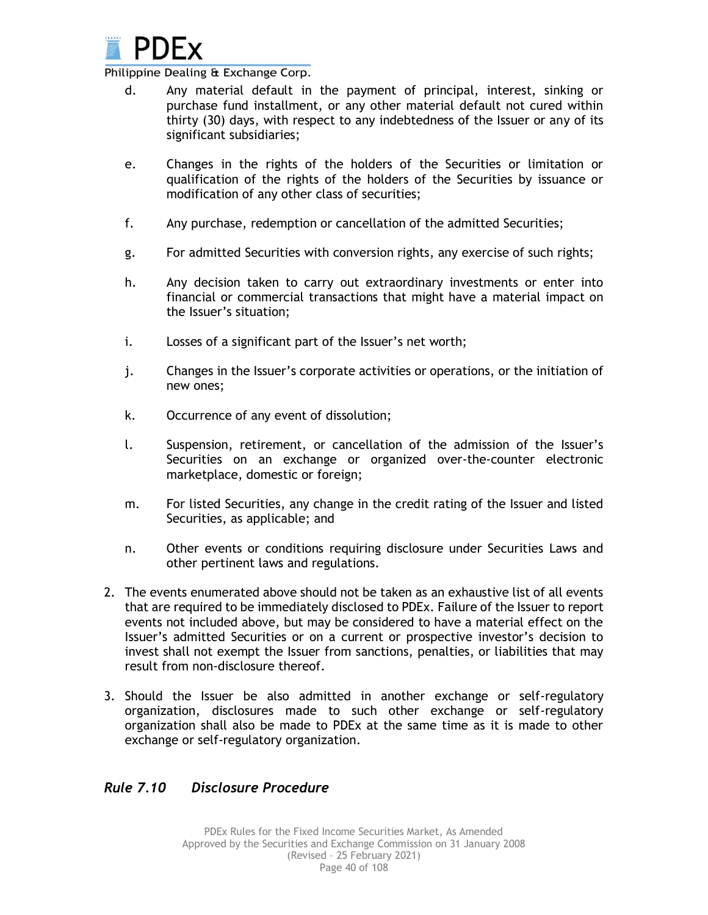d. Any material default in the payment of principal, interest, sinking or purchase fund installment, or any other material default not cured within thirty (30) days, with respect to any indebtedness of the Issuer or any of its significant subsidiaries;

e. Changes in the rights of the holders of the Securities or limitation or qualification of the rights of the holders of the Securities by issuance or modification of any other class of securities;

f. Any purchase, redemption or cancellation of the admitted Securities;

g. For admitted Securities with conversion rights, any exercise of such rights;

h. Any decision taken to carry out extraordinary investments or enter into financial or commercial transactions that might have a material impact on the Issuer's situation;

i. Losses of a significant part of the Issuer's net worth;

j. Changes in the Issuer's corporate activities or operations, or the initiation of new ones;

k. Occurrence of any event of dissolution;

l. Suspension, retirement, or cancellation of the admission of the Issuer's Securities on an exchange or organized over-the-counter electronic marketplace, domestic or foreign;

m. For listed Securities, any change in the credit rating of the Issuer and listed Securities, as applicable; and

n. Other events or conditions requiring disclosure under Securities Laws and other pertinent laws and regulations.

2. The events enumerated above should not be taken as an exhaustive list of all events that are required to be immediately disclosed to PDEx. Failure of the Issuer to report events not included above, but may be considered to have a material effect on the Issuer's admitted Securities or on a current or prospective investor's decision to invest shall not exempt the Issuer from sanctions, penalties, or liabilities that may result from non-disclosure thereof.

3. Should the Issuer be also admitted in another exchange or self-regulatory organization, disclosures made to such other exchange or self-regulatory organization shall also be made to PDEx at the same time as it is made to other exchange or self-regulatory organization.

## *Rule 7.10 Disclosure Procedure*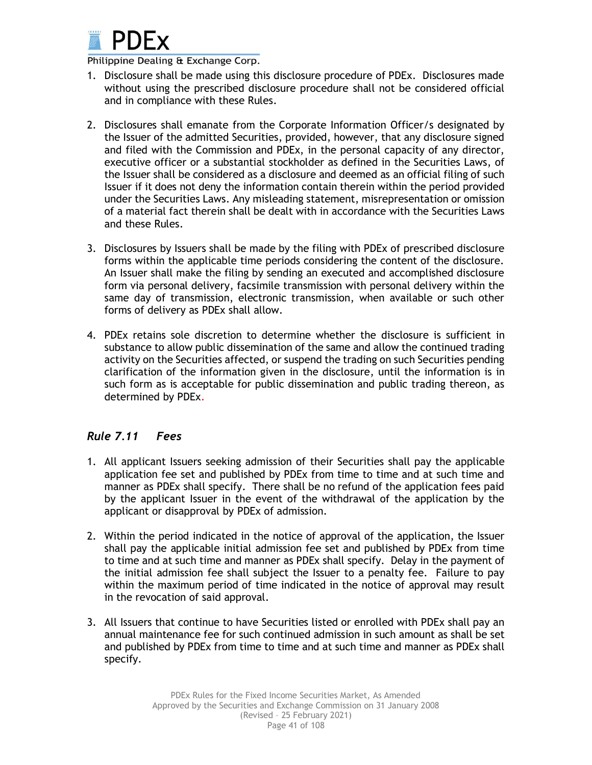1. Disclosure shall be made using this disclosure procedure of PDEx. Disclosures made without using the prescribed disclosure procedure shall not be considered official and in compliance with these Rules.

2. Disclosures shall emanate from the Corporate Information Officer/s designated by the Issuer of the admitted Securities, provided, however, that any disclosure signed and filed with the Commission and PDEx, in the personal capacity of any director, executive officer or a substantial stockholder as defined in the Securities Laws, of the Issuer shall be considered as a disclosure and deemed as an official filing of such Issuer if it does not deny the information contain therein within the period provided under the Securities Laws. Any misleading statement, misrepresentation or omission of a material fact therein shall be dealt with in accordance with the Securities Laws and these Rules.

3. Disclosures by Issuers shall be made by the filing with PDEx of prescribed disclosure forms within the applicable time periods considering the content of the disclosure. An Issuer shall make the filing by sending an executed and accomplished disclosure form via personal delivery, facsimile transmission with personal delivery within the same day of transmission, electronic transmission, when available or such other forms of delivery as PDEx shall allow.

4. PDEx retains sole discretion to determine whether the disclosure is sufficient in substance to allow public dissemination of the same and allow the continued trading activity on the Securities affected, or suspend the trading on such Securities pending clarification of the information given in the disclosure, until the information is in such form as is acceptable for public dissemination and public trading thereon, as determined by PDEx.

## *Rule 7.11 Fees*

1. All applicant Issuers seeking admission of their Securities shall pay the applicable application fee set and published by PDEx from time to time and at such time and manner as PDEx shall specify. There shall be no refund of the application fees paid by the applicant Issuer in the event of the withdrawal of the application by the applicant or disapproval by PDEx of admission.

2. Within the period indicated in the notice of approval of the application, the Issuer shall pay the applicable initial admission fee set and published by PDEx from time to time and at such time and manner as PDEx shall specify. Delay in the payment of the initial admission fee shall subject the Issuer to a penalty fee. Failure to pay within the maximum period of time indicated in the notice of approval may result in the revocation of said approval.

3. All Issuers that continue to have Securities listed or enrolled with PDEx shall pay an annual maintenance fee for such continued admission in such amount as shall be set and published by PDEx from time to time and at such time and manner as PDEx shall specify.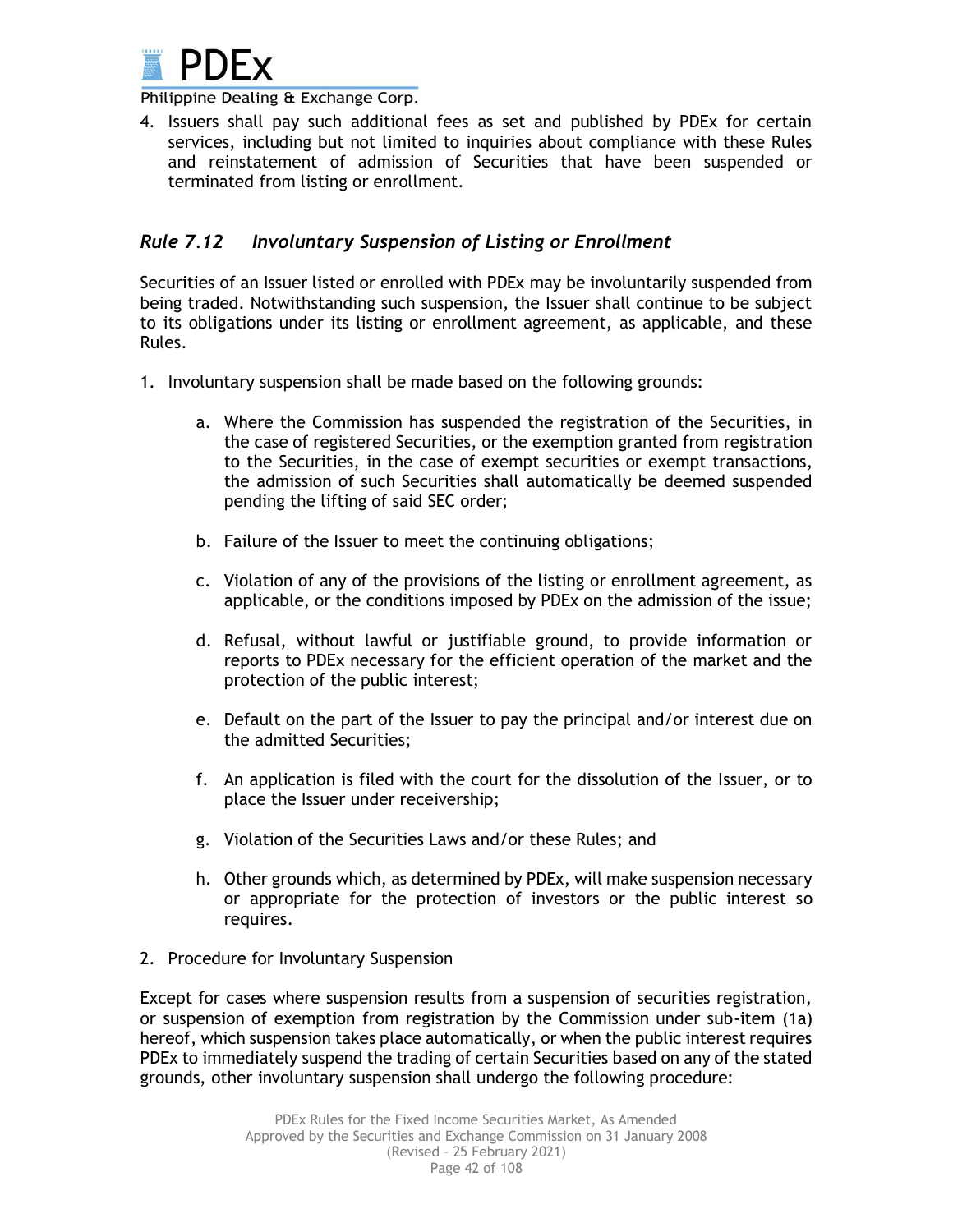4. Issuers shall pay such additional fees as set and published by PDEx for certain services, including but not limited to inquiries about compliance with these Rules and reinstatement of admission of Securities that have been suspended or terminated from listing or enrollment.

## *Rule 7.12 Involuntary Suspension of Listing or Enrollment*

Securities of an Issuer listed or enrolled with PDEx may be involuntarily suspended from being traded. Notwithstanding such suspension, the Issuer shall continue to be subject to its obligations under its listing or enrollment agreement, as applicable, and these Rules.

1. Involuntary suspension shall be made based on the following grounds:

    a. Where the Commission has suspended the registration of the Securities, in the case of registered Securities, or the exemption granted from registration to the Securities, in the case of exempt securities or exempt transactions, the admission of such Securities shall automatically be deemed suspended pending the lifting of said SEC order;

    b. Failure of the Issuer to meet the continuing obligations;

    c. Violation of any of the provisions of the listing or enrollment agreement, as applicable, or the conditions imposed by PDEx on the admission of the issue;

    d. Refusal, without lawful or justifiable ground, to provide information or reports to PDEx necessary for the efficient operation of the market and the protection of the public interest;

    e. Default on the part of the Issuer to pay the principal and/or interest due on the admitted Securities;

    f. An application is filed with the court for the dissolution of the Issuer, or to place the Issuer under receivership;

    g. Violation of the Securities Laws and/or these Rules; and

    h. Other grounds which, as determined by PDEx, will make suspension necessary or appropriate for the protection of investors or the public interest so requires.

2. Procedure for Involuntary Suspension

Except for cases where suspension results from a suspension of securities registration, or suspension of exemption from registration by the Commission under sub-item (1a) hereof, which suspension takes place automatically, or when the public interest requires PDEx to immediately suspend the trading of certain Securities based on any of the stated grounds, other involuntary suspension shall undergo the following procedure: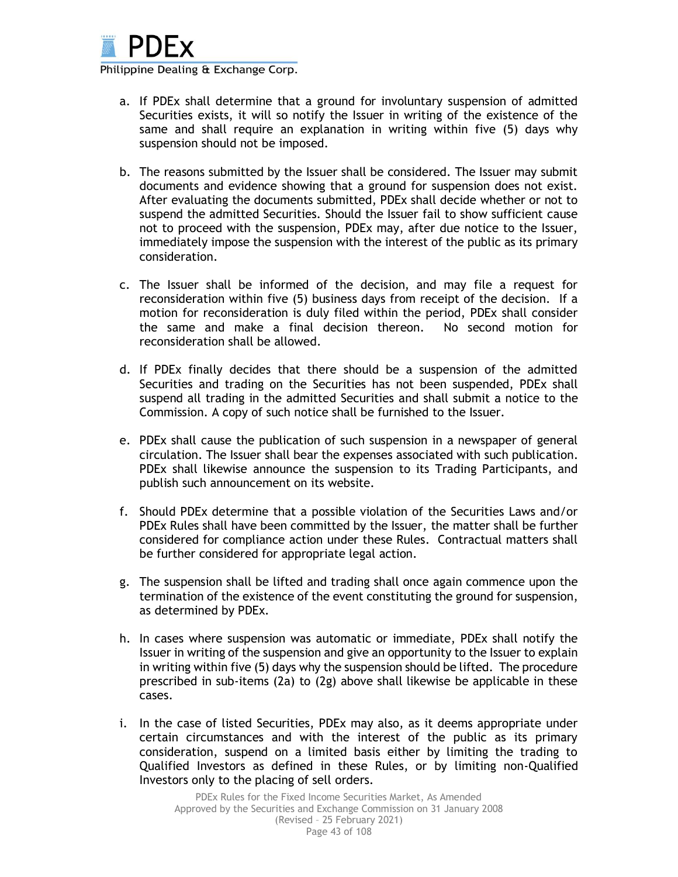a. If PDEx shall determine that a ground for involuntary suspension of admitted Securities exists, it will so notify the Issuer in writing of the existence of the same and shall require an explanation in writing within five (5) days why suspension should not be imposed.

b. The reasons submitted by the Issuer shall be considered. The Issuer may submit documents and evidence showing that a ground for suspension does not exist. After evaluating the documents submitted, PDEx shall decide whether or not to suspend the admitted Securities. Should the Issuer fail to show sufficient cause not to proceed with the suspension, PDEx may, after due notice to the Issuer, immediately impose the suspension with the interest of the public as its primary consideration.

c. The Issuer shall be informed of the decision, and may file a request for reconsideration within five (5) business days from receipt of the decision. If a motion for reconsideration is duly filed within the period, PDEx shall consider the same and make a final decision thereon. No second motion for reconsideration shall be allowed.

d. If PDEx finally decides that there should be a suspension of the admitted Securities and trading on the Securities has not been suspended, PDEx shall suspend all trading in the admitted Securities and shall submit a notice to the Commission. A copy of such notice shall be furnished to the Issuer.

e. PDEx shall cause the publication of such suspension in a newspaper of general circulation. The Issuer shall bear the expenses associated with such publication. PDEx shall likewise announce the suspension to its Trading Participants, and publish such announcement on its website.

f. Should PDEx determine that a possible violation of the Securities Laws and/or PDEx Rules shall have been committed by the Issuer, the matter shall be further considered for compliance action under these Rules. Contractual matters shall be further considered for appropriate legal action.

g. The suspension shall be lifted and trading shall once again commence upon the termination of the existence of the event constituting the ground for suspension, as determined by PDEx.

h. In cases where suspension was automatic or immediate, PDEx shall notify the Issuer in writing of the suspension and give an opportunity to the Issuer to explain in writing within five (5) days why the suspension should be lifted. The procedure prescribed in sub-items (2a) to (2g) above shall likewise be applicable in these cases.

i. In the case of listed Securities, PDEx may also, as it deems appropriate under certain circumstances and with the interest of the public as its primary consideration, suspend on a limited basis either by limiting the trading to Qualified Investors as defined in these Rules, or by limiting non-Qualified Investors only to the placing of sell orders.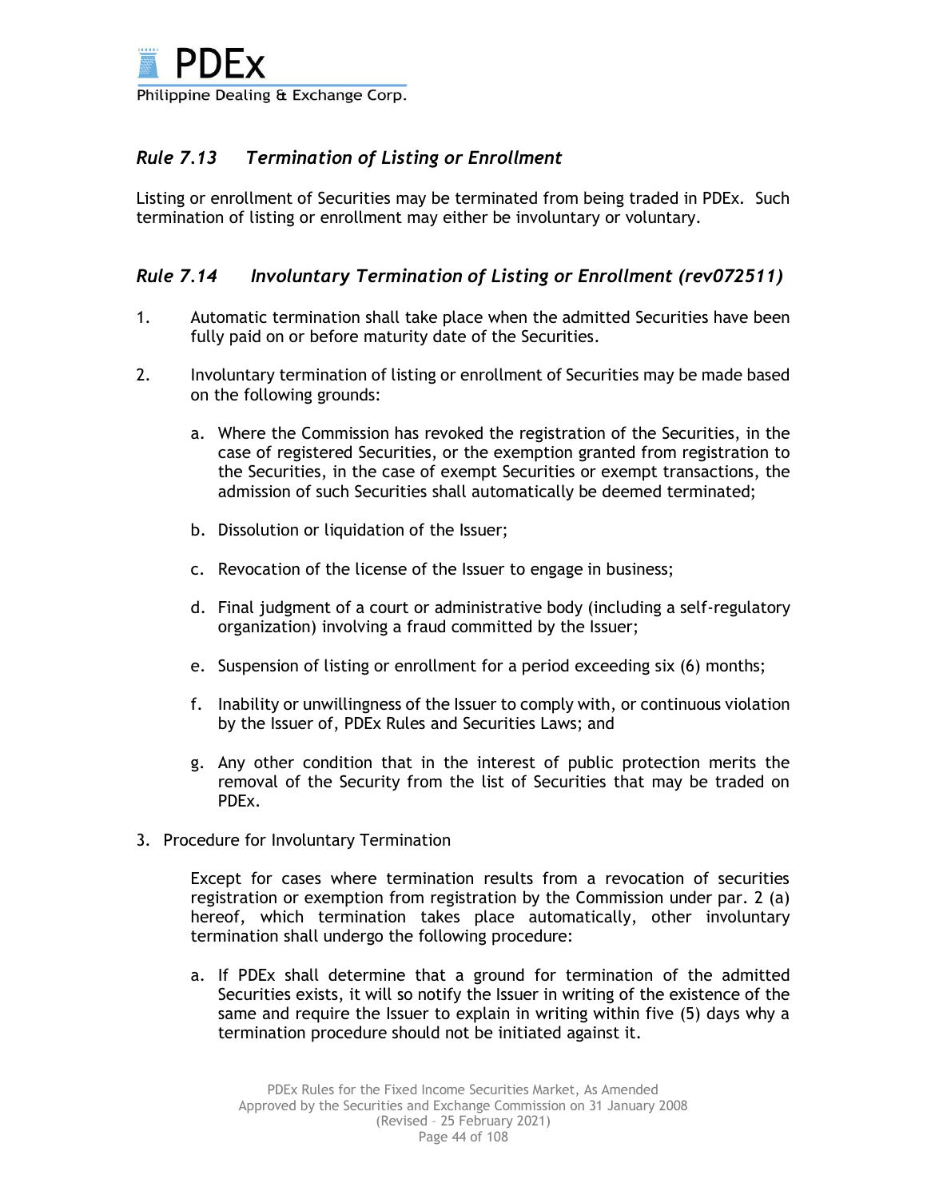## *Rule 7.13 Termination of Listing or Enrollment*

Listing or enrollment of Securities may be terminated from being traded in PDEx. Such termination of listing or enrollment may either be involuntary or voluntary.

## *Rule 7.14 Involuntary Termination of Listing or Enrollment (rev072511)*

1. Automatic termination shall take place when the admitted Securities have been fully paid on or before maturity date of the Securities.

2. Involuntary termination of listing or enrollment of Securities may be made based on the following grounds:

   a. Where the Commission has revoked the registration of the Securities, in the case of registered Securities, or the exemption granted from registration to the Securities, in the case of exempt Securities or exempt transactions, the admission of such Securities shall automatically be deemed terminated;

   b. Dissolution or liquidation of the Issuer;

   c. Revocation of the license of the Issuer to engage in business;

   d. Final judgment of a court or administrative body (including a self-regulatory organization) involving a fraud committed by the Issuer;

   e. Suspension of listing or enrollment for a period exceeding six (6) months;

   f. Inability or unwillingness of the Issuer to comply with, or continuous violation by the Issuer of, PDEx Rules and Securities Laws; and

   g. Any other condition that in the interest of public protection merits the removal of the Security from the list of Securities that may be traded on PDEx.

3. Procedure for Involuntary Termination

   Except for cases where termination results from a revocation of securities registration or exemption from registration by the Commission under par. 2 (a) hereof, which termination takes place automatically, other involuntary termination shall undergo the following procedure:

   a. If PDEx shall determine that a ground for termination of the admitted Securities exists, it will so notify the Issuer in writing of the existence of the same and require the Issuer to explain in writing within five (5) days why a termination procedure should not be initiated against it.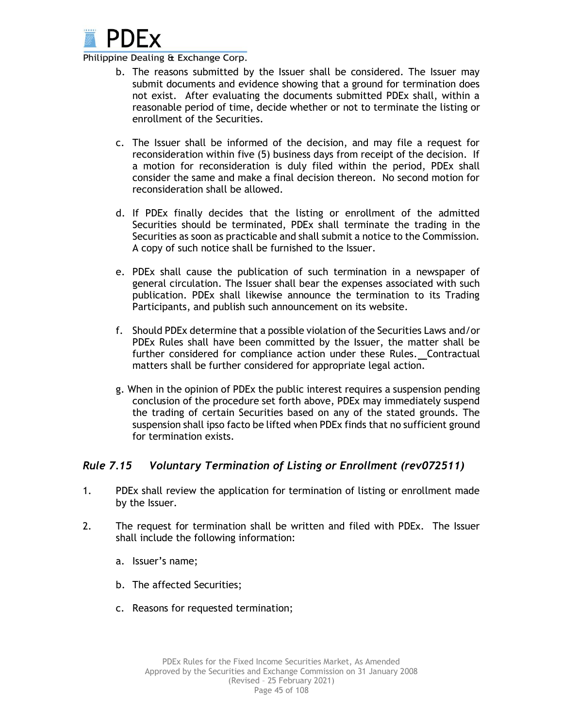b. The reasons submitted by the Issuer shall be considered. The Issuer may submit documents and evidence showing that a ground for termination does not exist. After evaluating the documents submitted PDEx shall, within a reasonable period of time, decide whether or not to terminate the listing or enrollment of the Securities.

c. The Issuer shall be informed of the decision, and may file a request for reconsideration within five (5) business days from receipt of the decision. If a motion for reconsideration is duly filed within the period, PDEx shall consider the same and make a final decision thereon. No second motion for reconsideration shall be allowed.

d. If PDEx finally decides that the listing or enrollment of the admitted Securities should be terminated, PDEx shall terminate the trading in the Securities as soon as practicable and shall submit a notice to the Commission. A copy of such notice shall be furnished to the Issuer.

e. PDEx shall cause the publication of such termination in a newspaper of general circulation. The Issuer shall bear the expenses associated with such publication. PDEx shall likewise announce the termination to its Trading Participants, and publish such announcement on its website.

f. Should PDEx determine that a possible violation of the Securities Laws and/or PDEx Rules shall have been committed by the Issuer, the matter shall be further considered for compliance action under these Rules. Contractual matters shall be further considered for appropriate legal action.

g. When in the opinion of PDEx the public interest requires a suspension pending conclusion of the procedure set forth above, PDEx may immediately suspend the trading of certain Securities based on any of the stated grounds. The suspension shall ipso facto be lifted when PDEx finds that no sufficient ground for termination exists.

### *Rule 7.15 Voluntary Termination of Listing or Enrollment (rev072511)*

1. PDEx shall review the application for termination of listing or enrollment made by the Issuer.

2. The request for termination shall be written and filed with PDEx. The Issuer shall include the following information:

   a. Issuer's name;

   b. The affected Securities;

   c. Reasons for requested termination;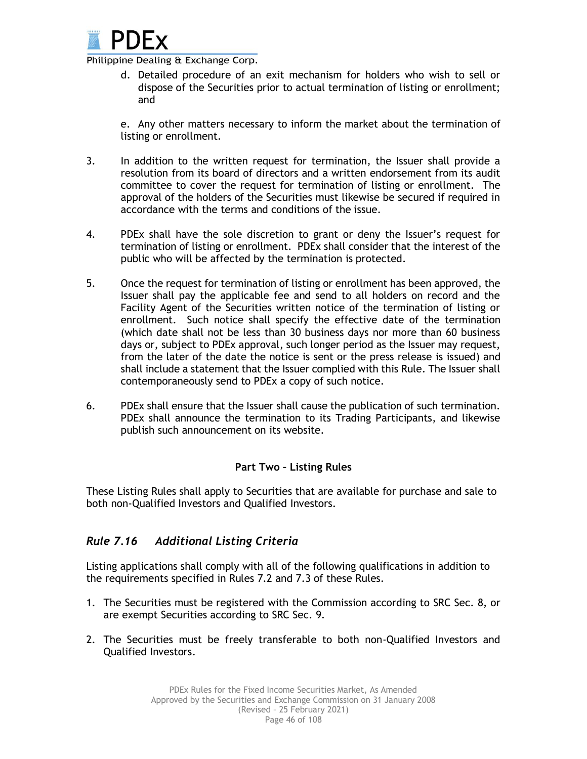d. Detailed procedure of an exit mechanism for holders who wish to sell or dispose of the Securities prior to actual termination of listing or enrollment; and

e. Any other matters necessary to inform the market about the termination of listing or enrollment.

3. In addition to the written request for termination, the Issuer shall provide a resolution from its board of directors and a written endorsement from its audit committee to cover the request for termination of listing or enrollment. The approval of the holders of the Securities must likewise be secured if required in accordance with the terms and conditions of the issue.

4. PDEx shall have the sole discretion to grant or deny the Issuer's request for termination of listing or enrollment. PDEx shall consider that the interest of the public who will be affected by the termination is protected.

5. Once the request for termination of listing or enrollment has been approved, the Issuer shall pay the applicable fee and send to all holders on record and the Facility Agent of the Securities written notice of the termination of listing or enrollment. Such notice shall specify the effective date of the termination (which date shall not be less than 30 business days nor more than 60 business days or, subject to PDEx approval, such longer period as the Issuer may request, from the later of the date the notice is sent or the press release is issued) and shall include a statement that the Issuer complied with this Rule. The Issuer shall contemporaneously send to PDEx a copy of such notice.

6. PDEx shall ensure that the Issuer shall cause the publication of such termination. PDEx shall announce the termination to its Trading Participants, and likewise publish such announcement on its website.

## Part Two – Listing Rules

These Listing Rules shall apply to Securities that are available for purchase and sale to both non-Qualified Investors and Qualified Investors.

### *Rule 7.16 Additional Listing Criteria*

Listing applications shall comply with all of the following qualifications in addition to the requirements specified in Rules 7.2 and 7.3 of these Rules.

1. The Securities must be registered with the Commission according to SRC Sec. 8, or are exempt Securities according to SRC Sec. 9.

2. The Securities must be freely transferable to both non-Qualified Investors and Qualified Investors.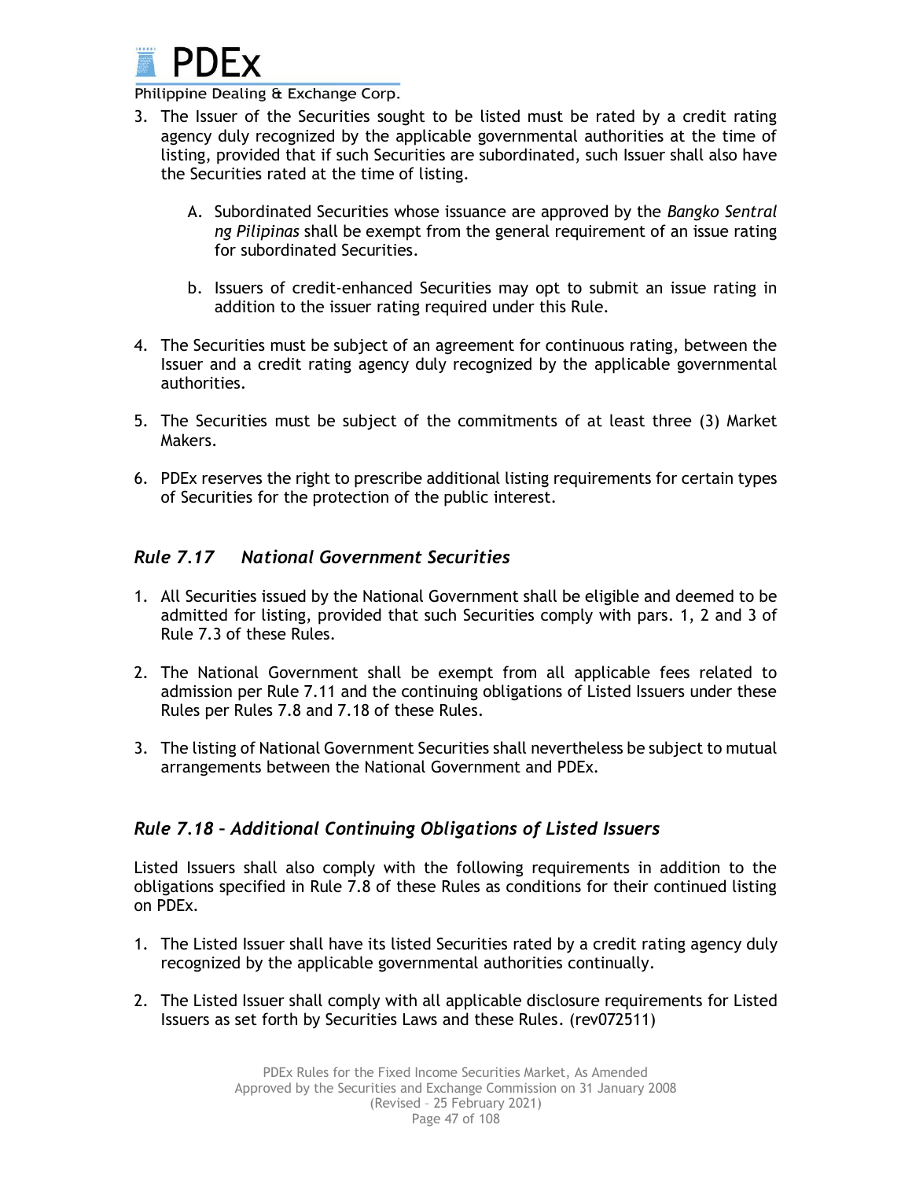3. The Issuer of the Securities sought to be listed must be rated by a credit rating agency duly recognized by the applicable governmental authorities at the time of listing, provided that if such Securities are subordinated, such Issuer shall also have the Securities rated at the time of listing.

   A. Subordinated Securities whose issuance are approved by the *Bangko Sentral ng Pilipinas* shall be exempt from the general requirement of an issue rating for subordinated Securities.

   b. Issuers of credit-enhanced Securities may opt to submit an issue rating in addition to the issuer rating required under this Rule.

4. The Securities must be subject of an agreement for continuous rating, between the Issuer and a credit rating agency duly recognized by the applicable governmental authorities.

5. The Securities must be subject of the commitments of at least three (3) Market Makers.

6. PDEx reserves the right to prescribe additional listing requirements for certain types of Securities for the protection of the public interest.

## *Rule 7.17 National Government Securities*

1. All Securities issued by the National Government shall be eligible and deemed to be admitted for listing, provided that such Securities comply with pars. 1, 2 and 3 of Rule 7.3 of these Rules.

2. The National Government shall be exempt from all applicable fees related to admission per Rule 7.11 and the continuing obligations of Listed Issuers under these Rules per Rules 7.8 and 7.18 of these Rules.

3. The listing of National Government Securities shall nevertheless be subject to mutual arrangements between the National Government and PDEx.

## *Rule 7.18 – Additional Continuing Obligations of Listed Issuers*

Listed Issuers shall also comply with the following requirements in addition to the obligations specified in Rule 7.8 of these Rules as conditions for their continued listing on PDEx.

1. The Listed Issuer shall have its listed Securities rated by a credit rating agency duly recognized by the applicable governmental authorities continually.

2. The Listed Issuer shall comply with all applicable disclosure requirements for Listed Issuers as set forth by Securities Laws and these Rules. (rev072511)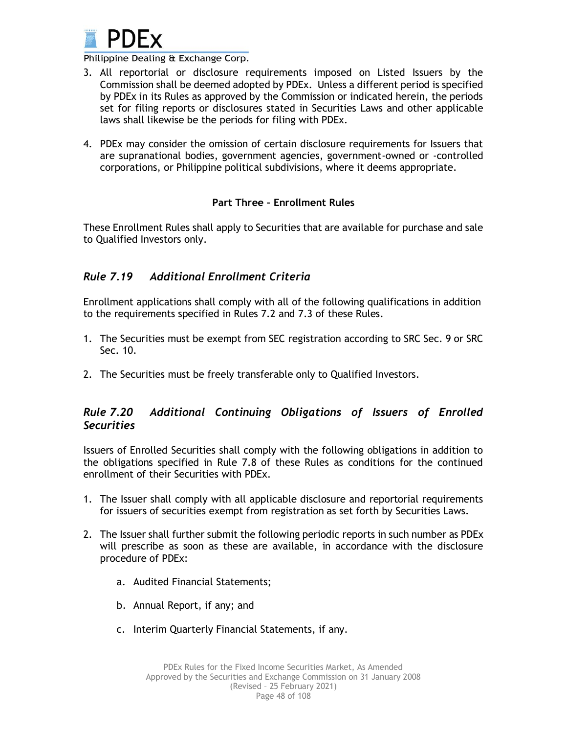3. All reportorial or disclosure requirements imposed on Listed Issuers by the Commission shall be deemed adopted by PDEx. Unless a different period is specified by PDEx in its Rules as approved by the Commission or indicated herein, the periods set for filing reports or disclosures stated in Securities Laws and other applicable laws shall likewise be the periods for filing with PDEx.

4. PDEx may consider the omission of certain disclosure requirements for Issuers that are supranational bodies, government agencies, government-owned or -controlled corporations, or Philippine political subdivisions, where it deems appropriate.

## Part Three – Enrollment Rules

These Enrollment Rules shall apply to Securities that are available for purchase and sale to Qualified Investors only.

### *Rule 7.19 Additional Enrollment Criteria*

Enrollment applications shall comply with all of the following qualifications in addition to the requirements specified in Rules 7.2 and 7.3 of these Rules.

1. The Securities must be exempt from SEC registration according to SRC Sec. 9 or SRC Sec. 10.

2. The Securities must be freely transferable only to Qualified Investors.

### *Rule 7.20 Additional Continuing Obligations of Issuers of Enrolled Securities*

Issuers of Enrolled Securities shall comply with the following obligations in addition to the obligations specified in Rule 7.8 of these Rules as conditions for the continued enrollment of their Securities with PDEx.

1. The Issuer shall comply with all applicable disclosure and reportorial requirements for issuers of securities exempt from registration as set forth by Securities Laws.

2. The Issuer shall further submit the following periodic reports in such number as PDEx will prescribe as soon as these are available, in accordance with the disclosure procedure of PDEx:

   a. Audited Financial Statements;

   b. Annual Report, if any; and

   c. Interim Quarterly Financial Statements, if any.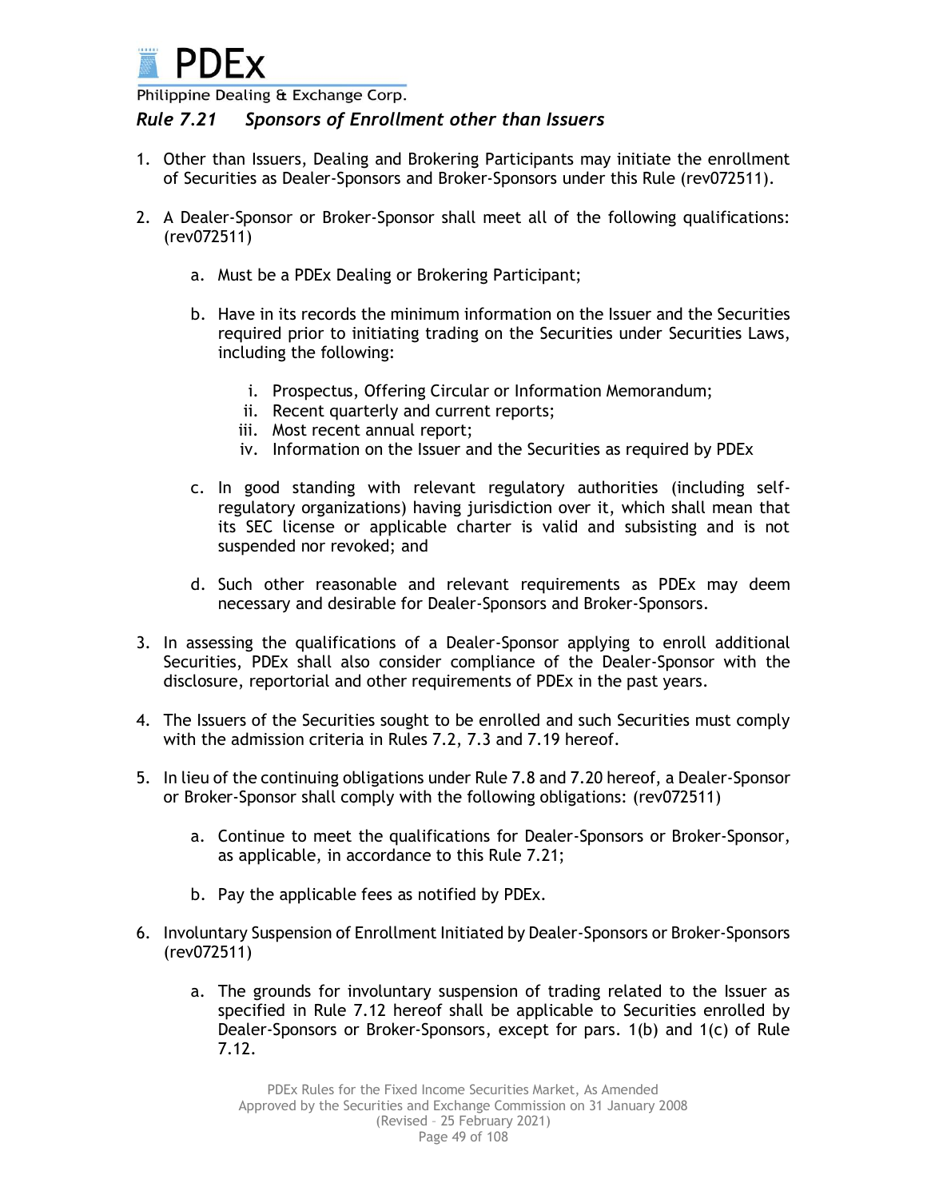## *Rule 7.21 Sponsors of Enrollment other than Issuers*

1. Other than Issuers, Dealing and Brokering Participants may initiate the enrollment of Securities as Dealer-Sponsors and Broker-Sponsors under this Rule (rev072511).

2. A Dealer-Sponsor or Broker-Sponsor shall meet all of the following qualifications: (rev072511)

   a. Must be a PDEx Dealing or Brokering Participant;

   b. Have in its records the minimum information on the Issuer and the Securities required prior to initiating trading on the Securities under Securities Laws, including the following:

      i. Prospectus, Offering Circular or Information Memorandum;
      ii. Recent quarterly and current reports;
      iii. Most recent annual report;
      iv. Information on the Issuer and the Securities as required by PDEx

   c. In good standing with relevant regulatory authorities (including self-regulatory organizations) having jurisdiction over it, which shall mean that its SEC license or applicable charter is valid and subsisting and is not suspended nor revoked; and

   d. Such other reasonable and relevant requirements as PDEx may deem necessary and desirable for Dealer-Sponsors and Broker-Sponsors.

3. In assessing the qualifications of a Dealer-Sponsor applying to enroll additional Securities, PDEx shall also consider compliance of the Dealer-Sponsor with the disclosure, reportorial and other requirements of PDEx in the past years.

4. The Issuers of the Securities sought to be enrolled and such Securities must comply with the admission criteria in Rules 7.2, 7.3 and 7.19 hereof.

5. In lieu of the continuing obligations under Rule 7.8 and 7.20 hereof, a Dealer-Sponsor or Broker-Sponsor shall comply with the following obligations: (rev072511)

   a. Continue to meet the qualifications for Dealer-Sponsors or Broker-Sponsor, as applicable, in accordance to this Rule 7.21;

   b. Pay the applicable fees as notified by PDEx.

6. Involuntary Suspension of Enrollment Initiated by Dealer-Sponsors or Broker-Sponsors (rev072511)

   a. The grounds for involuntary suspension of trading related to the Issuer as specified in Rule 7.12 hereof shall be applicable to Securities enrolled by Dealer-Sponsors or Broker-Sponsors, except for pars. 1(b) and 1(c) of Rule 7.12.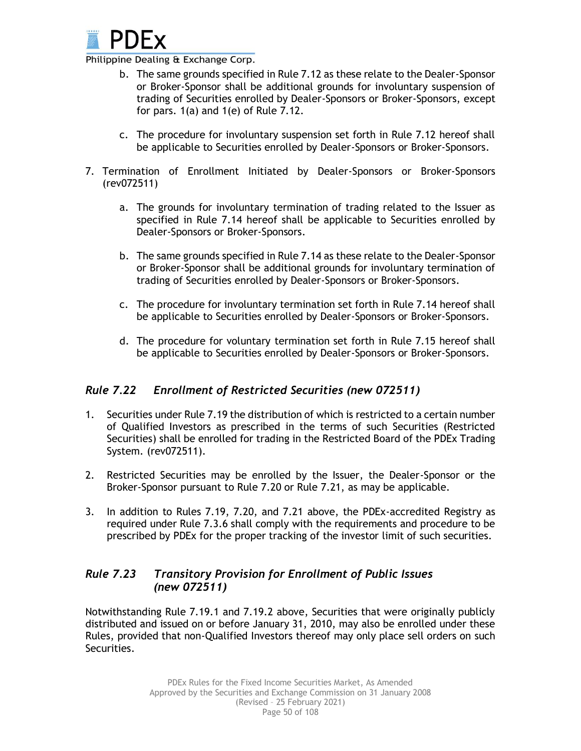b. The same grounds specified in Rule 7.12 as these relate to the Dealer-Sponsor or Broker-Sponsor shall be additional grounds for involuntary suspension of trading of Securities enrolled by Dealer-Sponsors or Broker-Sponsors, except for pars. 1(a) and 1(e) of Rule 7.12.

c. The procedure for involuntary suspension set forth in Rule 7.12 hereof shall be applicable to Securities enrolled by Dealer-Sponsors or Broker-Sponsors.

7. Termination of Enrollment Initiated by Dealer-Sponsors or Broker-Sponsors (rev072511)

   a. The grounds for involuntary termination of trading related to the Issuer as specified in Rule 7.14 hereof shall be applicable to Securities enrolled by Dealer-Sponsors or Broker-Sponsors.

   b. The same grounds specified in Rule 7.14 as these relate to the Dealer-Sponsor or Broker-Sponsor shall be additional grounds for involuntary termination of trading of Securities enrolled by Dealer-Sponsors or Broker-Sponsors.

   c. The procedure for involuntary termination set forth in Rule 7.14 hereof shall be applicable to Securities enrolled by Dealer-Sponsors or Broker-Sponsors.

   d. The procedure for voluntary termination set forth in Rule 7.15 hereof shall be applicable to Securities enrolled by Dealer-Sponsors or Broker-Sponsors.

### *Rule 7.22 Enrollment of Restricted Securities (new 072511)*

1. Securities under Rule 7.19 the distribution of which is restricted to a certain number of Qualified Investors as prescribed in the terms of such Securities (Restricted Securities) shall be enrolled for trading in the Restricted Board of the PDEx Trading System. (rev072511).

2. Restricted Securities may be enrolled by the Issuer, the Dealer-Sponsor or the Broker-Sponsor pursuant to Rule 7.20 or Rule 7.21, as may be applicable.

3. In addition to Rules 7.19, 7.20, and 7.21 above, the PDEx-accredited Registry as required under Rule 7.3.6 shall comply with the requirements and procedure to be prescribed by PDEx for the proper tracking of the investor limit of such securities.

### *Rule 7.23 Transitory Provision for Enrollment of Public Issues (new 072511)*

Notwithstanding Rule 7.19.1 and 7.19.2 above, Securities that were originally publicly distributed and issued on or before January 31, 2010, may also be enrolled under these Rules, provided that non-Qualified Investors thereof may only place sell orders on such Securities.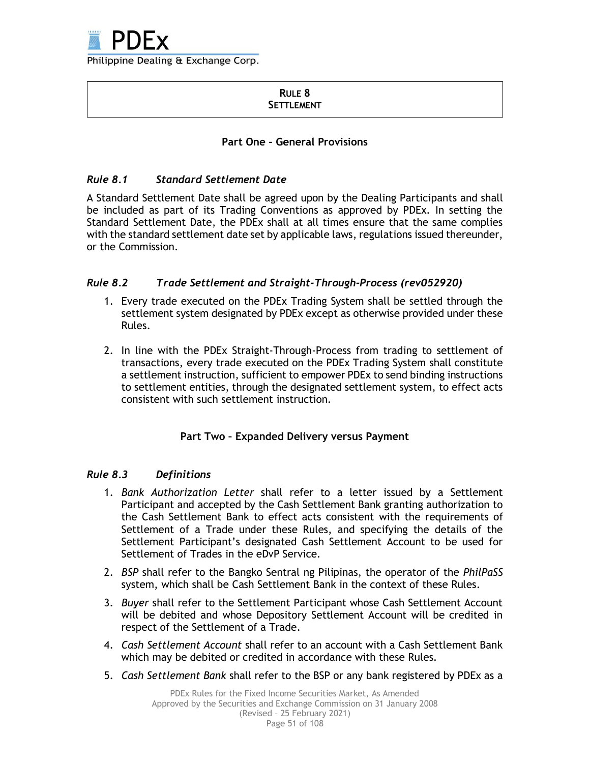# RULE 8
# SETTLEMENT

## Part One – General Provisions

### *Rule 8.1 Standard Settlement Date*

A Standard Settlement Date shall be agreed upon by the Dealing Participants and shall be included as part of its Trading Conventions as approved by PDEx. In setting the Standard Settlement Date, the PDEx shall at all times ensure that the same complies with the standard settlement date set by applicable laws, regulations issued thereunder, or the Commission.

### *Rule 8.2 Trade Settlement and Straight-Through-Process (rev052920)*

1. Every trade executed on the PDEx Trading System shall be settled through the settlement system designated by PDEx except as otherwise provided under these Rules.

2. In line with the PDEx Straight-Through-Process from trading to settlement of transactions, every trade executed on the PDEx Trading System shall constitute a settlement instruction, sufficient to empower PDEx to send binding instructions to settlement entities, through the designated settlement system, to effect acts consistent with such settlement instruction.

## Part Two – Expanded Delivery versus Payment

### *Rule 8.3 Definitions*

1. *Bank Authorization Letter* shall refer to a letter issued by a Settlement Participant and accepted by the Cash Settlement Bank granting authorization to the Cash Settlement Bank to effect acts consistent with the requirements of Settlement of a Trade under these Rules, and specifying the details of the Settlement Participant's designated Cash Settlement Account to be used for Settlement of Trades in the eDvP Service.
2. *BSP* shall refer to the Bangko Sentral ng Pilipinas, the operator of the *PhilPaSS* system, which shall be Cash Settlement Bank in the context of these Rules.
3. *Buyer* shall refer to the Settlement Participant whose Cash Settlement Account will be debited and whose Depository Settlement Account will be credited in respect of the Settlement of a Trade.
4. *Cash Settlement Account* shall refer to an account with a Cash Settlement Bank which may be debited or credited in accordance with these Rules.
5. *Cash Settlement Bank* shall refer to the BSP or any bank registered by PDEx as a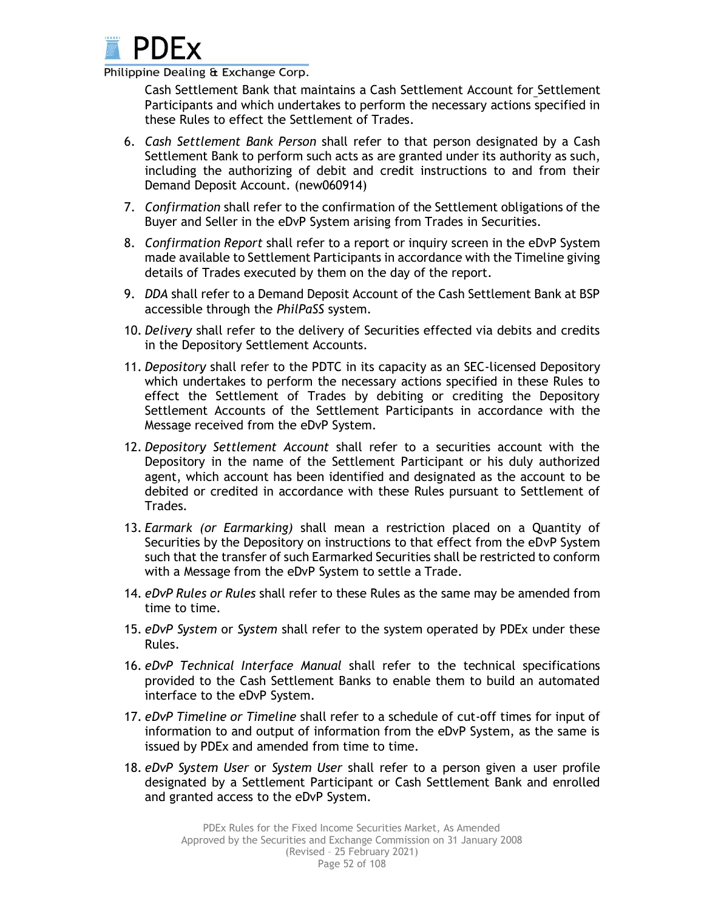Cash Settlement Bank that maintains a Cash Settlement Account for Settlement Participants and which undertakes to perform the necessary actions specified in these Rules to effect the Settlement of Trades.

6. *Cash Settlement Bank Person* shall refer to that person designated by a Cash Settlement Bank to perform such acts as are granted under its authority as such, including the authorizing of debit and credit instructions to and from their Demand Deposit Account. (new060914)
7. *Confirmation* shall refer to the confirmation of the Settlement obligations of the Buyer and Seller in the eDvP System arising from Trades in Securities.
8. *Confirmation Report* shall refer to a report or inquiry screen in the eDvP System made available to Settlement Participants in accordance with the Timeline giving details of Trades executed by them on the day of the report.
9. *DDA* shall refer to a Demand Deposit Account of the Cash Settlement Bank at BSP accessible through the *PhilPaSS* system.
10. *Delivery* shall refer to the delivery of Securities effected via debits and credits in the Depository Settlement Accounts.
11. *Depository* shall refer to the PDTC in its capacity as an SEC-licensed Depository which undertakes to perform the necessary actions specified in these Rules to effect the Settlement of Trades by debiting or crediting the Depository Settlement Accounts of the Settlement Participants in accordance with the Message received from the eDvP System.
12. *Depository Settlement Account* shall refer to a securities account with the Depository in the name of the Settlement Participant or his duly authorized agent, which account has been identified and designated as the account to be debited or credited in accordance with these Rules pursuant to Settlement of Trades.
13. *Earmark (or Earmarking)* shall mean a restriction placed on a Quantity of Securities by the Depository on instructions to that effect from the eDvP System such that the transfer of such Earmarked Securities shall be restricted to conform with a Message from the eDvP System to settle a Trade.
14. *eDvP Rules or Rules* shall refer to these Rules as the same may be amended from time to time.
15. *eDvP System* or *System* shall refer to the system operated by PDEx under these Rules.
16. *eDvP Technical Interface Manual* shall refer to the technical specifications provided to the Cash Settlement Banks to enable them to build an automated interface to the eDvP System.
17. *eDvP Timeline or Timeline* shall refer to a schedule of cut-off times for input of information to and output of information from the eDvP System, as the same is issued by PDEx and amended from time to time.
18. *eDvP System User* or *System User* shall refer to a person given a user profile designated by a Settlement Participant or Cash Settlement Bank and enrolled and granted access to the eDvP System.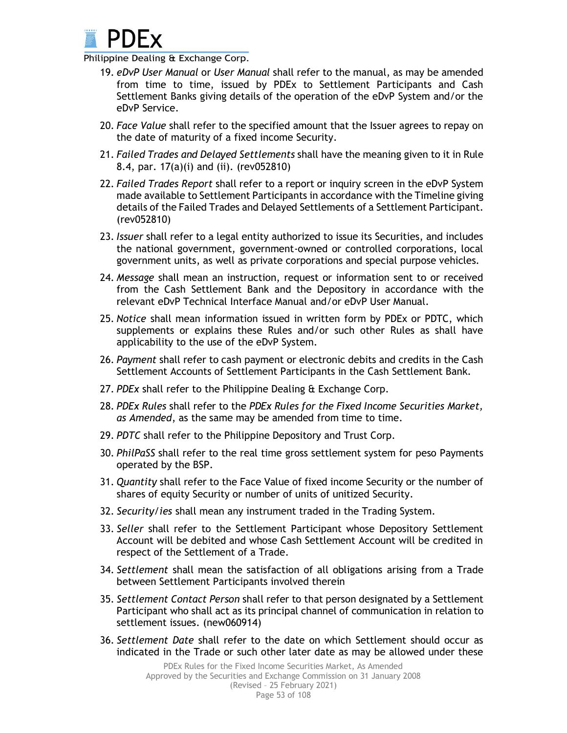19. *eDvP User Manual* or *User Manual* shall refer to the manual, as may be amended from time to time, issued by PDEx to Settlement Participants and Cash Settlement Banks giving details of the operation of the eDvP System and/or the eDvP Service.

20. *Face Value* shall refer to the specified amount that the Issuer agrees to repay on the date of maturity of a fixed income Security.

21. *Failed Trades and Delayed Settlements* shall have the meaning given to it in Rule 8.4, par. 17(a)(i) and (ii). (rev052810)

22. *Failed Trades Report* shall refer to a report or inquiry screen in the eDvP System made available to Settlement Participants in accordance with the Timeline giving details of the Failed Trades and Delayed Settlements of a Settlement Participant. (rev052810)

23. *Issuer* shall refer to a legal entity authorized to issue its Securities, and includes the national government, government-owned or controlled corporations, local government units, as well as private corporations and special purpose vehicles.

24. *Message* shall mean an instruction, request or information sent to or received from the Cash Settlement Bank and the Depository in accordance with the relevant eDvP Technical Interface Manual and/or eDvP User Manual.

25. *Notice* shall mean information issued in written form by PDEx or PDTC, which supplements or explains these Rules and/or such other Rules as shall have applicability to the use of the eDvP System.

26. *Payment* shall refer to cash payment or electronic debits and credits in the Cash Settlement Accounts of Settlement Participants in the Cash Settlement Bank.

27. *PDEx* shall refer to the Philippine Dealing & Exchange Corp.

28. *PDEx Rules* shall refer to the *PDEx Rules for the Fixed Income Securities Market, as Amended*, as the same may be amended from time to time.

29. *PDTC* shall refer to the Philippine Depository and Trust Corp.

30. *PhilPaSS* shall refer to the real time gross settlement system for peso Payments operated by the BSP.

31. *Quantity* shall refer to the Face Value of fixed income Security or the number of shares of equity Security or number of units of unitized Security.

32. *Security/ies* shall mean any instrument traded in the Trading System.

33. *Seller* shall refer to the Settlement Participant whose Depository Settlement Account will be debited and whose Cash Settlement Account will be credited in respect of the Settlement of a Trade.

34. *Settlement* shall mean the satisfaction of all obligations arising from a Trade between Settlement Participants involved therein

35. *Settlement Contact Person* shall refer to that person designated by a Settlement Participant who shall act as its principal channel of communication in relation to settlement issues. (new060914)

36. *Settlement Date* shall refer to the date on which Settlement should occur as indicated in the Trade or such other later date as may be allowed under these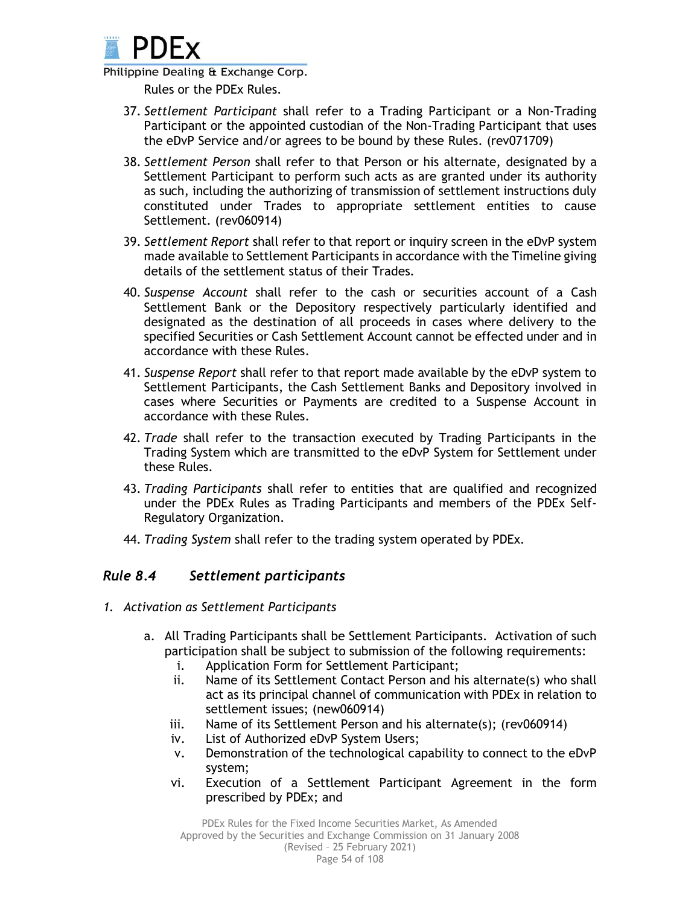Rules or the PDEx Rules.

37. *Settlement Participant* shall refer to a Trading Participant or a Non-Trading Participant or the appointed custodian of the Non-Trading Participant that uses the eDvP Service and/or agrees to be bound by these Rules. (rev071709)
38. *Settlement Person* shall refer to that Person or his alternate, designated by a Settlement Participant to perform such acts as are granted under its authority as such, including the authorizing of transmission of settlement instructions duly constituted under Trades to appropriate settlement entities to cause Settlement. (rev060914)
39. *Settlement Report* shall refer to that report or inquiry screen in the eDvP system made available to Settlement Participants in accordance with the Timeline giving details of the settlement status of their Trades.
40. *Suspense Account* shall refer to the cash or securities account of a Cash Settlement Bank or the Depository respectively particularly identified and designated as the destination of all proceeds in cases where delivery to the specified Securities or Cash Settlement Account cannot be effected under and in accordance with these Rules.
41. *Suspense Report* shall refer to that report made available by the eDvP system to Settlement Participants, the Cash Settlement Banks and Depository involved in cases where Securities or Payments are credited to a Suspense Account in accordance with these Rules.
42. *Trade* shall refer to the transaction executed by Trading Participants in the Trading System which are transmitted to the eDvP System for Settlement under these Rules.
43. *Trading Participants* shall refer to entities that are qualified and recognized under the PDEx Rules as Trading Participants and members of the PDEx Self-Regulatory Organization.
44. *Trading System* shall refer to the trading system operated by PDEx.

## *Rule 8.4 Settlement participants*

*1. Activation as Settlement Participants*

a. All Trading Participants shall be Settlement Participants. Activation of such participation shall be subject to submission of the following requirements:
   i. Application Form for Settlement Participant;
   ii. Name of its Settlement Contact Person and his alternate(s) who shall act as its principal channel of communication with PDEx in relation to settlement issues; (new060914)
   iii. Name of its Settlement Person and his alternate(s); (rev060914)
   iv. List of Authorized eDvP System Users;
   v. Demonstration of the technological capability to connect to the eDvP system;
   vi. Execution of a Settlement Participant Agreement in the form prescribed by PDEx; and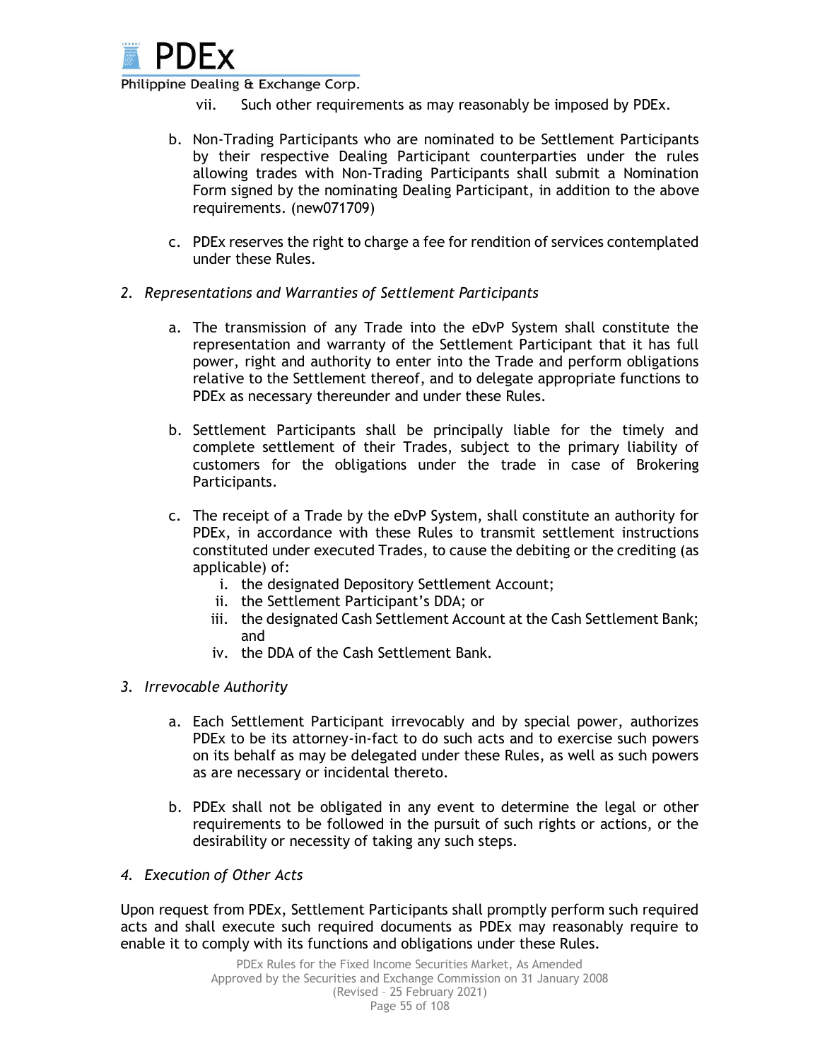vii. Such other requirements as may reasonably be imposed by PDEx.

b. Non-Trading Participants who are nominated to be Settlement Participants by their respective Dealing Participant counterparties under the rules allowing trades with Non-Trading Participants shall submit a Nomination Form signed by the nominating Dealing Participant, in addition to the above requirements. (new071709)

c. PDEx reserves the right to charge a fee for rendition of services contemplated under these Rules.

*2. Representations and Warranties of Settlement Participants*

a. The transmission of any Trade into the eDvP System shall constitute the representation and warranty of the Settlement Participant that it has full power, right and authority to enter into the Trade and perform obligations relative to the Settlement thereof, and to delegate appropriate functions to PDEx as necessary thereunder and under these Rules.

b. Settlement Participants shall be principally liable for the timely and complete settlement of their Trades, subject to the primary liability of customers for the obligations under the trade in case of Brokering Participants.

c. The receipt of a Trade by the eDvP System, shall constitute an authority for PDEx, in accordance with these Rules to transmit settlement instructions constituted under executed Trades, to cause the debiting or the crediting (as applicable) of:
   i. the designated Depository Settlement Account;
   ii. the Settlement Participant's DDA; or
   iii. the designated Cash Settlement Account at the Cash Settlement Bank; and
   iv. the DDA of the Cash Settlement Bank.

*3. Irrevocable Authority*

a. Each Settlement Participant irrevocably and by special power, authorizes PDEx to be its attorney-in-fact to do such acts and to exercise such powers on its behalf as may be delegated under these Rules, as well as such powers as are necessary or incidental thereto.

b. PDEx shall not be obligated in any event to determine the legal or other requirements to be followed in the pursuit of such rights or actions, or the desirability or necessity of taking any such steps.

*4. Execution of Other Acts*

Upon request from PDEx, Settlement Participants shall promptly perform such required acts and shall execute such required documents as PDEx may reasonably require to enable it to comply with its functions and obligations under these Rules.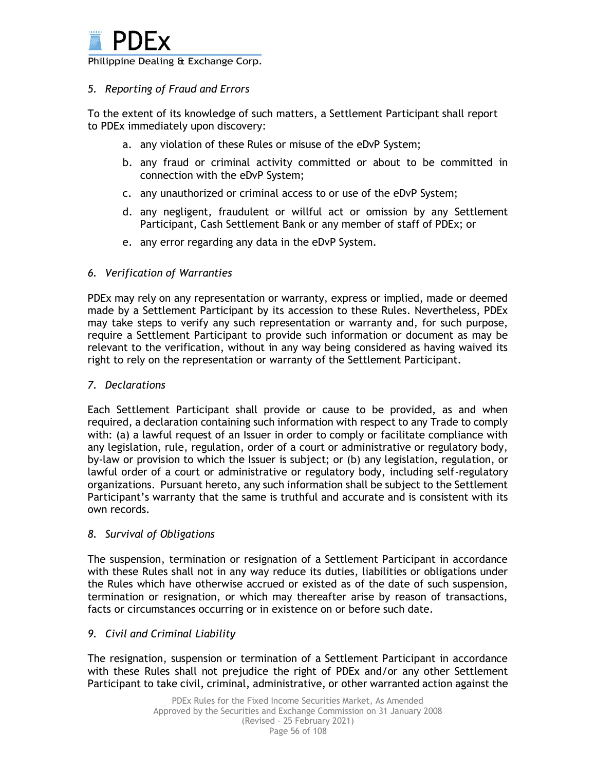*5. Reporting of Fraud and Errors*

To the extent of its knowledge of such matters, a Settlement Participant shall report to PDEx immediately upon discovery:

a. any violation of these Rules or misuse of the eDvP System;

b. any fraud or criminal activity committed or about to be committed in connection with the eDvP System;

c. any unauthorized or criminal access to or use of the eDvP System;

d. any negligent, fraudulent or willful act or omission by any Settlement Participant, Cash Settlement Bank or any member of staff of PDEx; or

e. any error regarding any data in the eDvP System.

*6. Verification of Warranties*

PDEx may rely on any representation or warranty, express or implied, made or deemed made by a Settlement Participant by its accession to these Rules. Nevertheless, PDEx may take steps to verify any such representation or warranty and, for such purpose, require a Settlement Participant to provide such information or document as may be relevant to the verification, without in any way being considered as having waived its right to rely on the representation or warranty of the Settlement Participant.

*7. Declarations*

Each Settlement Participant shall provide or cause to be provided, as and when required, a declaration containing such information with respect to any Trade to comply with: (a) a lawful request of an Issuer in order to comply or facilitate compliance with any legislation, rule, regulation, order of a court or administrative or regulatory body, by-law or provision to which the Issuer is subject; or (b) any legislation, regulation, or lawful order of a court or administrative or regulatory body, including self-regulatory organizations. Pursuant hereto, any such information shall be subject to the Settlement Participant's warranty that the same is truthful and accurate and is consistent with its own records.

*8. Survival of Obligations*

The suspension, termination or resignation of a Settlement Participant in accordance with these Rules shall not in any way reduce its duties, liabilities or obligations under the Rules which have otherwise accrued or existed as of the date of such suspension, termination or resignation, or which may thereafter arise by reason of transactions, facts or circumstances occurring or in existence on or before such date.

*9. Civil and Criminal Liability*

The resignation, suspension or termination of a Settlement Participant in accordance with these Rules shall not prejudice the right of PDEx and/or any other Settlement Participant to take civil, criminal, administrative, or other warranted action against the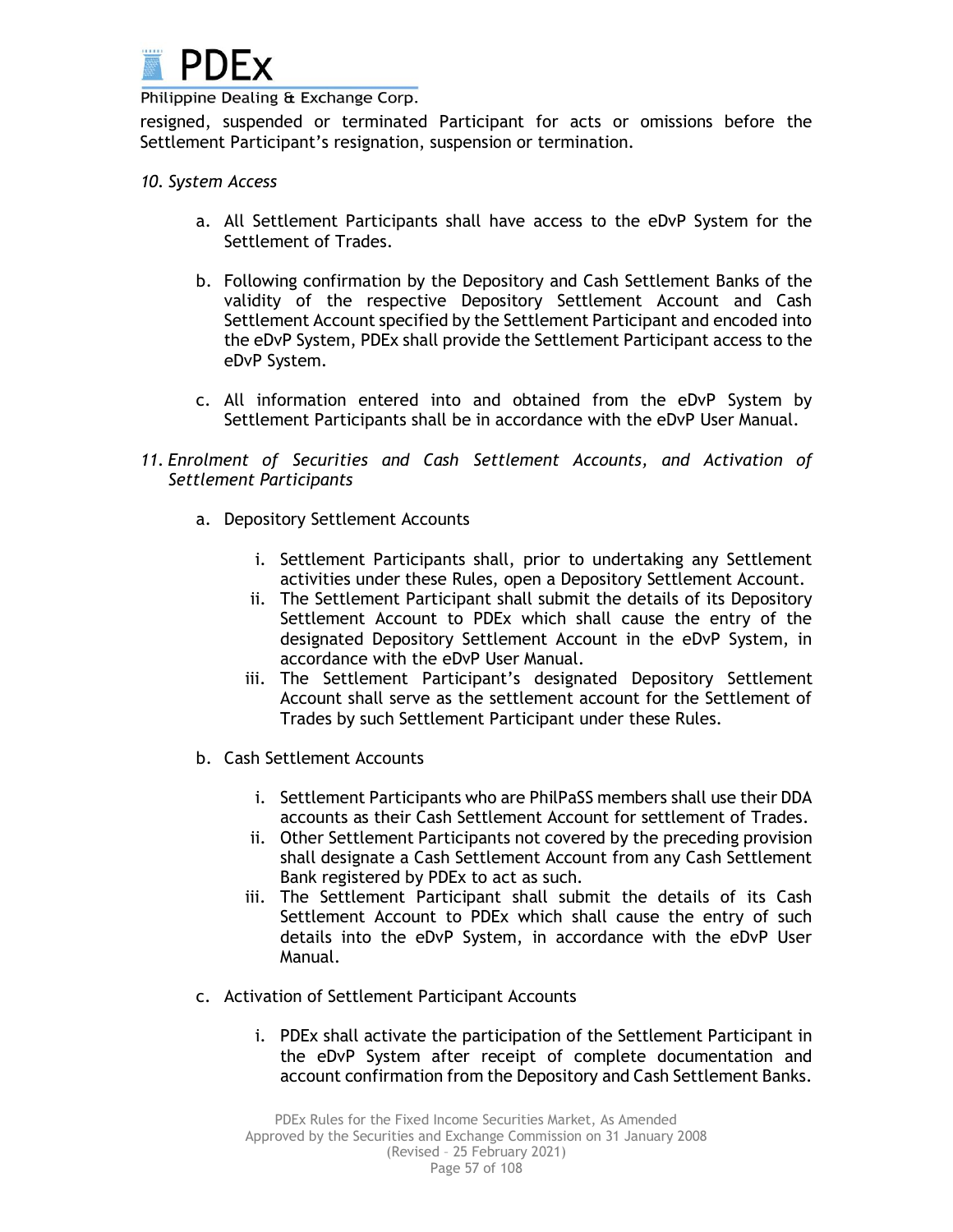resigned, suspended or terminated Participant for acts or omissions before the Settlement Participant's resignation, suspension or termination.

*10. System Access*

a. All Settlement Participants shall have access to the eDvP System for the Settlement of Trades.

b. Following confirmation by the Depository and Cash Settlement Banks of the validity of the respective Depository Settlement Account and Cash Settlement Account specified by the Settlement Participant and encoded into the eDvP System, PDEx shall provide the Settlement Participant access to the eDvP System.

c. All information entered into and obtained from the eDvP System by Settlement Participants shall be in accordance with the eDvP User Manual.

*11. Enrolment of Securities and Cash Settlement Accounts, and Activation of Settlement Participants*

a. Depository Settlement Accounts

   i. Settlement Participants shall, prior to undertaking any Settlement activities under these Rules, open a Depository Settlement Account.
   ii. The Settlement Participant shall submit the details of its Depository Settlement Account to PDEx which shall cause the entry of the designated Depository Settlement Account in the eDvP System, in accordance with the eDvP User Manual.
   iii. The Settlement Participant's designated Depository Settlement Account shall serve as the settlement account for the Settlement of Trades by such Settlement Participant under these Rules.

b. Cash Settlement Accounts

   i. Settlement Participants who are PhilPaSS members shall use their DDA accounts as their Cash Settlement Account for settlement of Trades.
   ii. Other Settlement Participants not covered by the preceding provision shall designate a Cash Settlement Account from any Cash Settlement Bank registered by PDEx to act as such.
   iii. The Settlement Participant shall submit the details of its Cash Settlement Account to PDEx which shall cause the entry of such details into the eDvP System, in accordance with the eDvP User Manual.

c. Activation of Settlement Participant Accounts

   i. PDEx shall activate the participation of the Settlement Participant in the eDvP System after receipt of complete documentation and account confirmation from the Depository and Cash Settlement Banks.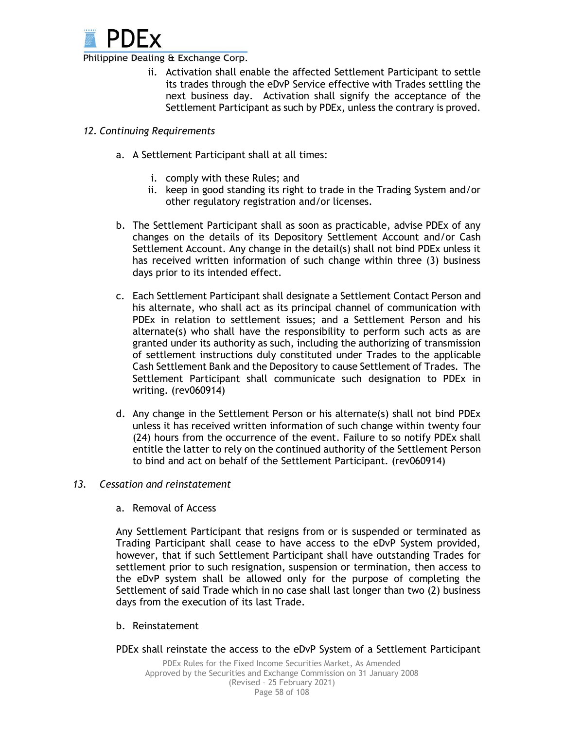ii. Activation shall enable the affected Settlement Participant to settle its trades through the eDvP Service effective with Trades settling the next business day. Activation shall signify the acceptance of the Settlement Participant as such by PDEx, unless the contrary is proved.

*12. Continuing Requirements*

a. A Settlement Participant shall at all times:

   i. comply with these Rules; and
   ii. keep in good standing its right to trade in the Trading System and/or other regulatory registration and/or licenses.

b. The Settlement Participant shall as soon as practicable, advise PDEx of any changes on the details of its Depository Settlement Account and/or Cash Settlement Account. Any change in the detail(s) shall not bind PDEx unless it has received written information of such change within three (3) business days prior to its intended effect.

c. Each Settlement Participant shall designate a Settlement Contact Person and his alternate, who shall act as its principal channel of communication with PDEx in relation to settlement issues; and a Settlement Person and his alternate(s) who shall have the responsibility to perform such acts as are granted under its authority as such, including the authorizing of transmission of settlement instructions duly constituted under Trades to the applicable Cash Settlement Bank and the Depository to cause Settlement of Trades. The Settlement Participant shall communicate such designation to PDEx in writing. (rev060914)

d. Any change in the Settlement Person or his alternate(s) shall not bind PDEx unless it has received written information of such change within twenty four (24) hours from the occurrence of the event. Failure to so notify PDEx shall entitle the latter to rely on the continued authority of the Settlement Person to bind and act on behalf of the Settlement Participant. (rev060914)

*13. Cessation and reinstatement*

a. Removal of Access

Any Settlement Participant that resigns from or is suspended or terminated as Trading Participant shall cease to have access to the eDvP System provided, however, that if such Settlement Participant shall have outstanding Trades for settlement prior to such resignation, suspension or termination, then access to the eDvP system shall be allowed only for the purpose of completing the Settlement of said Trade which in no case shall last longer than two (2) business days from the execution of its last Trade.

b. Reinstatement

PDEx shall reinstate the access to the eDvP System of a Settlement Participant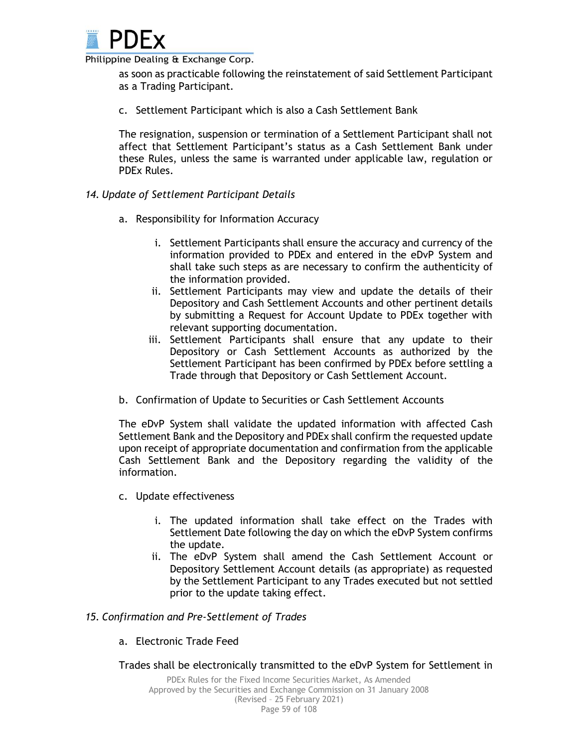as soon as practicable following the reinstatement of said Settlement Participant as a Trading Participant.

c. Settlement Participant which is also a Cash Settlement Bank

The resignation, suspension or termination of a Settlement Participant shall not affect that Settlement Participant's status as a Cash Settlement Bank under these Rules, unless the same is warranted under applicable law, regulation or PDEx Rules.

*14. Update of Settlement Participant Details*

a. Responsibility for Information Accuracy

   i. Settlement Participants shall ensure the accuracy and currency of the information provided to PDEx and entered in the eDvP System and shall take such steps as are necessary to confirm the authenticity of the information provided.
   ii. Settlement Participants may view and update the details of their Depository and Cash Settlement Accounts and other pertinent details by submitting a Request for Account Update to PDEx together with relevant supporting documentation.
   iii. Settlement Participants shall ensure that any update to their Depository or Cash Settlement Accounts as authorized by the Settlement Participant has been confirmed by PDEx before settling a Trade through that Depository or Cash Settlement Account.

b. Confirmation of Update to Securities or Cash Settlement Accounts

The eDvP System shall validate the updated information with affected Cash Settlement Bank and the Depository and PDEx shall confirm the requested update upon receipt of appropriate documentation and confirmation from the applicable Cash Settlement Bank and the Depository regarding the validity of the information.

c. Update effectiveness

   i. The updated information shall take effect on the Trades with Settlement Date following the day on which the eDvP System confirms the update.
   ii. The eDvP System shall amend the Cash Settlement Account or Depository Settlement Account details (as appropriate) as requested by the Settlement Participant to any Trades executed but not settled prior to the update taking effect.

*15. Confirmation and Pre-Settlement of Trades*

a. Electronic Trade Feed

Trades shall be electronically transmitted to the eDvP System for Settlement in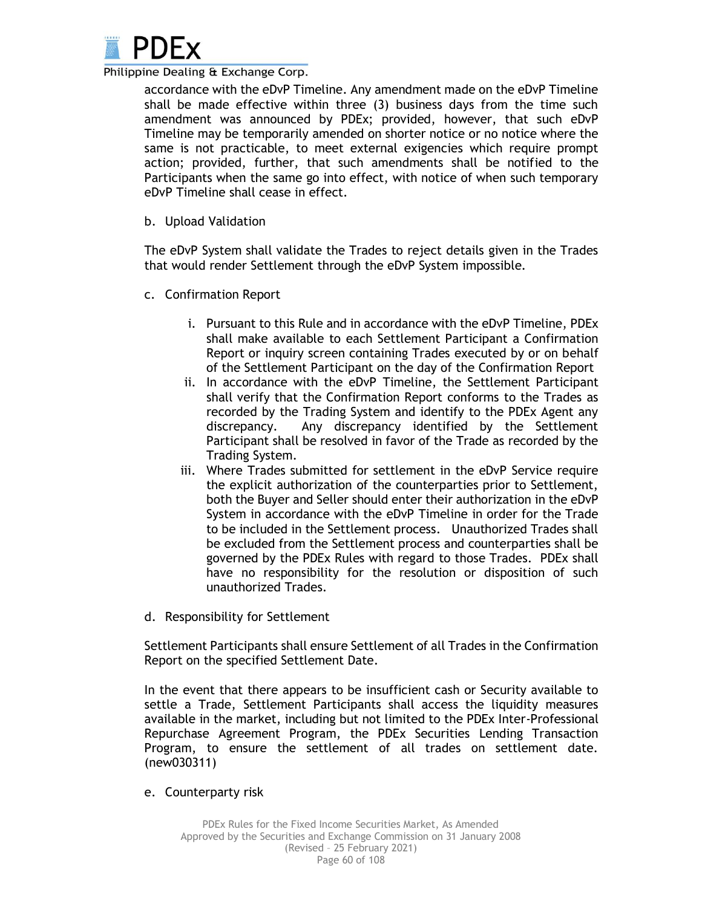accordance with the eDvP Timeline. Any amendment made on the eDvP Timeline shall be made effective within three (3) business days from the time such amendment was announced by PDEx; provided, however, that such eDvP Timeline may be temporarily amended on shorter notice or no notice where the same is not practicable, to meet external exigencies which require prompt action; provided, further, that such amendments shall be notified to the Participants when the same go into effect, with notice of when such temporary eDvP Timeline shall cease in effect.

b. Upload Validation

The eDvP System shall validate the Trades to reject details given in the Trades that would render Settlement through the eDvP System impossible.

c. Confirmation Report

i. Pursuant to this Rule and in accordance with the eDvP Timeline, PDEx shall make available to each Settlement Participant a Confirmation Report or inquiry screen containing Trades executed by or on behalf of the Settlement Participant on the day of the Confirmation Report

ii. In accordance with the eDvP Timeline, the Settlement Participant shall verify that the Confirmation Report conforms to the Trades as recorded by the Trading System and identify to the PDEx Agent any discrepancy. Any discrepancy identified by the Settlement Participant shall be resolved in favor of the Trade as recorded by the Trading System.

iii. Where Trades submitted for settlement in the eDvP Service require the explicit authorization of the counterparties prior to Settlement, both the Buyer and Seller should enter their authorization in the eDvP System in accordance with the eDvP Timeline in order for the Trade to be included in the Settlement process. Unauthorized Trades shall be excluded from the Settlement process and counterparties shall be governed by the PDEx Rules with regard to those Trades. PDEx shall have no responsibility for the resolution or disposition of such unauthorized Trades.

d. Responsibility for Settlement

Settlement Participants shall ensure Settlement of all Trades in the Confirmation Report on the specified Settlement Date.

In the event that there appears to be insufficient cash or Security available to settle a Trade, Settlement Participants shall access the liquidity measures available in the market, including but not limited to the PDEx Inter-Professional Repurchase Agreement Program, the PDEx Securities Lending Transaction Program, to ensure the settlement of all trades on settlement date. (new030311)

e. Counterparty risk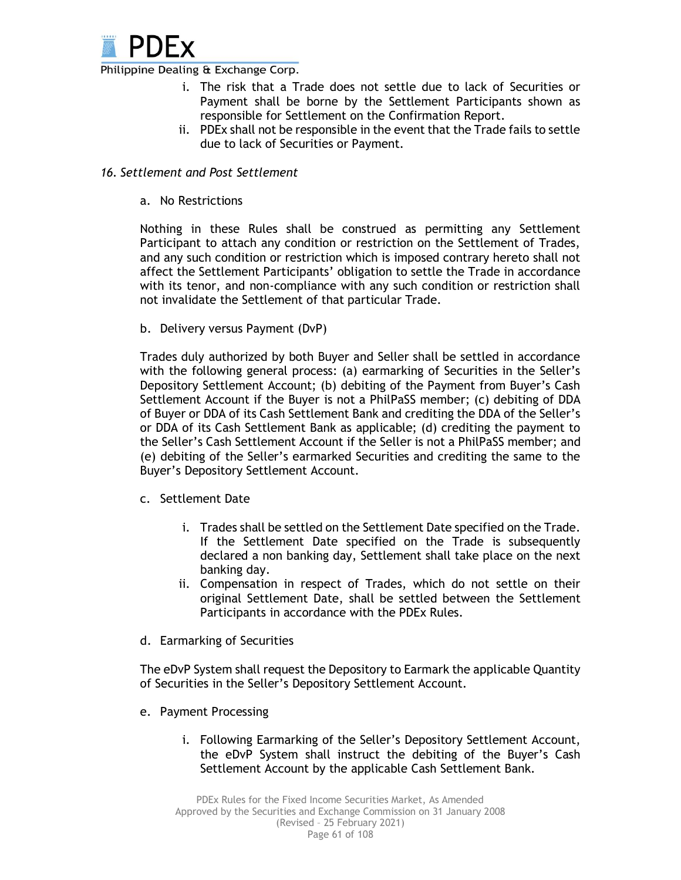i. The risk that a Trade does not settle due to lack of Securities or Payment shall be borne by the Settlement Participants shown as responsible for Settlement on the Confirmation Report.
ii. PDEx shall not be responsible in the event that the Trade fails to settle due to lack of Securities or Payment.

*16. Settlement and Post Settlement*

a. No Restrictions

Nothing in these Rules shall be construed as permitting any Settlement Participant to attach any condition or restriction on the Settlement of Trades, and any such condition or restriction which is imposed contrary hereto shall not affect the Settlement Participants' obligation to settle the Trade in accordance with its tenor, and non-compliance with any such condition or restriction shall not invalidate the Settlement of that particular Trade.

b. Delivery versus Payment (DvP)

Trades duly authorized by both Buyer and Seller shall be settled in accordance with the following general process: (a) earmarking of Securities in the Seller's Depository Settlement Account; (b) debiting of the Payment from Buyer's Cash Settlement Account if the Buyer is not a PhilPaSS member; (c) debiting of DDA of Buyer or DDA of its Cash Settlement Bank and crediting the DDA of the Seller's or DDA of its Cash Settlement Bank as applicable; (d) crediting the payment to the Seller's Cash Settlement Account if the Seller is not a PhilPaSS member; and (e) debiting of the Seller's earmarked Securities and crediting the same to the Buyer's Depository Settlement Account.

c. Settlement Date

i. Trades shall be settled on the Settlement Date specified on the Trade. If the Settlement Date specified on the Trade is subsequently declared a non banking day, Settlement shall take place on the next banking day.
ii. Compensation in respect of Trades, which do not settle on their original Settlement Date, shall be settled between the Settlement Participants in accordance with the PDEx Rules.

d. Earmarking of Securities

The eDvP System shall request the Depository to Earmark the applicable Quantity of Securities in the Seller's Depository Settlement Account.

e. Payment Processing

i. Following Earmarking of the Seller's Depository Settlement Account, the eDvP System shall instruct the debiting of the Buyer's Cash Settlement Account by the applicable Cash Settlement Bank.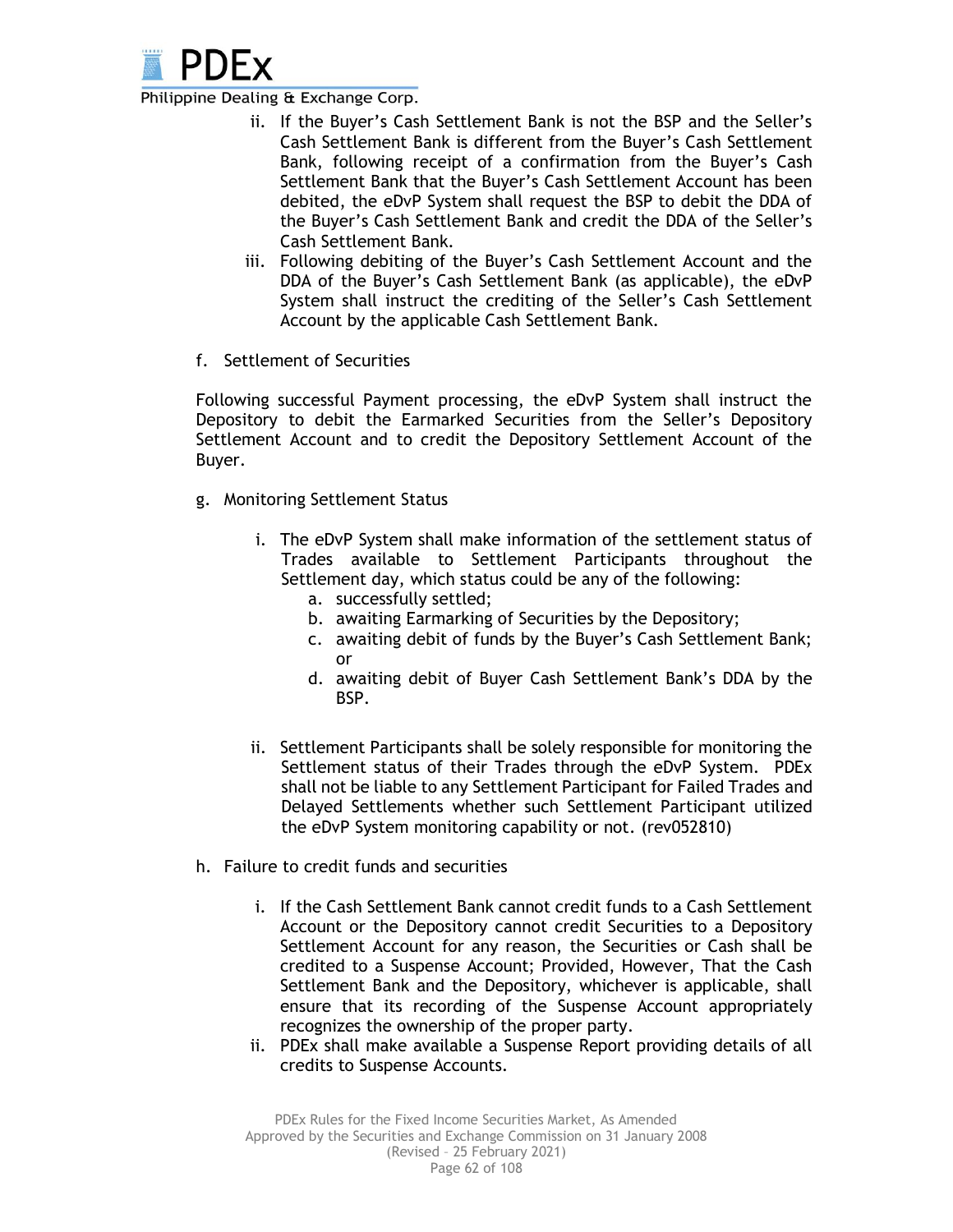ii. If the Buyer's Cash Settlement Bank is not the BSP and the Seller's Cash Settlement Bank is different from the Buyer's Cash Settlement Bank, following receipt of a confirmation from the Buyer's Cash Settlement Bank that the Buyer's Cash Settlement Account has been debited, the eDvP System shall request the BSP to debit the DDA of the Buyer's Cash Settlement Bank and credit the DDA of the Seller's Cash Settlement Bank.

iii. Following debiting of the Buyer's Cash Settlement Account and the DDA of the Buyer's Cash Settlement Bank (as applicable), the eDvP System shall instruct the crediting of the Seller's Cash Settlement Account by the applicable Cash Settlement Bank.

f. Settlement of Securities

Following successful Payment processing, the eDvP System shall instruct the Depository to debit the Earmarked Securities from the Seller's Depository Settlement Account and to credit the Depository Settlement Account of the Buyer.

g. Monitoring Settlement Status

i. The eDvP System shall make information of the settlement status of Trades available to Settlement Participants throughout the Settlement day, which status could be any of the following:
   a. successfully settled;
   b. awaiting Earmarking of Securities by the Depository;
   c. awaiting debit of funds by the Buyer's Cash Settlement Bank; or
   d. awaiting debit of Buyer Cash Settlement Bank's DDA by the BSP.

ii. Settlement Participants shall be solely responsible for monitoring the Settlement status of their Trades through the eDvP System. PDEx shall not be liable to any Settlement Participant for Failed Trades and Delayed Settlements whether such Settlement Participant utilized the eDvP System monitoring capability or not. (rev052810)

h. Failure to credit funds and securities

i. If the Cash Settlement Bank cannot credit funds to a Cash Settlement Account or the Depository cannot credit Securities to a Depository Settlement Account for any reason, the Securities or Cash shall be credited to a Suspense Account; Provided, However, That the Cash Settlement Bank and the Depository, whichever is applicable, shall ensure that its recording of the Suspense Account appropriately recognizes the ownership of the proper party.

ii. PDEx shall make available a Suspense Report providing details of all credits to Suspense Accounts.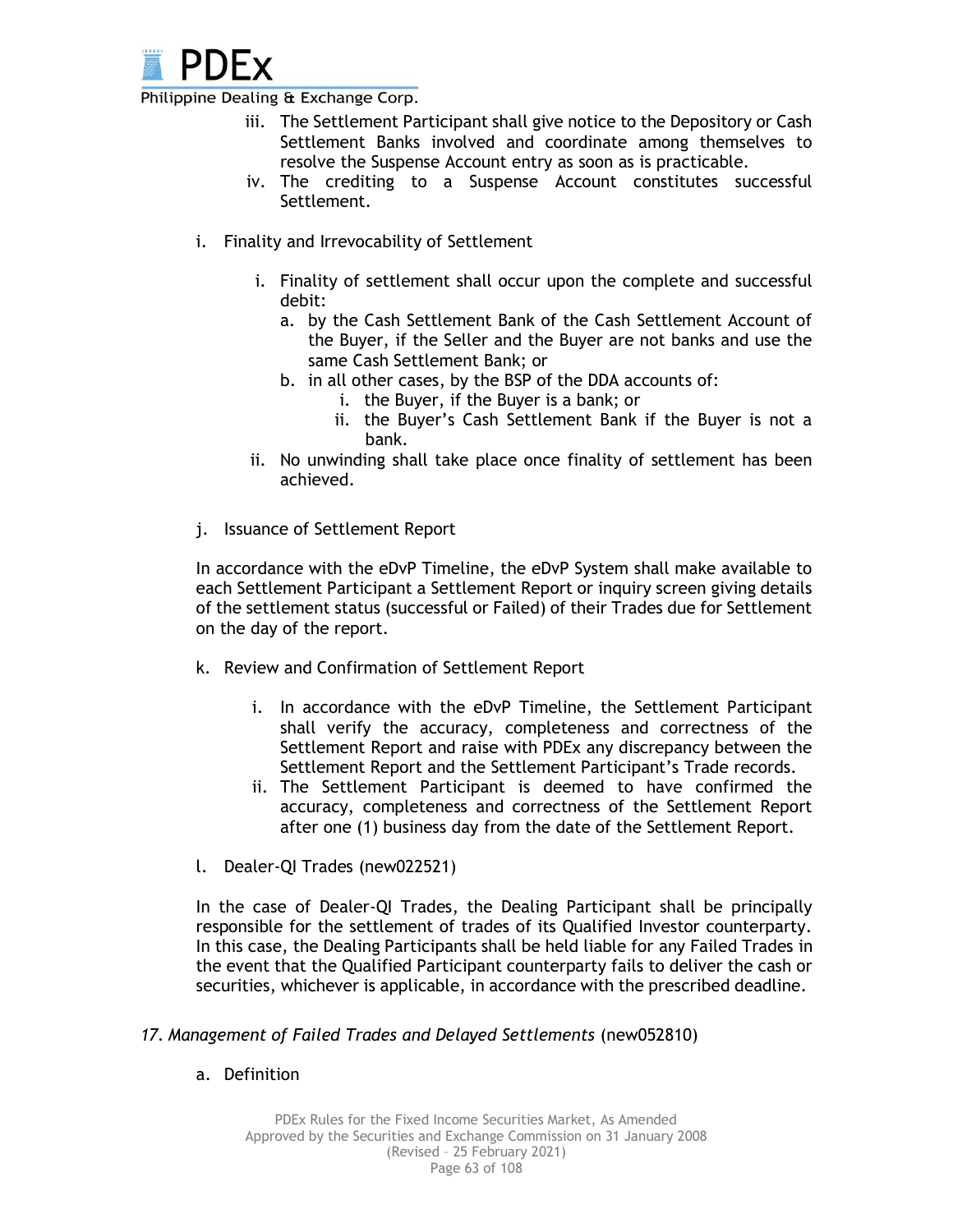iii. The Settlement Participant shall give notice to the Depository or Cash Settlement Banks involved and coordinate among themselves to resolve the Suspense Account entry as soon as is practicable.

iv. The crediting to a Suspense Account constitutes successful Settlement.

i. Finality and Irrevocability of Settlement

   i. Finality of settlement shall occur upon the complete and successful debit:
      a. by the Cash Settlement Bank of the Cash Settlement Account of the Buyer, if the Seller and the Buyer are not banks and use the same Cash Settlement Bank; or
      b. in all other cases, by the BSP of the DDA accounts of:
         i. the Buyer, if the Buyer is a bank; or
         ii. the Buyer's Cash Settlement Bank if the Buyer is not a bank.

   ii. No unwinding shall take place once finality of settlement has been achieved.

j. Issuance of Settlement Report

In accordance with the eDvP Timeline, the eDvP System shall make available to each Settlement Participant a Settlement Report or inquiry screen giving details of the settlement status (successful or Failed) of their Trades due for Settlement on the day of the report.

k. Review and Confirmation of Settlement Report

   i. In accordance with the eDvP Timeline, the Settlement Participant shall verify the accuracy, completeness and correctness of the Settlement Report and raise with PDEx any discrepancy between the Settlement Report and the Settlement Participant's Trade records.

   ii. The Settlement Participant is deemed to have confirmed the accuracy, completeness and correctness of the Settlement Report after one (1) business day from the date of the Settlement Report.

l. Dealer-QI Trades (new022521)

In the case of Dealer-QI Trades, the Dealing Participant shall be principally responsible for the settlement of trades of its Qualified Investor counterparty. In this case, the Dealing Participants shall be held liable for any Failed Trades in the event that the Qualified Participant counterparty fails to deliver the cash or securities, whichever is applicable, in accordance with the prescribed deadline.

*17. Management of Failed Trades and Delayed Settlements* (new052810)

a. Definition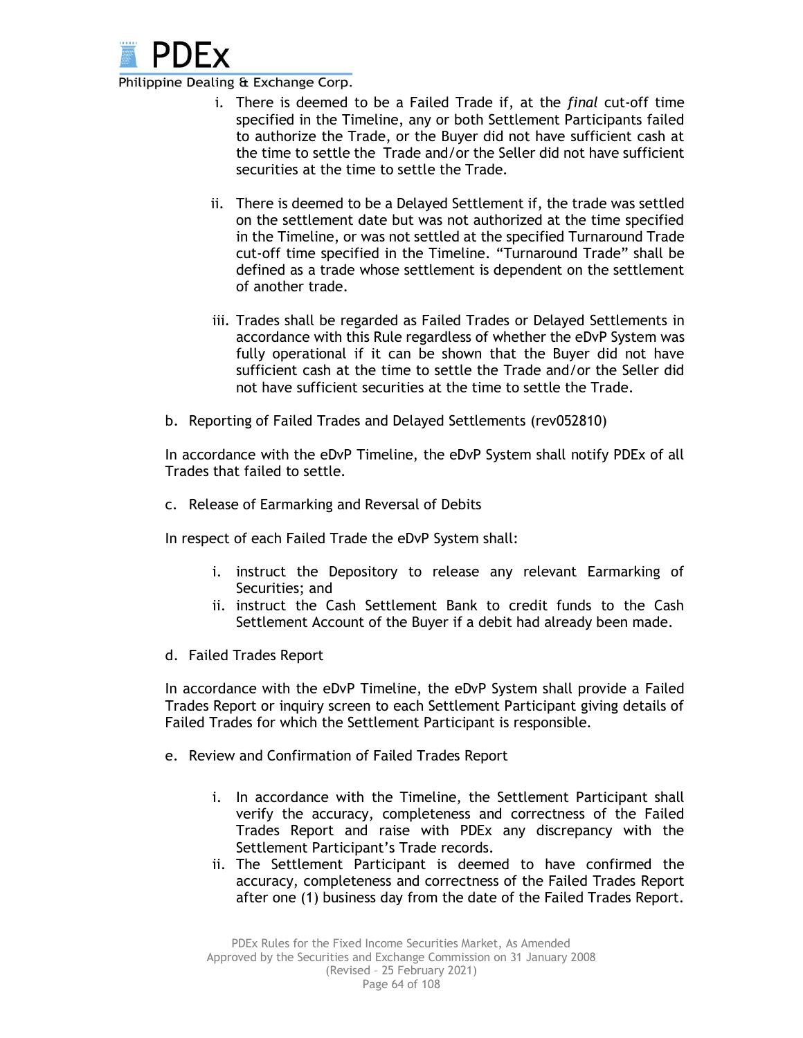i. There is deemed to be a Failed Trade if, at the *final* cut-off time specified in the Timeline, any or both Settlement Participants failed to authorize the Trade, or the Buyer did not have sufficient cash at the time to settle the Trade and/or the Seller did not have sufficient securities at the time to settle the Trade.

ii. There is deemed to be a Delayed Settlement if, the trade was settled on the settlement date but was not authorized at the time specified in the Timeline, or was not settled at the specified Turnaround Trade cut-off time specified in the Timeline. “Turnaround Trade” shall be defined as a trade whose settlement is dependent on the settlement of another trade.

iii. Trades shall be regarded as Failed Trades or Delayed Settlements in accordance with this Rule regardless of whether the eDvP System was fully operational if it can be shown that the Buyer did not have sufficient cash at the time to settle the Trade and/or the Seller did not have sufficient securities at the time to settle the Trade.

b. Reporting of Failed Trades and Delayed Settlements (rev052810)

In accordance with the eDvP Timeline, the eDvP System shall notify PDEx of all Trades that failed to settle.

c. Release of Earmarking and Reversal of Debits

In respect of each Failed Trade the eDvP System shall:

i. instruct the Depository to release any relevant Earmarking of Securities; and
ii. instruct the Cash Settlement Bank to credit funds to the Cash Settlement Account of the Buyer if a debit had already been made.

d. Failed Trades Report

In accordance with the eDvP Timeline, the eDvP System shall provide a Failed Trades Report or inquiry screen to each Settlement Participant giving details of Failed Trades for which the Settlement Participant is responsible.

e. Review and Confirmation of Failed Trades Report

i. In accordance with the Timeline, the Settlement Participant shall verify the accuracy, completeness and correctness of the Failed Trades Report and raise with PDEx any discrepancy with the Settlement Participant’s Trade records.
ii. The Settlement Participant is deemed to have confirmed the accuracy, completeness and correctness of the Failed Trades Report after one (1) business day from the date of the Failed Trades Report.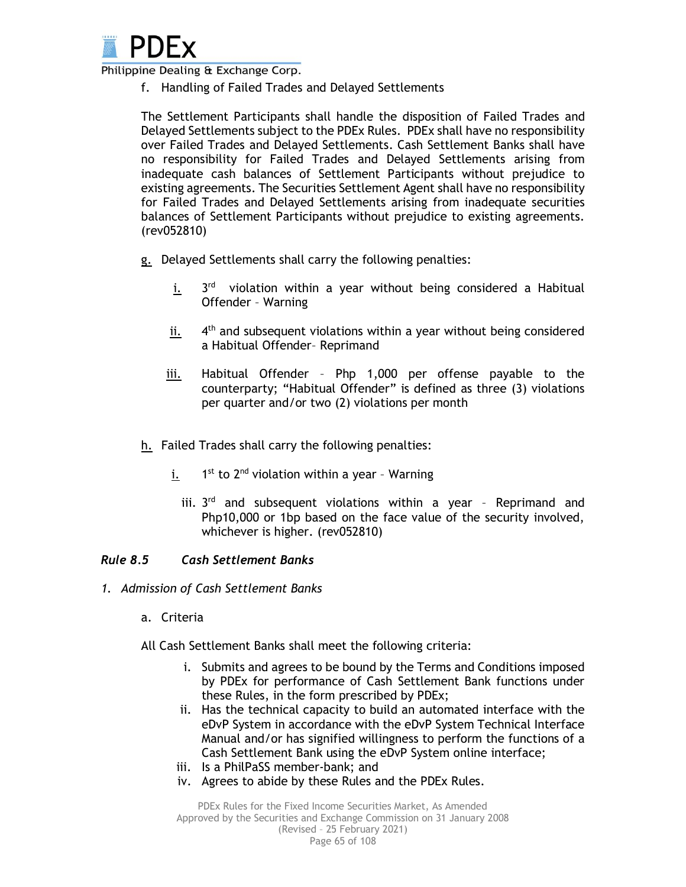f. Handling of Failed Trades and Delayed Settlements

The Settlement Participants shall handle the disposition of Failed Trades and Delayed Settlements subject to the PDEx Rules. PDEx shall have no responsibility over Failed Trades and Delayed Settlements. Cash Settlement Banks shall have no responsibility for Failed Trades and Delayed Settlements arising from inadequate cash balances of Settlement Participants without prejudice to existing agreements. The Securities Settlement Agent shall have no responsibility for Failed Trades and Delayed Settlements arising from inadequate securities balances of Settlement Participants without prejudice to existing agreements. (rev052810)

g. Delayed Settlements shall carry the following penalties:

- i. 3rd violation within a year without being considered a Habitual Offender – Warning
- ii. 4th and subsequent violations within a year without being considered a Habitual Offender– Reprimand
- iii. Habitual Offender – Php 1,000 per offense payable to the counterparty; "Habitual Offender" is defined as three (3) violations per quarter and/or two (2) violations per month

h. Failed Trades shall carry the following penalties:

- i. 1st to 2nd violation within a year – Warning
- iii. 3rd and subsequent violations within a year – Reprimand and Php10,000 or 1bp based on the face value of the security involved, whichever is higher. (rev052810)

### *Rule 8.5 Cash Settlement Banks*

*1. Admission of Cash Settlement Banks*

a. Criteria

All Cash Settlement Banks shall meet the following criteria:

- i. Submits and agrees to be bound by the Terms and Conditions imposed by PDEx for performance of Cash Settlement Bank functions under these Rules, in the form prescribed by PDEx;
- ii. Has the technical capacity to build an automated interface with the eDvP System in accordance with the eDvP System Technical Interface Manual and/or has signified willingness to perform the functions of a Cash Settlement Bank using the eDvP System online interface;
- iii. Is a PhilPaSS member-bank; and
- iv. Agrees to abide by these Rules and the PDEx Rules.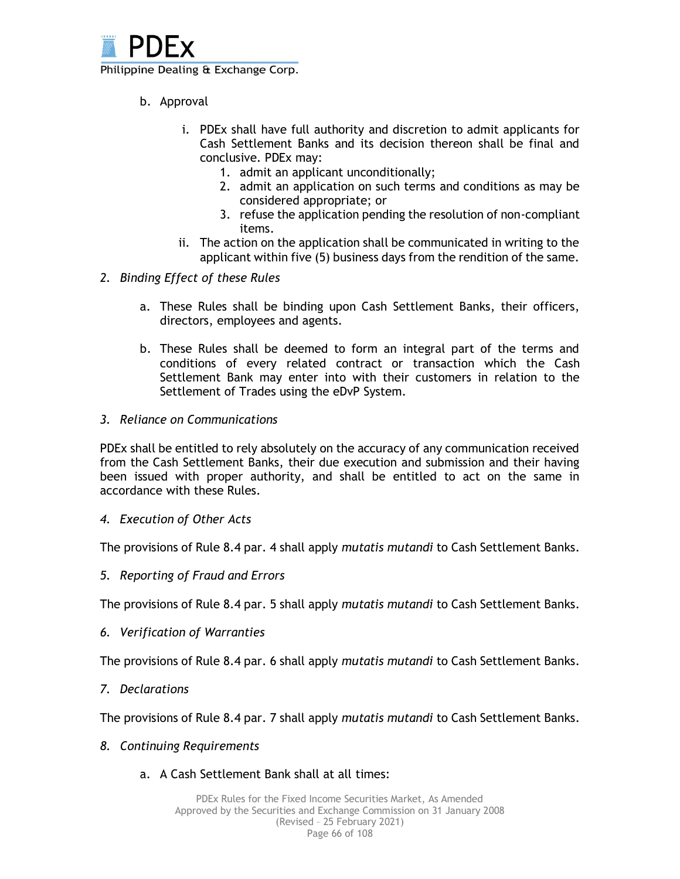b. Approval

   i. PDEx shall have full authority and discretion to admit applicants for Cash Settlement Banks and its decision thereon shall be final and conclusive. PDEx may:
      1. admit an applicant unconditionally;
      2. admit an application on such terms and conditions as may be considered appropriate; or
      3. refuse the application pending the resolution of non-compliant items.

   ii. The action on the application shall be communicated in writing to the applicant within five (5) business days from the rendition of the same.

*2. Binding Effect of these Rules*

   a. These Rules shall be binding upon Cash Settlement Banks, their officers, directors, employees and agents.

   b. These Rules shall be deemed to form an integral part of the terms and conditions of every related contract or transaction which the Cash Settlement Bank may enter into with their customers in relation to the Settlement of Trades using the eDvP System.

*3. Reliance on Communications*

PDEx shall be entitled to rely absolutely on the accuracy of any communication received from the Cash Settlement Banks, their due execution and submission and their having been issued with proper authority, and shall be entitled to act on the same in accordance with these Rules.

*4. Execution of Other Acts*

The provisions of Rule 8.4 par. 4 shall apply *mutatis mutandi* to Cash Settlement Banks.

*5. Reporting of Fraud and Errors*

The provisions of Rule 8.4 par. 5 shall apply *mutatis mutandi* to Cash Settlement Banks.

*6. Verification of Warranties*

The provisions of Rule 8.4 par. 6 shall apply *mutatis mutandi* to Cash Settlement Banks.

*7. Declarations*

The provisions of Rule 8.4 par. 7 shall apply *mutatis mutandi* to Cash Settlement Banks.

*8. Continuing Requirements*

   a. A Cash Settlement Bank shall at all times: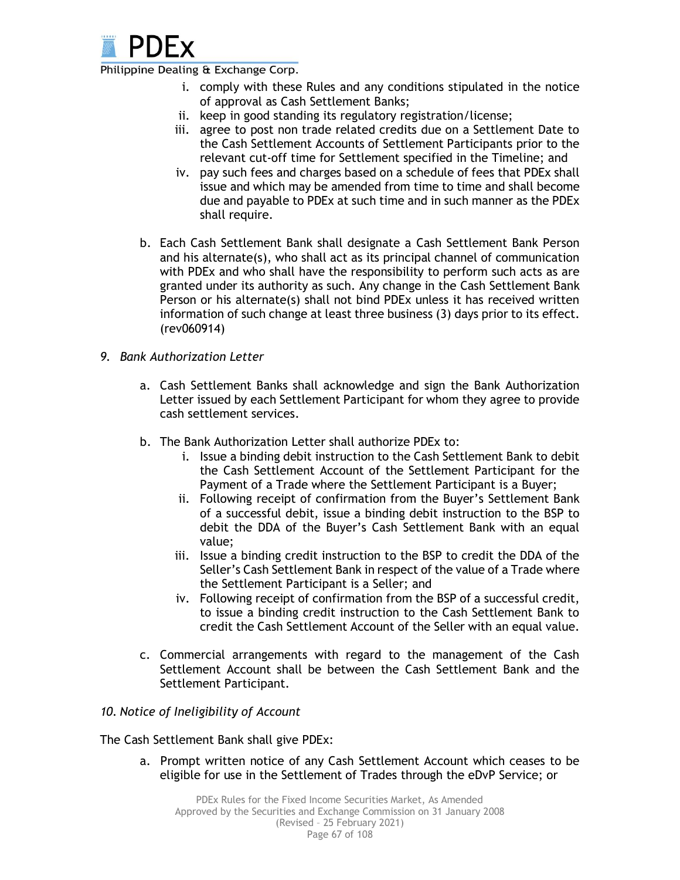i. comply with these Rules and any conditions stipulated in the notice of approval as Cash Settlement Banks;
   ii. keep in good standing its regulatory registration/license;
   iii. agree to post non trade related credits due on a Settlement Date to the Cash Settlement Accounts of Settlement Participants prior to the relevant cut-off time for Settlement specified in the Timeline; and
   iv. pay such fees and charges based on a schedule of fees that PDEx shall issue and which may be amended from time to time and shall become due and payable to PDEx at such time and in such manner as the PDEx shall require.

b. Each Cash Settlement Bank shall designate a Cash Settlement Bank Person and his alternate(s), who shall act as its principal channel of communication with PDEx and who shall have the responsibility to perform such acts as are granted under its authority as such. Any change in the Cash Settlement Bank Person or his alternate(s) shall not bind PDEx unless it has received written information of such change at least three business (3) days prior to its effect. (rev060914)

*9. Bank Authorization Letter*

a. Cash Settlement Banks shall acknowledge and sign the Bank Authorization Letter issued by each Settlement Participant for whom they agree to provide cash settlement services.

b. The Bank Authorization Letter shall authorize PDEx to:
   i. Issue a binding debit instruction to the Cash Settlement Bank to debit the Cash Settlement Account of the Settlement Participant for the Payment of a Trade where the Settlement Participant is a Buyer;
   ii. Following receipt of confirmation from the Buyer's Settlement Bank of a successful debit, issue a binding debit instruction to the BSP to debit the DDA of the Buyer's Cash Settlement Bank with an equal value;
   iii. Issue a binding credit instruction to the BSP to credit the DDA of the Seller's Cash Settlement Bank in respect of the value of a Trade where the Settlement Participant is a Seller; and
   iv. Following receipt of confirmation from the BSP of a successful credit, to issue a binding credit instruction to the Cash Settlement Bank to credit the Cash Settlement Account of the Seller with an equal value.

c. Commercial arrangements with regard to the management of the Cash Settlement Account shall be between the Cash Settlement Bank and the Settlement Participant.

*10. Notice of Ineligibility of Account*

The Cash Settlement Bank shall give PDEx:

a. Prompt written notice of any Cash Settlement Account which ceases to be eligible for use in the Settlement of Trades through the eDvP Service; or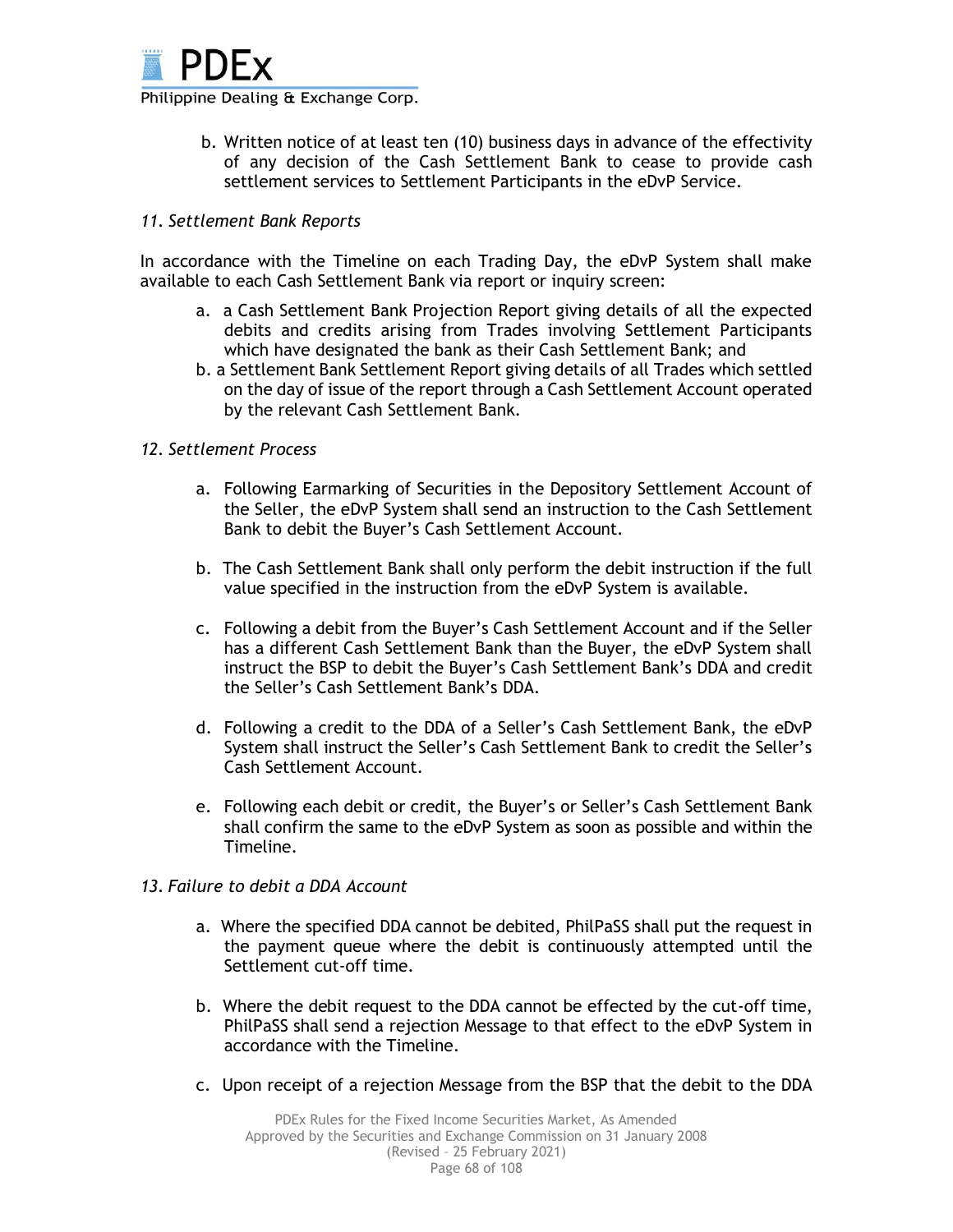b. Written notice of at least ten (10) business days in advance of the effectivity of any decision of the Cash Settlement Bank to cease to provide cash settlement services to Settlement Participants in the eDvP Service.

*11. Settlement Bank Reports*

In accordance with the Timeline on each Trading Day, the eDvP System shall make available to each Cash Settlement Bank via report or inquiry screen:

a. a Cash Settlement Bank Projection Report giving details of all the expected debits and credits arising from Trades involving Settlement Participants which have designated the bank as their Cash Settlement Bank; and
b. a Settlement Bank Settlement Report giving details of all Trades which settled on the day of issue of the report through a Cash Settlement Account operated by the relevant Cash Settlement Bank.

*12. Settlement Process*

a. Following Earmarking of Securities in the Depository Settlement Account of the Seller, the eDvP System shall send an instruction to the Cash Settlement Bank to debit the Buyer's Cash Settlement Account.

b. The Cash Settlement Bank shall only perform the debit instruction if the full value specified in the instruction from the eDvP System is available.

c. Following a debit from the Buyer's Cash Settlement Account and if the Seller has a different Cash Settlement Bank than the Buyer, the eDvP System shall instruct the BSP to debit the Buyer's Cash Settlement Bank's DDA and credit the Seller's Cash Settlement Bank's DDA.

d. Following a credit to the DDA of a Seller's Cash Settlement Bank, the eDvP System shall instruct the Seller's Cash Settlement Bank to credit the Seller's Cash Settlement Account.

e. Following each debit or credit, the Buyer's or Seller's Cash Settlement Bank shall confirm the same to the eDvP System as soon as possible and within the Timeline.

*13. Failure to debit a DDA Account*

a. Where the specified DDA cannot be debited, PhilPaSS shall put the request in the payment queue where the debit is continuously attempted until the Settlement cut-off time.

b. Where the debit request to the DDA cannot be effected by the cut-off time, PhilPaSS shall send a rejection Message to that effect to the eDvP System in accordance with the Timeline.

c. Upon receipt of a rejection Message from the BSP that the debit to the DDA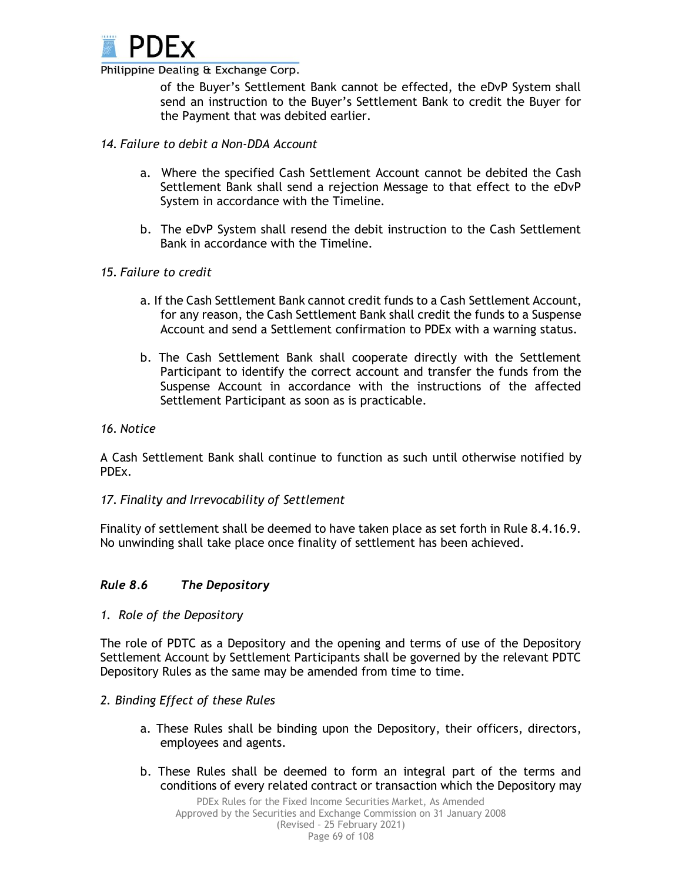of the Buyer's Settlement Bank cannot be effected, the eDvP System shall send an instruction to the Buyer's Settlement Bank to credit the Buyer for the Payment that was debited earlier.

*14. Failure to debit a Non-DDA Account*

a. Where the specified Cash Settlement Account cannot be debited the Cash Settlement Bank shall send a rejection Message to that effect to the eDvP System in accordance with the Timeline.

b. The eDvP System shall resend the debit instruction to the Cash Settlement Bank in accordance with the Timeline.

*15. Failure to credit*

a. If the Cash Settlement Bank cannot credit funds to a Cash Settlement Account, for any reason, the Cash Settlement Bank shall credit the funds to a Suspense Account and send a Settlement confirmation to PDEx with a warning status.

b. The Cash Settlement Bank shall cooperate directly with the Settlement Participant to identify the correct account and transfer the funds from the Suspense Account in accordance with the instructions of the affected Settlement Participant as soon as is practicable.

*16. Notice*

A Cash Settlement Bank shall continue to function as such until otherwise notified by PDEx.

*17. Finality and Irrevocability of Settlement*

Finality of settlement shall be deemed to have taken place as set forth in Rule 8.4.16.9. No unwinding shall take place once finality of settlement has been achieved.

## *Rule 8.6 The Depository*

*1. Role of the Depository*

The role of PDTC as a Depository and the opening and terms of use of the Depository Settlement Account by Settlement Participants shall be governed by the relevant PDTC Depository Rules as the same may be amended from time to time.

*2. Binding Effect of these Rules*

a. These Rules shall be binding upon the Depository, their officers, directors, employees and agents.

b. These Rules shall be deemed to form an integral part of the terms and conditions of every related contract or transaction which the Depository may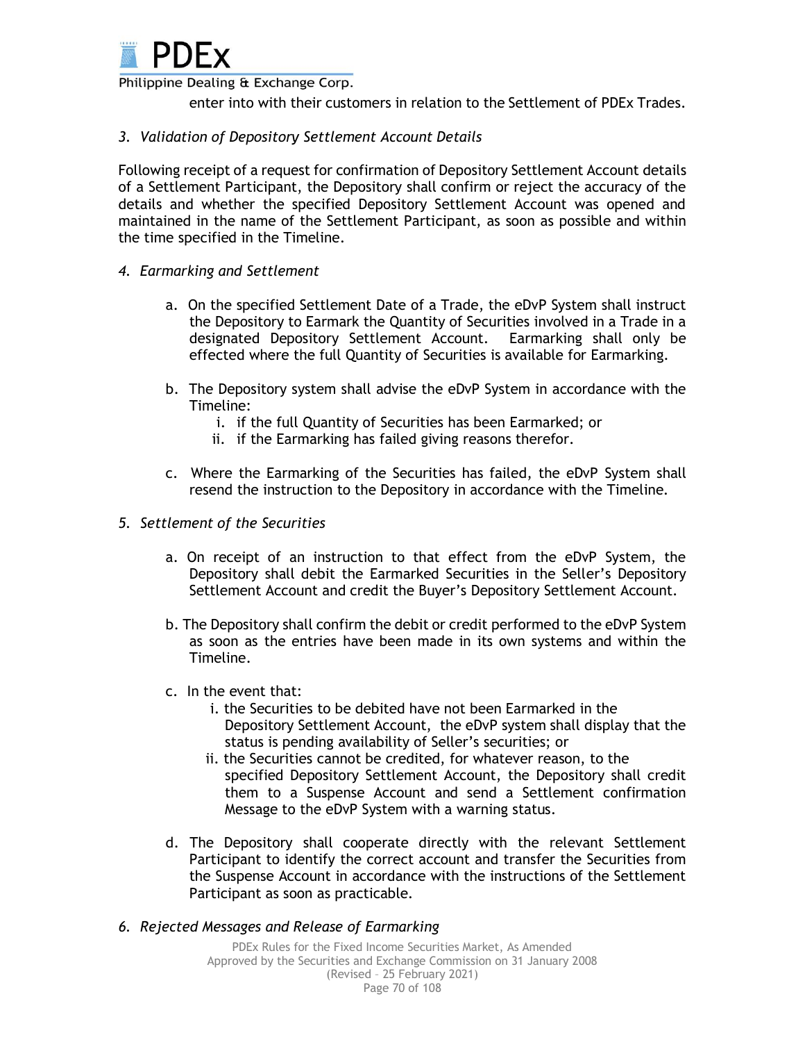enter into with their customers in relation to the Settlement of PDEx Trades.

*3. Validation of Depository Settlement Account Details*

Following receipt of a request for confirmation of Depository Settlement Account details of a Settlement Participant, the Depository shall confirm or reject the accuracy of the details and whether the specified Depository Settlement Account was opened and maintained in the name of the Settlement Participant, as soon as possible and within the time specified in the Timeline.

*4. Earmarking and Settlement*

a. On the specified Settlement Date of a Trade, the eDvP System shall instruct the Depository to Earmark the Quantity of Securities involved in a Trade in a designated Depository Settlement Account. Earmarking shall only be effected where the full Quantity of Securities is available for Earmarking.

b. The Depository system shall advise the eDvP System in accordance with the Timeline:
   i. if the full Quantity of Securities has been Earmarked; or
   ii. if the Earmarking has failed giving reasons therefor.

c. Where the Earmarking of the Securities has failed, the eDvP System shall resend the instruction to the Depository in accordance with the Timeline.

*5. Settlement of the Securities*

a. On receipt of an instruction to that effect from the eDvP System, the Depository shall debit the Earmarked Securities in the Seller's Depository Settlement Account and credit the Buyer's Depository Settlement Account.

b. The Depository shall confirm the debit or credit performed to the eDvP System as soon as the entries have been made in its own systems and within the Timeline.

c. In the event that:
   i. the Securities to be debited have not been Earmarked in the Depository Settlement Account, the eDvP system shall display that the status is pending availability of Seller's securities; or
   ii. the Securities cannot be credited, for whatever reason, to the specified Depository Settlement Account, the Depository shall credit them to a Suspense Account and send a Settlement confirmation Message to the eDvP System with a warning status.

d. The Depository shall cooperate directly with the relevant Settlement Participant to identify the correct account and transfer the Securities from the Suspense Account in accordance with the instructions of the Settlement Participant as soon as practicable.

*6. Rejected Messages and Release of Earmarking*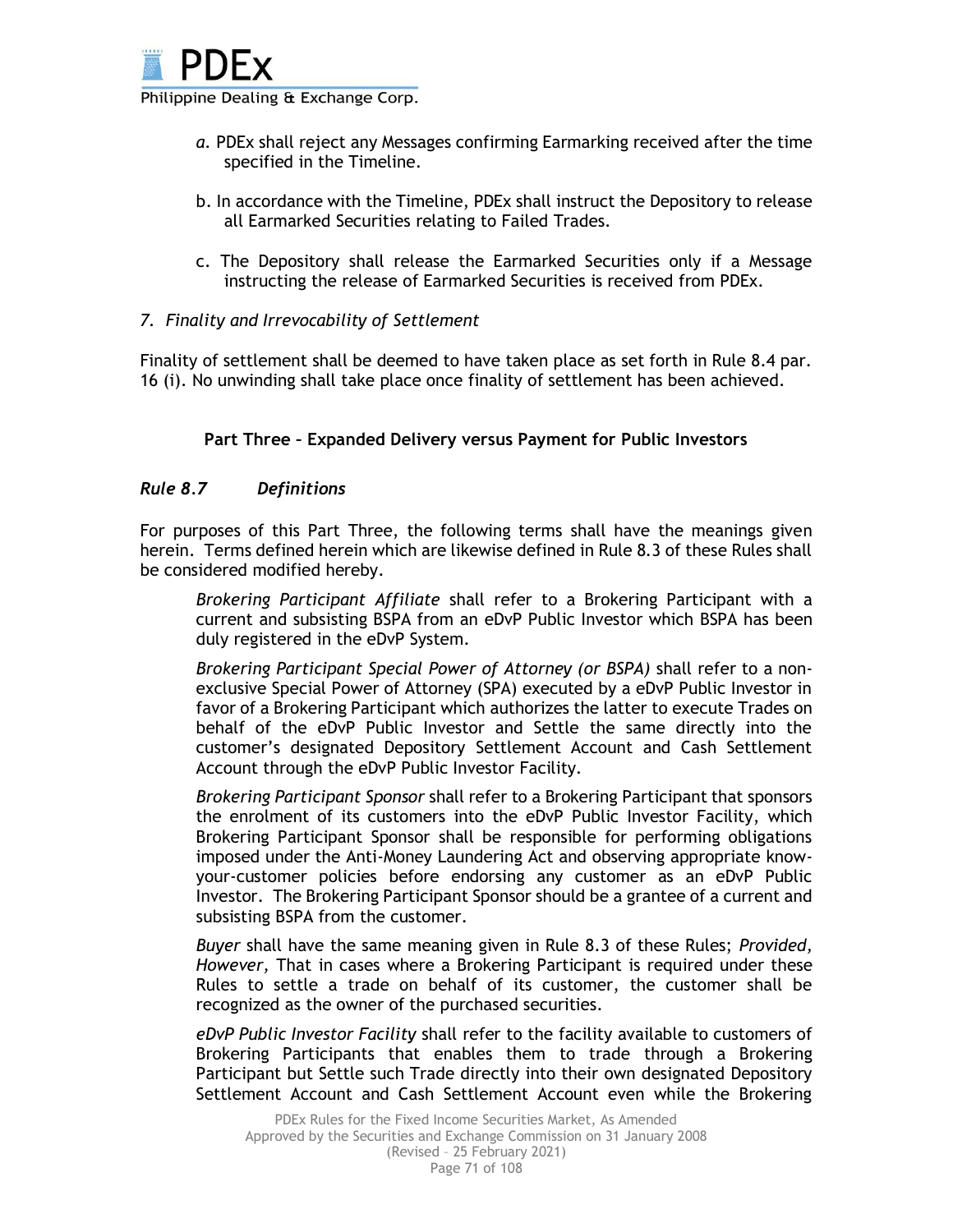*a.* PDEx shall reject any Messages confirming Earmarking received after the time specified in the Timeline.

b. In accordance with the Timeline, PDEx shall instruct the Depository to release all Earmarked Securities relating to Failed Trades.

c. The Depository shall release the Earmarked Securities only if a Message instructing the release of Earmarked Securities is received from PDEx.

*7. Finality and Irrevocability of Settlement*

Finality of settlement shall be deemed to have taken place as set forth in Rule 8.4 par. 16 (i). No unwinding shall take place once finality of settlement has been achieved.

**Part Three – Expanded Delivery versus Payment for Public Investors**

### *Rule 8.7 Definitions*

For purposes of this Part Three, the following terms shall have the meanings given herein. Terms defined herein which are likewise defined in Rule 8.3 of these Rules shall be considered modified hereby.

*Brokering Participant Affiliate* shall refer to a Brokering Participant with a current and subsisting BSPA from an eDvP Public Investor which BSPA has been duly registered in the eDvP System.

*Brokering Participant Special Power of Attorney (or BSPA)* shall refer to a non-exclusive Special Power of Attorney (SPA) executed by a eDvP Public Investor in favor of a Brokering Participant which authorizes the latter to execute Trades on behalf of the eDvP Public Investor and Settle the same directly into the customer's designated Depository Settlement Account and Cash Settlement Account through the eDvP Public Investor Facility.

*Brokering Participant Sponsor* shall refer to a Brokering Participant that sponsors the enrolment of its customers into the eDvP Public Investor Facility, which Brokering Participant Sponsor shall be responsible for performing obligations imposed under the Anti-Money Laundering Act and observing appropriate know-your-customer policies before endorsing any customer as an eDvP Public Investor. The Brokering Participant Sponsor should be a grantee of a current and subsisting BSPA from the customer.

*Buyer* shall have the same meaning given in Rule 8.3 of these Rules; *Provided, However,* That in cases where a Brokering Participant is required under these Rules to settle a trade on behalf of its customer, the customer shall be recognized as the owner of the purchased securities.

*eDvP Public Investor Facility* shall refer to the facility available to customers of Brokering Participants that enables them to trade through a Brokering Participant but Settle such Trade directly into their own designated Depository Settlement Account and Cash Settlement Account even while the Brokering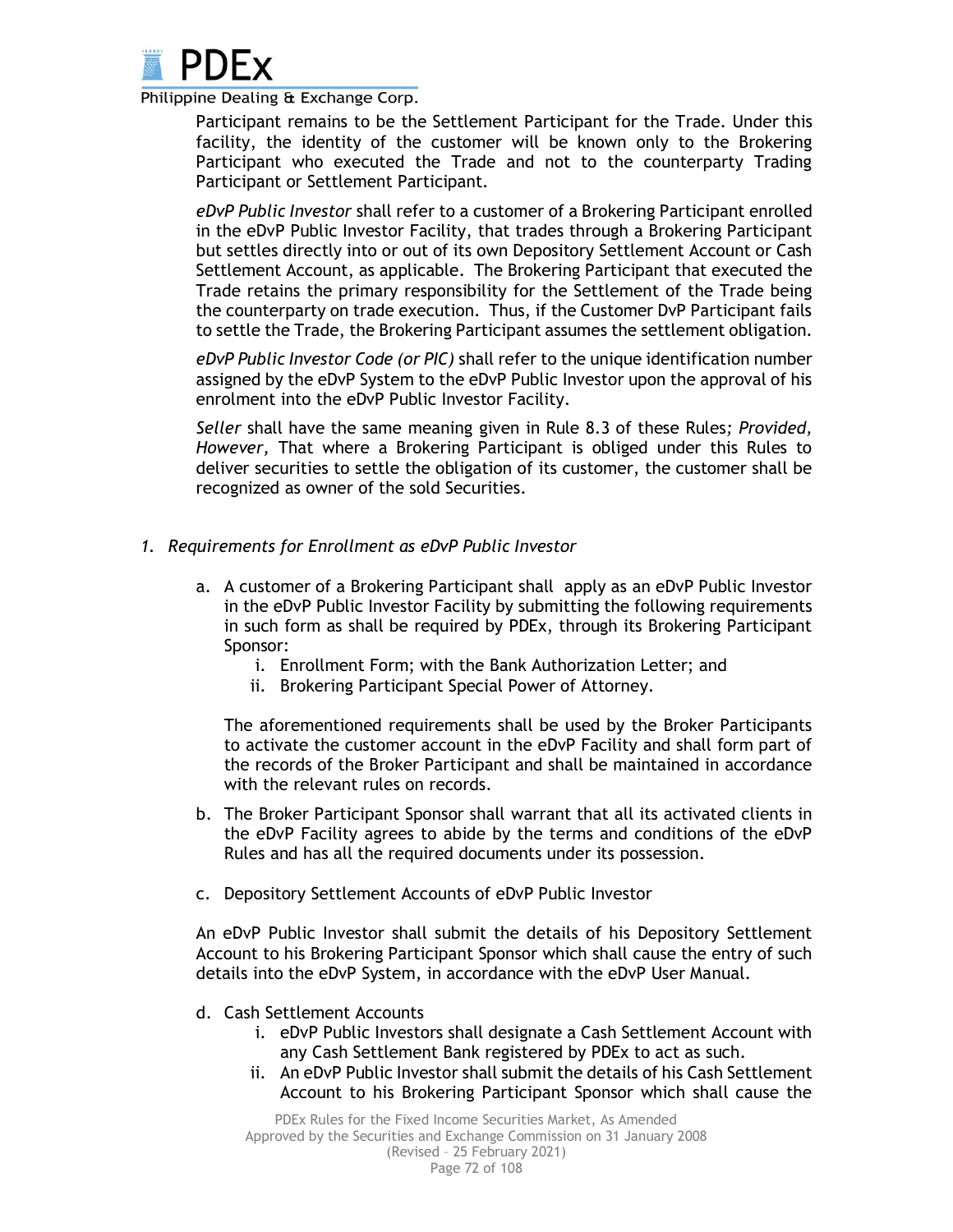Participant remains to be the Settlement Participant for the Trade. Under this facility, the identity of the customer will be known only to the Brokering Participant who executed the Trade and not to the counterparty Trading Participant or Settlement Participant.

*eDvP Public Investor* shall refer to a customer of a Brokering Participant enrolled in the eDvP Public Investor Facility, that trades through a Brokering Participant but settles directly into or out of its own Depository Settlement Account or Cash Settlement Account, as applicable. The Brokering Participant that executed the Trade retains the primary responsibility for the Settlement of the Trade being the counterparty on trade execution. Thus, if the Customer DvP Participant fails to settle the Trade, the Brokering Participant assumes the settlement obligation.

*eDvP Public Investor Code (or PIC)* shall refer to the unique identification number assigned by the eDvP System to the eDvP Public Investor upon the approval of his enrolment into the eDvP Public Investor Facility.

*Seller* shall have the same meaning given in Rule 8.3 of these Rules*; Provided, However,* That where a Brokering Participant is obliged under this Rules to deliver securities to settle the obligation of its customer, the customer shall be recognized as owner of the sold Securities.

*1. Requirements for Enrollment as eDvP Public Investor*

a. A customer of a Brokering Participant shall apply as an eDvP Public Investor in the eDvP Public Investor Facility by submitting the following requirements in such form as shall be required by PDEx, through its Brokering Participant Sponsor:
   i. Enrollment Form; with the Bank Authorization Letter; and
   ii. Brokering Participant Special Power of Attorney.

   The aforementioned requirements shall be used by the Broker Participants to activate the customer account in the eDvP Facility and shall form part of the records of the Broker Participant and shall be maintained in accordance with the relevant rules on records.

b. The Broker Participant Sponsor shall warrant that all its activated clients in the eDvP Facility agrees to abide by the terms and conditions of the eDvP Rules and has all the required documents under its possession.

c. Depository Settlement Accounts of eDvP Public Investor

   An eDvP Public Investor shall submit the details of his Depository Settlement Account to his Brokering Participant Sponsor which shall cause the entry of such details into the eDvP System, in accordance with the eDvP User Manual.

d. Cash Settlement Accounts
   i. eDvP Public Investors shall designate a Cash Settlement Account with any Cash Settlement Bank registered by PDEx to act as such.
   ii. An eDvP Public Investor shall submit the details of his Cash Settlement Account to his Brokering Participant Sponsor which shall cause the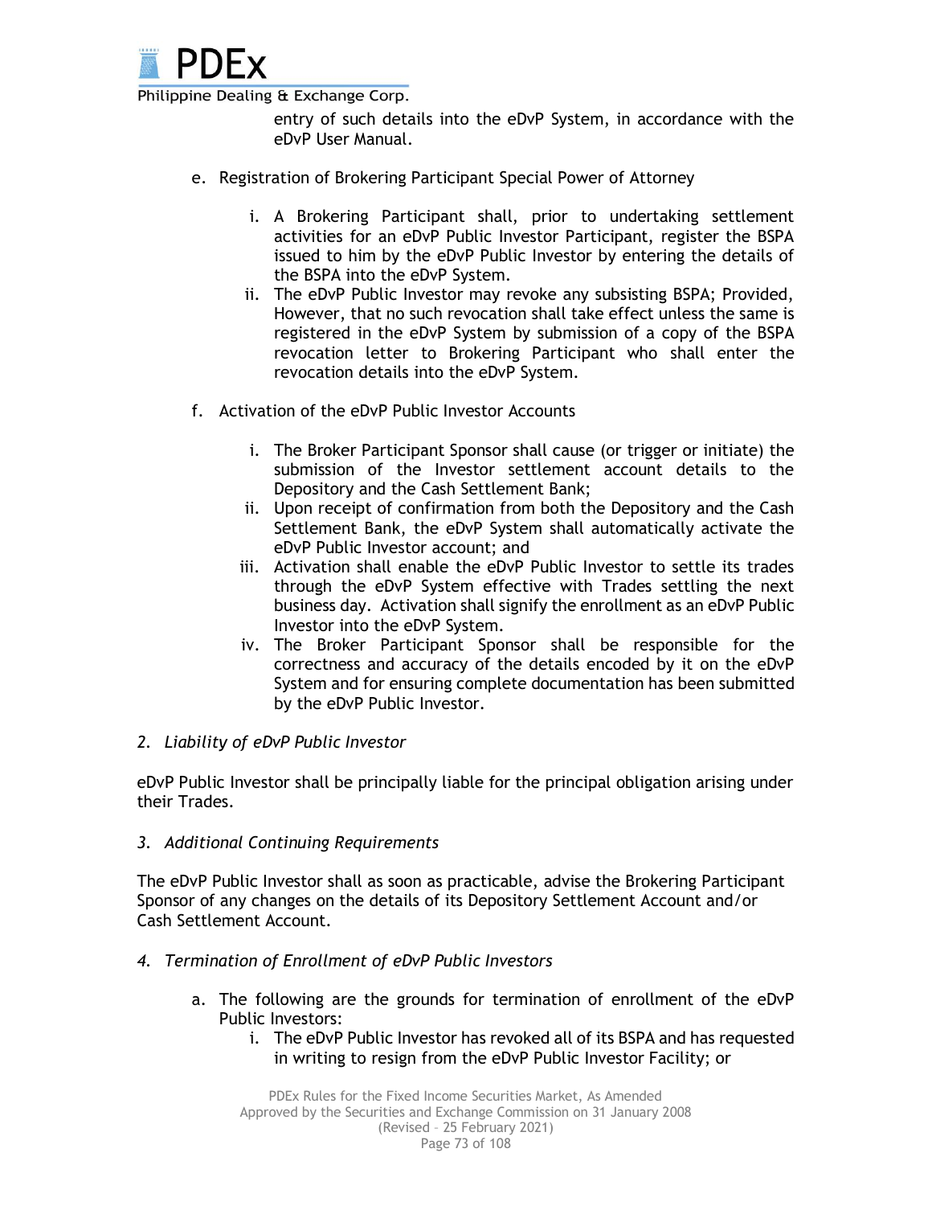entry of such details into the eDvP System, in accordance with the eDvP User Manual.

e. Registration of Brokering Participant Special Power of Attorney

   i. A Brokering Participant shall, prior to undertaking settlement activities for an eDvP Public Investor Participant, register the BSPA issued to him by the eDvP Public Investor by entering the details of the BSPA into the eDvP System.
   ii. The eDvP Public Investor may revoke any subsisting BSPA; Provided, However, that no such revocation shall take effect unless the same is registered in the eDvP System by submission of a copy of the BSPA revocation letter to Brokering Participant who shall enter the revocation details into the eDvP System.

f. Activation of the eDvP Public Investor Accounts

   i. The Broker Participant Sponsor shall cause (or trigger or initiate) the submission of the Investor settlement account details to the Depository and the Cash Settlement Bank;
   ii. Upon receipt of confirmation from both the Depository and the Cash Settlement Bank, the eDvP System shall automatically activate the eDvP Public Investor account; and
   iii. Activation shall enable the eDvP Public Investor to settle its trades through the eDvP System effective with Trades settling the next business day. Activation shall signify the enrollment as an eDvP Public Investor into the eDvP System.
   iv. The Broker Participant Sponsor shall be responsible for the correctness and accuracy of the details encoded by it on the eDvP System and for ensuring complete documentation has been submitted by the eDvP Public Investor.

*2. Liability of eDvP Public Investor*

eDvP Public Investor shall be principally liable for the principal obligation arising under their Trades.

*3. Additional Continuing Requirements*

The eDvP Public Investor shall as soon as practicable, advise the Brokering Participant Sponsor of any changes on the details of its Depository Settlement Account and/or Cash Settlement Account.

*4. Termination of Enrollment of eDvP Public Investors*

a. The following are the grounds for termination of enrollment of the eDvP Public Investors:
   i. The eDvP Public Investor has revoked all of its BSPA and has requested in writing to resign from the eDvP Public Investor Facility; or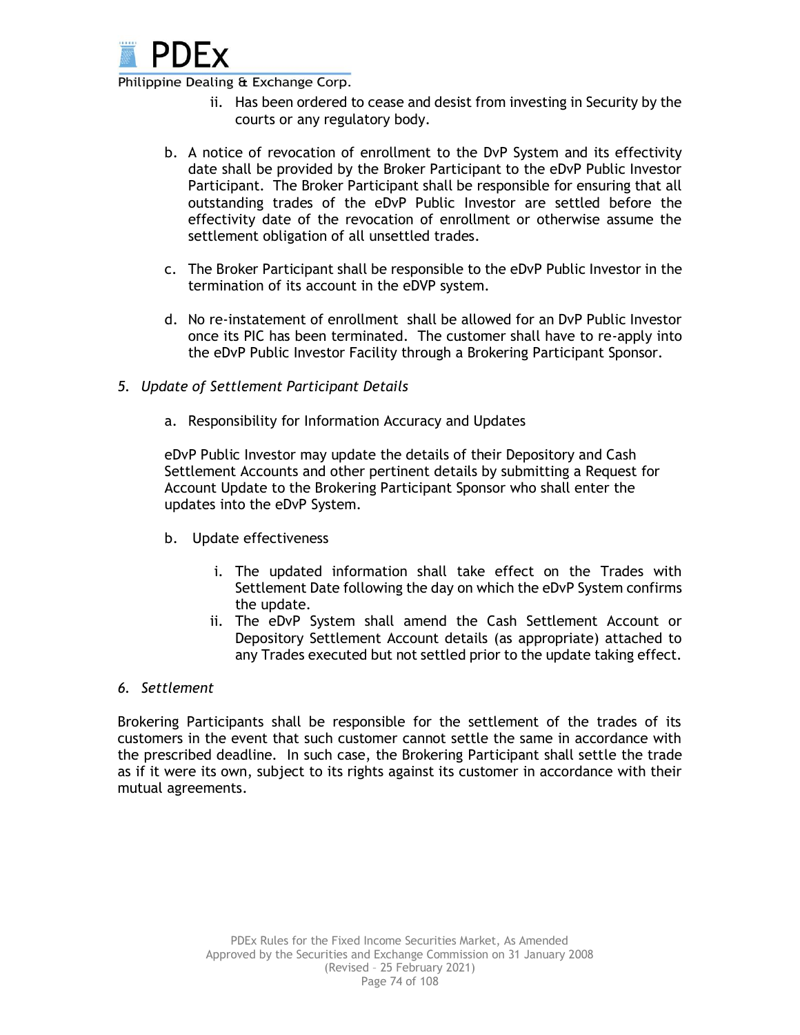ii. Has been ordered to cease and desist from investing in Security by the courts or any regulatory body.

b. A notice of revocation of enrollment to the DvP System and its effectivity date shall be provided by the Broker Participant to the eDvP Public Investor Participant. The Broker Participant shall be responsible for ensuring that all outstanding trades of the eDvP Public Investor are settled before the effectivity date of the revocation of enrollment or otherwise assume the settlement obligation of all unsettled trades.

c. The Broker Participant shall be responsible to the eDvP Public Investor in the termination of its account in the eDVP system.

d. No re-instatement of enrollment shall be allowed for an DvP Public Investor once its PIC has been terminated. The customer shall have to re-apply into the eDvP Public Investor Facility through a Brokering Participant Sponsor.

*5. Update of Settlement Participant Details*

a. Responsibility for Information Accuracy and Updates

eDvP Public Investor may update the details of their Depository and Cash Settlement Accounts and other pertinent details by submitting a Request for Account Update to the Brokering Participant Sponsor who shall enter the updates into the eDvP System.

b. Update effectiveness

i. The updated information shall take effect on the Trades with Settlement Date following the day on which the eDvP System confirms the update.

ii. The eDvP System shall amend the Cash Settlement Account or Depository Settlement Account details (as appropriate) attached to any Trades executed but not settled prior to the update taking effect.

*6. Settlement*

Brokering Participants shall be responsible for the settlement of the trades of its customers in the event that such customer cannot settle the same in accordance with the prescribed deadline. In such case, the Brokering Participant shall settle the trade as if it were its own, subject to its rights against its customer in accordance with their mutual agreements.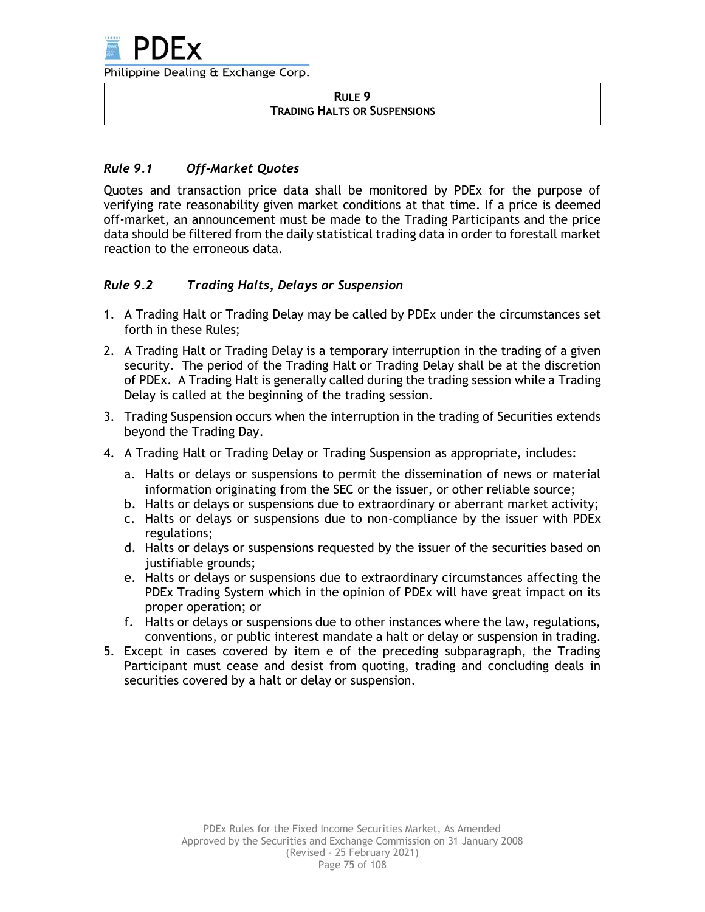## RULE 9
## TRADING HALTS OR SUSPENSIONS

### *Rule 9.1 Off-Market Quotes*

Quotes and transaction price data shall be monitored by PDEx for the purpose of verifying rate reasonability given market conditions at that time. If a price is deemed off-market, an announcement must be made to the Trading Participants and the price data should be filtered from the daily statistical trading data in order to forestall market reaction to the erroneous data.

### *Rule 9.2 Trading Halts, Delays or Suspension*

1. A Trading Halt or Trading Delay may be called by PDEx under the circumstances set forth in these Rules;
2. A Trading Halt or Trading Delay is a temporary interruption in the trading of a given security. The period of the Trading Halt or Trading Delay shall be at the discretion of PDEx. A Trading Halt is generally called during the trading session while a Trading Delay is called at the beginning of the trading session.
3. Trading Suspension occurs when the interruption in the trading of Securities extends beyond the Trading Day.
4. A Trading Halt or Trading Delay or Trading Suspension as appropriate, includes:
   a. Halts or delays or suspensions to permit the dissemination of news or material information originating from the SEC or the issuer, or other reliable source;
   b. Halts or delays or suspensions due to extraordinary or aberrant market activity;
   c. Halts or delays or suspensions due to non-compliance by the issuer with PDEx regulations;
   d. Halts or delays or suspensions requested by the issuer of the securities based on justifiable grounds;
   e. Halts or delays or suspensions due to extraordinary circumstances affecting the PDEx Trading System which in the opinion of PDEx will have great impact on its proper operation; or
   f. Halts or delays or suspensions due to other instances where the law, regulations, conventions, or public interest mandate a halt or delay or suspension in trading.
5. Except in cases covered by item e of the preceding subparagraph, the Trading Participant must cease and desist from quoting, trading and concluding deals in securities covered by a halt or delay or suspension.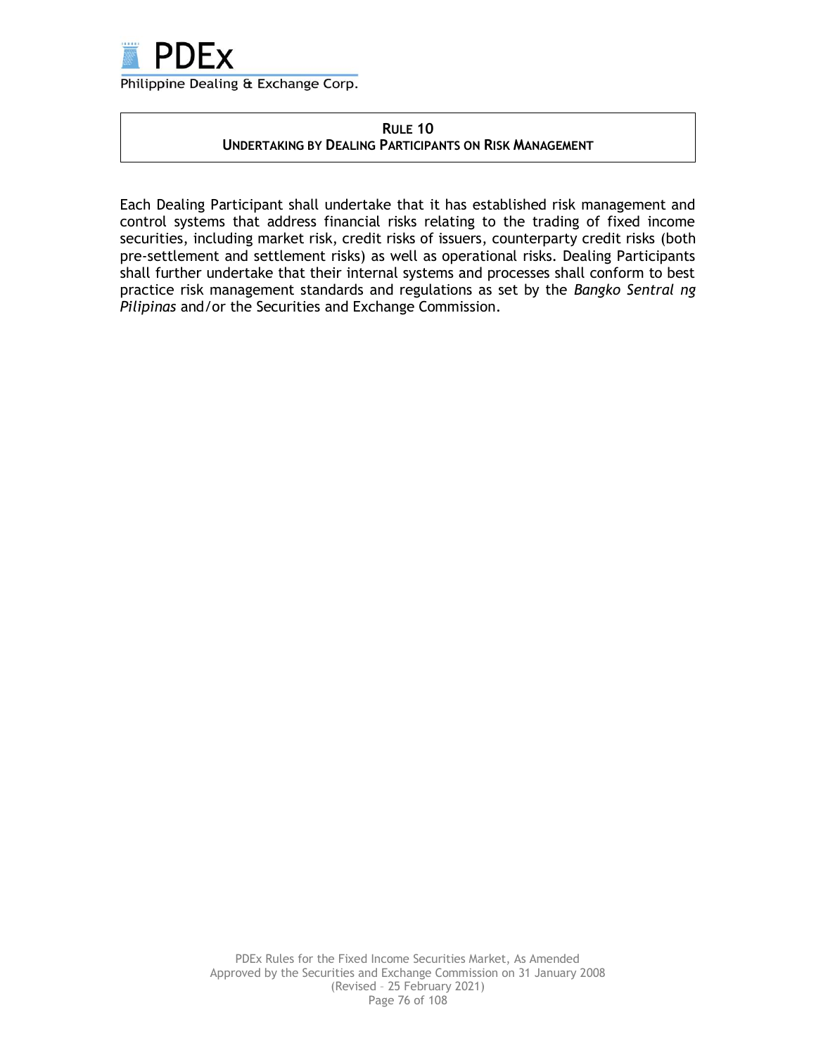## RULE 10
## UNDERTAKING BY DEALING PARTICIPANTS ON RISK MANAGEMENT

Each Dealing Participant shall undertake that it has established risk management and control systems that address financial risks relating to the trading of fixed income securities, including market risk, credit risks of issuers, counterparty credit risks (both pre-settlement and settlement risks) as well as operational risks. Dealing Participants shall further undertake that their internal systems and processes shall conform to best practice risk management standards and regulations as set by the *Bangko Sentral ng Pilipinas* and/or the Securities and Exchange Commission.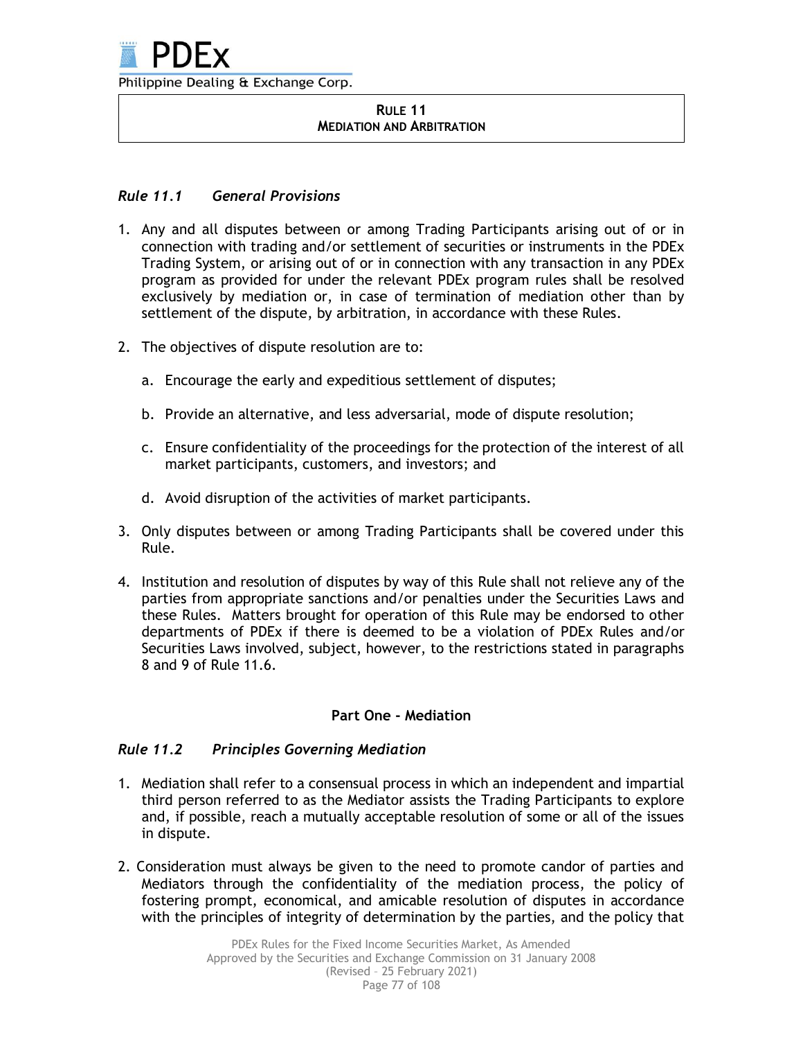## RULE 11
## MEDIATION AND ARBITRATION

### *Rule 11.1 General Provisions*

1. Any and all disputes between or among Trading Participants arising out of or in connection with trading and/or settlement of securities or instruments in the PDEx Trading System, or arising out of or in connection with any transaction in any PDEx program as provided for under the relevant PDEx program rules shall be resolved exclusively by mediation or, in case of termination of mediation other than by settlement of the dispute, by arbitration, in accordance with these Rules.

2. The objectives of dispute resolution are to:

   a. Encourage the early and expeditious settlement of disputes;

   b. Provide an alternative, and less adversarial, mode of dispute resolution;

   c. Ensure confidentiality of the proceedings for the protection of the interest of all market participants, customers, and investors; and

   d. Avoid disruption of the activities of market participants.

3. Only disputes between or among Trading Participants shall be covered under this Rule.

4. Institution and resolution of disputes by way of this Rule shall not relieve any of the parties from appropriate sanctions and/or penalties under the Securities Laws and these Rules. Matters brought for operation of this Rule may be endorsed to other departments of PDEx if there is deemed to be a violation of PDEx Rules and/or Securities Laws involved, subject, however, to the restrictions stated in paragraphs 8 and 9 of Rule 11.6.

**Part One - Mediation**

### *Rule 11.2 Principles Governing Mediation*

1. Mediation shall refer to a consensual process in which an independent and impartial third person referred to as the Mediator assists the Trading Participants to explore and, if possible, reach a mutually acceptable resolution of some or all of the issues in dispute.

2. Consideration must always be given to the need to promote candor of parties and Mediators through the confidentiality of the mediation process, the policy of fostering prompt, economical, and amicable resolution of disputes in accordance with the principles of integrity of determination by the parties, and the policy that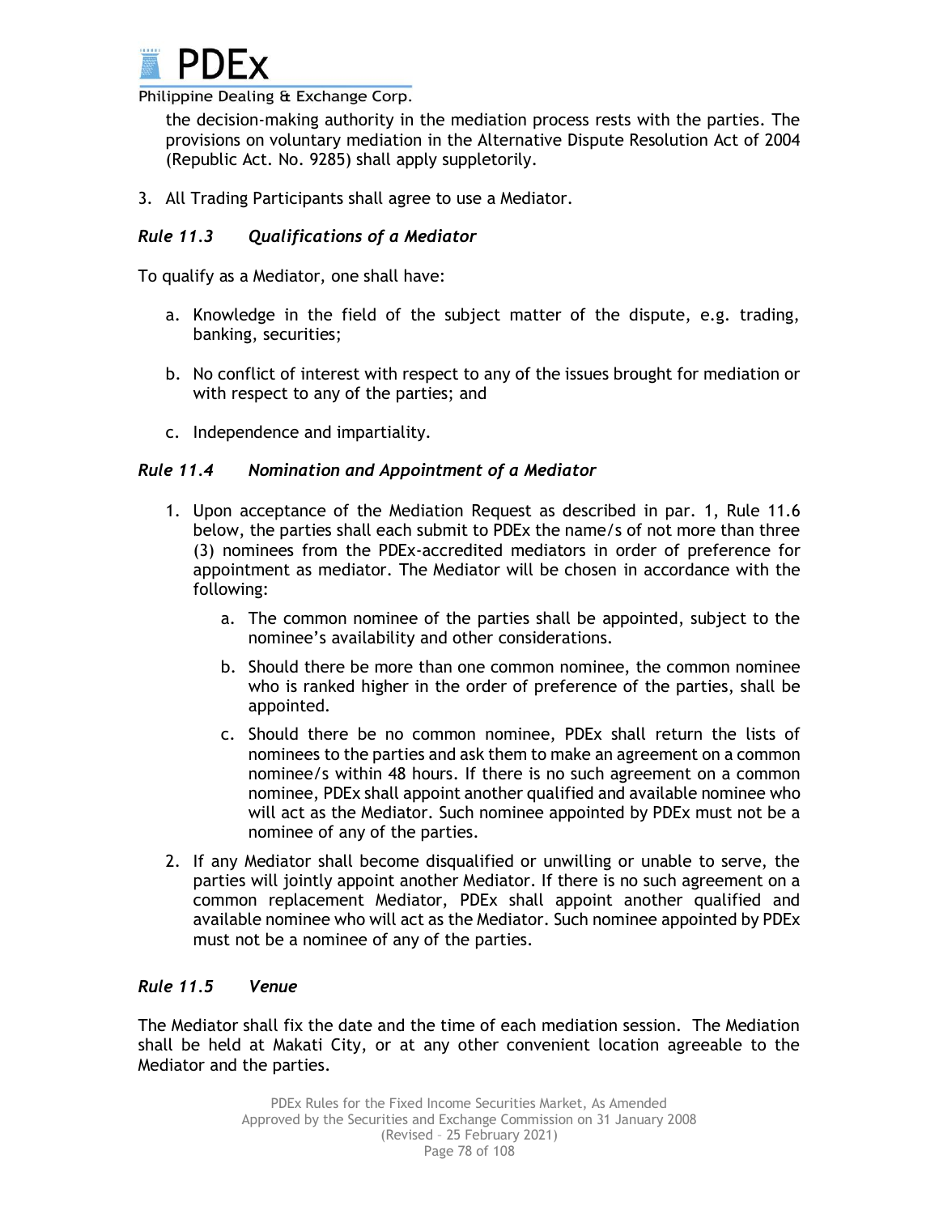the decision-making authority in the mediation process rests with the parties. The provisions on voluntary mediation in the Alternative Dispute Resolution Act of 2004 (Republic Act. No. 9285) shall apply suppletorily.

3. All Trading Participants shall agree to use a Mediator.

### *Rule 11.3 Qualifications of a Mediator*

To qualify as a Mediator, one shall have:

a. Knowledge in the field of the subject matter of the dispute, e.g. trading, banking, securities;

b. No conflict of interest with respect to any of the issues brought for mediation or with respect to any of the parties; and

c. Independence and impartiality.

### *Rule 11.4 Nomination and Appointment of a Mediator*

1. Upon acceptance of the Mediation Request as described in par. 1, Rule 11.6 below, the parties shall each submit to PDEx the name/s of not more than three (3) nominees from the PDEx-accredited mediators in order of preference for appointment as mediator. The Mediator will be chosen in accordance with the following:

    a. The common nominee of the parties shall be appointed, subject to the nominee's availability and other considerations.

    b. Should there be more than one common nominee, the common nominee who is ranked higher in the order of preference of the parties, shall be appointed.

    c. Should there be no common nominee, PDEx shall return the lists of nominees to the parties and ask them to make an agreement on a common nominee/s within 48 hours. If there is no such agreement on a common nominee, PDEx shall appoint another qualified and available nominee who will act as the Mediator. Such nominee appointed by PDEx must not be a nominee of any of the parties.

2. If any Mediator shall become disqualified or unwilling or unable to serve, the parties will jointly appoint another Mediator. If there is no such agreement on a common replacement Mediator, PDEx shall appoint another qualified and available nominee who will act as the Mediator. Such nominee appointed by PDEx must not be a nominee of any of the parties.

### *Rule 11.5 Venue*

The Mediator shall fix the date and the time of each mediation session. The Mediation shall be held at Makati City, or at any other convenient location agreeable to the Mediator and the parties.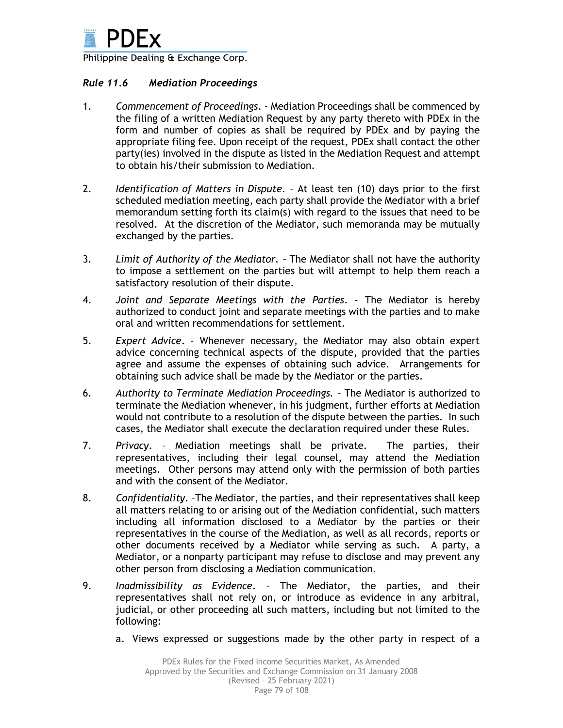### *Rule 11.6 Mediation Proceedings*

1. *Commencement of Proceedings*. - Mediation Proceedings shall be commenced by the filing of a written Mediation Request by any party thereto with PDEx in the form and number of copies as shall be required by PDEx and by paying the appropriate filing fee. Upon receipt of the request, PDEx shall contact the other party(ies) involved in the dispute as listed in the Mediation Request and attempt to obtain his/their submission to Mediation.

2. *Identification of Matters in Dispute*. – At least ten (10) days prior to the first scheduled mediation meeting, each party shall provide the Mediator with a brief memorandum setting forth its claim(s) with regard to the issues that need to be resolved. At the discretion of the Mediator, such memoranda may be mutually exchanged by the parties.

3. *Limit of Authority of the Mediator*. – The Mediator shall not have the authority to impose a settlement on the parties but will attempt to help them reach a satisfactory resolution of their dispute.

4. *Joint and Separate Meetings with the Parties*. - The Mediator is hereby authorized to conduct joint and separate meetings with the parties and to make oral and written recommendations for settlement.

5. *Expert Advice*. - Whenever necessary, the Mediator may also obtain expert advice concerning technical aspects of the dispute, provided that the parties agree and assume the expenses of obtaining such advice. Arrangements for obtaining such advice shall be made by the Mediator or the parties.

6. *Authority to Terminate Mediation Proceedings.* – The Mediator is authorized to terminate the Mediation whenever, in his judgment, further efforts at Mediation would not contribute to a resolution of the dispute between the parties. In such cases, the Mediator shall execute the declaration required under these Rules.

7. *Privacy*. – Mediation meetings shall be private. The parties, their representatives, including their legal counsel, may attend the Mediation meetings. Other persons may attend only with the permission of both parties and with the consent of the Mediator.

8. *Confidentiality*. –The Mediator, the parties, and their representatives shall keep all matters relating to or arising out of the Mediation confidential, such matters including all information disclosed to a Mediator by the parties or their representatives in the course of the Mediation, as well as all records, reports or other documents received by a Mediator while serving as such. A party, a Mediator, or a nonparty participant may refuse to disclose and may prevent any other person from disclosing a Mediation communication.

9. *Inadmissibility as Evidence*. – The Mediator, the parties, and their representatives shall not rely on, or introduce as evidence in any arbitral, judicial, or other proceeding all such matters, including but not limited to the following:

   a. Views expressed or suggestions made by the other party in respect of a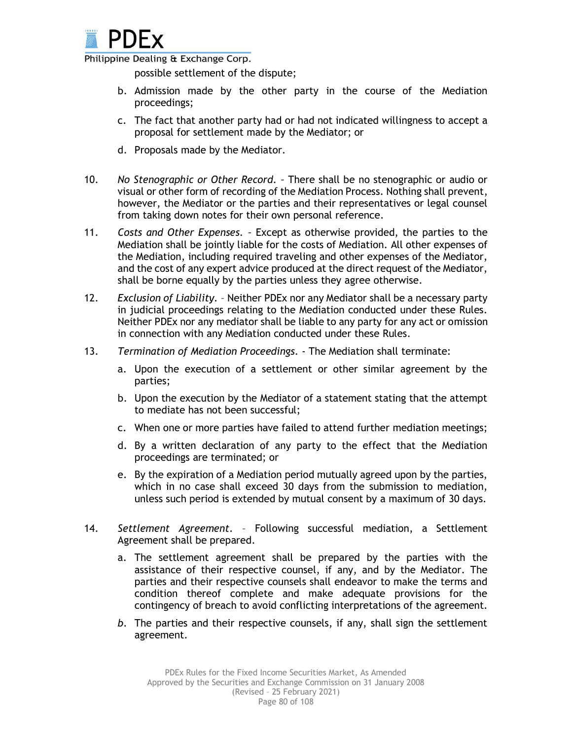possible settlement of the dispute;

b. Admission made by the other party in the course of the Mediation proceedings;

c. The fact that another party had or had not indicated willingness to accept a proposal for settlement made by the Mediator; or

d. Proposals made by the Mediator.

10. *No Stenographic or Other Record.* – There shall be no stenographic or audio or visual or other form of recording of the Mediation Process. Nothing shall prevent, however, the Mediator or the parties and their representatives or legal counsel from taking down notes for their own personal reference.

11. *Costs and Other Expenses.* – Except as otherwise provided, the parties to the Mediation shall be jointly liable for the costs of Mediation. All other expenses of the Mediation, including required traveling and other expenses of the Mediator, and the cost of any expert advice produced at the direct request of the Mediator, shall be borne equally by the parties unless they agree otherwise.

12. *Exclusion of Liability.* – Neither PDEx nor any Mediator shall be a necessary party in judicial proceedings relating to the Mediation conducted under these Rules. Neither PDEx nor any mediator shall be liable to any party for any act or omission in connection with any Mediation conducted under these Rules.

13. *Termination of Mediation Proceedings.* - The Mediation shall terminate:

a. Upon the execution of a settlement or other similar agreement by the parties;

b. Upon the execution by the Mediator of a statement stating that the attempt to mediate has not been successful;

c. When one or more parties have failed to attend further mediation meetings;

d. By a written declaration of any party to the effect that the Mediation proceedings are terminated; or

e. By the expiration of a Mediation period mutually agreed upon by the parties, which in no case shall exceed 30 days from the submission to mediation, unless such period is extended by mutual consent by a maximum of 30 days.

14. *Settlement Agreement.* – Following successful mediation, a Settlement Agreement shall be prepared.

a. The settlement agreement shall be prepared by the parties with the assistance of their respective counsel, if any, and by the Mediator. The parties and their respective counsels shall endeavor to make the terms and condition thereof complete and make adequate provisions for the contingency of breach to avoid conflicting interpretations of the agreement.

*b.* The parties and their respective counsels, if any, shall sign the settlement agreement.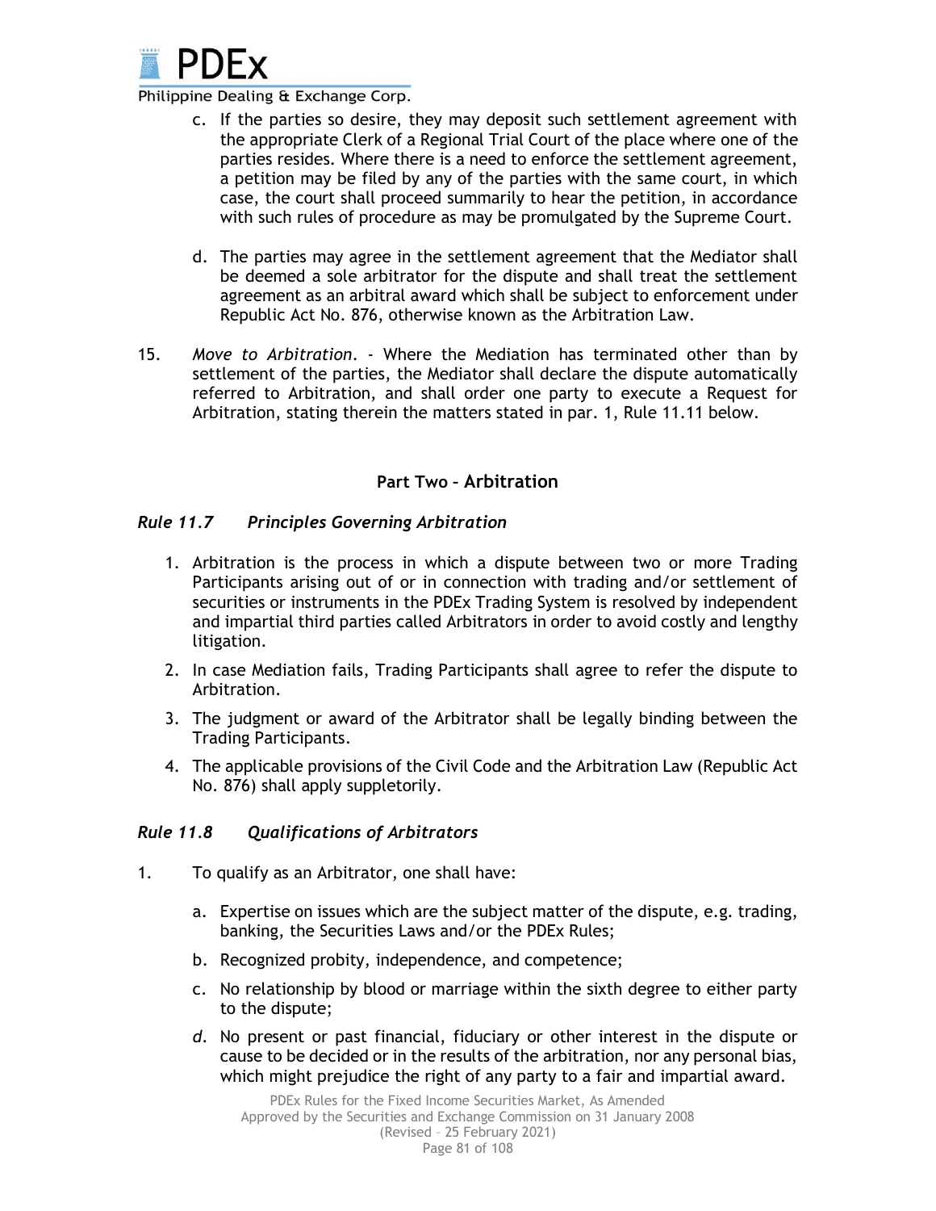c. If the parties so desire, they may deposit such settlement agreement with the appropriate Clerk of a Regional Trial Court of the place where one of the parties resides. Where there is a need to enforce the settlement agreement, a petition may be filed by any of the parties with the same court, in which case, the court shall proceed summarily to hear the petition, in accordance with such rules of procedure as may be promulgated by the Supreme Court.

d. The parties may agree in the settlement agreement that the Mediator shall be deemed a sole arbitrator for the dispute and shall treat the settlement agreement as an arbitral award which shall be subject to enforcement under Republic Act No. 876, otherwise known as the Arbitration Law.

15. *Move to Arbitration*. - Where the Mediation has terminated other than by settlement of the parties, the Mediator shall declare the dispute automatically referred to Arbitration, and shall order one party to execute a Request for Arbitration, stating therein the matters stated in par. 1, Rule 11.11 below.

## Part Two – Arbitration

### *Rule 11.7 Principles Governing Arbitration*

1. Arbitration is the process in which a dispute between two or more Trading Participants arising out of or in connection with trading and/or settlement of securities or instruments in the PDEx Trading System is resolved by independent and impartial third parties called Arbitrators in order to avoid costly and lengthy litigation.
2. In case Mediation fails, Trading Participants shall agree to refer the dispute to Arbitration.
3. The judgment or award of the Arbitrator shall be legally binding between the Trading Participants.
4. The applicable provisions of the Civil Code and the Arbitration Law (Republic Act No. 876) shall apply suppletorily.

### *Rule 11.8 Qualifications of Arbitrators*

1. To qualify as an Arbitrator, one shall have:

    a. Expertise on issues which are the subject matter of the dispute, e.g. trading, banking, the Securities Laws and/or the PDEx Rules;

    b. Recognized probity, independence, and competence;

    c. No relationship by blood or marriage within the sixth degree to either party to the dispute;

    *d.* No present or past financial, fiduciary or other interest in the dispute or cause to be decided or in the results of the arbitration, nor any personal bias, which might prejudice the right of any party to a fair and impartial award.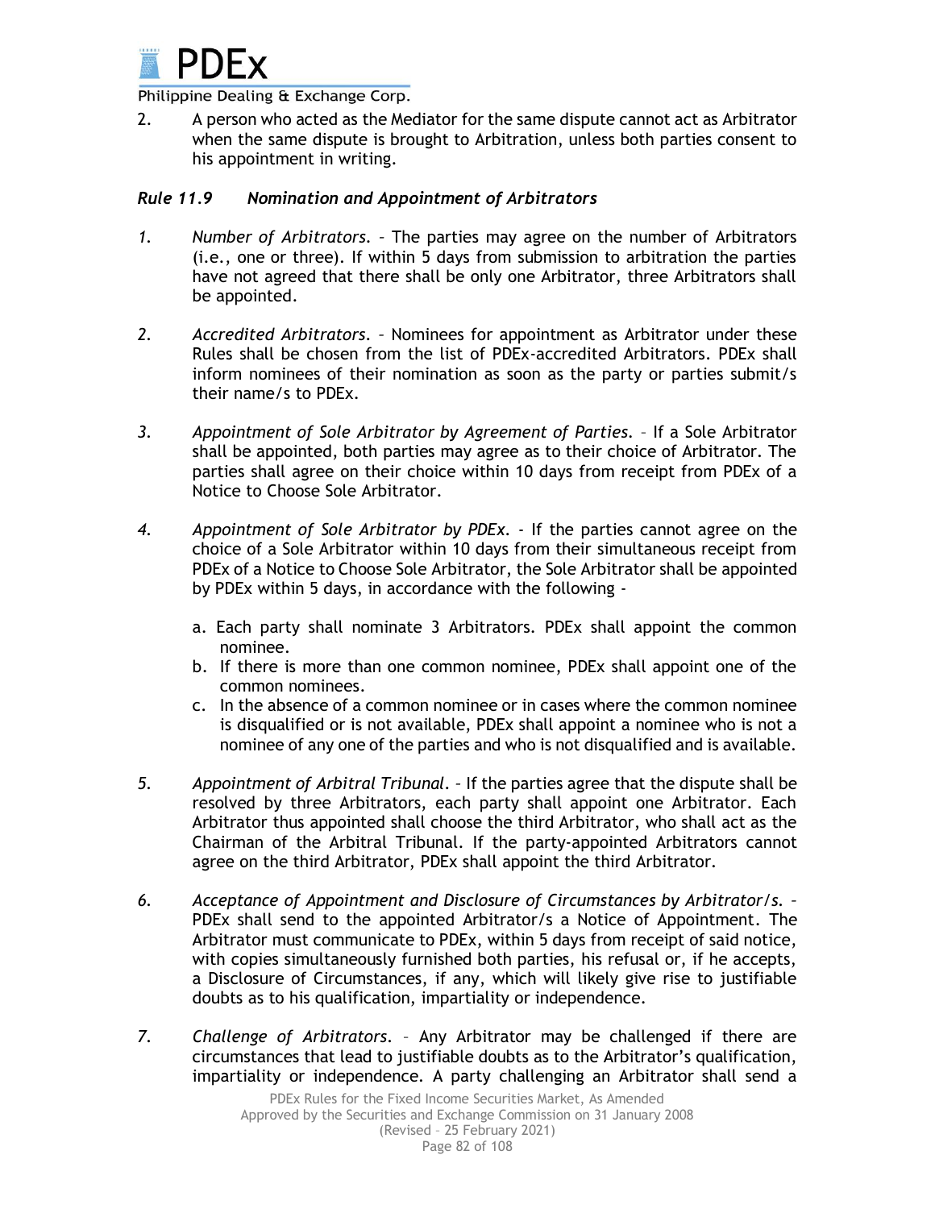2. A person who acted as the Mediator for the same dispute cannot act as Arbitrator when the same dispute is brought to Arbitration, unless both parties consent to his appointment in writing.

### *Rule 11.9 Nomination and Appointment of Arbitrators*

1. *Number of Arbitrators.* – The parties may agree on the number of Arbitrators (i.e., one or three). If within 5 days from submission to arbitration the parties have not agreed that there shall be only one Arbitrator, three Arbitrators shall be appointed.

2. *Accredited Arbitrators.* – Nominees for appointment as Arbitrator under these Rules shall be chosen from the list of PDEx-accredited Arbitrators. PDEx shall inform nominees of their nomination as soon as the party or parties submit/s their name/s to PDEx.

3. *Appointment of Sole Arbitrator by Agreement of Parties.* – If a Sole Arbitrator shall be appointed, both parties may agree as to their choice of Arbitrator. The parties shall agree on their choice within 10 days from receipt from PDEx of a Notice to Choose Sole Arbitrator.

4. *Appointment of Sole Arbitrator by PDEx.* - If the parties cannot agree on the choice of a Sole Arbitrator within 10 days from their simultaneous receipt from PDEx of a Notice to Choose Sole Arbitrator, the Sole Arbitrator shall be appointed by PDEx within 5 days, in accordance with the following -

   a. Each party shall nominate 3 Arbitrators. PDEx shall appoint the common nominee.
   b. If there is more than one common nominee, PDEx shall appoint one of the common nominees.
   c. In the absence of a common nominee or in cases where the common nominee is disqualified or is not available, PDEx shall appoint a nominee who is not a nominee of any one of the parties and who is not disqualified and is available.

5. *Appointment of Arbitral Tribunal.* – If the parties agree that the dispute shall be resolved by three Arbitrators, each party shall appoint one Arbitrator. Each Arbitrator thus appointed shall choose the third Arbitrator, who shall act as the Chairman of the Arbitral Tribunal. If the party-appointed Arbitrators cannot agree on the third Arbitrator, PDEx shall appoint the third Arbitrator.

6. *Acceptance of Appointment and Disclosure of Circumstances by Arbitrator/s.* – PDEx shall send to the appointed Arbitrator/s a Notice of Appointment. The Arbitrator must communicate to PDEx, within 5 days from receipt of said notice, with copies simultaneously furnished both parties, his refusal or, if he accepts, a Disclosure of Circumstances, if any, which will likely give rise to justifiable doubts as to his qualification, impartiality or independence.

7. *Challenge of Arbitrators.* – Any Arbitrator may be challenged if there are circumstances that lead to justifiable doubts as to the Arbitrator's qualification, impartiality or independence. A party challenging an Arbitrator shall send a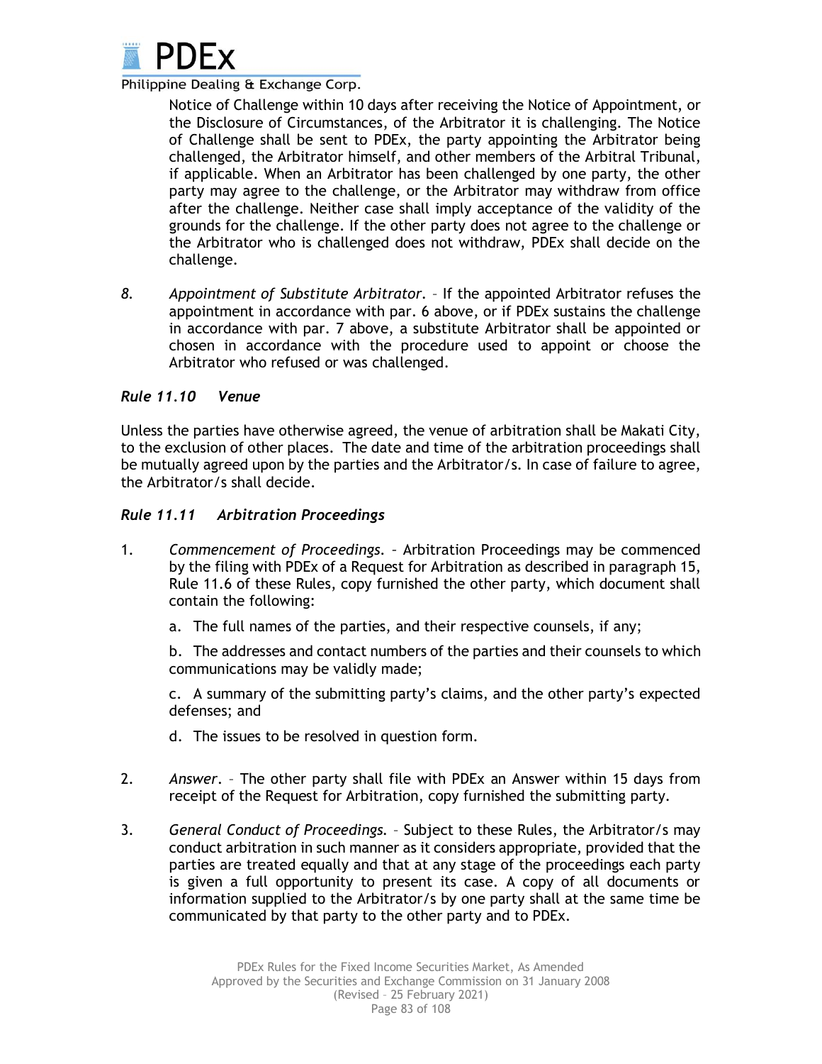Notice of Challenge within 10 days after receiving the Notice of Appointment, or the Disclosure of Circumstances, of the Arbitrator it is challenging. The Notice of Challenge shall be sent to PDEx, the party appointing the Arbitrator being challenged, the Arbitrator himself, and other members of the Arbitral Tribunal, if applicable. When an Arbitrator has been challenged by one party, the other party may agree to the challenge, or the Arbitrator may withdraw from office after the challenge. Neither case shall imply acceptance of the validity of the grounds for the challenge. If the other party does not agree to the challenge or the Arbitrator who is challenged does not withdraw, PDEx shall decide on the challenge.

8. *Appointment of Substitute Arbitrator*. – If the appointed Arbitrator refuses the appointment in accordance with par. 6 above, or if PDEx sustains the challenge in accordance with par. 7 above, a substitute Arbitrator shall be appointed or chosen in accordance with the procedure used to appoint or choose the Arbitrator who refused or was challenged.

### *Rule 11.10 Venue*

Unless the parties have otherwise agreed, the venue of arbitration shall be Makati City, to the exclusion of other places. The date and time of the arbitration proceedings shall be mutually agreed upon by the parties and the Arbitrator/s. In case of failure to agree, the Arbitrator/s shall decide.

### *Rule 11.11 Arbitration Proceedings*

1. *Commencement of Proceedings*. – Arbitration Proceedings may be commenced by the filing with PDEx of a Request for Arbitration as described in paragraph 15, Rule 11.6 of these Rules, copy furnished the other party, which document shall contain the following:

   a. The full names of the parties, and their respective counsels, if any;

   b. The addresses and contact numbers of the parties and their counsels to which communications may be validly made;

   c. A summary of the submitting party's claims, and the other party's expected defenses; and

   d. The issues to be resolved in question form.

2. *Answer*. – The other party shall file with PDEx an Answer within 15 days from receipt of the Request for Arbitration, copy furnished the submitting party.

3. *General Conduct of Proceedings*. – Subject to these Rules, the Arbitrator/s may conduct arbitration in such manner as it considers appropriate, provided that the parties are treated equally and that at any stage of the proceedings each party is given a full opportunity to present its case. A copy of all documents or information supplied to the Arbitrator/s by one party shall at the same time be communicated by that party to the other party and to PDEx.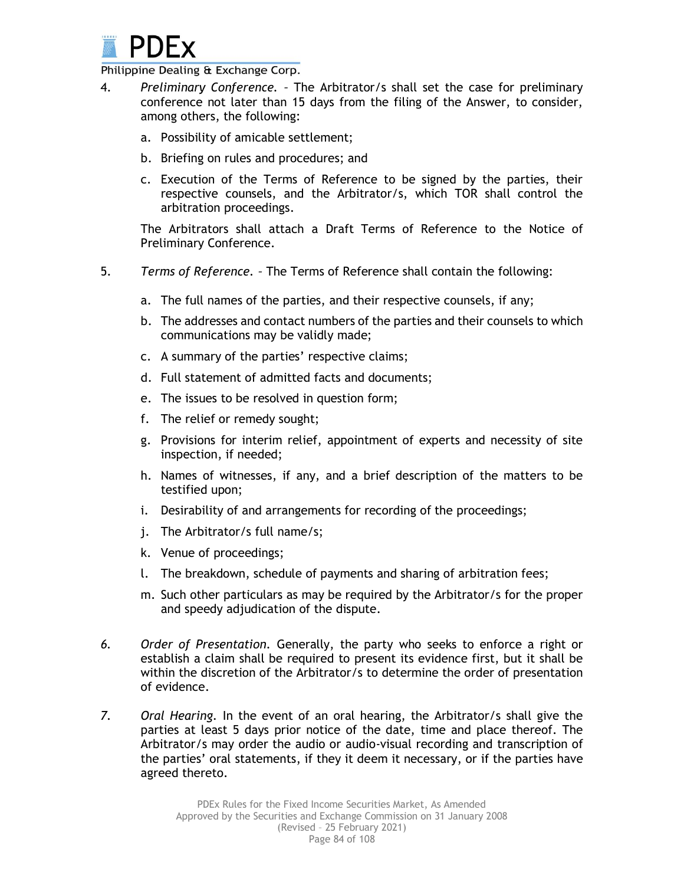4. *Preliminary Conference.* – The Arbitrator/s shall set the case for preliminary conference not later than 15 days from the filing of the Answer, to consider, among others, the following:

   a. Possibility of amicable settlement;

   b. Briefing on rules and procedures; and

   c. Execution of the Terms of Reference to be signed by the parties, their respective counsels, and the Arbitrator/s, which TOR shall control the arbitration proceedings.

   The Arbitrators shall attach a Draft Terms of Reference to the Notice of Preliminary Conference.

5. *Terms of Reference.* – The Terms of Reference shall contain the following:

   a. The full names of the parties, and their respective counsels, if any;

   b. The addresses and contact numbers of the parties and their counsels to which communications may be validly made;

   c. A summary of the parties' respective claims;

   d. Full statement of admitted facts and documents;

   e. The issues to be resolved in question form;

   f. The relief or remedy sought;

   g. Provisions for interim relief, appointment of experts and necessity of site inspection, if needed;

   h. Names of witnesses, if any, and a brief description of the matters to be testified upon;

   i. Desirability of and arrangements for recording of the proceedings;

   j. The Arbitrator/s full name/s;

   k. Venue of proceedings;

   l. The breakdown, schedule of payments and sharing of arbitration fees;

   m. Such other particulars as may be required by the Arbitrator/s for the proper and speedy adjudication of the dispute.

6. *Order of Presentation.* Generally, the party who seeks to enforce a right or establish a claim shall be required to present its evidence first, but it shall be within the discretion of the Arbitrator/s to determine the order of presentation of evidence.

7. *Oral Hearing.* In the event of an oral hearing, the Arbitrator/s shall give the parties at least 5 days prior notice of the date, time and place thereof. The Arbitrator/s may order the audio or audio-visual recording and transcription of the parties' oral statements, if they it deem it necessary, or if the parties have agreed thereto.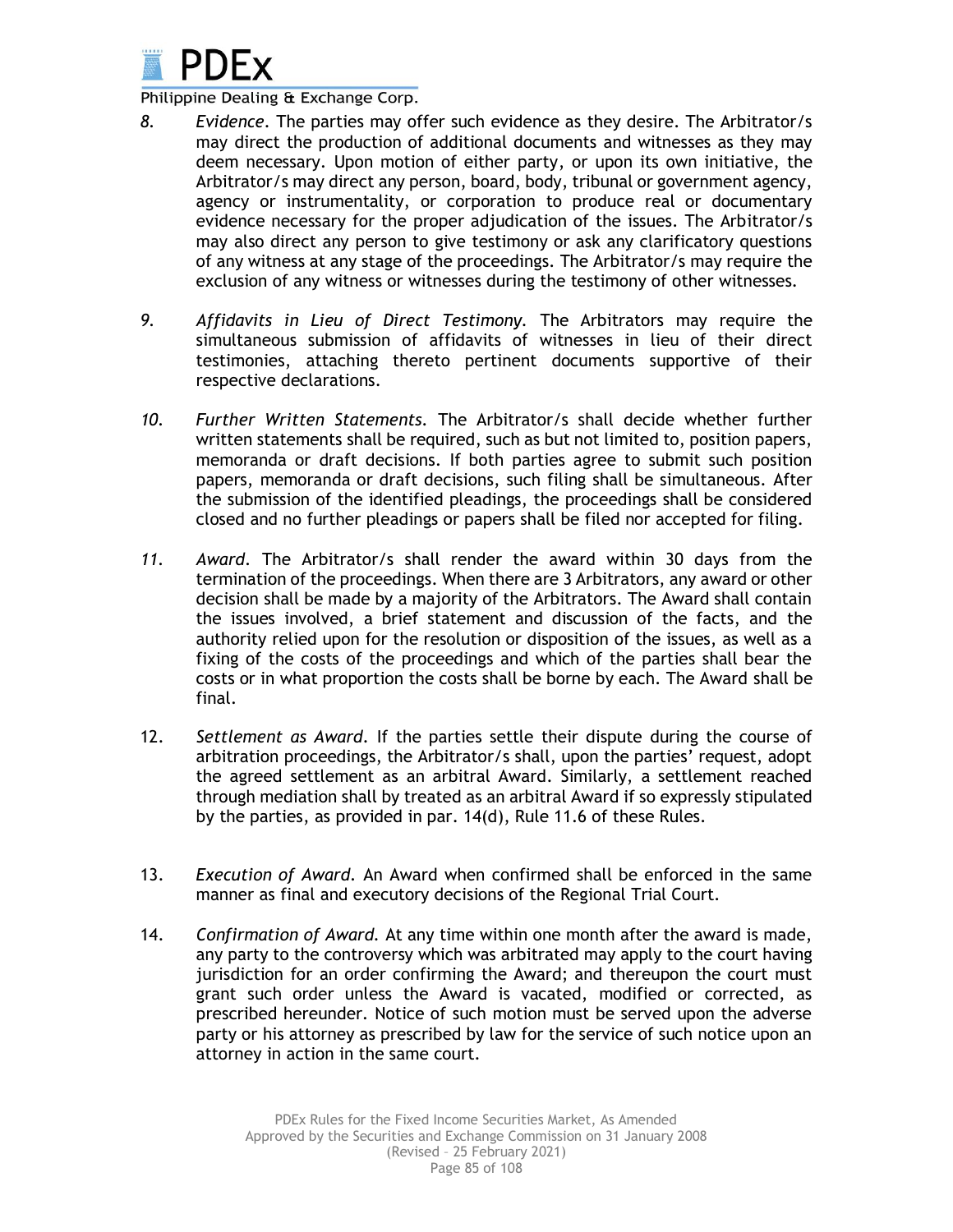8. *Evidence*. The parties may offer such evidence as they desire. The Arbitrator/s may direct the production of additional documents and witnesses as they may deem necessary. Upon motion of either party, or upon its own initiative, the Arbitrator/s may direct any person, board, body, tribunal or government agency, agency or instrumentality, or corporation to produce real or documentary evidence necessary for the proper adjudication of the issues. The Arbitrator/s may also direct any person to give testimony or ask any clarificatory questions of any witness at any stage of the proceedings. The Arbitrator/s may require the exclusion of any witness or witnesses during the testimony of other witnesses.

9. *Affidavits in Lieu of Direct Testimony.* The Arbitrators may require the simultaneous submission of affidavits of witnesses in lieu of their direct testimonies, attaching thereto pertinent documents supportive of their respective declarations.

10. *Further Written Statements.* The Arbitrator/s shall decide whether further written statements shall be required, such as but not limited to, position papers, memoranda or draft decisions. If both parties agree to submit such position papers, memoranda or draft decisions, such filing shall be simultaneous. After the submission of the identified pleadings, the proceedings shall be considered closed and no further pleadings or papers shall be filed nor accepted for filing.

11. *Award*. The Arbitrator/s shall render the award within 30 days from the termination of the proceedings. When there are 3 Arbitrators, any award or other decision shall be made by a majority of the Arbitrators. The Award shall contain the issues involved, a brief statement and discussion of the facts, and the authority relied upon for the resolution or disposition of the issues, as well as a fixing of the costs of the proceedings and which of the parties shall bear the costs or in what proportion the costs shall be borne by each. The Award shall be final.

12. *Settlement as Award*. If the parties settle their dispute during the course of arbitration proceedings, the Arbitrator/s shall, upon the parties' request, adopt the agreed settlement as an arbitral Award. Similarly, a settlement reached through mediation shall by treated as an arbitral Award if so expressly stipulated by the parties, as provided in par. 14(d), Rule 11.6 of these Rules.

13. *Execution of Award.* An Award when confirmed shall be enforced in the same manner as final and executory decisions of the Regional Trial Court.

14. *Confirmation of Award.* At any time within one month after the award is made, any party to the controversy which was arbitrated may apply to the court having jurisdiction for an order confirming the Award; and thereupon the court must grant such order unless the Award is vacated, modified or corrected, as prescribed hereunder. Notice of such motion must be served upon the adverse party or his attorney as prescribed by law for the service of such notice upon an attorney in action in the same court.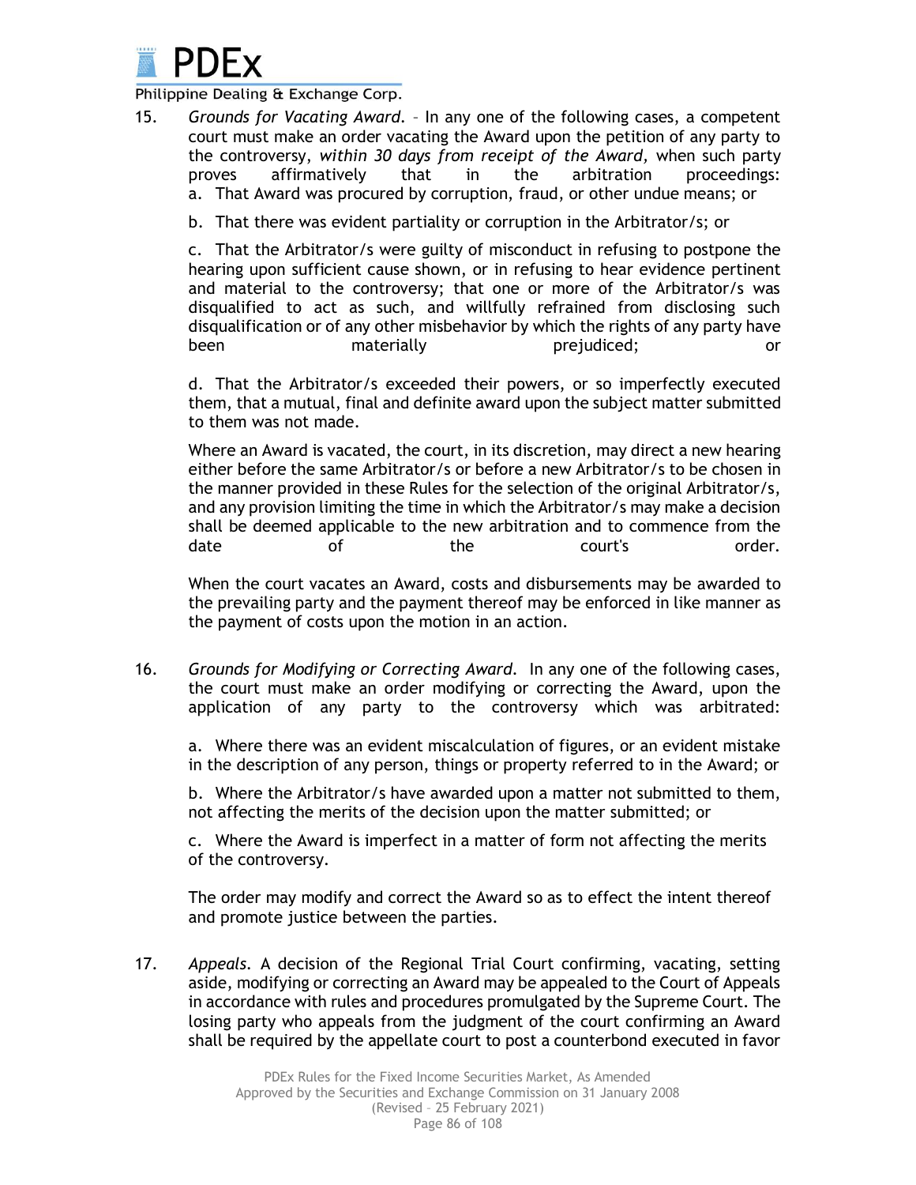15. *Grounds for Vacating Award.* – In any one of the following cases, a competent court must make an order vacating the Award upon the petition of any party to the controversy, *within 30 days from receipt of the Award,* when such party proves affirmatively that in the arbitration proceedings:

    a. That Award was procured by corruption, fraud, or other undue means; or

    b. That there was evident partiality or corruption in the Arbitrator/s; or

    c. That the Arbitrator/s were guilty of misconduct in refusing to postpone the hearing upon sufficient cause shown, or in refusing to hear evidence pertinent and material to the controversy; that one or more of the Arbitrator/s was disqualified to act as such, and willfully refrained from disclosing such disqualification or of any other misbehavior by which the rights of any party have been materially prejudiced; or

    d. That the Arbitrator/s exceeded their powers, or so imperfectly executed them, that a mutual, final and definite award upon the subject matter submitted to them was not made.

    Where an Award is vacated, the court, in its discretion, may direct a new hearing either before the same Arbitrator/s or before a new Arbitrator/s to be chosen in the manner provided in these Rules for the selection of the original Arbitrator/s, and any provision limiting the time in which the Arbitrator/s may make a decision shall be deemed applicable to the new arbitration and to commence from the date of the court's order.

    When the court vacates an Award, costs and disbursements may be awarded to the prevailing party and the payment thereof may be enforced in like manner as the payment of costs upon the motion in an action.

16. *Grounds for Modifying or Correcting Award.* In any one of the following cases, the court must make an order modifying or correcting the Award, upon the application of any party to the controversy which was arbitrated:

    a. Where there was an evident miscalculation of figures, or an evident mistake in the description of any person, things or property referred to in the Award; or

    b. Where the Arbitrator/s have awarded upon a matter not submitted to them, not affecting the merits of the decision upon the matter submitted; or

    c. Where the Award is imperfect in a matter of form not affecting the merits of the controversy.

    The order may modify and correct the Award so as to effect the intent thereof and promote justice between the parties.

17. *Appeals.* A decision of the Regional Trial Court confirming, vacating, setting aside, modifying or correcting an Award may be appealed to the Court of Appeals in accordance with rules and procedures promulgated by the Supreme Court. The losing party who appeals from the judgment of the court confirming an Award shall be required by the appellate court to post a counterbond executed in favor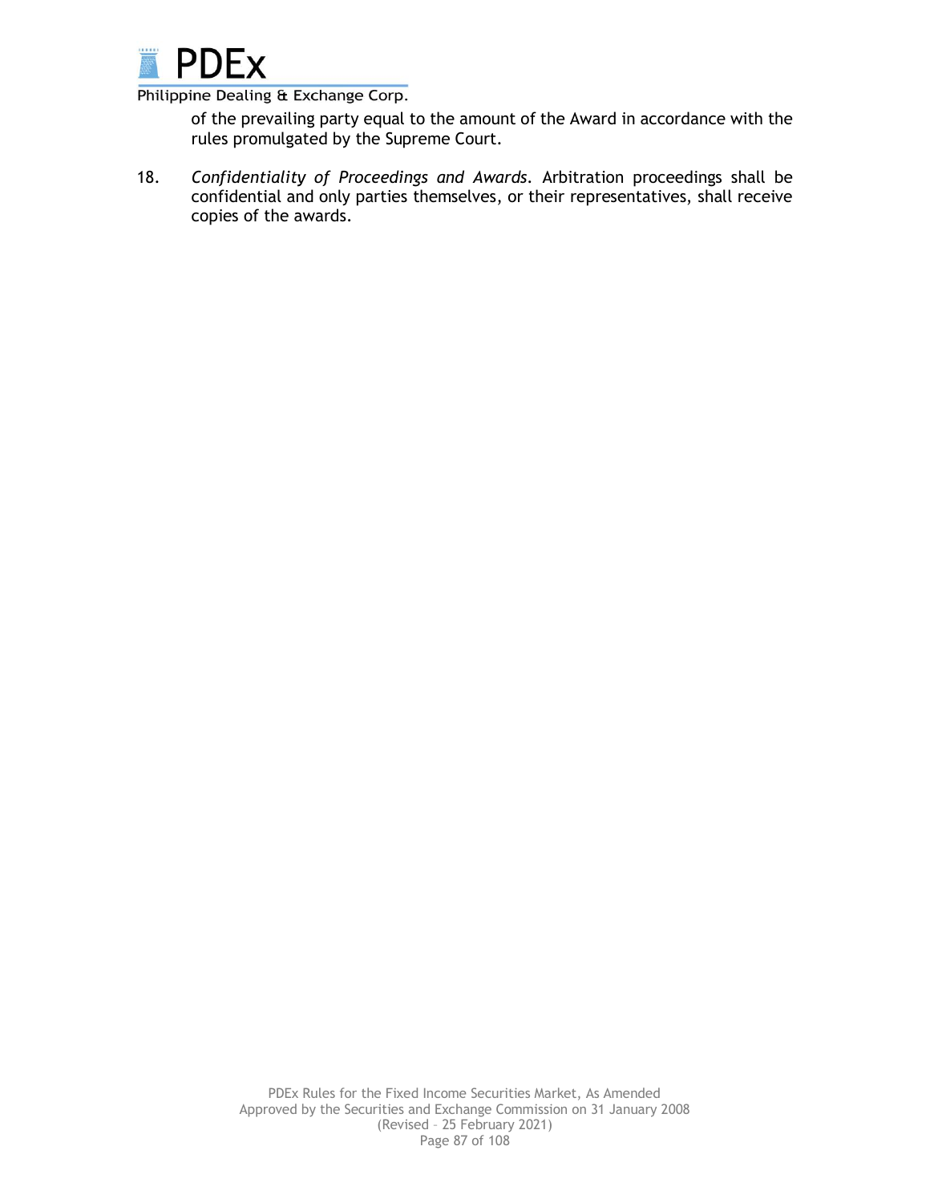of the prevailing party equal to the amount of the Award in accordance with the rules promulgated by the Supreme Court.

18. *Confidentiality of Proceedings and Awards.* Arbitration proceedings shall be confidential and only parties themselves, or their representatives, shall receive copies of the awards.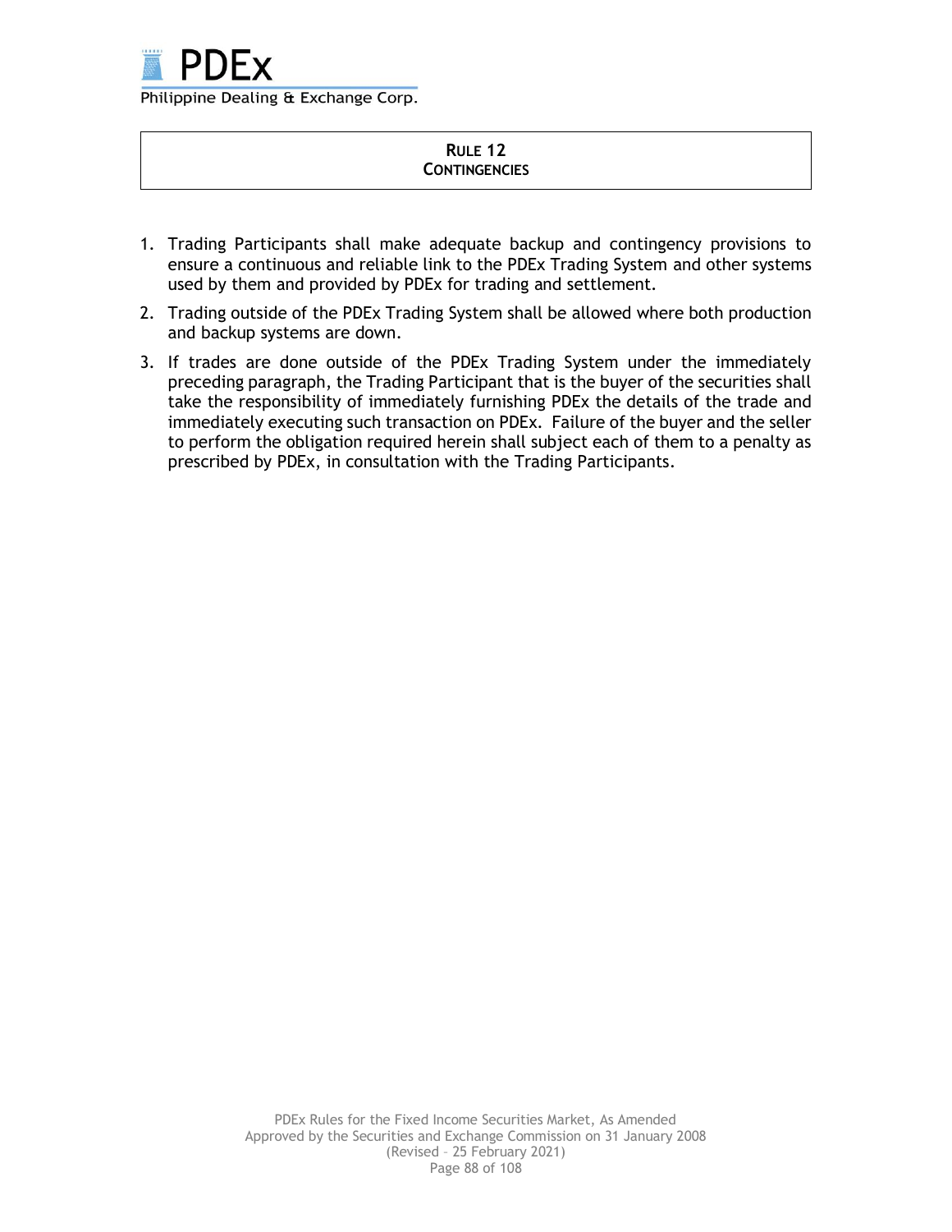## RULE 12
## CONTINGENCIES

1. Trading Participants shall make adequate backup and contingency provisions to ensure a continuous and reliable link to the PDEx Trading System and other systems used by them and provided by PDEx for trading and settlement.
2. Trading outside of the PDEx Trading System shall be allowed where both production and backup systems are down.
3. If trades are done outside of the PDEx Trading System under the immediately preceding paragraph, the Trading Participant that is the buyer of the securities shall take the responsibility of immediately furnishing PDEx the details of the trade and immediately executing such transaction on PDEx. Failure of the buyer and the seller to perform the obligation required herein shall subject each of them to a penalty as prescribed by PDEx, in consultation with the Trading Participants.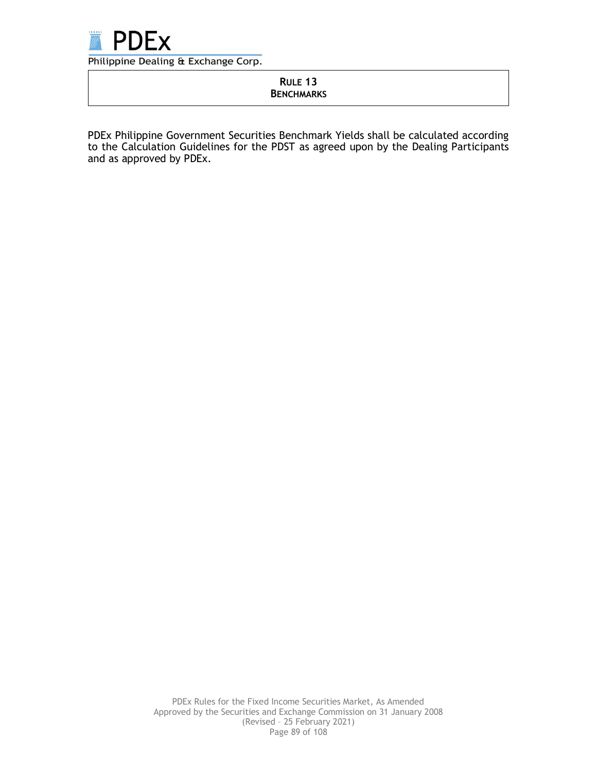## RULE 13
## BENCHMARKS

PDEx Philippine Government Securities Benchmark Yields shall be calculated according to the Calculation Guidelines for the PDST as agreed upon by the Dealing Participants and as approved by PDEx.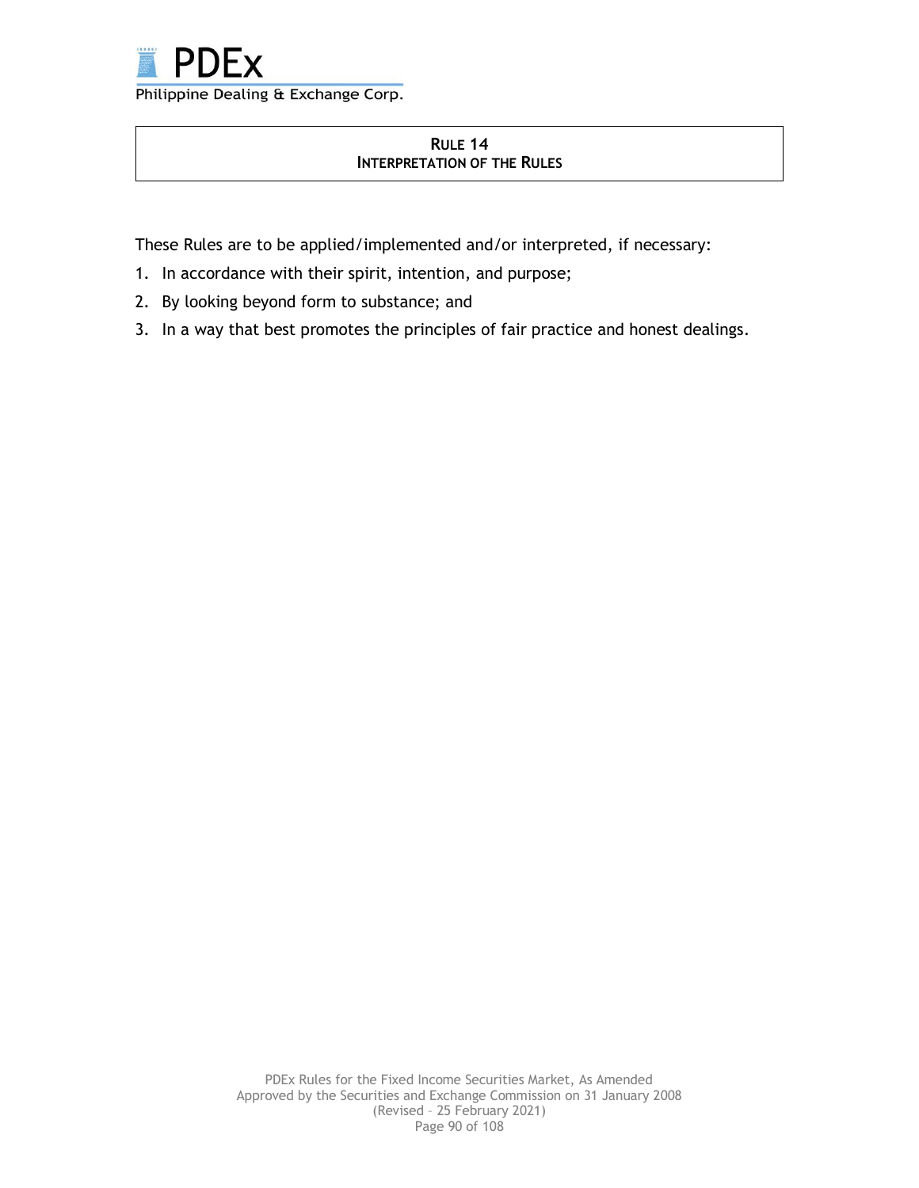# RULE 14
## INTERPRETATION OF THE RULES

These Rules are to be applied/implemented and/or interpreted, if necessary:

1. In accordance with their spirit, intention, and purpose;
2. By looking beyond form to substance; and
3. In a way that best promotes the principles of fair practice and honest dealings.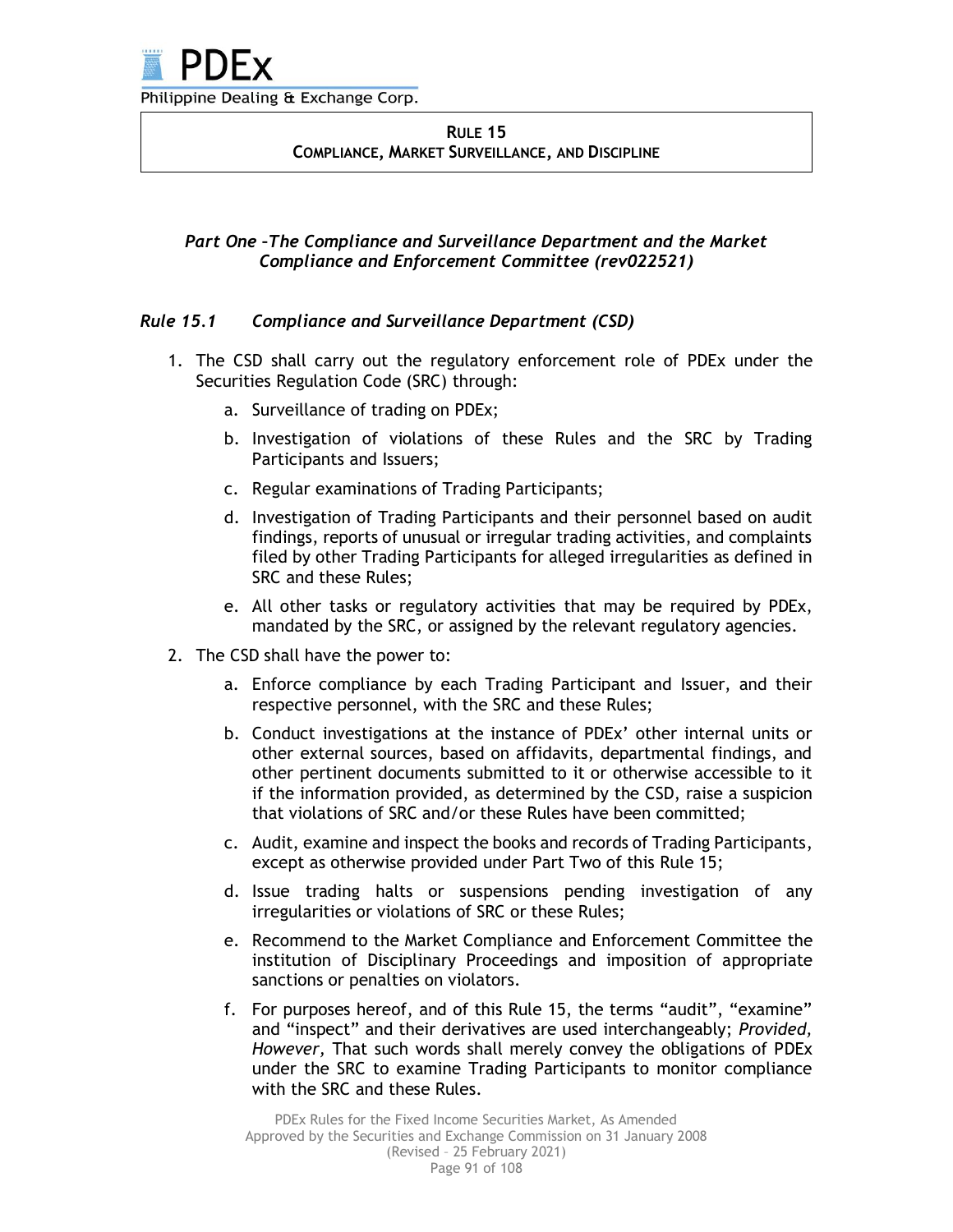## RULE 15
## COMPLIANCE, MARKET SURVEILLANCE, AND DISCIPLINE

### *Part One –The Compliance and Surveillance Department and the Market Compliance and Enforcement Committee (rev022521)*

### *Rule 15.1 Compliance and Surveillance Department (CSD)*

1. The CSD shall carry out the regulatory enforcement role of PDEx under the Securities Regulation Code (SRC) through:
   a. Surveillance of trading on PDEx;
   b. Investigation of violations of these Rules and the SRC by Trading Participants and Issuers;
   c. Regular examinations of Trading Participants;
   d. Investigation of Trading Participants and their personnel based on audit findings, reports of unusual or irregular trading activities, and complaints filed by other Trading Participants for alleged irregularities as defined in SRC and these Rules;
   e. All other tasks or regulatory activities that may be required by PDEx, mandated by the SRC, or assigned by the relevant regulatory agencies.
2. The CSD shall have the power to:
   a. Enforce compliance by each Trading Participant and Issuer, and their respective personnel, with the SRC and these Rules;
   b. Conduct investigations at the instance of PDEx' other internal units or other external sources, based on affidavits, departmental findings, and other pertinent documents submitted to it or otherwise accessible to it if the information provided, as determined by the CSD, raise a suspicion that violations of SRC and/or these Rules have been committed;
   c. Audit, examine and inspect the books and records of Trading Participants, except as otherwise provided under Part Two of this Rule 15;
   d. Issue trading halts or suspensions pending investigation of any irregularities or violations of SRC or these Rules;
   e. Recommend to the Market Compliance and Enforcement Committee the institution of Disciplinary Proceedings and imposition of appropriate sanctions or penalties on violators.
   f. For purposes hereof, and of this Rule 15, the terms "audit", "examine" and "inspect" and their derivatives are used interchangeably; *Provided, However,* That such words shall merely convey the obligations of PDEx under the SRC to examine Trading Participants to monitor compliance with the SRC and these Rules.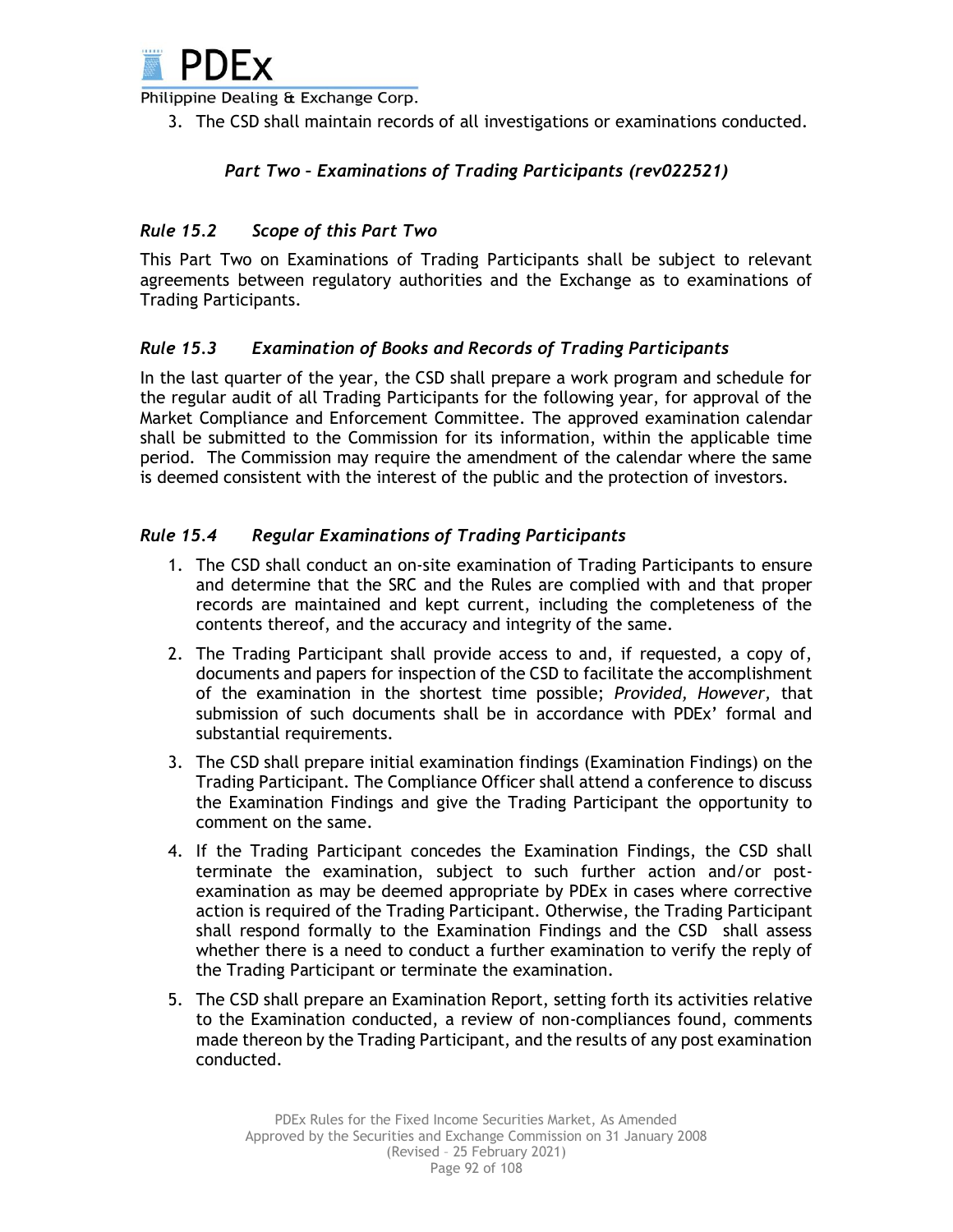3. The CSD shall maintain records of all investigations or examinations conducted.

## *Part Two – Examinations of Trading Participants (rev022521)*

### *Rule 15.2 Scope of this Part Two*

This Part Two on Examinations of Trading Participants shall be subject to relevant agreements between regulatory authorities and the Exchange as to examinations of Trading Participants.

### *Rule 15.3 Examination of Books and Records of Trading Participants*

In the last quarter of the year, the CSD shall prepare a work program and schedule for the regular audit of all Trading Participants for the following year, for approval of the Market Compliance and Enforcement Committee. The approved examination calendar shall be submitted to the Commission for its information, within the applicable time period. The Commission may require the amendment of the calendar where the same is deemed consistent with the interest of the public and the protection of investors.

### *Rule 15.4 Regular Examinations of Trading Participants*

1. The CSD shall conduct an on-site examination of Trading Participants to ensure and determine that the SRC and the Rules are complied with and that proper records are maintained and kept current, including the completeness of the contents thereof, and the accuracy and integrity of the same.
2. The Trading Participant shall provide access to and, if requested, a copy of, documents and papers for inspection of the CSD to facilitate the accomplishment of the examination in the shortest time possible; *Provided, However,* that submission of such documents shall be in accordance with PDEx' formal and substantial requirements.
3. The CSD shall prepare initial examination findings (Examination Findings) on the Trading Participant. The Compliance Officer shall attend a conference to discuss the Examination Findings and give the Trading Participant the opportunity to comment on the same.
4. If the Trading Participant concedes the Examination Findings, the CSD shall terminate the examination, subject to such further action and/or post-examination as may be deemed appropriate by PDEx in cases where corrective action is required of the Trading Participant. Otherwise, the Trading Participant shall respond formally to the Examination Findings and the CSD shall assess whether there is a need to conduct a further examination to verify the reply of the Trading Participant or terminate the examination.
5. The CSD shall prepare an Examination Report, setting forth its activities relative to the Examination conducted, a review of non-compliances found, comments made thereon by the Trading Participant, and the results of any post examination conducted.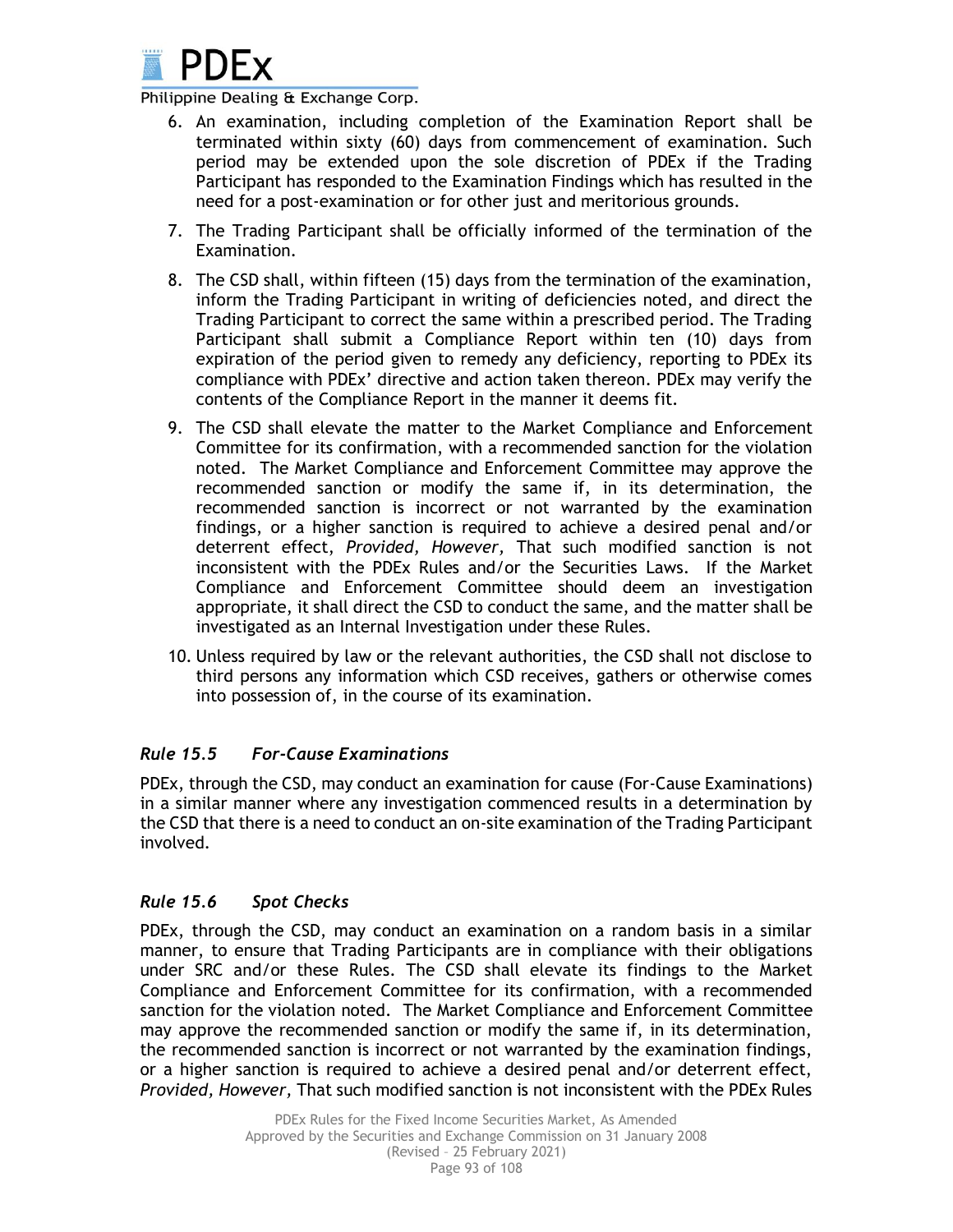6. An examination, including completion of the Examination Report shall be terminated within sixty (60) days from commencement of examination. Such period may be extended upon the sole discretion of PDEx if the Trading Participant has responded to the Examination Findings which has resulted in the need for a post-examination or for other just and meritorious grounds.

7. The Trading Participant shall be officially informed of the termination of the Examination.

8. The CSD shall, within fifteen (15) days from the termination of the examination, inform the Trading Participant in writing of deficiencies noted, and direct the Trading Participant to correct the same within a prescribed period. The Trading Participant shall submit a Compliance Report within ten (10) days from expiration of the period given to remedy any deficiency, reporting to PDEx its compliance with PDEx' directive and action taken thereon. PDEx may verify the contents of the Compliance Report in the manner it deems fit.

9. The CSD shall elevate the matter to the Market Compliance and Enforcement Committee for its confirmation, with a recommended sanction for the violation noted. The Market Compliance and Enforcement Committee may approve the recommended sanction or modify the same if, in its determination, the recommended sanction is incorrect or not warranted by the examination findings, or a higher sanction is required to achieve a desired penal and/or deterrent effect, *Provided, However,* That such modified sanction is not inconsistent with the PDEx Rules and/or the Securities Laws. If the Market Compliance and Enforcement Committee should deem an investigation appropriate, it shall direct the CSD to conduct the same, and the matter shall be investigated as an Internal Investigation under these Rules.

10. Unless required by law or the relevant authorities, the CSD shall not disclose to third persons any information which CSD receives, gathers or otherwise comes into possession of, in the course of its examination.

### *Rule 15.5 For-Cause Examinations*

PDEx, through the CSD, may conduct an examination for cause (For-Cause Examinations) in a similar manner where any investigation commenced results in a determination by the CSD that there is a need to conduct an on-site examination of the Trading Participant involved.

### *Rule 15.6 Spot Checks*

PDEx, through the CSD, may conduct an examination on a random basis in a similar manner, to ensure that Trading Participants are in compliance with their obligations under SRC and/or these Rules. The CSD shall elevate its findings to the Market Compliance and Enforcement Committee for its confirmation, with a recommended sanction for the violation noted. The Market Compliance and Enforcement Committee may approve the recommended sanction or modify the same if, in its determination, the recommended sanction is incorrect or not warranted by the examination findings, or a higher sanction is required to achieve a desired penal and/or deterrent effect, *Provided, However,* That such modified sanction is not inconsistent with the PDEx Rules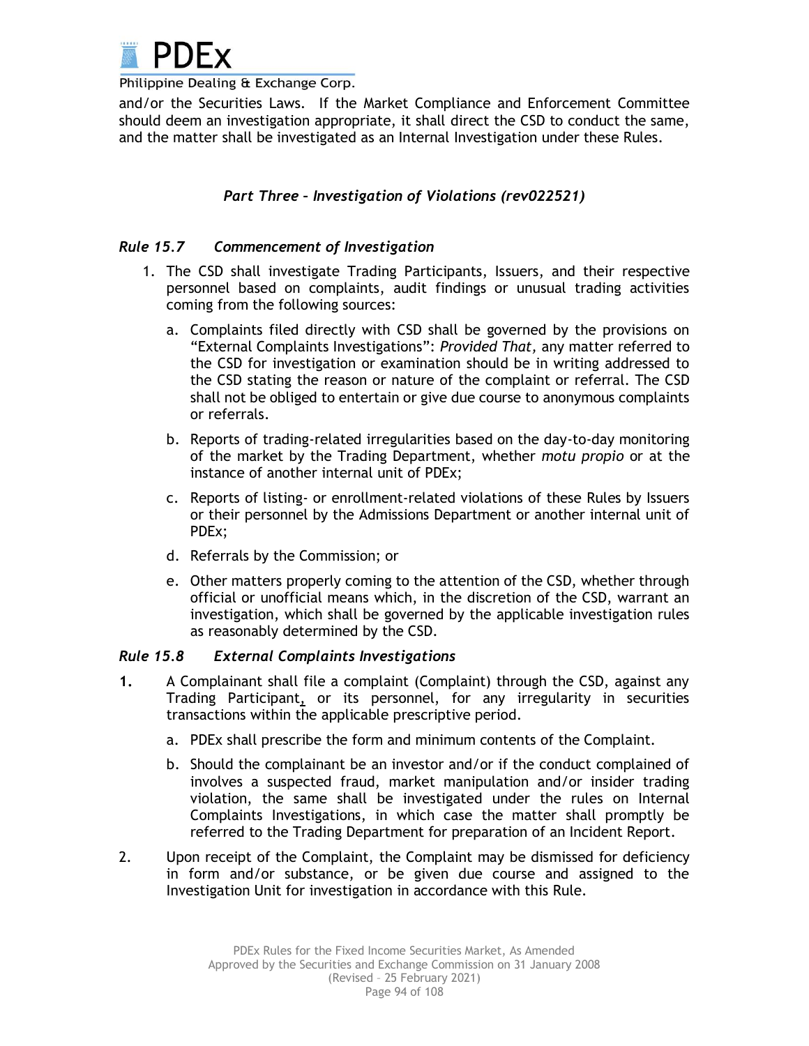and/or the Securities Laws. If the Market Compliance and Enforcement Committee should deem an investigation appropriate, it shall direct the CSD to conduct the same, and the matter shall be investigated as an Internal Investigation under these Rules.

## *Part Three – Investigation of Violations (rev022521)*

### *Rule 15.7 Commencement of Investigation*

1. The CSD shall investigate Trading Participants, Issuers, and their respective personnel based on complaints, audit findings or unusual trading activities coming from the following sources:

   a. Complaints filed directly with CSD shall be governed by the provisions on "External Complaints Investigations": *Provided That,* any matter referred to the CSD for investigation or examination should be in writing addressed to the CSD stating the reason or nature of the complaint or referral. The CSD shall not be obliged to entertain or give due course to anonymous complaints or referrals.

   b. Reports of trading-related irregularities based on the day-to-day monitoring of the market by the Trading Department, whether *motu propio* or at the instance of another internal unit of PDEx;

   c. Reports of listing- or enrollment-related violations of these Rules by Issuers or their personnel by the Admissions Department or another internal unit of PDEx;

   d. Referrals by the Commission; or

   e. Other matters properly coming to the attention of the CSD, whether through official or unofficial means which, in the discretion of the CSD, warrant an investigation, which shall be governed by the applicable investigation rules as reasonably determined by the CSD.

### *Rule 15.8 External Complaints Investigations*

**1.** A Complainant shall file a complaint (Complaint) through the CSD, against any Trading Participant, or its personnel, for any irregularity in securities transactions within the applicable prescriptive period.

   a. PDEx shall prescribe the form and minimum contents of the Complaint.

   b. Should the complainant be an investor and/or if the conduct complained of involves a suspected fraud, market manipulation and/or insider trading violation, the same shall be investigated under the rules on Internal Complaints Investigations, in which case the matter shall promptly be referred to the Trading Department for preparation of an Incident Report.

2. Upon receipt of the Complaint, the Complaint may be dismissed for deficiency in form and/or substance, or be given due course and assigned to the Investigation Unit for investigation in accordance with this Rule.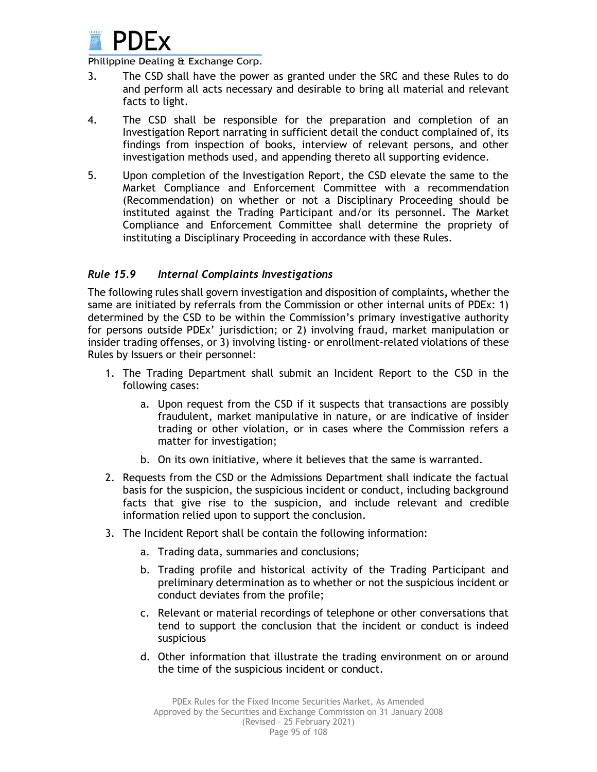3. The CSD shall have the power as granted under the SRC and these Rules to do and perform all acts necessary and desirable to bring all material and relevant facts to light.

4. The CSD shall be responsible for the preparation and completion of an Investigation Report narrating in sufficient detail the conduct complained of, its findings from inspection of books, interview of relevant persons, and other investigation methods used, and appending thereto all supporting evidence.

5. Upon completion of the Investigation Report, the CSD elevate the same to the Market Compliance and Enforcement Committee with a recommendation (Recommendation) on whether or not a Disciplinary Proceeding should be instituted against the Trading Participant and/or its personnel. The Market Compliance and Enforcement Committee shall determine the propriety of instituting a Disciplinary Proceeding in accordance with these Rules.

### *Rule 15.9 Internal Complaints Investigations*

The following rules shall govern investigation and disposition of complaints, whether the same are initiated by referrals from the Commission or other internal units of PDEx: 1) determined by the CSD to be within the Commission's primary investigative authority for persons outside PDEx' jurisdiction; or 2) involving fraud, market manipulation or insider trading offenses, or 3) involving listing- or enrollment-related violations of these Rules by Issuers or their personnel:

1. The Trading Department shall submit an Incident Report to the CSD in the following cases:
    a. Upon request from the CSD if it suspects that transactions are possibly fraudulent, market manipulative in nature, or are indicative of insider trading or other violation, or in cases where the Commission refers a matter for investigation;
    b. On its own initiative, where it believes that the same is warranted.
2. Requests from the CSD or the Admissions Department shall indicate the factual basis for the suspicion, the suspicious incident or conduct, including background facts that give rise to the suspicion, and include relevant and credible information relied upon to support the conclusion.
3. The Incident Report shall be contain the following information:
    a. Trading data, summaries and conclusions;
    b. Trading profile and historical activity of the Trading Participant and preliminary determination as to whether or not the suspicious incident or conduct deviates from the profile;
    c. Relevant or material recordings of telephone or other conversations that tend to support the conclusion that the incident or conduct is indeed suspicious
    d. Other information that illustrate the trading environment on or around the time of the suspicious incident or conduct.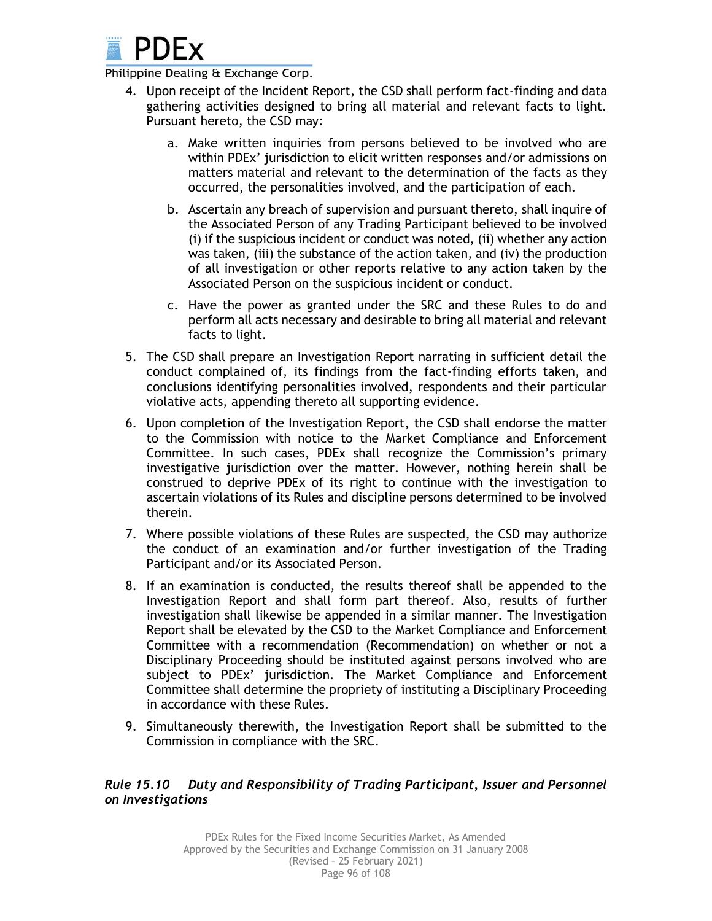4. Upon receipt of the Incident Report, the CSD shall perform fact-finding and data gathering activities designed to bring all material and relevant facts to light. Pursuant hereto, the CSD may:

    a. Make written inquiries from persons believed to be involved who are within PDEx' jurisdiction to elicit written responses and/or admissions on matters material and relevant to the determination of the facts as they occurred, the personalities involved, and the participation of each.

    b. Ascertain any breach of supervision and pursuant thereto, shall inquire of the Associated Person of any Trading Participant believed to be involved (i) if the suspicious incident or conduct was noted, (ii) whether any action was taken, (iii) the substance of the action taken, and (iv) the production of all investigation or other reports relative to any action taken by the Associated Person on the suspicious incident or conduct.

    c. Have the power as granted under the SRC and these Rules to do and perform all acts necessary and desirable to bring all material and relevant facts to light.

5. The CSD shall prepare an Investigation Report narrating in sufficient detail the conduct complained of, its findings from the fact-finding efforts taken, and conclusions identifying personalities involved, respondents and their particular violative acts, appending thereto all supporting evidence.

6. Upon completion of the Investigation Report, the CSD shall endorse the matter to the Commission with notice to the Market Compliance and Enforcement Committee. In such cases, PDEx shall recognize the Commission's primary investigative jurisdiction over the matter. However, nothing herein shall be construed to deprive PDEx of its right to continue with the investigation to ascertain violations of its Rules and discipline persons determined to be involved therein.

7. Where possible violations of these Rules are suspected, the CSD may authorize the conduct of an examination and/or further investigation of the Trading Participant and/or its Associated Person.

8. If an examination is conducted, the results thereof shall be appended to the Investigation Report and shall form part thereof. Also, results of further investigation shall likewise be appended in a similar manner. The Investigation Report shall be elevated by the CSD to the Market Compliance and Enforcement Committee with a recommendation (Recommendation) on whether or not a Disciplinary Proceeding should be instituted against persons involved who are subject to PDEx' jurisdiction. The Market Compliance and Enforcement Committee shall determine the propriety of instituting a Disciplinary Proceeding in accordance with these Rules.

9. Simultaneously therewith, the Investigation Report shall be submitted to the Commission in compliance with the SRC.

### *Rule 15.10 Duty and Responsibility of Trading Participant, Issuer and Personnel on Investigations*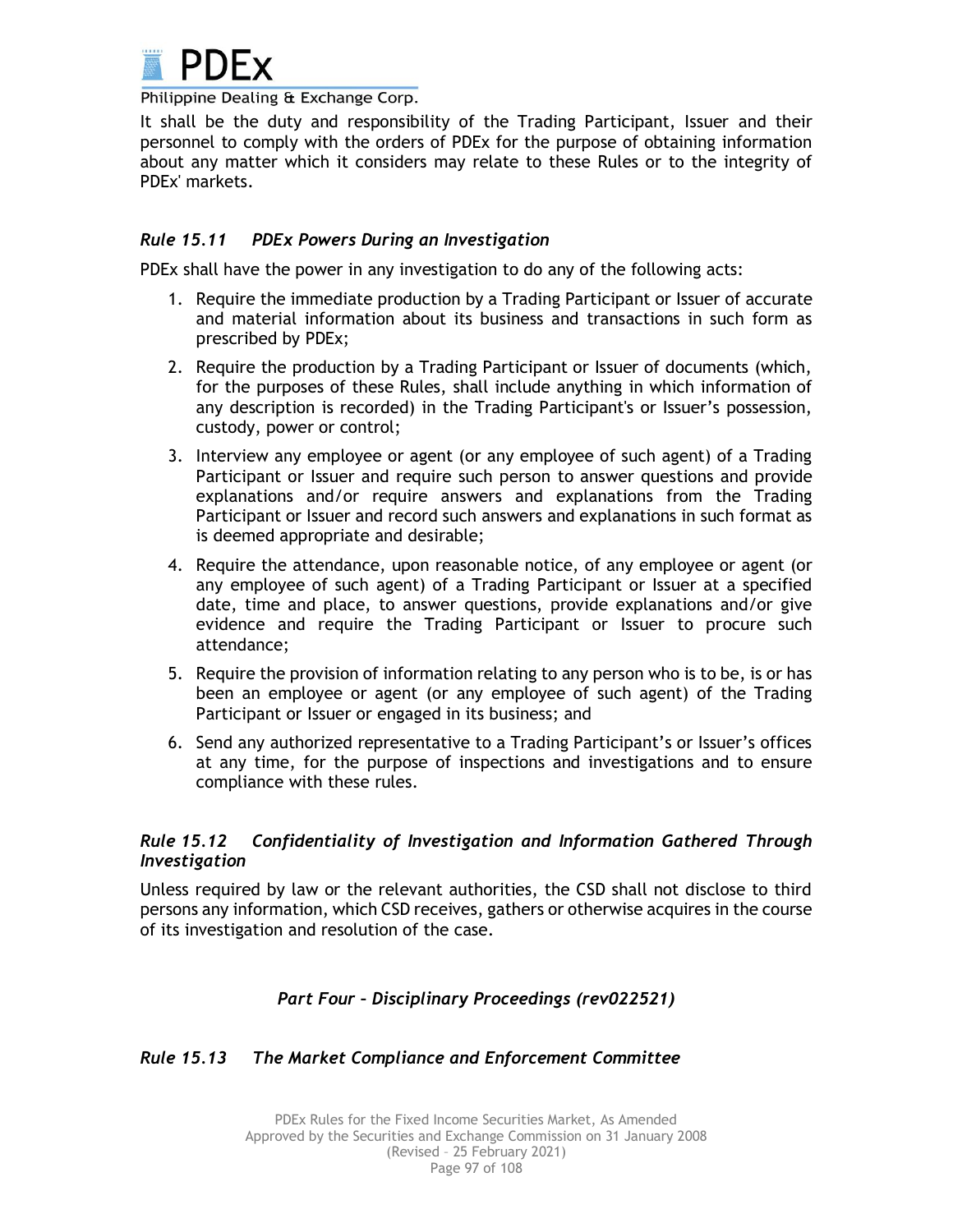It shall be the duty and responsibility of the Trading Participant, Issuer and their personnel to comply with the orders of PDEx for the purpose of obtaining information about any matter which it considers may relate to these Rules or to the integrity of PDEx' markets.

### *Rule 15.11 PDEx Powers During an Investigation*

PDEx shall have the power in any investigation to do any of the following acts:

1. Require the immediate production by a Trading Participant or Issuer of accurate and material information about its business and transactions in such form as prescribed by PDEx;
2. Require the production by a Trading Participant or Issuer of documents (which, for the purposes of these Rules, shall include anything in which information of any description is recorded) in the Trading Participant's or Issuer's possession, custody, power or control;
3. Interview any employee or agent (or any employee of such agent) of a Trading Participant or Issuer and require such person to answer questions and provide explanations and/or require answers and explanations from the Trading Participant or Issuer and record such answers and explanations in such format as is deemed appropriate and desirable;
4. Require the attendance, upon reasonable notice, of any employee or agent (or any employee of such agent) of a Trading Participant or Issuer at a specified date, time and place, to answer questions, provide explanations and/or give evidence and require the Trading Participant or Issuer to procure such attendance;
5. Require the provision of information relating to any person who is to be, is or has been an employee or agent (or any employee of such agent) of the Trading Participant or Issuer or engaged in its business; and
6. Send any authorized representative to a Trading Participant's or Issuer's offices at any time, for the purpose of inspections and investigations and to ensure compliance with these rules.

### *Rule 15.12 Confidentiality of Investigation and Information Gathered Through Investigation*

Unless required by law or the relevant authorities, the CSD shall not disclose to third persons any information, which CSD receives, gathers or otherwise acquires in the course of its investigation and resolution of the case.

## *Part Four – Disciplinary Proceedings (rev022521)*

### *Rule 15.13 The Market Compliance and Enforcement Committee*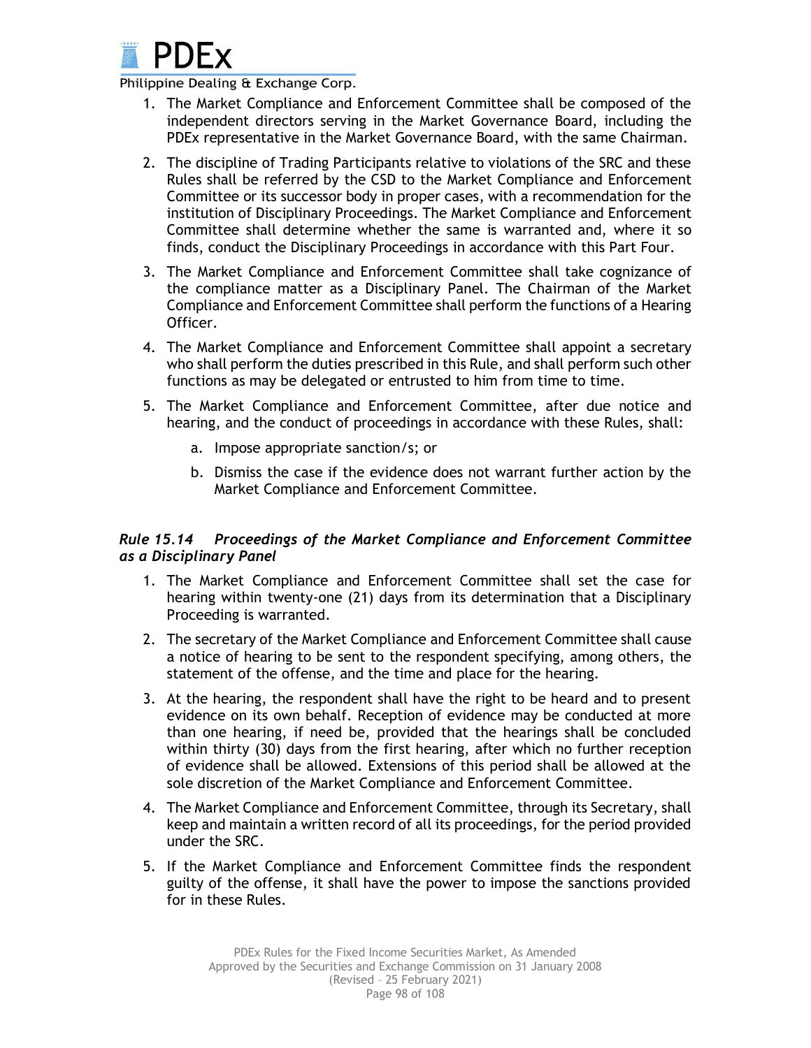1. The Market Compliance and Enforcement Committee shall be composed of the independent directors serving in the Market Governance Board, including the PDEx representative in the Market Governance Board, with the same Chairman.
2. The discipline of Trading Participants relative to violations of the SRC and these Rules shall be referred by the CSD to the Market Compliance and Enforcement Committee or its successor body in proper cases, with a recommendation for the institution of Disciplinary Proceedings. The Market Compliance and Enforcement Committee shall determine whether the same is warranted and, where it so finds, conduct the Disciplinary Proceedings in accordance with this Part Four.
3. The Market Compliance and Enforcement Committee shall take cognizance of the compliance matter as a Disciplinary Panel. The Chairman of the Market Compliance and Enforcement Committee shall perform the functions of a Hearing Officer.
4. The Market Compliance and Enforcement Committee shall appoint a secretary who shall perform the duties prescribed in this Rule, and shall perform such other functions as may be delegated or entrusted to him from time to time.
5. The Market Compliance and Enforcement Committee, after due notice and hearing, and the conduct of proceedings in accordance with these Rules, shall:
    a. Impose appropriate sanction/s; or
    b. Dismiss the case if the evidence does not warrant further action by the Market Compliance and Enforcement Committee.

### *Rule 15.14 Proceedings of the Market Compliance and Enforcement Committee as a Disciplinary Panel*

1. The Market Compliance and Enforcement Committee shall set the case for hearing within twenty-one (21) days from its determination that a Disciplinary Proceeding is warranted.
2. The secretary of the Market Compliance and Enforcement Committee shall cause a notice of hearing to be sent to the respondent specifying, among others, the statement of the offense, and the time and place for the hearing.
3. At the hearing, the respondent shall have the right to be heard and to present evidence on its own behalf. Reception of evidence may be conducted at more than one hearing, if need be, provided that the hearings shall be concluded within thirty (30) days from the first hearing, after which no further reception of evidence shall be allowed. Extensions of this period shall be allowed at the sole discretion of the Market Compliance and Enforcement Committee.
4. The Market Compliance and Enforcement Committee, through its Secretary, shall keep and maintain a written record of all its proceedings, for the period provided under the SRC.
5. If the Market Compliance and Enforcement Committee finds the respondent guilty of the offense, it shall have the power to impose the sanctions provided for in these Rules.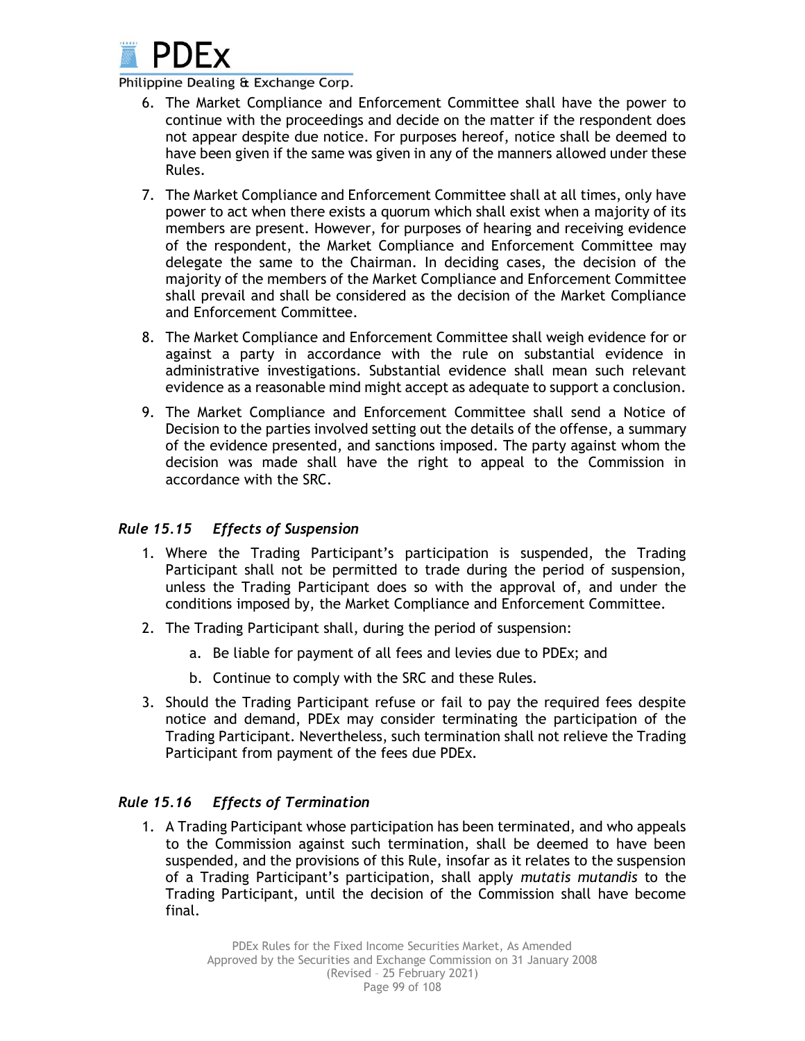6. The Market Compliance and Enforcement Committee shall have the power to continue with the proceedings and decide on the matter if the respondent does not appear despite due notice. For purposes hereof, notice shall be deemed to have been given if the same was given in any of the manners allowed under these Rules.

7. The Market Compliance and Enforcement Committee shall at all times, only have power to act when there exists a quorum which shall exist when a majority of its members are present. However, for purposes of hearing and receiving evidence of the respondent, the Market Compliance and Enforcement Committee may delegate the same to the Chairman. In deciding cases, the decision of the majority of the members of the Market Compliance and Enforcement Committee shall prevail and shall be considered as the decision of the Market Compliance and Enforcement Committee.

8. The Market Compliance and Enforcement Committee shall weigh evidence for or against a party in accordance with the rule on substantial evidence in administrative investigations. Substantial evidence shall mean such relevant evidence as a reasonable mind might accept as adequate to support a conclusion.

9. The Market Compliance and Enforcement Committee shall send a Notice of Decision to the parties involved setting out the details of the offense, a summary of the evidence presented, and sanctions imposed. The party against whom the decision was made shall have the right to appeal to the Commission in accordance with the SRC.

### *Rule 15.15 Effects of Suspension*

1. Where the Trading Participant's participation is suspended, the Trading Participant shall not be permitted to trade during the period of suspension, unless the Trading Participant does so with the approval of, and under the conditions imposed by, the Market Compliance and Enforcement Committee.

2. The Trading Participant shall, during the period of suspension:

   a. Be liable for payment of all fees and levies due to PDEx; and

   b. Continue to comply with the SRC and these Rules.

3. Should the Trading Participant refuse or fail to pay the required fees despite notice and demand, PDEx may consider terminating the participation of the Trading Participant. Nevertheless, such termination shall not relieve the Trading Participant from payment of the fees due PDEx.

### *Rule 15.16 Effects of Termination*

1. A Trading Participant whose participation has been terminated, and who appeals to the Commission against such termination, shall be deemed to have been suspended, and the provisions of this Rule, insofar as it relates to the suspension of a Trading Participant's participation, shall apply *mutatis mutandis* to the Trading Participant, until the decision of the Commission shall have become final.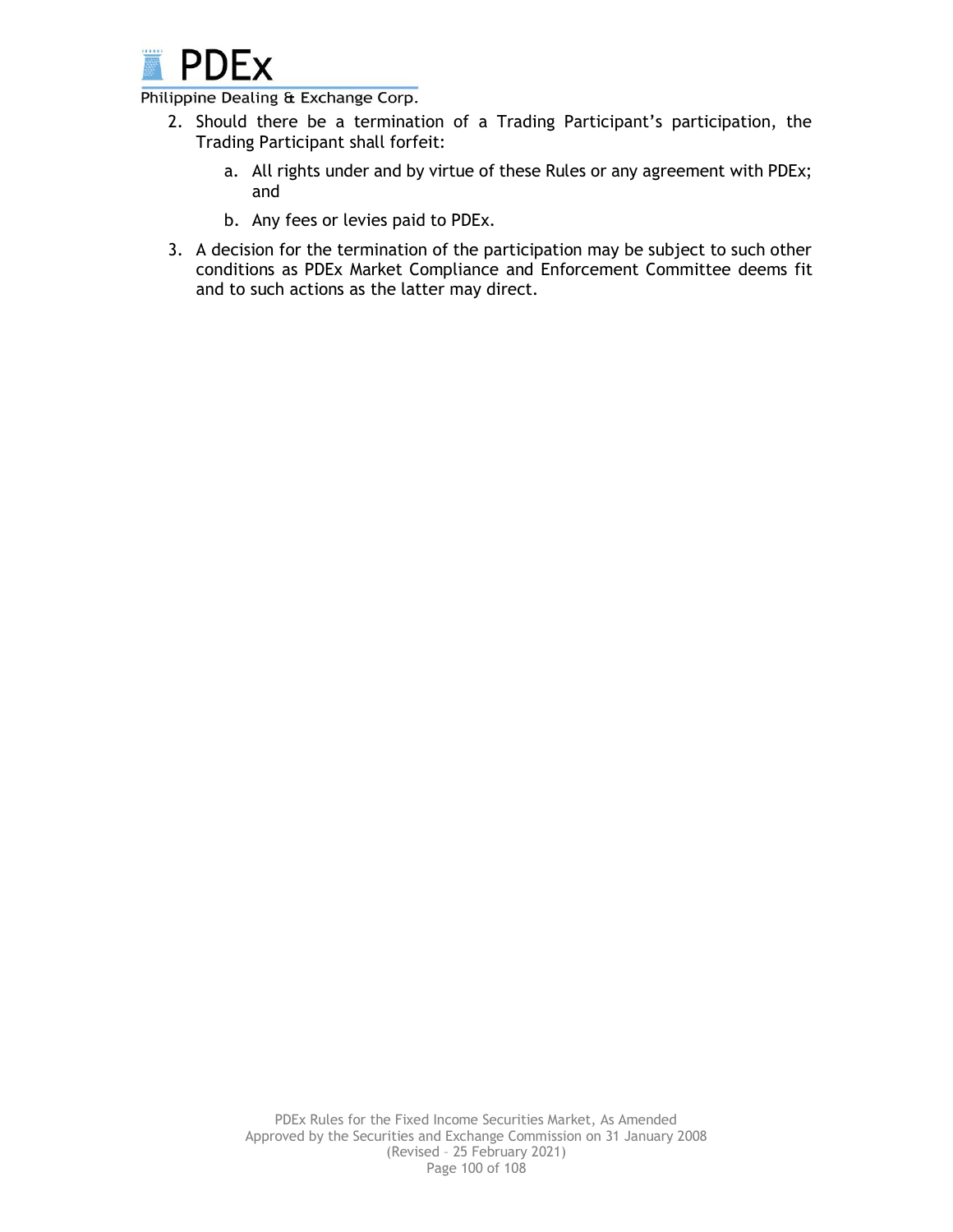2. Should there be a termination of a Trading Participant's participation, the Trading Participant shall forfeit:

    a. All rights under and by virtue of these Rules or any agreement with PDEx; and

    b. Any fees or levies paid to PDEx.

3. A decision for the termination of the participation may be subject to such other conditions as PDEx Market Compliance and Enforcement Committee deems fit and to such actions as the latter may direct.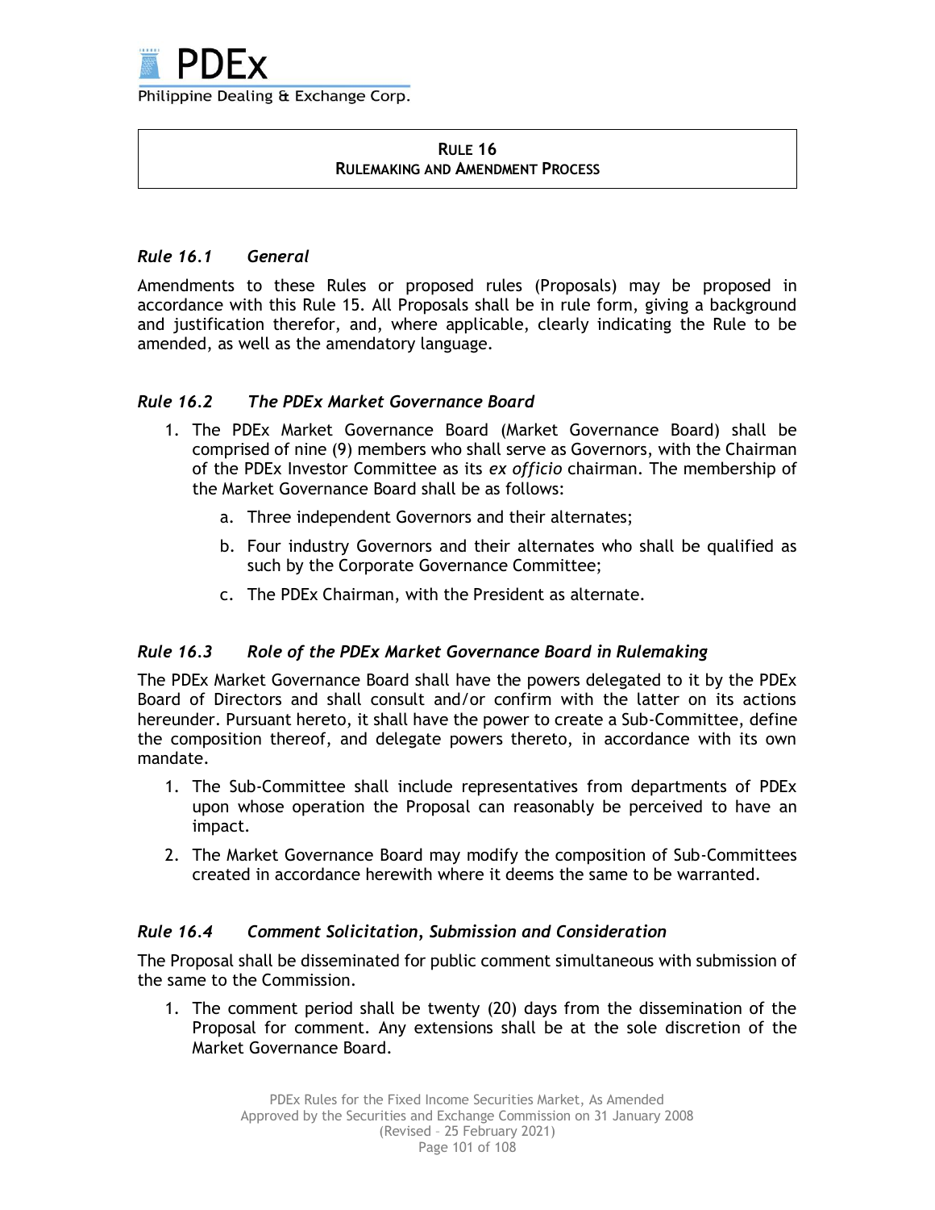# RULE 16
## RULEMAKING AND AMENDMENT PROCESS

### *Rule 16.1 General*

Amendments to these Rules or proposed rules (Proposals) may be proposed in accordance with this Rule 15. All Proposals shall be in rule form, giving a background and justification therefor, and, where applicable, clearly indicating the Rule to be amended, as well as the amendatory language.

### *Rule 16.2 The PDEx Market Governance Board*

1. The PDEx Market Governance Board (Market Governance Board) shall be comprised of nine (9) members who shall serve as Governors, with the Chairman of the PDEx Investor Committee as its *ex officio* chairman. The membership of the Market Governance Board shall be as follows:
   a. Three independent Governors and their alternates;
   b. Four industry Governors and their alternates who shall be qualified as such by the Corporate Governance Committee;
   c. The PDEx Chairman, with the President as alternate.

### *Rule 16.3 Role of the PDEx Market Governance Board in Rulemaking*

The PDEx Market Governance Board shall have the powers delegated to it by the PDEx Board of Directors and shall consult and/or confirm with the latter on its actions hereunder. Pursuant hereto, it shall have the power to create a Sub-Committee, define the composition thereof, and delegate powers thereto, in accordance with its own mandate.

1. The Sub-Committee shall include representatives from departments of PDEx upon whose operation the Proposal can reasonably be perceived to have an impact.
2. The Market Governance Board may modify the composition of Sub-Committees created in accordance herewith where it deems the same to be warranted.

### *Rule 16.4 Comment Solicitation, Submission and Consideration*

The Proposal shall be disseminated for public comment simultaneous with submission of the same to the Commission.

1. The comment period shall be twenty (20) days from the dissemination of the Proposal for comment. Any extensions shall be at the sole discretion of the Market Governance Board.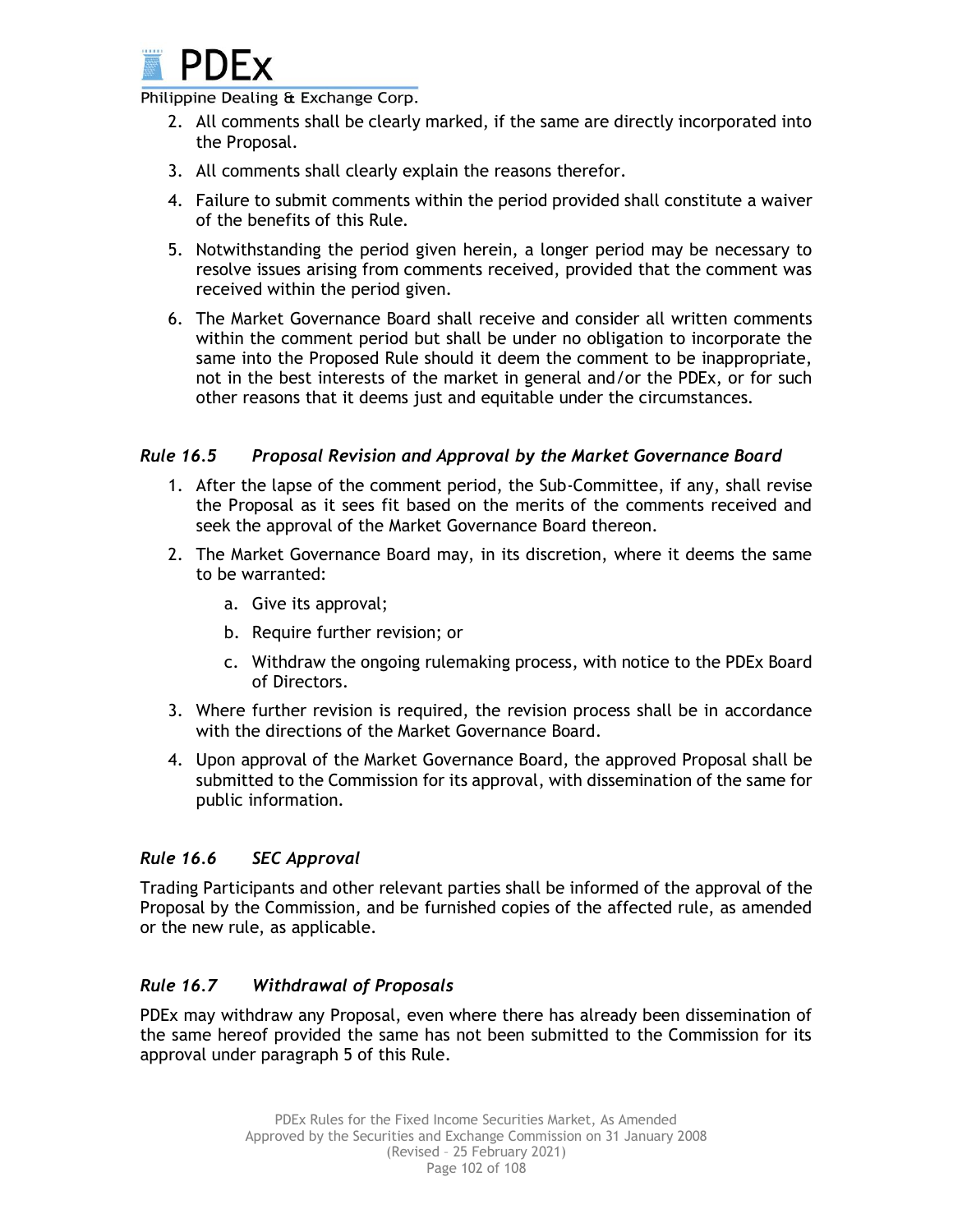2. All comments shall be clearly marked, if the same are directly incorporated into the Proposal.
3. All comments shall clearly explain the reasons therefor.
4. Failure to submit comments within the period provided shall constitute a waiver of the benefits of this Rule.
5. Notwithstanding the period given herein, a longer period may be necessary to resolve issues arising from comments received, provided that the comment was received within the period given.
6. The Market Governance Board shall receive and consider all written comments within the comment period but shall be under no obligation to incorporate the same into the Proposed Rule should it deem the comment to be inappropriate, not in the best interests of the market in general and/or the PDEx, or for such other reasons that it deems just and equitable under the circumstances.

### *Rule 16.5 Proposal Revision and Approval by the Market Governance Board*

1. After the lapse of the comment period, the Sub-Committee, if any, shall revise the Proposal as it sees fit based on the merits of the comments received and seek the approval of the Market Governance Board thereon.
2. The Market Governance Board may, in its discretion, where it deems the same to be warranted:
   a. Give its approval;
   b. Require further revision; or
   c. Withdraw the ongoing rulemaking process, with notice to the PDEx Board of Directors.
3. Where further revision is required, the revision process shall be in accordance with the directions of the Market Governance Board.
4. Upon approval of the Market Governance Board, the approved Proposal shall be submitted to the Commission for its approval, with dissemination of the same for public information.

### *Rule 16.6 SEC Approval*

Trading Participants and other relevant parties shall be informed of the approval of the Proposal by the Commission, and be furnished copies of the affected rule, as amended or the new rule, as applicable.

### *Rule 16.7 Withdrawal of Proposals*

PDEx may withdraw any Proposal, even where there has already been dissemination of the same hereof provided the same has not been submitted to the Commission for its approval under paragraph 5 of this Rule.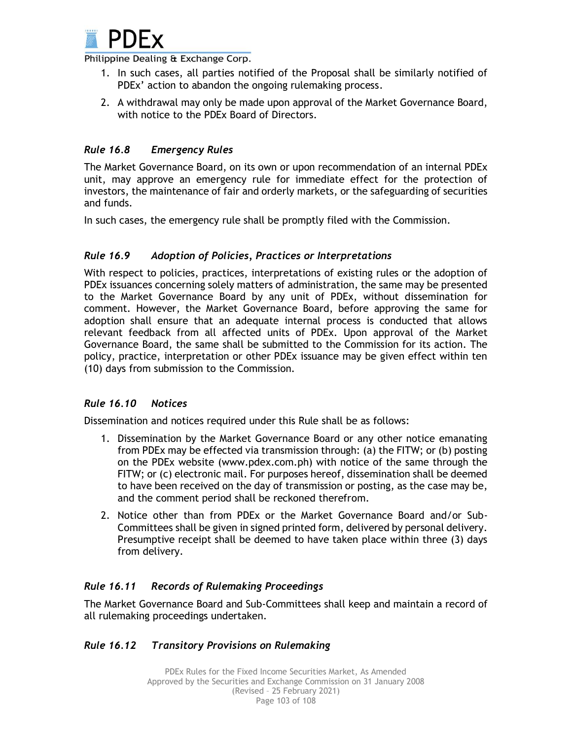1. In such cases, all parties notified of the Proposal shall be similarly notified of PDEx' action to abandon the ongoing rulemaking process.
2. A withdrawal may only be made upon approval of the Market Governance Board, with notice to the PDEx Board of Directors.

### *Rule 16.8 Emergency Rules*

The Market Governance Board, on its own or upon recommendation of an internal PDEx unit, may approve an emergency rule for immediate effect for the protection of investors, the maintenance of fair and orderly markets, or the safeguarding of securities and funds.

In such cases, the emergency rule shall be promptly filed with the Commission.

### *Rule 16.9 Adoption of Policies, Practices or Interpretations*

With respect to policies, practices, interpretations of existing rules or the adoption of PDEx issuances concerning solely matters of administration, the same may be presented to the Market Governance Board by any unit of PDEx, without dissemination for comment. However, the Market Governance Board, before approving the same for adoption shall ensure that an adequate internal process is conducted that allows relevant feedback from all affected units of PDEx. Upon approval of the Market Governance Board, the same shall be submitted to the Commission for its action. The policy, practice, interpretation or other PDEx issuance may be given effect within ten (10) days from submission to the Commission.

### *Rule 16.10 Notices*

Dissemination and notices required under this Rule shall be as follows:

1. Dissemination by the Market Governance Board or any other notice emanating from PDEx may be effected via transmission through: (a) the FITW; or (b) posting on the PDEx website (www.pdex.com.ph) with notice of the same through the FITW; or (c) electronic mail. For purposes hereof, dissemination shall be deemed to have been received on the day of transmission or posting, as the case may be, and the comment period shall be reckoned therefrom.
2. Notice other than from PDEx or the Market Governance Board and/or Sub-Committees shall be given in signed printed form, delivered by personal delivery. Presumptive receipt shall be deemed to have taken place within three (3) days from delivery.

### *Rule 16.11 Records of Rulemaking Proceedings*

The Market Governance Board and Sub-Committees shall keep and maintain a record of all rulemaking proceedings undertaken.

### *Rule 16.12 Transitory Provisions on Rulemaking*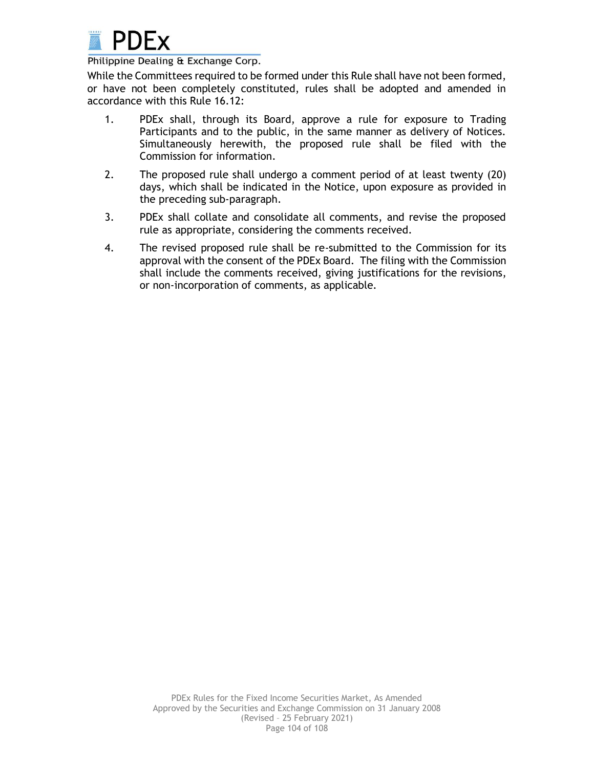While the Committees required to be formed under this Rule shall have not been formed, or have not been completely constituted, rules shall be adopted and amended in accordance with this Rule 16.12:

1. PDEx shall, through its Board, approve a rule for exposure to Trading Participants and to the public, in the same manner as delivery of Notices. Simultaneously herewith, the proposed rule shall be filed with the Commission for information.
2. The proposed rule shall undergo a comment period of at least twenty (20) days, which shall be indicated in the Notice, upon exposure as provided in the preceding sub-paragraph.
3. PDEx shall collate and consolidate all comments, and revise the proposed rule as appropriate, considering the comments received.
4. The revised proposed rule shall be re-submitted to the Commission for its approval with the consent of the PDEx Board. The filing with the Commission shall include the comments received, giving justifications for the revisions, or non-incorporation of comments, as applicable.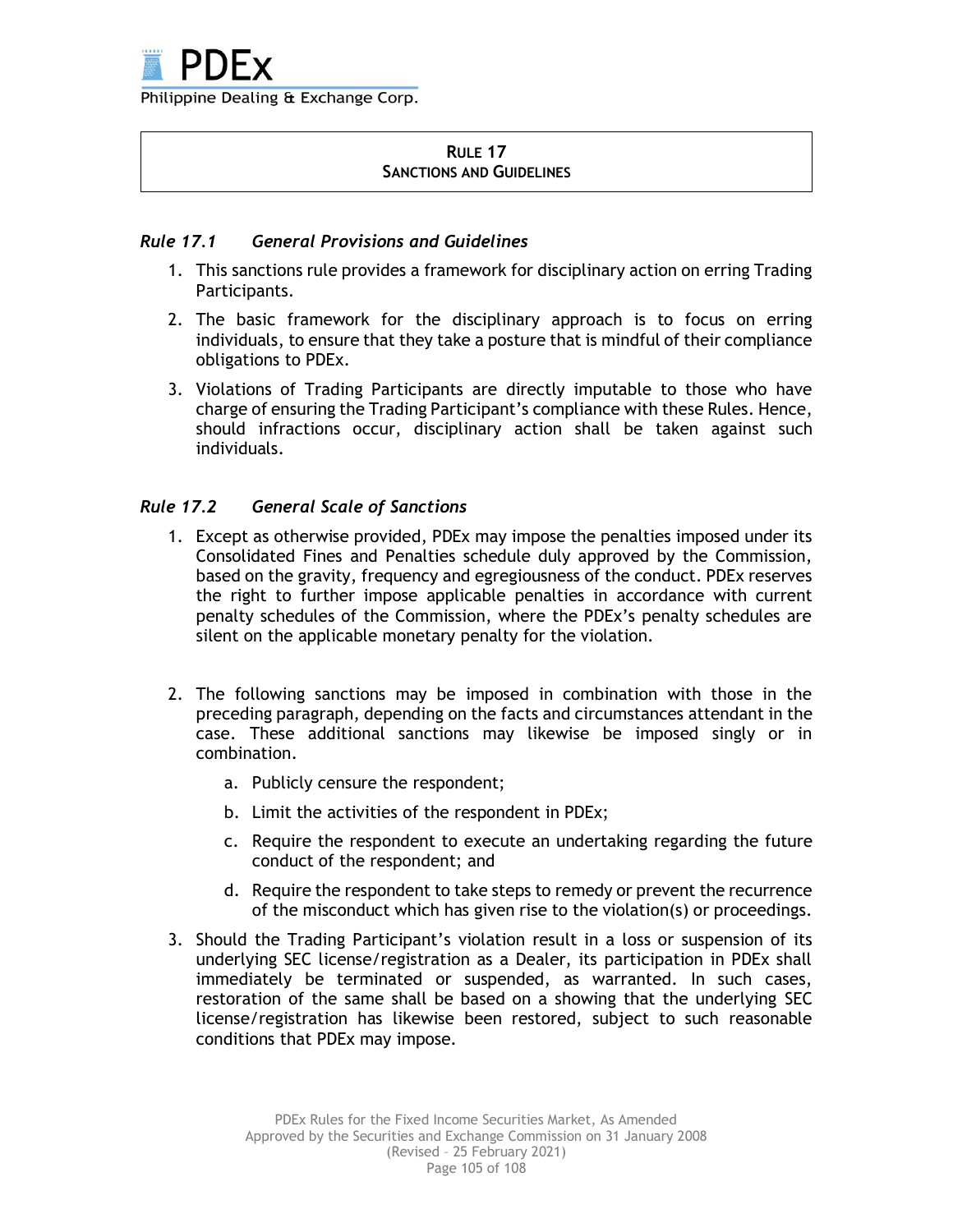## RULE 17
## SANCTIONS AND GUIDELINES

### *Rule 17.1 General Provisions and Guidelines*

1. This sanctions rule provides a framework for disciplinary action on erring Trading Participants.
2. The basic framework for the disciplinary approach is to focus on erring individuals, to ensure that they take a posture that is mindful of their compliance obligations to PDEx.
3. Violations of Trading Participants are directly imputable to those who have charge of ensuring the Trading Participant's compliance with these Rules. Hence, should infractions occur, disciplinary action shall be taken against such individuals.

### *Rule 17.2 General Scale of Sanctions*

1. Except as otherwise provided, PDEx may impose the penalties imposed under its Consolidated Fines and Penalties schedule duly approved by the Commission, based on the gravity, frequency and egregiousness of the conduct. PDEx reserves the right to further impose applicable penalties in accordance with current penalty schedules of the Commission, where the PDEx's penalty schedules are silent on the applicable monetary penalty for the violation.
2. The following sanctions may be imposed in combination with those in the preceding paragraph, depending on the facts and circumstances attendant in the case. These additional sanctions may likewise be imposed singly or in combination.
   a. Publicly censure the respondent;
   b. Limit the activities of the respondent in PDEx;
   c. Require the respondent to execute an undertaking regarding the future conduct of the respondent; and
   d. Require the respondent to take steps to remedy or prevent the recurrence of the misconduct which has given rise to the violation(s) or proceedings.
3. Should the Trading Participant's violation result in a loss or suspension of its underlying SEC license/registration as a Dealer, its participation in PDEx shall immediately be terminated or suspended, as warranted. In such cases, restoration of the same shall be based on a showing that the underlying SEC license/registration has likewise been restored, subject to such reasonable conditions that PDEx may impose.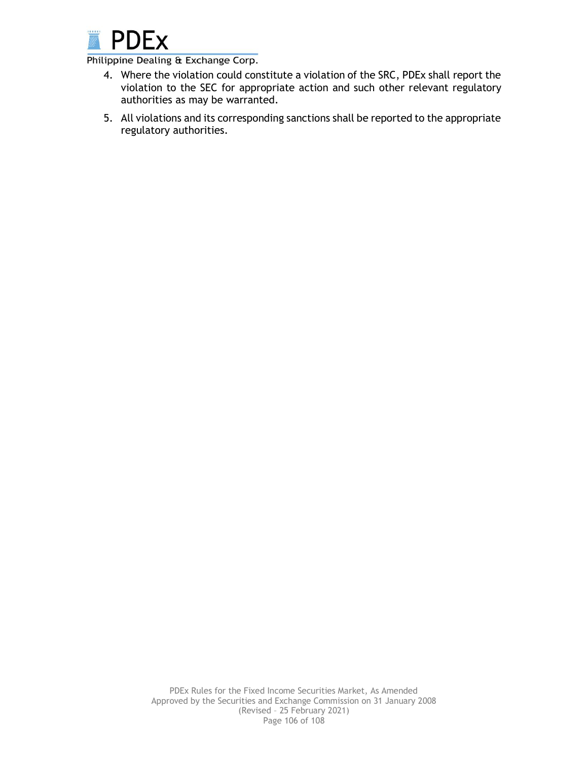4. Where the violation could constitute a violation of the SRC, PDEx shall report the violation to the SEC for appropriate action and such other relevant regulatory authorities as may be warranted.
5. All violations and its corresponding sanctions shall be reported to the appropriate regulatory authorities.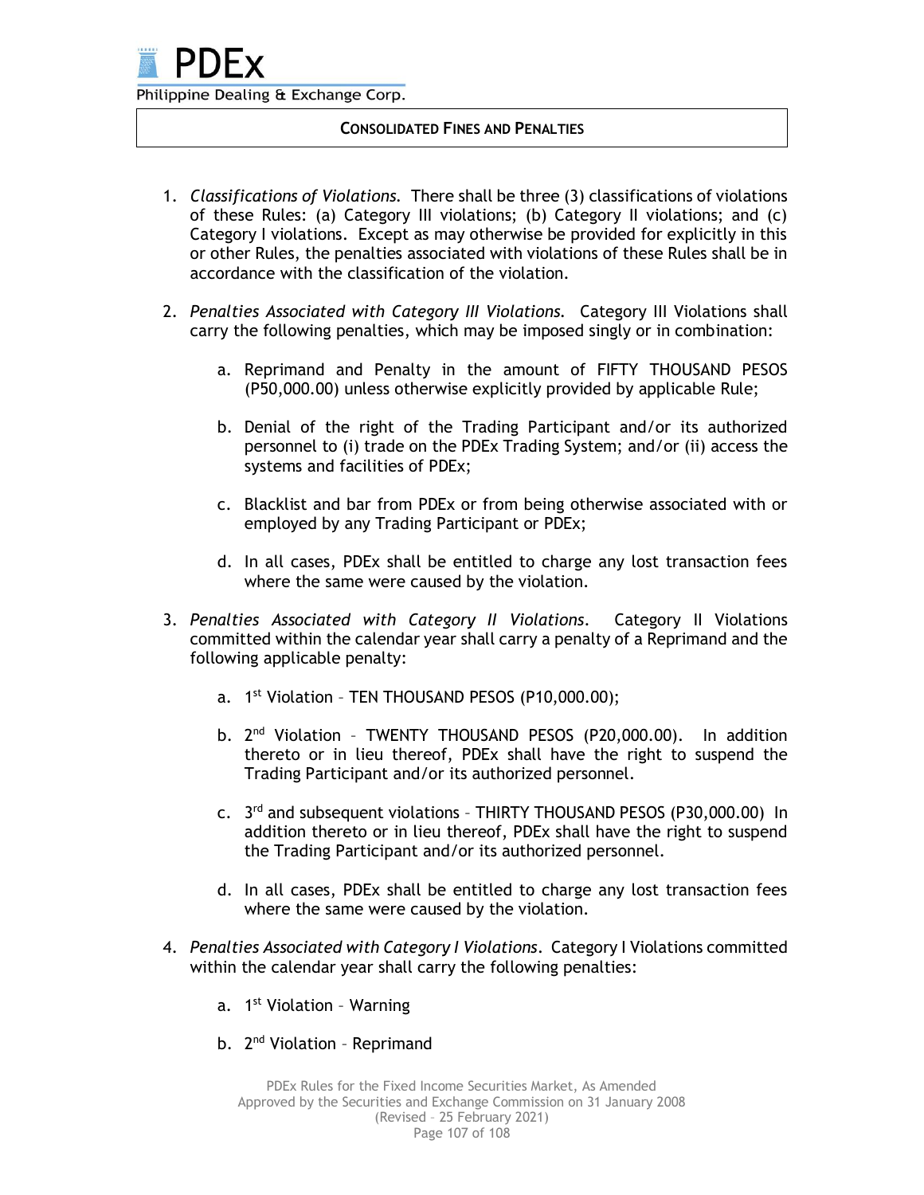## CONSOLIDATED FINES AND PENALTIES

1. *Classifications of Violations.* There shall be three (3) classifications of violations of these Rules: (a) Category III violations; (b) Category II violations; and (c) Category I violations. Except as may otherwise be provided for explicitly in this or other Rules, the penalties associated with violations of these Rules shall be in accordance with the classification of the violation.

2. *Penalties Associated with Category III Violations.* Category III Violations shall carry the following penalties, which may be imposed singly or in combination:

   a. Reprimand and Penalty in the amount of FIFTY THOUSAND PESOS (P50,000.00) unless otherwise explicitly provided by applicable Rule;

   b. Denial of the right of the Trading Participant and/or its authorized personnel to (i) trade on the PDEx Trading System; and/or (ii) access the systems and facilities of PDEx;

   c. Blacklist and bar from PDEx or from being otherwise associated with or employed by any Trading Participant or PDEx;

   d. In all cases, PDEx shall be entitled to charge any lost transaction fees where the same were caused by the violation.

3. *Penalties Associated with Category II Violations*. Category II Violations committed within the calendar year shall carry a penalty of a Reprimand and the following applicable penalty:

   a. 1st Violation – TEN THOUSAND PESOS (P10,000.00);

   b. 2nd Violation – TWENTY THOUSAND PESOS (P20,000.00). In addition thereto or in lieu thereof, PDEx shall have the right to suspend the Trading Participant and/or its authorized personnel.

   c. 3rd and subsequent violations – THIRTY THOUSAND PESOS (P30,000.00) In addition thereto or in lieu thereof, PDEx shall have the right to suspend the Trading Participant and/or its authorized personnel.

   d. In all cases, PDEx shall be entitled to charge any lost transaction fees where the same were caused by the violation.

4. *Penalties Associated with Category I Violations*. Category I Violations committed within the calendar year shall carry the following penalties:

   a. 1st Violation – Warning

   b. 2nd Violation – Reprimand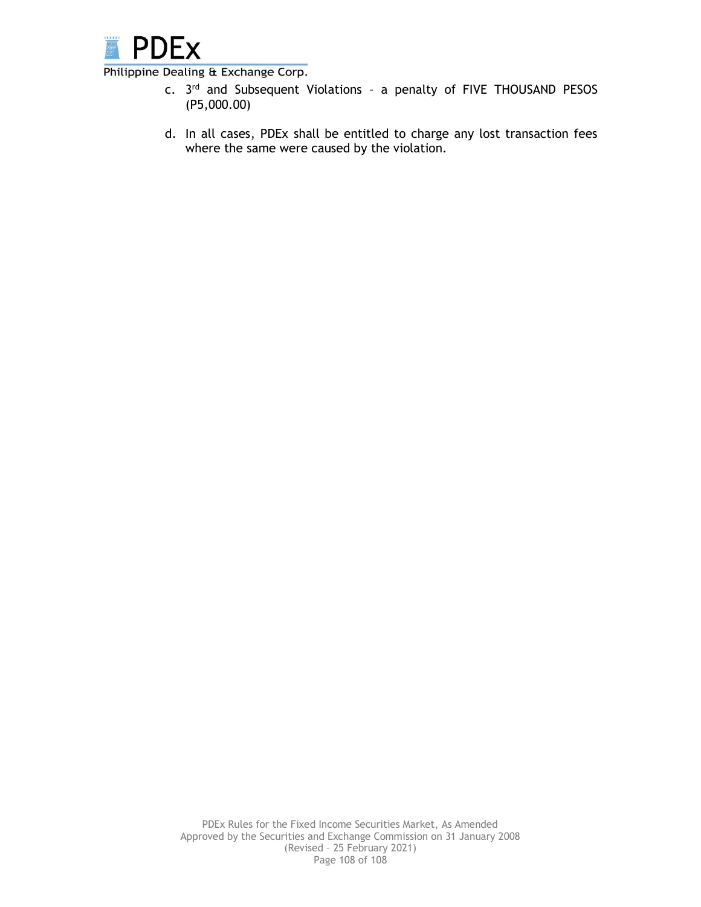c. 3rd and Subsequent Violations – a penalty of FIVE THOUSAND PESOS (P5,000.00)

d. In all cases, PDEx shall be entitled to charge any lost transaction fees where the same were caused by the violation.